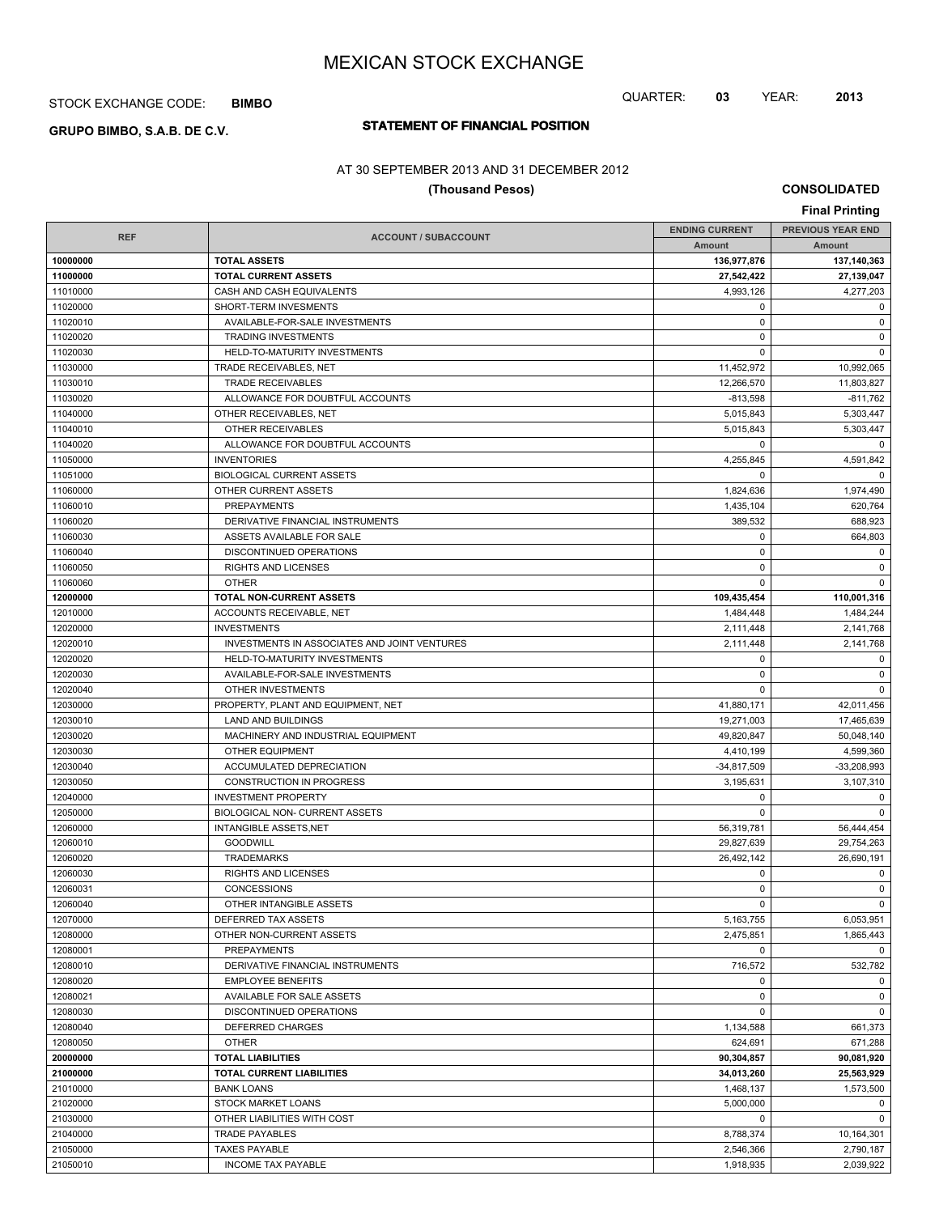# MEXICAN STOCK EXCHANGE

STOCK EXCHANGE CODE: **BIMBO**

QUARTER: **03** YEAR: **2013**

**GRUPO BIMBO, S.A.B. DE C.V.**

## STATEMENT OF FINANCIAL POSITION

AT 30 SEPTEMBER 2013 AND 31 DECEMBER 2012

**(Thousand Pesos)**

**CONSOLIDATED**

**Final Printing**

| REF | ACCOUNT / SUBACCOUNT | ENDING CURRENT | PREVIOUS YEAR END |
|---|---|---|---|
| | | Amount | Amount |
| **10000000** | **TOTAL ASSETS** | **136,977,876** | **137,140,363** |
| **11000000** | **TOTAL CURRENT ASSETS** | **27,542,422** | **27,139,047** |
| 11010000 | CASH AND CASH EQUIVALENTS | 4,993,126 | 4,277,203 |
| 11020000 | SHORT-TERM INVESMENTS | 0 | 0 |
| 11020010 | AVAILABLE-FOR-SALE INVESTMENTS | 0 | 0 |
| 11020020 | TRADING INVESTMENTS | 0 | 0 |
| 11020030 | HELD-TO-MATURITY INVESTMENTS | 0 | 0 |
| 11030000 | TRADE RECEIVABLES, NET | 11,452,972 | 10,992,065 |
| 11030010 | TRADE RECEIVABLES | 12,266,570 | 11,803,827 |
| 11030020 | ALLOWANCE FOR DOUBTFUL ACCOUNTS | -813,598 | -811,762 |
| 11040000 | OTHER RECEIVABLES, NET | 5,015,843 | 5,303,447 |
| 11040010 | OTHER RECEIVABLES | 5,015,843 | 5,303,447 |
| 11040020 | ALLOWANCE FOR DOUBTFUL ACCOUNTS | 0 | 0 |
| 11050000 | INVENTORIES | 4,255,845 | 4,591,842 |
| 11051000 | BIOLOGICAL CURRENT ASSETS | 0 | 0 |
| 11060000 | OTHER CURRENT ASSETS | 1,824,636 | 1,974,490 |
| 11060010 | PREPAYMENTS | 1,435,104 | 620,764 |
| 11060020 | DERIVATIVE FINANCIAL INSTRUMENTS | 389,532 | 688,923 |
| 11060030 | ASSETS AVAILABLE FOR SALE | 0 | 664,803 |
| 11060040 | DISCONTINUED OPERATIONS | 0 | 0 |
| 11060050 | RIGHTS AND LICENSES | 0 | 0 |
| 11060060 | OTHER | 0 | 0 |
| **12000000** | **TOTAL NON-CURRENT ASSETS** | **109,435,454** | **110,001,316** |
| 12010000 | ACCOUNTS RECEIVABLE, NET | 1,484,448 | 1,484,244 |
| 12020000 | INVESTMENTS | 2,111,448 | 2,141,768 |
| 12020010 | INVESTMENTS IN ASSOCIATES AND JOINT VENTURES | 2,111,448 | 2,141,768 |
| 12020020 | HELD-TO-MATURITY INVESTMENTS | 0 | 0 |
| 12020030 | AVAILABLE-FOR-SALE INVESTMENTS | 0 | 0 |
| 12020040 | OTHER INVESTMENTS | 0 | 0 |
| 12030000 | PROPERTY, PLANT AND EQUIPMENT, NET | 41,880,171 | 42,011,456 |
| 12030010 | LAND AND BUILDINGS | 19,271,003 | 17,465,639 |
| 12030020 | MACHINERY AND INDUSTRIAL EQUIPMENT | 49,820,847 | 50,048,140 |
| 12030030 | OTHER EQUIPMENT | 4,410,199 | 4,599,360 |
| 12030040 | ACCUMULATED DEPRECIATION | -34,817,509 | -33,208,993 |
| 12030050 | CONSTRUCTION IN PROGRESS | 3,195,631 | 3,107,310 |
| 12040000 | INVESTMENT PROPERTY | 0 | 0 |
| 12050000 | BIOLOGICAL NON- CURRENT ASSETS | 0 | 0 |
| 12060000 | INTANGIBLE ASSETS,NET | 56,319,781 | 56,444,454 |
| 12060010 | GOODWILL | 29,827,639 | 29,754,263 |
| 12060020 | TRADEMARKS | 26,492,142 | 26,690,191 |
| 12060030 | RIGHTS AND LICENSES | 0 | 0 |
| 12060031 | CONCESSIONS | 0 | 0 |
| 12060040 | OTHER INTANGIBLE ASSETS | 0 | 0 |
| 12070000 | DEFERRED TAX ASSETS | 5,163,755 | 6,053,951 |
| 12080000 | OTHER NON-CURRENT ASSETS | 2,475,851 | 1,865,443 |
| 12080001 | PREPAYMENTS | 0 | 0 |
| 12080010 | DERIVATIVE FINANCIAL INSTRUMENTS | 716,572 | 532,782 |
| 12080020 | EMPLOYEE BENEFITS | 0 | 0 |
| 12080021 | AVAILABLE FOR SALE ASSETS | 0 | 0 |
| 12080030 | DISCONTINUED OPERATIONS | 0 | 0 |
| 12080040 | DEFERRED CHARGES | 1,134,588 | 661,373 |
| 12080050 | OTHER | 624,691 | 671,288 |
| **20000000** | **TOTAL LIABILITIES** | **90,304,857** | **90,081,920** |
| **21000000** | **TOTAL CURRENT LIABILITIES** | **34,013,260** | **25,563,929** |
| 21010000 | BANK LOANS | 1,468,137 | 1,573,500 |
| 21020000 | STOCK MARKET LOANS | 5,000,000 | 0 |
| 21030000 | OTHER LIABILITIES WITH COST | 0 | 0 |
| 21040000 | TRADE PAYABLES | 8,788,374 | 10,164,301 |
| 21050000 | TAXES PAYABLE | 2,546,366 | 2,790,187 |
| 21050010 | INCOME TAX PAYABLE | 1,918,935 | 2,039,922 |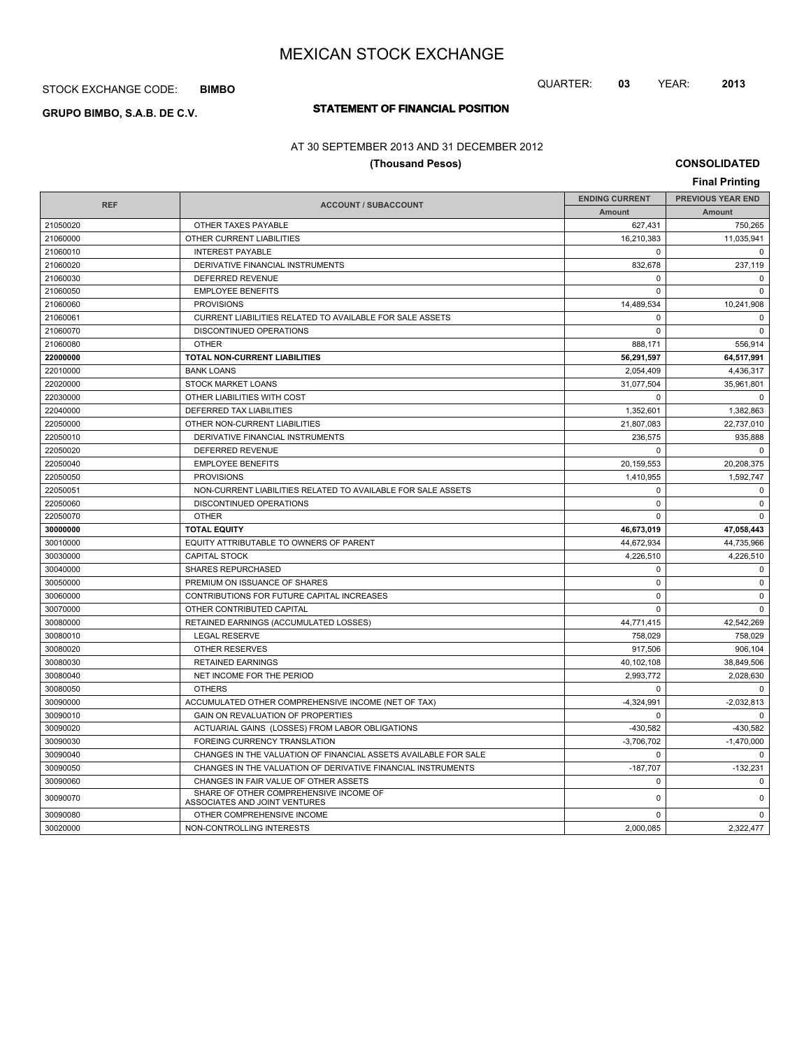# MEXICAN STOCK EXCHANGE

STOCK EXCHANGE CODE: **BIMBO**

QUARTER: **03** YEAR: **2013**

**GRUPO BIMBO, S.A.B. DE C.V.**

## STATEMENT OF FINANCIAL POSITION

AT 30 SEPTEMBER 2013 AND 31 DECEMBER 2012

**(Thousand Pesos)**

**CONSOLIDATED**

**Final Printing**

| REF | ACCOUNT / SUBACCOUNT | ENDING CURRENT | PREVIOUS YEAR END |
|---|---|---|---|
| | | Amount | Amount |
| 21050020 | OTHER TAXES PAYABLE | 627,431 | 750,265 |
| 21060000 | OTHER CURRENT LIABILITIES | 16,210,383 | 11,035,941 |
| 21060010 | INTEREST PAYABLE | 0 | 0 |
| 21060020 | DERIVATIVE FINANCIAL INSTRUMENTS | 832,678 | 237,119 |
| 21060030 | DEFERRED REVENUE | 0 | 0 |
| 21060050 | EMPLOYEE BENEFITS | 0 | 0 |
| 21060060 | PROVISIONS | 14,489,534 | 10,241,908 |
| 21060061 | CURRENT LIABILITIES RELATED TO AVAILABLE FOR SALE ASSETS | 0 | 0 |
| 21060070 | DISCONTINUED OPERATIONS | 0 | 0 |
| 21060080 | OTHER | 888,171 | 556,914 |
| **22000000** | **TOTAL NON-CURRENT LIABILITIES** | **56,291,597** | **64,517,991** |
| 22010000 | BANK LOANS | 2,054,409 | 4,436,317 |
| 22020000 | STOCK MARKET LOANS | 31,077,504 | 35,961,801 |
| 22030000 | OTHER LIABILITIES WITH COST | 0 | 0 |
| 22040000 | DEFERRED TAX LIABILITIES | 1,352,601 | 1,382,863 |
| 22050000 | OTHER NON-CURRENT LIABILITIES | 21,807,083 | 22,737,010 |
| 22050010 | DERIVATIVE FINANCIAL INSTRUMENTS | 236,575 | 935,888 |
| 22050020 | DEFERRED REVENUE | 0 | 0 |
| 22050040 | EMPLOYEE BENEFITS | 20,159,553 | 20,208,375 |
| 22050050 | PROVISIONS | 1,410,955 | 1,592,747 |
| 22050051 | NON-CURRENT LIABILITIES RELATED TO AVAILABLE FOR SALE ASSETS | 0 | 0 |
| 22050060 | DISCONTINUED OPERATIONS | 0 | 0 |
| 22050070 | OTHER | 0 | 0 |
| **30000000** | **TOTAL EQUITY** | **46,673,019** | **47,058,443** |
| 30010000 | EQUITY ATTRIBUTABLE TO OWNERS OF PARENT | 44,672,934 | 44,735,966 |
| 30030000 | CAPITAL STOCK | 4,226,510 | 4,226,510 |
| 30040000 | SHARES REPURCHASED | 0 | 0 |
| 30050000 | PREMIUM ON ISSUANCE OF SHARES | 0 | 0 |
| 30060000 | CONTRIBUTIONS FOR FUTURE CAPITAL INCREASES | 0 | 0 |
| 30070000 | OTHER CONTRIBUTED CAPITAL | 0 | 0 |
| 30080000 | RETAINED EARNINGS (ACCUMULATED LOSSES) | 44,771,415 | 42,542,269 |
| 30080010 | LEGAL RESERVE | 758,029 | 758,029 |
| 30080020 | OTHER RESERVES | 917,506 | 906,104 |
| 30080030 | RETAINED EARNINGS | 40,102,108 | 38,849,506 |
| 30080040 | NET INCOME FOR THE PERIOD | 2,993,772 | 2,028,630 |
| 30080050 | OTHERS | 0 | 0 |
| 30090000 | ACCUMULATED OTHER COMPREHENSIVE INCOME (NET OF TAX) | -4,324,991 | -2,032,813 |
| 30090010 | GAIN ON REVALUATION OF PROPERTIES | 0 | 0 |
| 30090020 | ACTUARIAL GAINS (LOSSES) FROM LABOR OBLIGATIONS | -430,582 | -430,582 |
| 30090030 | FOREING CURRENCY TRANSLATION | -3,706,702 | -1,470,000 |
| 30090040 | CHANGES IN THE VALUATION OF FINANCIAL ASSETS AVAILABLE FOR SALE | 0 | 0 |
| 30090050 | CHANGES IN THE VALUATION OF DERIVATIVE FINANCIAL INSTRUMENTS | -187,707 | -132,231 |
| 30090060 | CHANGES IN FAIR VALUE OF OTHER ASSETS | 0 | 0 |
| 30090070 | SHARE OF OTHER COMPREHENSIVE INCOME OF ASSOCIATES AND JOINT VENTURES | 0 | 0 |
| 30090080 | OTHER COMPREHENSIVE INCOME | 0 | 0 |
| 30020000 | NON-CONTROLLING INTERESTS | 2,000,085 | 2,322,477 |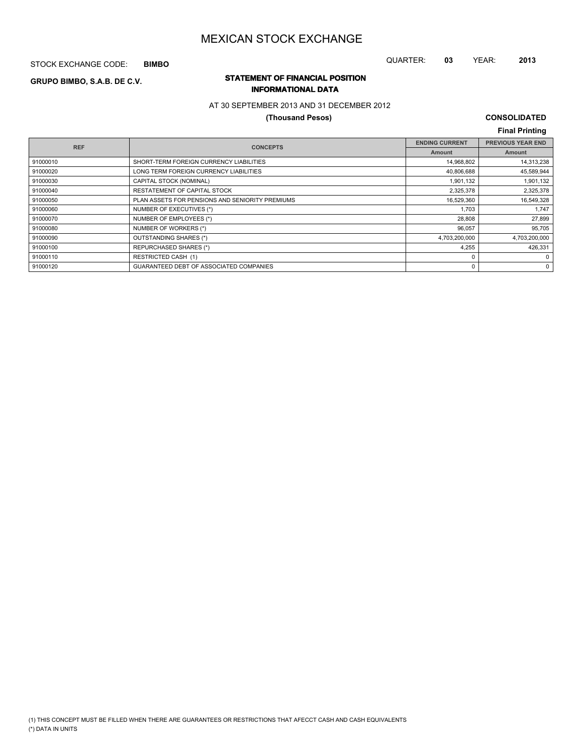# MEXICAN STOCK EXCHANGE

STOCK EXCHANGE CODE: **BIMBO**

QUARTER: **03** YEAR: **2013**

**GRUPO BIMBO, S.A.B. DE C.V.**

## STATEMENT OF FINANCIAL POSITION
## INFORMATIONAL DATA

AT 30 SEPTEMBER 2013 AND 31 DECEMBER 2012

**(Thousand Pesos)**

**CONSOLIDATED**

**Final Printing**

| REF | CONCEPTS | ENDING CURRENT | PREVIOUS YEAR END |
|---|---|---|---|
| | | Amount | Amount |
| 91000010 | SHORT-TERM FOREIGN CURRENCY LIABILITIES | 14,968,802 | 14,313,238 |
| 91000020 | LONG TERM FOREIGN CURRENCY LIABILITIES | 40,806,688 | 45,589,944 |
| 91000030 | CAPITAL STOCK (NOMINAL) | 1,901,132 | 1,901,132 |
| 91000040 | RESTATEMENT OF CAPITAL STOCK | 2,325,378 | 2,325,378 |
| 91000050 | PLAN ASSETS FOR PENSIONS AND SENIORITY PREMIUMS | 16,529,360 | 16,549,328 |
| 91000060 | NUMBER OF EXECUTIVES (*) | 1,703 | 1,747 |
| 91000070 | NUMBER OF EMPLOYEES (*) | 28,808 | 27,899 |
| 91000080 | NUMBER OF WORKERS (*) | 96,057 | 95,705 |
| 91000090 | OUTSTANDING SHARES (*) | 4,703,200,000 | 4,703,200,000 |
| 91000100 | REPURCHASED SHARES (*) | 4,255 | 426,331 |
| 91000110 | RESTRICTED CASH (1) | 0 | 0 |
| 91000120 | GUARANTEED DEBT OF ASSOCIATED COMPANIES | 0 | 0 |

(1) THIS CONCEPT MUST BE FILLED WHEN THERE ARE GUARANTEES OR RESTRICTIONS THAT AFECCT CASH AND CASH EQUIVALENTS
(*) DATA IN UNITS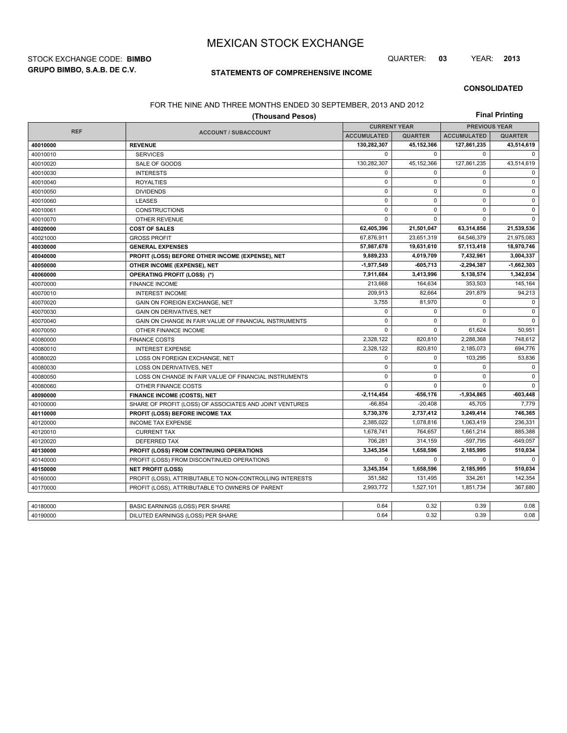# MEXICAN STOCK EXCHANGE

STOCK EXCHANGE CODE: **BIMBO**

QUARTER: **03** YEAR: **2013**

**GRUPO BIMBO, S.A.B. DE C.V.**

**STATEMENTS OF COMPREHENSIVE INCOME**

**CONSOLIDATED**

FOR THE NINE AND THREE MONTHS ENDED 30 SEPTEMBER, 2013 AND 2012

**(Thousand Pesos)**

**Final Printing**

| REF | ACCOUNT / SUBACCOUNT | CURRENT YEAR | | PREVIOUS YEAR | |
|---|---|---|---|---|---|
| | | ACCUMULATED | QUARTER | ACCUMULATED | QUARTER |
| **40010000** | **REVENUE** | **130,282,307** | **45,152,366** | **127,861,235** | **43,514,619** |
| 40010010 | SERVICES | 0 | 0 | 0 | 0 |
| 40010020 | SALE OF GOODS | 130,282,307 | 45,152,366 | 127,861,235 | 43,514,619 |
| 40010030 | INTERESTS | 0 | 0 | 0 | 0 |
| 40010040 | ROYALTIES | 0 | 0 | 0 | 0 |
| 40010050 | DIVIDENDS | 0 | 0 | 0 | 0 |
| 40010060 | LEASES | 0 | 0 | 0 | 0 |
| 40010061 | CONSTRUCTIONS | 0 | 0 | 0 | 0 |
| 40010070 | OTHER REVENUE | 0 | 0 | 0 | 0 |
| **40020000** | **COST OF SALES** | **62,405,396** | **21,501,047** | **63,314,856** | **21,539,536** |
| 40021000 | GROSS PROFIT | 67,876,911 | 23,651,319 | 64,546,379 | 21,975,083 |
| **40030000** | **GENERAL EXPENSES** | **57,987,678** | **19,631,610** | **57,113,418** | **18,970,746** |
| **40040000** | **PROFIT (LOSS) BEFORE OTHER INCOME (EXPENSE), NET** | **9,889,233** | **4,019,709** | **7,432,961** | **3,004,337** |
| **40050000** | **OTHER INCOME (EXPENSE), NET** | **-1,977,549** | **-605,713** | **-2,294,387** | **-1,662,303** |
| **40060000** | **OPERATING PROFIT (LOSS) (\*)** | **7,911,684** | **3,413,996** | **5,138,574** | **1,342,034** |
| 40070000 | FINANCE INCOME | 213,668 | 164,634 | 353,503 | 145,164 |
| 40070010 | INTEREST INCOME | 209,913 | 82,664 | 291,879 | 94,213 |
| 40070020 | GAIN ON FOREIGN EXCHANGE, NET | 3,755 | 81,970 | 0 | 0 |
| 40070030 | GAIN ON DERIVATIVES, NET | 0 | 0 | 0 | 0 |
| 40070040 | GAIN ON CHANGE IN FAIR VALUE OF FINANCIAL INSTRUMENTS | 0 | 0 | 0 | 0 |
| 40070050 | OTHER FINANCE INCOME | 0 | 0 | 61,624 | 50,951 |
| 40080000 | FINANCE COSTS | 2,328,122 | 820,810 | 2,288,368 | 748,612 |
| 40080010 | INTEREST EXPENSE | 2,328,122 | 820,810 | 2,185,073 | 694,776 |
| 40080020 | LOSS ON FOREIGN EXCHANGE, NET | 0 | 0 | 103,295 | 53,836 |
| 40080030 | LOSS ON DERIVATIVES, NET | 0 | 0 | 0 | 0 |
| 40080050 | LOSS ON CHANGE IN FAIR VALUE OF FINANCIAL INSTRUMENTS | 0 | 0 | 0 | 0 |
| 40080060 | OTHER FINANCE COSTS | 0 | 0 | 0 | 0 |
| **40090000** | **FINANCE INCOME (COSTS), NET** | **-2,114,454** | **-656,176** | **-1,934,865** | **-603,448** |
| 40100000 | SHARE OF PROFIT (LOSS) OF ASSOCIATES AND JOINT VENTURES | -66,854 | -20,408 | 45,705 | 7,779 |
| **40110000** | **PROFIT (LOSS) BEFORE INCOME TAX** | **5,730,376** | **2,737,412** | **3,249,414** | **746,365** |
| 40120000 | INCOME TAX EXPENSE | 2,385,022 | 1,078,816 | 1,063,419 | 236,331 |
| 40120010 | CURRENT TAX | 1,678,741 | 764,657 | 1,661,214 | 885,388 |
| 40120020 | DEFERRED TAX | 706,281 | 314,159 | -597,795 | -649,057 |
| **40130000** | **PROFIT (LOSS) FROM CONTINUING OPERATIONS** | **3,345,354** | **1,658,596** | **2,185,995** | **510,034** |
| 40140000 | PROFIT (LOSS) FROM DISCONTINUED OPERATIONS | 0 | 0 | 0 | 0 |
| **40150000** | **NET PROFIT (LOSS)** | **3,345,354** | **1,658,596** | **2,185,995** | **510,034** |
| 40160000 | PROFIT (LOSS), ATTRIBUTABLE TO NON-CONTROLLING INTERESTS | 351,582 | 131,495 | 334,261 | 142,354 |
| 40170000 | PROFIT (LOSS), ATTRIBUTABLE TO OWNERS OF PARENT | 2,993,772 | 1,527,101 | 1,851,734 | 367,680 |

| REF | ACCOUNT / SUBACCOUNT | ACCUMULATED | QUARTER | ACCUMULATED | QUARTER |
|---|---|---|---|---|---|
| 40180000 | BASIC EARNINGS (LOSS) PER SHARE | 0.64 | 0.32 | 0.39 | 0.08 |
| 40190000 | DILUTED EARNINGS (LOSS) PER SHARE | 0.64 | 0.32 | 0.39 | 0.08 |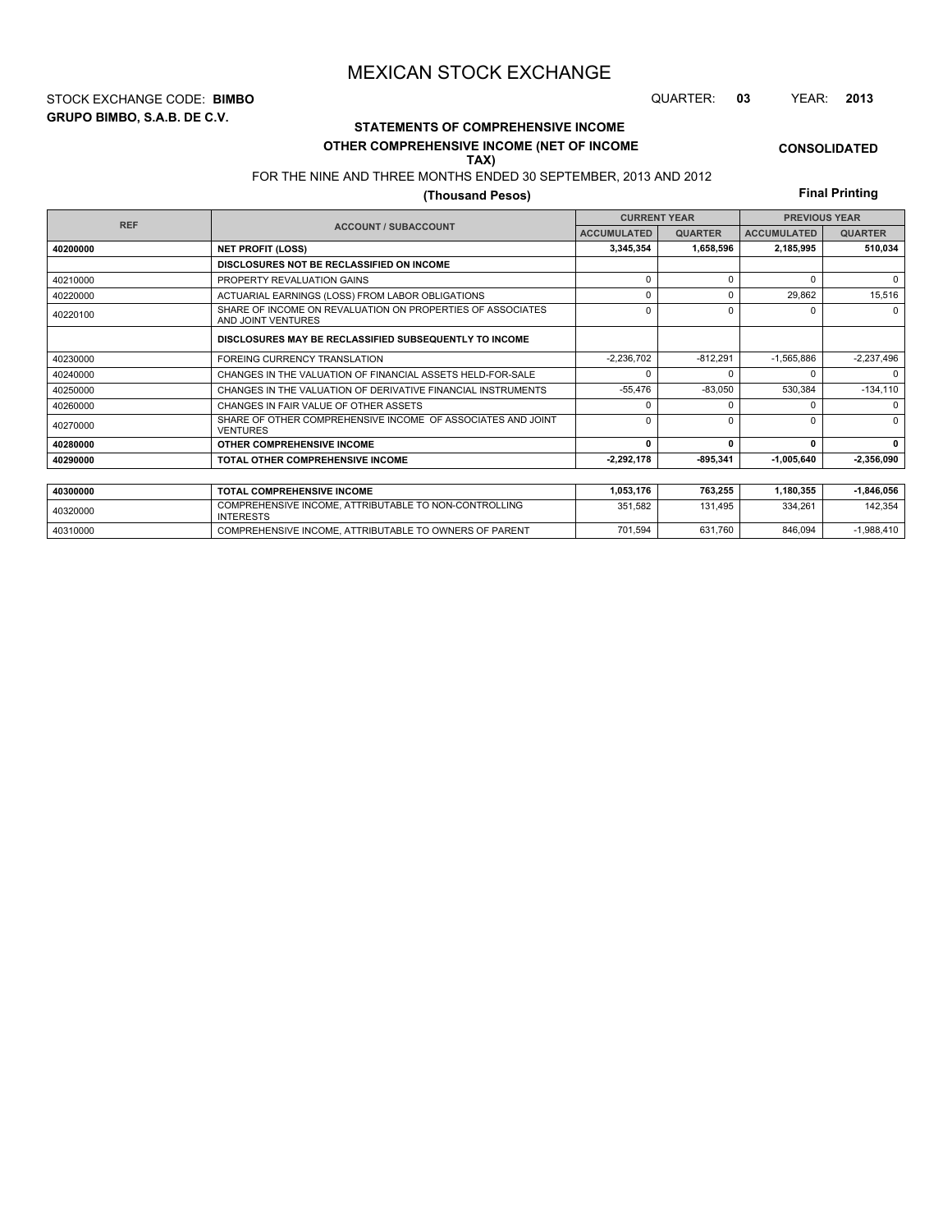# MEXICAN STOCK EXCHANGE

STOCK EXCHANGE CODE: **BIMBO**

QUARTER: **03** YEAR: **2013**

**GRUPO BIMBO, S.A.B. DE C.V.**

## STATEMENTS OF COMPREHENSIVE INCOME
### OTHER COMPREHENSIVE INCOME (NET OF INCOME TAX)

**CONSOLIDATED**

FOR THE NINE AND THREE MONTHS ENDED 30 SEPTEMBER, 2013 AND 2012

**(Thousand Pesos)**

**Final Printing**

| REF | ACCOUNT / SUBACCOUNT | CURRENT YEAR | | PREVIOUS YEAR | |
|---|---|---|---|---|---|
| | | ACCUMULATED | QUARTER | ACCUMULATED | QUARTER |
| **40200000** | **NET PROFIT (LOSS)** | **3,345,354** | **1,658,596** | **2,185,995** | **510,034** |
| | **DISCLOSURES NOT BE RECLASSIFIED ON INCOME** | | | | |
| 40210000 | PROPERTY REVALUATION GAINS | 0 | 0 | 0 | 0 |
| 40220000 | ACTUARIAL EARNINGS (LOSS) FROM LABOR OBLIGATIONS | 0 | 0 | 29,862 | 15,516 |
| 40220100 | SHARE OF INCOME ON REVALUATION ON PROPERTIES OF ASSOCIATES AND JOINT VENTURES | 0 | 0 | 0 | 0 |
| | **DISCLOSURES MAY BE RECLASSIFIED SUBSEQUENTLY TO INCOME** | | | | |
| 40230000 | FOREING CURRENCY TRANSLATION | -2,236,702 | -812,291 | -1,565,886 | -2,237,496 |
| 40240000 | CHANGES IN THE VALUATION OF FINANCIAL ASSETS HELD-FOR-SALE | 0 | 0 | 0 | 0 |
| 40250000 | CHANGES IN THE VALUATION OF DERIVATIVE FINANCIAL INSTRUMENTS | -55,476 | -83,050 | 530,384 | -134,110 |
| 40260000 | CHANGES IN FAIR VALUE OF OTHER ASSETS | 0 | 0 | 0 | 0 |
| 40270000 | SHARE OF OTHER COMPREHENSIVE INCOME OF ASSOCIATES AND JOINT VENTURES | 0 | 0 | 0 | 0 |
| **40280000** | **OTHER COMPREHENSIVE INCOME** | **0** | **0** | **0** | **0** |
| **40290000** | **TOTAL OTHER COMPREHENSIVE INCOME** | **-2,292,178** | **-895,341** | **-1,005,640** | **-2,356,090** |
| | | | | | |
| **40300000** | **TOTAL COMPREHENSIVE INCOME** | **1,053,176** | **763,255** | **1,180,355** | **-1,846,056** |
| 40320000 | COMPREHENSIVE INCOME, ATTRIBUTABLE TO NON-CONTROLLING INTERESTS | 351,582 | 131,495 | 334,261 | 142,354 |
| 40310000 | COMPREHENSIVE INCOME, ATTRIBUTABLE TO OWNERS OF PARENT | 701,594 | 631,760 | 846,094 | -1,988,410 |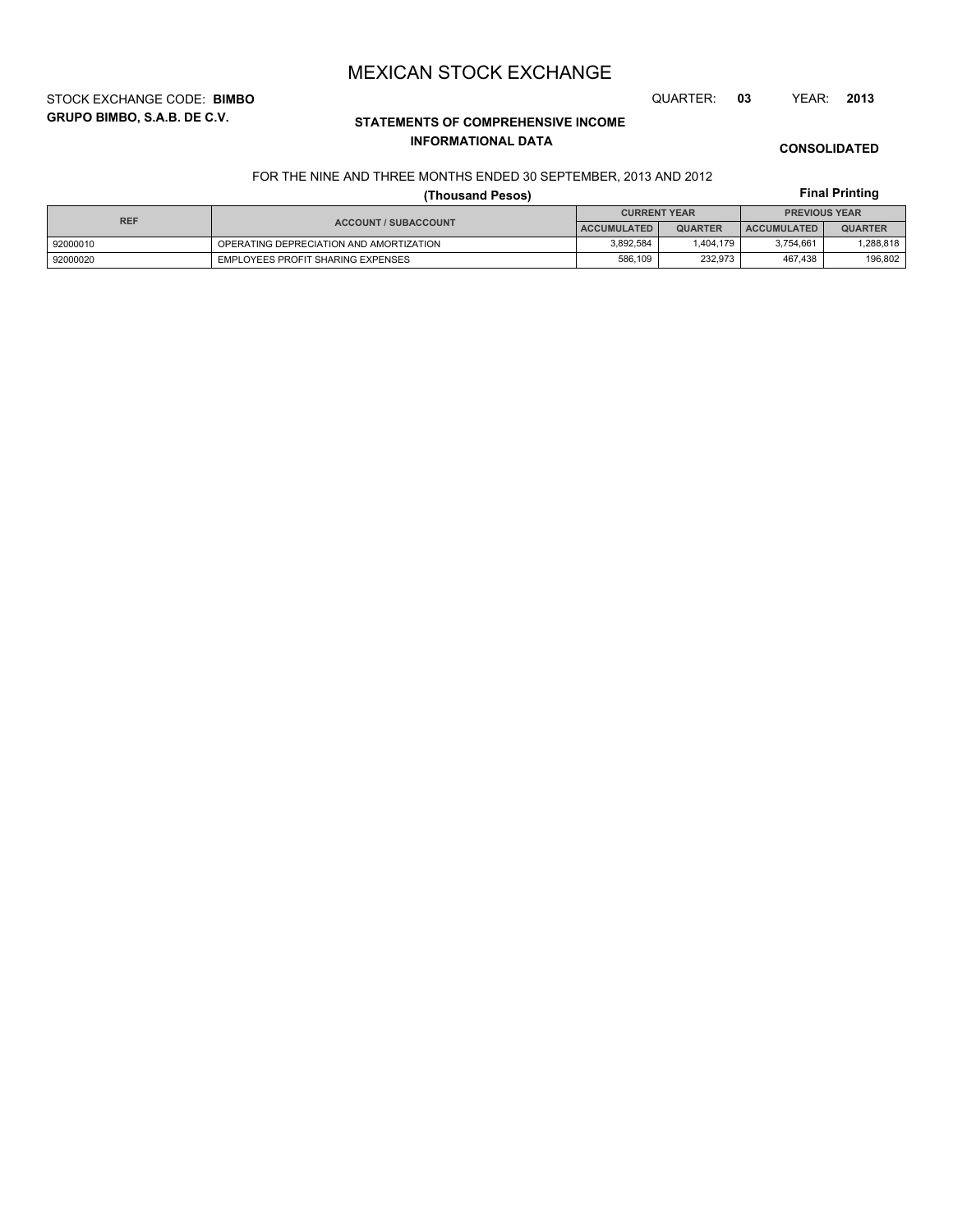# MEXICAN STOCK EXCHANGE

STOCK EXCHANGE CODE: **BIMBO**

QUARTER: **03** YEAR: **2013**

**GRUPO BIMBO, S.A.B. DE C.V.**

## STATEMENTS OF COMPREHENSIVE INCOME
### INFORMATIONAL DATA

**CONSOLIDATED**

FOR THE NINE AND THREE MONTHS ENDED 30 SEPTEMBER, 2013 AND 2012

**(Thousand Pesos)**

**Final Printing**

| REF | ACCOUNT / SUBACCOUNT | CURRENT YEAR | | PREVIOUS YEAR | |
|---|---|---|---|---|---|
| | | ACCUMULATED | QUARTER | ACCUMULATED | QUARTER |
| 92000010 | OPERATING DEPRECIATION AND AMORTIZATION | 3,892,584 | 1,404,179 | 3,754,661 | 1,288,818 |
| 92000020 | EMPLOYEES PROFIT SHARING EXPENSES | 586,109 | 232,973 | 467,438 | 196,802 |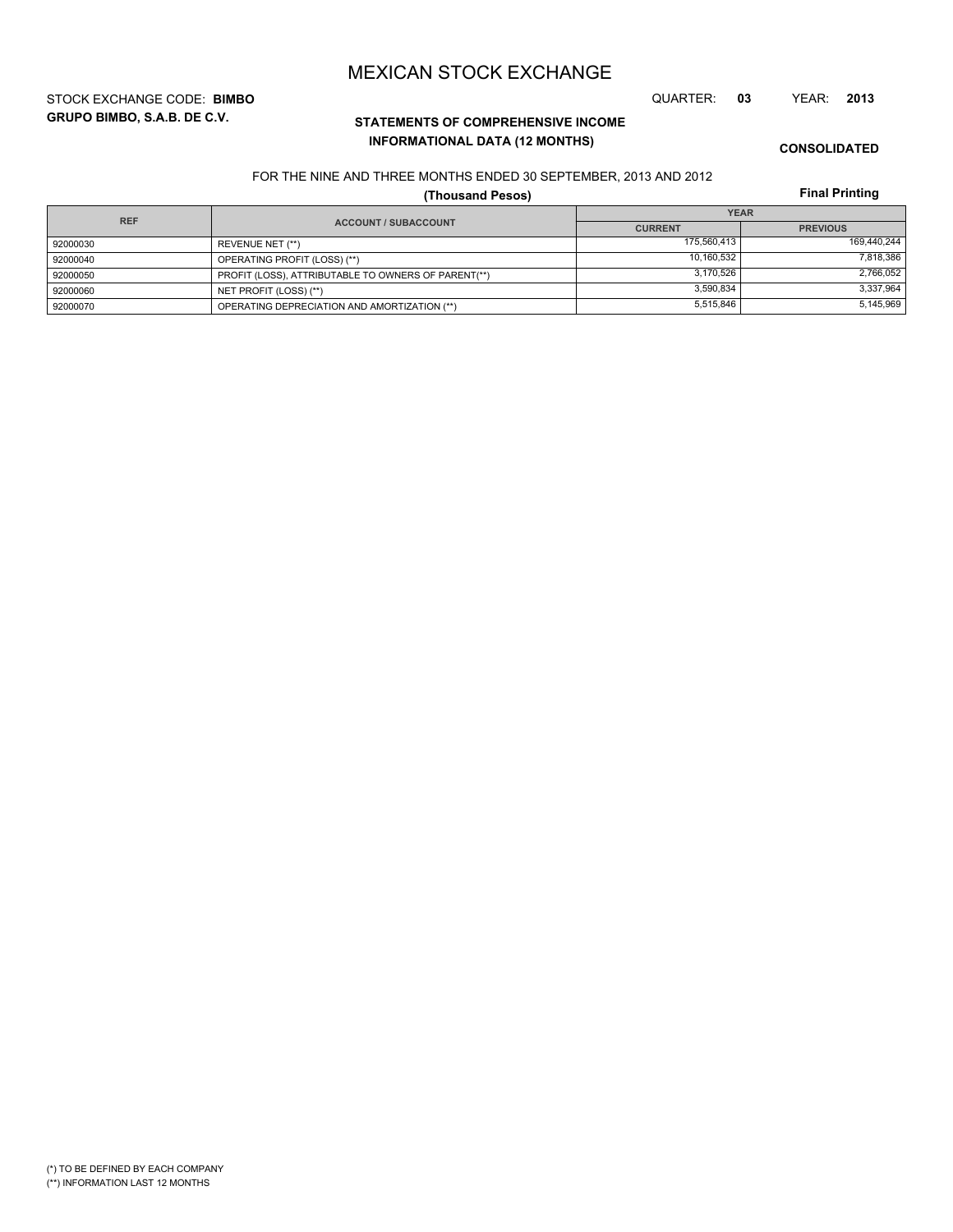# MEXICAN STOCK EXCHANGE

STOCK EXCHANGE CODE: **BIMBO**

QUARTER: **03** YEAR: **2013**

**GRUPO BIMBO, S.A.B. DE C.V.**

**STATEMENTS OF COMPREHENSIVE INCOME**
**INFORMATIONAL DATA (12 MONTHS)**

**CONSOLIDATED**

FOR THE NINE AND THREE MONTHS ENDED 30 SEPTEMBER, 2013 AND 2012

**(Thousand Pesos)**

**Final Printing**

| REF | ACCOUNT / SUBACCOUNT | YEAR | |
|---|---|---|---|
| | | CURRENT | PREVIOUS |
| 92000030 | REVENUE NET (**) | 175,560,413 | 169,440,244 |
| 92000040 | OPERATING PROFIT (LOSS) (**) | 10,160,532 | 7,818,386 |
| 92000050 | PROFIT (LOSS), ATTRIBUTABLE TO OWNERS OF PARENT(**) | 3,170,526 | 2,766,052 |
| 92000060 | NET PROFIT (LOSS) (**) | 3,590,834 | 3,337,964 |
| 92000070 | OPERATING DEPRECIATION AND AMORTIZATION (**) | 5,515,846 | 5,145,969 |

(*) TO BE DEFINED BY EACH COMPANY
(**) INFORMATION LAST 12 MONTHS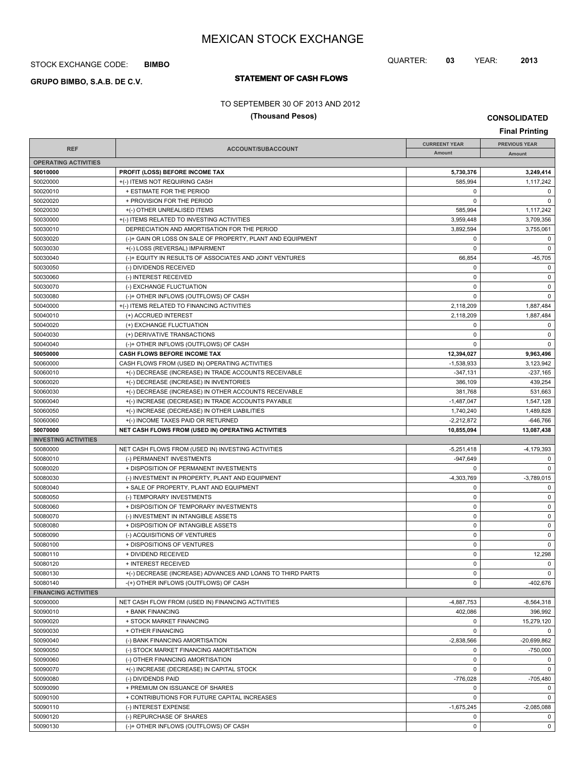# MEXICAN STOCK EXCHANGE

STOCK EXCHANGE CODE: **BIMBO**

QUARTER: **03** YEAR: **2013**

**GRUPO BIMBO, S.A.B. DE C.V.**

## STATEMENT OF CASH FLOWS

TO SEPTEMBER 30 OF 2013 AND 2012

**(Thousand Pesos)**

**CONSOLIDATED**

**Final Printing**

| REF | ACCOUNT/SUBACCOUNT | CURREENT YEAR Amount | PREVIOUS YEAR Amount |
|---|---|---|---|
| **OPERATING ACTIVITIES** | | | |
| **50010000** | **PROFIT (LOSS) BEFORE INCOME TAX** | **5,730,376** | **3,249,414** |
| 50020000 | +(-) ITEMS NOT REQUIRING CASH | 585,994 | 1,117,242 |
| 50020010 | + ESTIMATE FOR THE PERIOD | 0 | 0 |
| 50020020 | + PROVISION FOR THE PERIOD | 0 | 0 |
| 50020030 | +(-) OTHER UNREALISED ITEMS | 585,994 | 1,117,242 |
| 50030000 | +(-) ITEMS RELATED TO INVESTING ACTIVITIES | 3,959,448 | 3,709,356 |
| 50030010 | DEPRECIATION AND AMORTISATION FOR THE PERIOD | 3,892,594 | 3,755,061 |
| 50030020 | (-)+ GAIN OR LOSS ON SALE OF PROPERTY, PLANT AND EQUIPMENT | 0 | 0 |
| 50030030 | +(-) LOSS (REVERSAL) IMPAIRMENT | 0 | 0 |
| 50030040 | (-)+ EQUITY IN RESULTS OF ASSOCIATES AND JOINT VENTURES | 66,854 | -45,705 |
| 50030050 | (-) DIVIDENDS RECEIVED | 0 | 0 |
| 50030060 | (-) INTEREST RECEIVED | 0 | 0 |
| 50030070 | (-) EXCHANGE FLUCTUATION | 0 | 0 |
| 50030080 | (-)+ OTHER INFLOWS (OUTFLOWS) OF CASH | 0 | 0 |
| 50040000 | +(-) ITEMS RELATED TO FINANCING ACTIVITIES | 2,118,209 | 1,887,484 |
| 50040010 | (+) ACCRUED INTEREST | 2,118,209 | 1,887,484 |
| 50040020 | (+) EXCHANGE FLUCTUATION | 0 | 0 |
| 50040030 | (+) DERIVATIVE TRANSACTIONS | 0 | 0 |
| 50040040 | (-)+ OTHER INFLOWS (OUTFLOWS) OF CASH | 0 | 0 |
| **50050000** | **CASH FLOWS BEFORE INCOME TAX** | **12,394,027** | **9,963,496** |
| 50060000 | CASH FLOWS FROM (USED IN) OPERATING ACTIVITIES | -1,538,933 | 3,123,942 |
| 50060010 | +(-) DECREASE (INCREASE) IN TRADE ACCOUNTS RECEIVABLE | -347,131 | -237,165 |
| 50060020 | +(-) DECREASE (INCREASE) IN INVENTORIES | 386,109 | 439,254 |
| 50060030 | +(-) DECREASE (INCREASE) IN OTHER ACCOUNTS RECEIVABLE | 381,768 | 531,663 |
| 50060040 | +(-) INCREASE (DECREASE) IN TRADE ACCOUNTS PAYABLE | -1,487,047 | 1,547,128 |
| 50060050 | +(-) INCREASE (DECREASE) IN OTHER LIABILITIES | 1,740,240 | 1,489,828 |
| 50060060 | +(-) INCOME TAXES PAID OR RETURNED | -2,212,872 | -646,766 |
| **50070000** | **NET CASH FLOWS FROM (USED IN) OPERATING ACTIVITIES** | **10,855,094** | **13,087,438** |
| **INVESTING ACTIVITIES** | | | |
| 50080000 | NET CASH FLOWS FROM (USED IN) INVESTING ACTIVITIES | -5,251,418 | -4,179,393 |
| 50080010 | (-) PERMANENT INVESTMENTS | -947,649 | 0 |
| 50080020 | + DISPOSITION OF PERMANENT INVESTMENTS | 0 | 0 |
| 50080030 | (-) INVESTMENT IN PROPERTY, PLANT AND EQUIPMENT | -4,303,769 | -3,789,015 |
| 50080040 | + SALE OF PROPERTY, PLANT AND EQUIPMENT | 0 | 0 |
| 50080050 | (-) TEMPORARY INVESTMENTS | 0 | 0 |
| 50080060 | + DISPOSITION OF TEMPORARY INVESTMENTS | 0 | 0 |
| 50080070 | (-) INVESTMENT IN INTANGIBLE ASSETS | 0 | 0 |
| 50080080 | + DISPOSITION OF INTANGIBLE ASSETS | 0 | 0 |
| 50080090 | (-) ACQUISITIONS OF VENTURES | 0 | 0 |
| 50080100 | + DISPOSITIONS OF VENTURES | 0 | 0 |
| 50080110 | + DIVIDEND RECEIVED | 0 | 12,298 |
| 50080120 | + INTEREST RECEIVED | 0 | 0 |
| 50080130 | +(-) DECREASE (INCREASE) ADVANCES AND LOANS TO THIRD PARTS | 0 | 0 |
| 50080140 | -(+) OTHER INFLOWS (OUTFLOWS) OF CASH | 0 | -402,676 |
| **FINANCING ACTIVITIES** | | | |
| 50090000 | NET CASH FLOW FROM (USED IN) FINANCING ACTIVITIES | -4,887,753 | -8,564,318 |
| 50090010 | + BANK FINANCING | 402,086 | 396,992 |
| 50090020 | + STOCK MARKET FINANCING | 0 | 15,279,120 |
| 50090030 | + OTHER FINANCING | 0 | 0 |
| 50090040 | (-) BANK FINANCING AMORTISATION | -2,838,566 | -20,699,862 |
| 50090050 | (-) STOCK MARKET FINANCING AMORTISATION | 0 | -750,000 |
| 50090060 | (-) OTHER FINANCING AMORTISATION | 0 | 0 |
| 50090070 | +(-) INCREASE (DECREASE) IN CAPITAL STOCK | 0 | 0 |
| 50090080 | (-) DIVIDENDS PAID | -776,028 | -705,480 |
| 50090090 | + PREMIUM ON ISSUANCE OF SHARES | 0 | 0 |
| 50090100 | + CONTRIBUTIONS FOR FUTURE CAPITAL INCREASES | 0 | 0 |
| 50090110 | (-) INTEREST EXPENSE | -1,675,245 | -2,085,088 |
| 50090120 | (-) REPURCHASE OF SHARES | 0 | 0 |
| 50090130 | (-)+ OTHER INFLOWS (OUTFLOWS) OF CASH | 0 | 0 |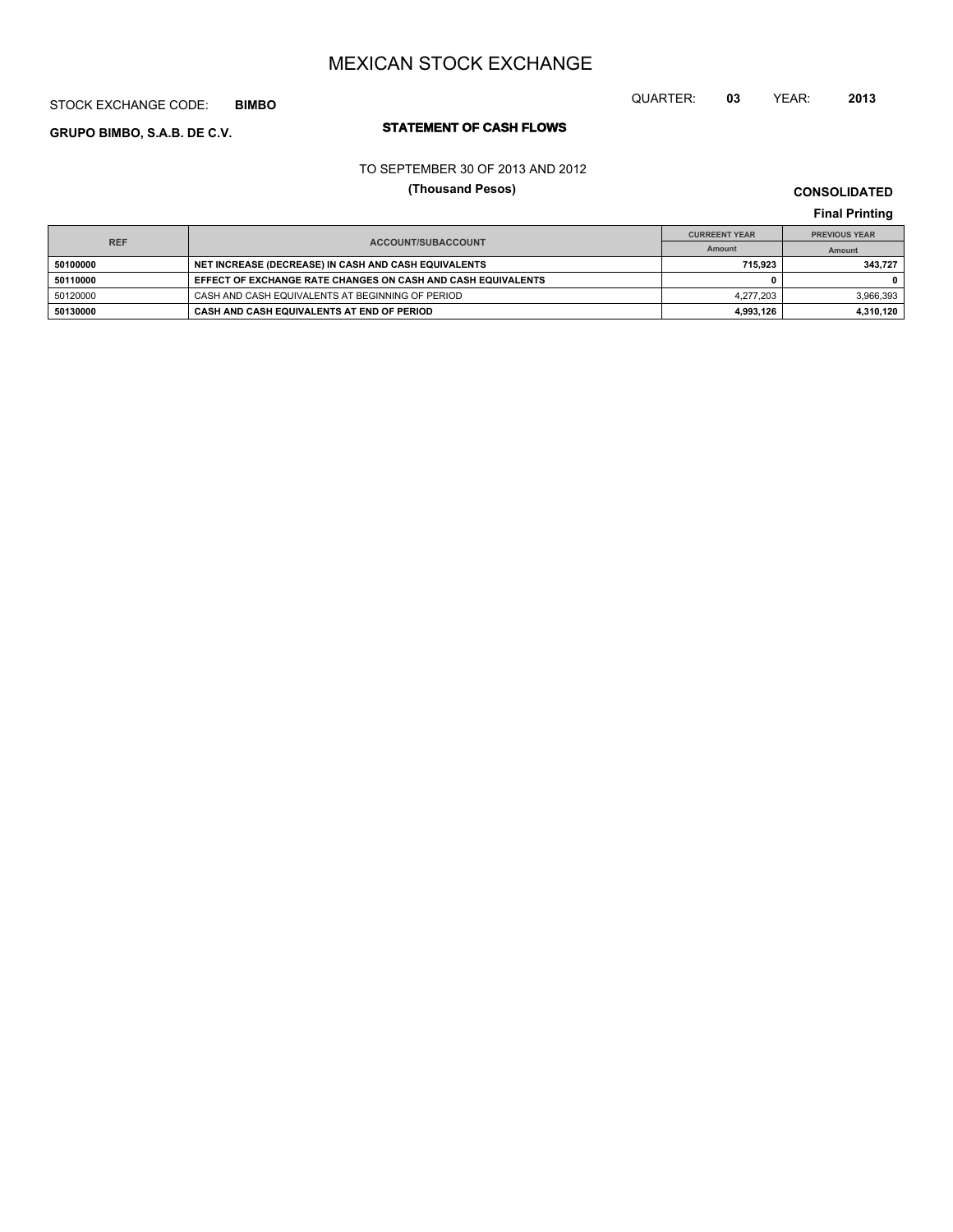# MEXICAN STOCK EXCHANGE

STOCK EXCHANGE CODE: **BIMBO**

QUARTER: **03** YEAR: **2013**

**GRUPO BIMBO, S.A.B. DE C.V.**

## STATEMENT OF CASH FLOWS

TO SEPTEMBER 30 OF 2013 AND 2012

**(Thousand Pesos)**

**CONSOLIDATED**

**Final Printing**

| REF | ACCOUNT/SUBACCOUNT | CURREENT YEAR | PREVIOUS YEAR |
|---|---|---|---|
| | | Amount | Amount |
| **50100000** | **NET INCREASE (DECREASE) IN CASH AND CASH EQUIVALENTS** | **715,923** | **343,727** |
| **50110000** | **EFFECT OF EXCHANGE RATE CHANGES ON CASH AND CASH EQUIVALENTS** | **0** | **0** |
| 50120000 | CASH AND CASH EQUIVALENTS AT BEGINNING OF PERIOD | 4,277,203 | 3,966,393 |
| **50130000** | **CASH AND CASH EQUIVALENTS AT END OF PERIOD** | **4,993,126** | **4,310,120** |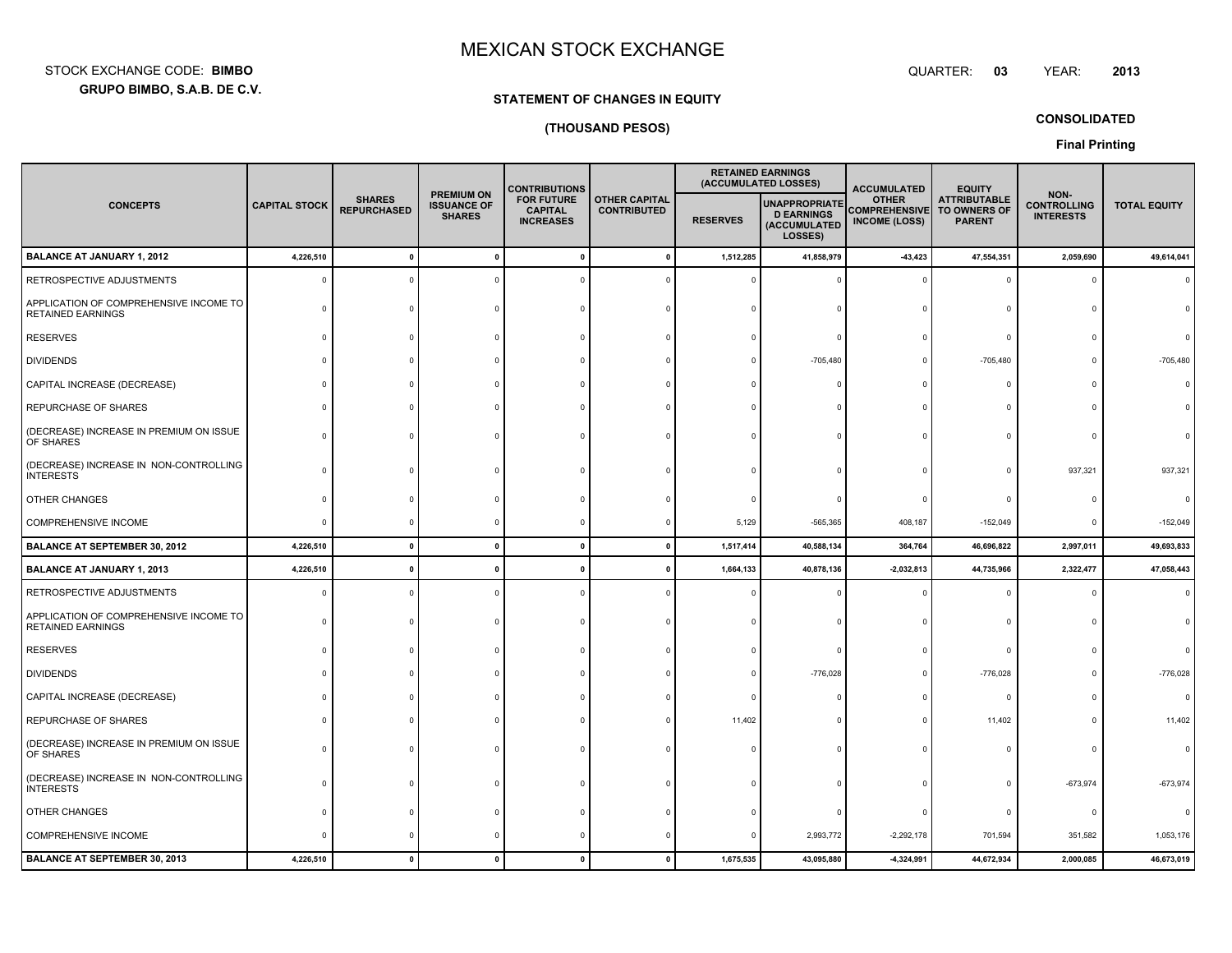# MEXICAN STOCK EXCHANGE

STOCK EXCHANGE CODE: **BIMBO**

**GRUPO BIMBO, S.A.B. DE C.V.**

QUARTER: **03** YEAR: **2013**

**STATEMENT OF CHANGES IN EQUITY**

**(THOUSAND PESOS)**

**CONSOLIDATED**

**Final Printing**

| CONCEPTS | CAPITAL STOCK | SHARES REPURCHASED | PREMIUM ON ISSUANCE OF SHARES | CONTRIBUTIONS FOR FUTURE CAPITAL INCREASES | OTHER CAPITAL CONTRIBUTED | RETAINED EARNINGS (ACCUMULATED LOSSES) | | ACCUMULATED OTHER COMPREHENSIVE INCOME (LOSS) | EQUITY ATTRIBUTABLE TO OWNERS OF PARENT | NON-CONTROLLING INTERESTS | TOTAL EQUITY |
|---|---|---|---|---|---|---|---|---|---|---|---|
| | | | | | | RESERVES | UNAPPROPRIATED EARNINGS (ACCUMULATED LOSSES) | | | | |
| **BALANCE AT JANUARY 1, 2012** | **4,226,510** | **0** | **0** | **0** | **0** | **1,512,285** | **41,858,979** | **-43,423** | **47,554,351** | **2,059,690** | **49,614,041** |
| RETROSPECTIVE ADJUSTMENTS | 0 | 0 | 0 | 0 | 0 | 0 | 0 | 0 | 0 | 0 | 0 |
| APPLICATION OF COMPREHENSIVE INCOME TO RETAINED EARNINGS | 0 | 0 | 0 | 0 | 0 | 0 | 0 | 0 | 0 | 0 | 0 |
| RESERVES | 0 | 0 | 0 | 0 | 0 | 0 | 0 | 0 | 0 | 0 | 0 |
| DIVIDENDS | 0 | 0 | 0 | 0 | 0 | 0 | -705,480 | 0 | -705,480 | 0 | -705,480 |
| CAPITAL INCREASE (DECREASE) | 0 | 0 | 0 | 0 | 0 | 0 | 0 | 0 | 0 | 0 | 0 |
| REPURCHASE OF SHARES | 0 | 0 | 0 | 0 | 0 | 0 | 0 | 0 | 0 | 0 | 0 |
| (DECREASE) INCREASE IN PREMIUM ON ISSUE OF SHARES | 0 | 0 | 0 | 0 | 0 | 0 | 0 | 0 | 0 | 0 | 0 |
| (DECREASE) INCREASE IN NON-CONTROLLING INTERESTS | 0 | 0 | 0 | 0 | 0 | 0 | 0 | 0 | 0 | 937,321 | 937,321 |
| OTHER CHANGES | 0 | 0 | 0 | 0 | 0 | 0 | 0 | 0 | 0 | 0 | 0 |
| COMPREHENSIVE INCOME | 0 | 0 | 0 | 0 | 0 | 5,129 | -565,365 | 408,187 | -152,049 | 0 | -152,049 |
| **BALANCE AT SEPTEMBER 30, 2012** | **4,226,510** | **0** | **0** | **0** | **0** | **1,517,414** | **40,588,134** | **364,764** | **46,696,822** | **2,997,011** | **49,693,833** |
| **BALANCE AT JANUARY 1, 2013** | **4,226,510** | **0** | **0** | **0** | **0** | **1,664,133** | **40,878,136** | **-2,032,813** | **44,735,966** | **2,322,477** | **47,058,443** |
| RETROSPECTIVE ADJUSTMENTS | 0 | 0 | 0 | 0 | 0 | 0 | 0 | 0 | 0 | 0 | 0 |
| APPLICATION OF COMPREHENSIVE INCOME TO RETAINED EARNINGS | 0 | 0 | 0 | 0 | 0 | 0 | 0 | 0 | 0 | 0 | 0 |
| RESERVES | 0 | 0 | 0 | 0 | 0 | 0 | 0 | 0 | 0 | 0 | 0 |
| DIVIDENDS | 0 | 0 | 0 | 0 | 0 | 0 | -776,028 | 0 | -776,028 | 0 | -776,028 |
| CAPITAL INCREASE (DECREASE) | 0 | 0 | 0 | 0 | 0 | 0 | 0 | 0 | 0 | 0 | 0 |
| REPURCHASE OF SHARES | 0 | 0 | 0 | 0 | 0 | 11,402 | 0 | 0 | 11,402 | 0 | 11,402 |
| (DECREASE) INCREASE IN PREMIUM ON ISSUE OF SHARES | 0 | 0 | 0 | 0 | 0 | 0 | 0 | 0 | 0 | 0 | 0 |
| (DECREASE) INCREASE IN NON-CONTROLLING INTERESTS | 0 | 0 | 0 | 0 | 0 | 0 | 0 | 0 | 0 | -673,974 | -673,974 |
| OTHER CHANGES | 0 | 0 | 0 | 0 | 0 | 0 | 0 | 0 | 0 | 0 | 0 |
| COMPREHENSIVE INCOME | 0 | 0 | 0 | 0 | 0 | 0 | 2,993,772 | -2,292,178 | 701,594 | 351,582 | 1,053,176 |
| **BALANCE AT SEPTEMBER 30, 2013** | **4,226,510** | **0** | **0** | **0** | **0** | **1,675,535** | **43,095,880** | **-4,324,991** | **44,672,934** | **2,000,085** | **46,673,019** |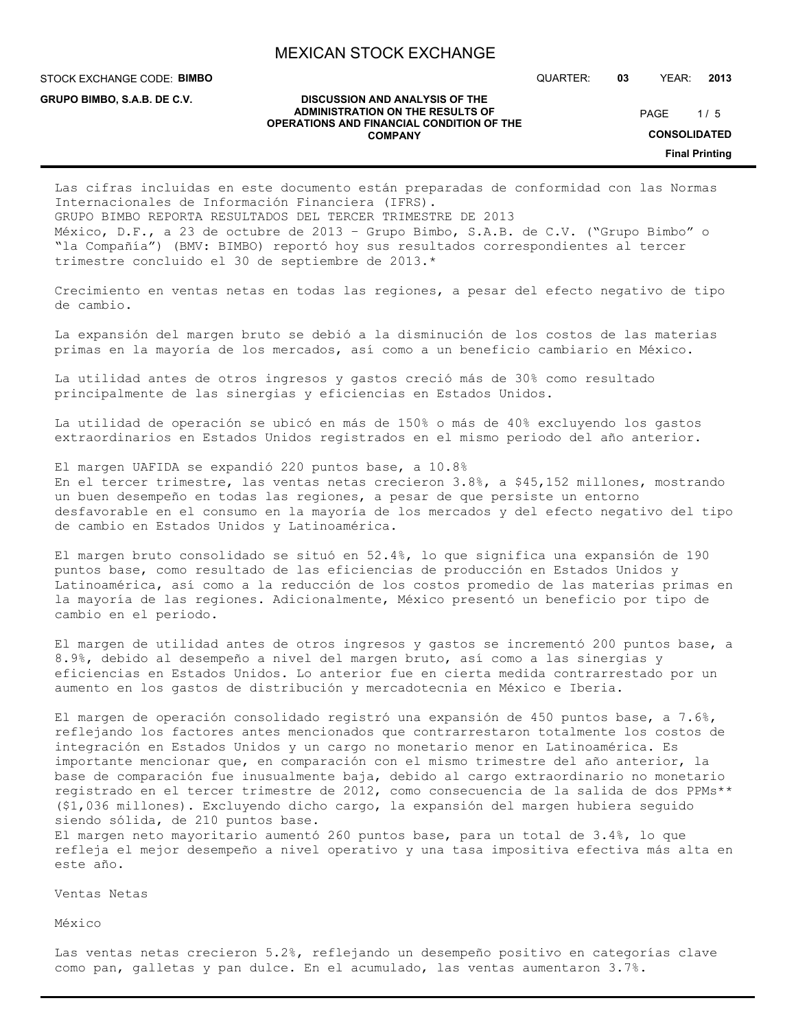Las cifras incluidas en este documento están preparadas de conformidad con las Normas Internacionales de Información Financiera (IFRS).
GRUPO BIMBO REPORTA RESULTADOS DEL TERCER TRIMESTRE DE 2013
México, D.F., a 23 de octubre de 2013 – Grupo Bimbo, S.A.B. de C.V. ("Grupo Bimbo" o "la Compañía") (BMV: BIMBO) reportó hoy sus resultados correspondientes al tercer trimestre concluido el 30 de septiembre de 2013.*

Crecimiento en ventas netas en todas las regiones, a pesar del efecto negativo de tipo de cambio.

La expansión del margen bruto se debió a la disminución de los costos de las materias primas en la mayoría de los mercados, así como a un beneficio cambiario en México.

La utilidad antes de otros ingresos y gastos creció más de 30% como resultado principalmente de las sinergias y eficiencias en Estados Unidos.

La utilidad de operación se ubicó en más de 150% o más de 40% excluyendo los gastos extraordinarios en Estados Unidos registrados en el mismo periodo del año anterior.

El margen UAFIDA se expandió 220 puntos base, a 10.8%
En el tercer trimestre, las ventas netas crecieron 3.8%, a $45,152 millones, mostrando un buen desempeño en todas las regiones, a pesar de que persiste un entorno desfavorable en el consumo en la mayoría de los mercados y del efecto negativo del tipo de cambio en Estados Unidos y Latinoamérica.

El margen bruto consolidado se situó en 52.4%, lo que significa una expansión de 190 puntos base, como resultado de las eficiencias de producción en Estados Unidos y Latinoamérica, así como a la reducción de los costos promedio de las materias primas en la mayoría de las regiones. Adicionalmente, México presentó un beneficio por tipo de cambio en el periodo.

El margen de utilidad antes de otros ingresos y gastos se incrementó 200 puntos base, a 8.9%, debido al desempeño a nivel del margen bruto, así como a las sinergias y eficiencias en Estados Unidos. Lo anterior fue en cierta medida contrarrestado por un aumento en los gastos de distribución y mercadotecnia en México e Iberia.

El margen de operación consolidado registró una expansión de 450 puntos base, a 7.6%, reflejando los factores antes mencionados que contrarrestaron totalmente los costos de integración en Estados Unidos y un cargo no monetario menor en Latinoamérica. Es importante mencionar que, en comparación con el mismo trimestre del año anterior, la base de comparación fue inusualmente baja, debido al cargo extraordinario no monetario registrado en el tercer trimestre de 2012, como consecuencia de la salida de dos PPMs** ($1,036 millones). Excluyendo dicho cargo, la expansión del margen hubiera seguido siendo sólida, de 210 puntos base.
El margen neto mayoritario aumentó 260 puntos base, para un total de 3.4%, lo que refleja el mejor desempeño a nivel operativo y una tasa impositiva efectiva más alta en este año.

Ventas Netas

México

Las ventas netas crecieron 5.2%, reflejando un desempeño positivo en categorías clave como pan, galletas y pan dulce. En el acumulado, las ventas aumentaron 3.7%.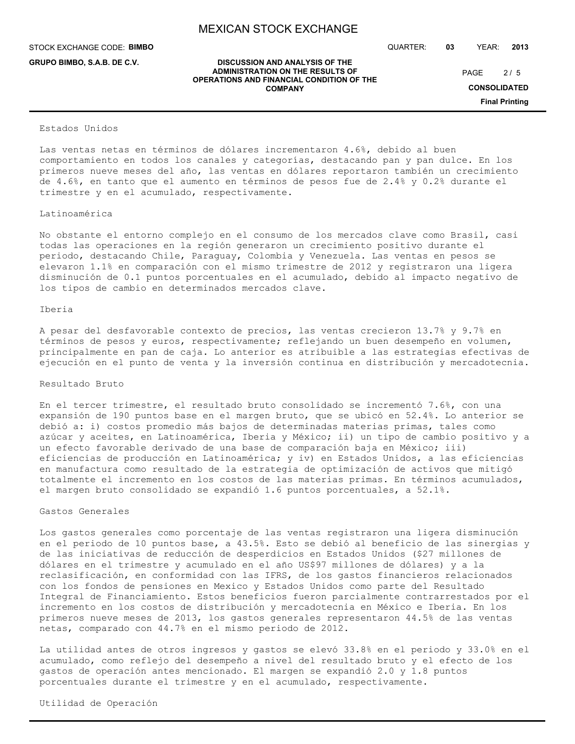## Estados Unidos

Las ventas netas en términos de dólares incrementaron 4.6%, debido al buen comportamiento en todos los canales y categorías, destacando pan y pan dulce. En los primeros nueve meses del año, las ventas en dólares reportaron también un crecimiento de 4.6%, en tanto que el aumento en términos de pesos fue de 2.4% y 0.2% durante el trimestre y en el acumulado, respectivamente.

## Latinoamérica

No obstante el entorno complejo en el consumo de los mercados clave como Brasil, casi todas las operaciones en la región generaron un crecimiento positivo durante el periodo, destacando Chile, Paraguay, Colombia y Venezuela. Las ventas en pesos se elevaron 1.1% en comparación con el mismo trimestre de 2012 y registraron una ligera disminución de 0.1 puntos porcentuales en el acumulado, debido al impacto negativo de los tipos de cambio en determinados mercados clave.

## Iberia

A pesar del desfavorable contexto de precios, las ventas crecieron 13.7% y 9.7% en términos de pesos y euros, respectivamente; reflejando un buen desempeño en volumen, principalmente en pan de caja. Lo anterior es atribuible a las estrategias efectivas de ejecución en el punto de venta y la inversión continua en distribución y mercadotecnia.

## Resultado Bruto

En el tercer trimestre, el resultado bruto consolidado se incrementó 7.6%, con una expansión de 190 puntos base en el margen bruto, que se ubicó en 52.4%. Lo anterior se debió a: i) costos promedio más bajos de determinadas materias primas, tales como azúcar y aceites, en Latinoamérica, Iberia y México; ii) un tipo de cambio positivo y a un efecto favorable derivado de una base de comparación baja en México; iii) eficiencias de producción en Latinoamérica; y iv) en Estados Unidos, a las eficiencias en manufactura como resultado de la estrategia de optimización de activos que mitigó totalmente el incremento en los costos de las materias primas. En términos acumulados, el margen bruto consolidado se expandió 1.6 puntos porcentuales, a 52.1%.

## Gastos Generales

Los gastos generales como porcentaje de las ventas registraron una ligera disminución en el periodo de 10 puntos base, a 43.5%. Esto se debió al beneficio de las sinergias y de las iniciativas de reducción de desperdicios en Estados Unidos ($27 millones de dólares en el trimestre y acumulado en el año US$97 millones de dólares) y a la reclasificación, en conformidad con las IFRS, de los gastos financieros relacionados con los fondos de pensiones en Mexico y Estados Unidos como parte del Resultado Integral de Financiamiento. Estos beneficios fueron parcialmente contrarrestados por el incremento en los costos de distribución y mercadotecnia en México e Iberia. En los primeros nueve meses de 2013, los gastos generales representaron 44.5% de las ventas netas, comparado con 44.7% en el mismo periodo de 2012.

La utilidad antes de otros ingresos y gastos se elevó 33.8% en el periodo y 33.0% en el acumulado, como reflejo del desempeño a nivel del resultado bruto y el efecto de los gastos de operación antes mencionado. El margen se expandió 2.0 y 1.8 puntos porcentuales durante el trimestre y en el acumulado, respectivamente.

## Utilidad de Operación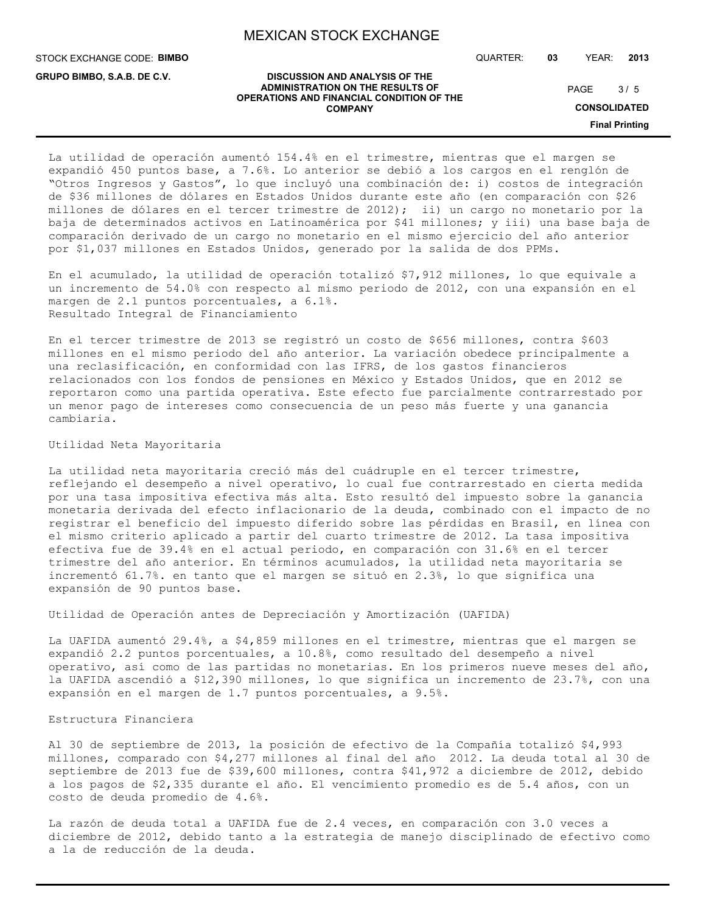La utilidad de operación aumentó 154.4% en el trimestre, mientras que el margen se expandió 450 puntos base, a 7.6%. Lo anterior se debió a los cargos en el renglón de "Otros Ingresos y Gastos", lo que incluyó una combinación de: i) costos de integración de $36 millones de dólares en Estados Unidos durante este año (en comparación con $26 millones de dólares en el tercer trimestre de 2012); ii) un cargo no monetario por la baja de determinados activos en Latinoamérica por $41 millones; y iii) una base baja de comparación derivado de un cargo no monetario en el mismo ejercicio del año anterior por $1,037 millones en Estados Unidos, generado por la salida de dos PPMs.

En el acumulado, la utilidad de operación totalizó $7,912 millones, lo que equivale a un incremento de 54.0% con respecto al mismo periodo de 2012, con una expansión en el margen de 2.1 puntos porcentuales, a 6.1%.

## Resultado Integral de Financiamiento

En el tercer trimestre de 2013 se registró un costo de $656 millones, contra $603 millones en el mismo periodo del año anterior. La variación obedece principalmente a una reclasificación, en conformidad con las IFRS, de los gastos financieros relacionados con los fondos de pensiones en México y Estados Unidos, que en 2012 se reportaron como una partida operativa. Este efecto fue parcialmente contrarrestado por un menor pago de intereses como consecuencia de un peso más fuerte y una ganancia cambiaria.

## Utilidad Neta Mayoritaria

La utilidad neta mayoritaria creció más del cuádruple en el tercer trimestre, reflejando el desempeño a nivel operativo, lo cual fue contrarrestado en cierta medida por una tasa impositiva efectiva más alta. Esto resultó del impuesto sobre la ganancia monetaria derivada del efecto inflacionario de la deuda, combinado con el impacto de no registrar el beneficio del impuesto diferido sobre las pérdidas en Brasil, en línea con el mismo criterio aplicado a partir del cuarto trimestre de 2012. La tasa impositiva efectiva fue de 39.4% en el actual periodo, en comparación con 31.6% en el tercer trimestre del año anterior. En términos acumulados, la utilidad neta mayoritaria se incrementó 61.7%. en tanto que el margen se situó en 2.3%, lo que significa una expansión de 90 puntos base.

## Utilidad de Operación antes de Depreciación y Amortización (UAFIDA)

La UAFIDA aumentó 29.4%, a $4,859 millones en el trimestre, mientras que el margen se expandió 2.2 puntos porcentuales, a 10.8%, como resultado del desempeño a nivel operativo, así como de las partidas no monetarias. En los primeros nueve meses del año, la UAFIDA ascendió a $12,390 millones, lo que significa un incremento de 23.7%, con una expansión en el margen de 1.7 puntos porcentuales, a 9.5%.

## Estructura Financiera

Al 30 de septiembre de 2013, la posición de efectivo de la Compañía totalizó $4,993 millones, comparado con $4,277 millones al final del año 2012. La deuda total al 30 de septiembre de 2013 fue de $39,600 millones, contra $41,972 a diciembre de 2012, debido a los pagos de $2,335 durante el año. El vencimiento promedio es de 5.4 años, con un costo de deuda promedio de 4.6%.

La razón de deuda total a UAFIDA fue de 2.4 veces, en comparación con 3.0 veces a diciembre de 2012, debido tanto a la estrategia de manejo disciplinado de efectivo como a la de reducción de la deuda.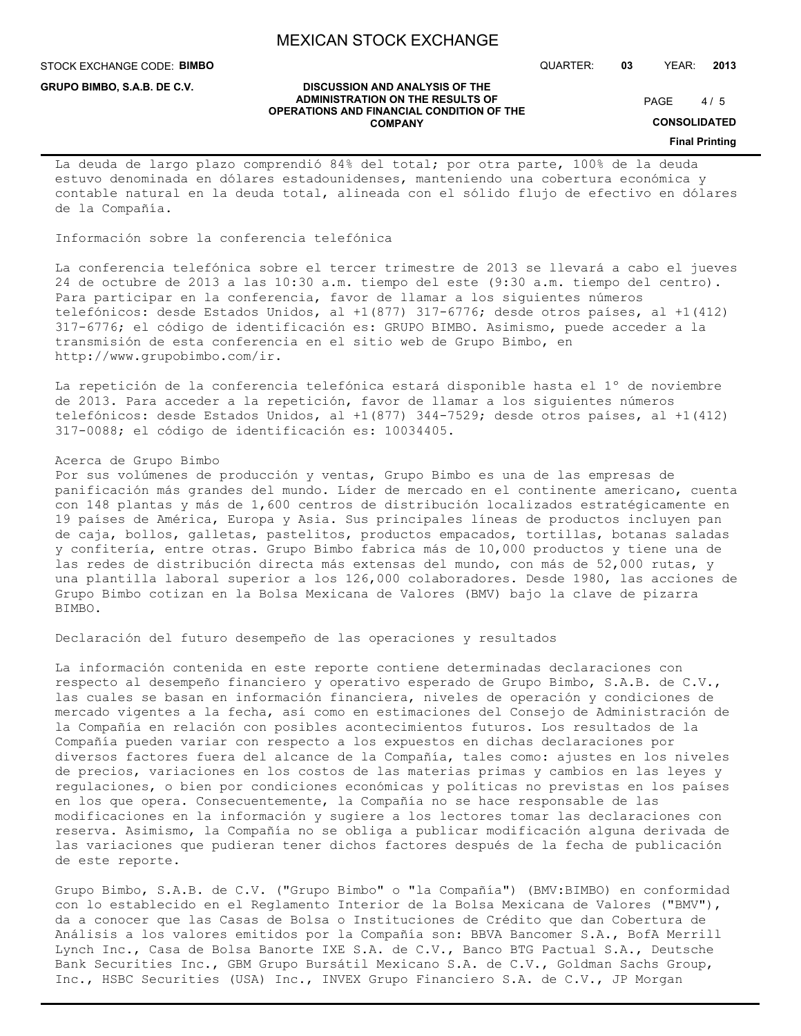La deuda de largo plazo comprendió 84% del total; por otra parte, 100% de la deuda estuvo denominada en dólares estadounidenses, manteniendo una cobertura económica y contable natural en la deuda total, alineada con el sólido flujo de efectivo en dólares de la Compañía.

## Información sobre la conferencia telefónica

La conferencia telefónica sobre el tercer trimestre de 2013 se llevará a cabo el jueves 24 de octubre de 2013 a las 10:30 a.m. tiempo del este (9:30 a.m. tiempo del centro). Para participar en la conferencia, favor de llamar a los siguientes números telefónicos: desde Estados Unidos, al +1(877) 317-6776; desde otros países, al +1(412) 317-6776; el código de identificación es: GRUPO BIMBO. Asimismo, puede acceder a la transmisión de esta conferencia en el sitio web de Grupo Bimbo, en http://www.grupobimbo.com/ir.

La repetición de la conferencia telefónica estará disponible hasta el 1° de noviembre de 2013. Para acceder a la repetición, favor de llamar a los siguientes números telefónicos: desde Estados Unidos, al +1(877) 344-7529; desde otros países, al +1(412) 317-0088; el código de identificación es: 10034405.

## Acerca de Grupo Bimbo

Por sus volúmenes de producción y ventas, Grupo Bimbo es una de las empresas de panificación más grandes del mundo. Líder de mercado en el continente americano, cuenta con 148 plantas y más de 1,600 centros de distribución localizados estratégicamente en 19 países de América, Europa y Asia. Sus principales líneas de productos incluyen pan de caja, bollos, galletas, pastelitos, productos empacados, tortillas, botanas saladas y confitería, entre otras. Grupo Bimbo fabrica más de 10,000 productos y tiene una de las redes de distribución directa más extensas del mundo, con más de 52,000 rutas, y una plantilla laboral superior a los 126,000 colaboradores. Desde 1980, las acciones de Grupo Bimbo cotizan en la Bolsa Mexicana de Valores (BMV) bajo la clave de pizarra BIMBO.

## Declaración del futuro desempeño de las operaciones y resultados

La información contenida en este reporte contiene determinadas declaraciones con respecto al desempeño financiero y operativo esperado de Grupo Bimbo, S.A.B. de C.V., las cuales se basan en información financiera, niveles de operación y condiciones de mercado vigentes a la fecha, así como en estimaciones del Consejo de Administración de la Compañía en relación con posibles acontecimientos futuros. Los resultados de la Compañía pueden variar con respecto a los expuestos en dichas declaraciones por diversos factores fuera del alcance de la Compañía, tales como: ajustes en los niveles de precios, variaciones en los costos de las materias primas y cambios en las leyes y regulaciones, o bien por condiciones económicas y políticas no previstas en los países en los que opera. Consecuentemente, la Compañía no se hace responsable de las modificaciones en la información y sugiere a los lectores tomar las declaraciones con reserva. Asimismo, la Compañía no se obliga a publicar modificación alguna derivada de las variaciones que pudieran tener dichos factores después de la fecha de publicación de este reporte.

Grupo Bimbo, S.A.B. de C.V. ("Grupo Bimbo" o "la Compañía") (BMV:BIMBO) en conformidad con lo establecido en el Reglamento Interior de la Bolsa Mexicana de Valores ("BMV"), da a conocer que las Casas de Bolsa o Instituciones de Crédito que dan Cobertura de Análisis a los valores emitidos por la Compañía son: BBVA Bancomer S.A., BofA Merrill Lynch Inc., Casa de Bolsa Banorte IXE S.A. de C.V., Banco BTG Pactual S.A., Deutsche Bank Securities Inc., GBM Grupo Bursátil Mexicano S.A. de C.V., Goldman Sachs Group, Inc., HSBC Securities (USA) Inc., INVEX Grupo Financiero S.A. de C.V., JP Morgan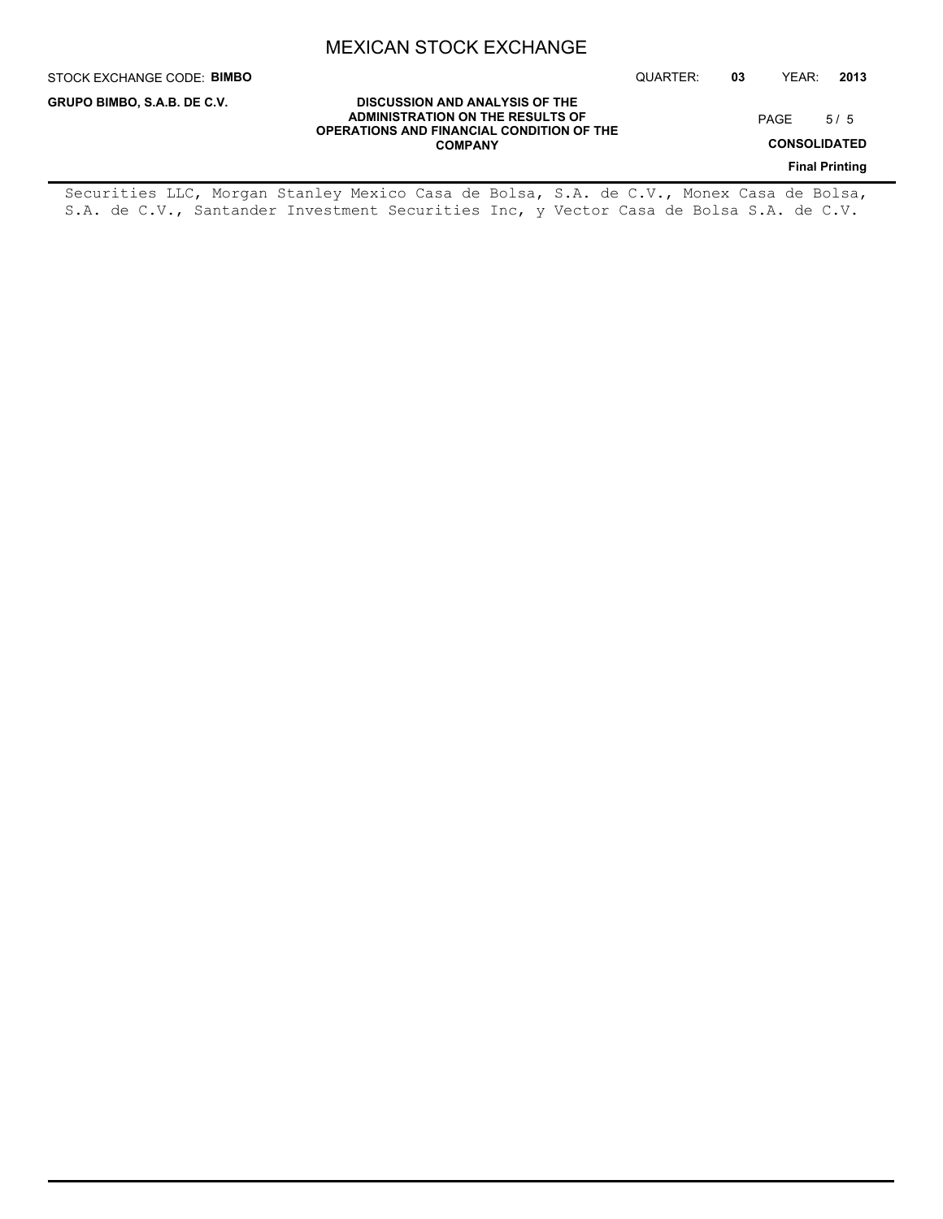Securities LLC, Morgan Stanley Mexico Casa de Bolsa, S.A. de C.V., Monex Casa de Bolsa, S.A. de C.V., Santander Investment Securities Inc, y Vector Casa de Bolsa S.A. de C.V.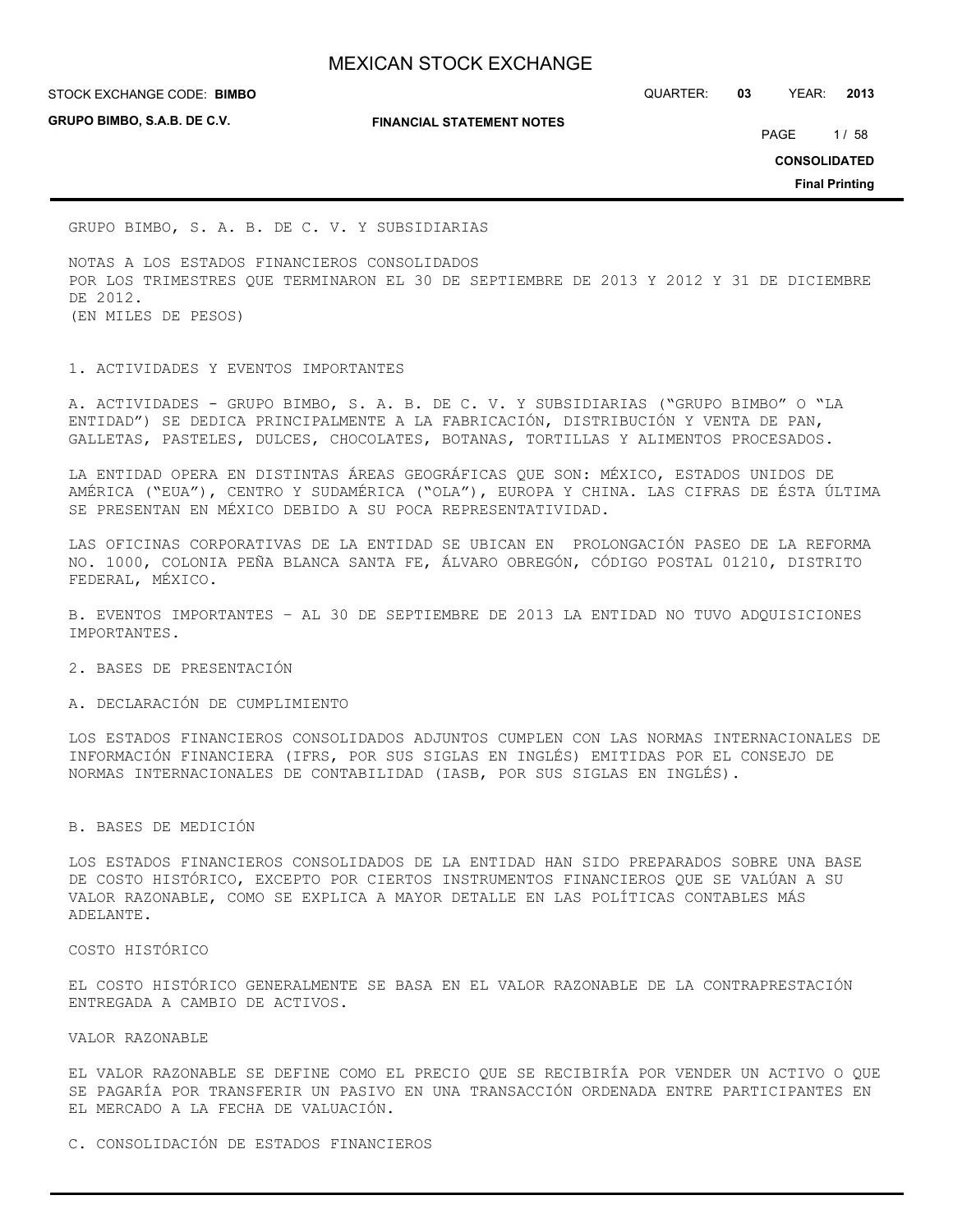GRUPO BIMBO, S. A. B. DE C. V. Y SUBSIDIARIAS

NOTAS A LOS ESTADOS FINANCIEROS CONSOLIDADOS
POR LOS TRIMESTRES QUE TERMINARON EL 30 DE SEPTIEMBRE DE 2013 Y 2012 Y 31 DE DICIEMBRE DE 2012.
(EN MILES DE PESOS)

## 1. ACTIVIDADES Y EVENTOS IMPORTANTES

A. ACTIVIDADES - GRUPO BIMBO, S. A. B. DE C. V. Y SUBSIDIARIAS ("GRUPO BIMBO" O "LA ENTIDAD") SE DEDICA PRINCIPALMENTE A LA FABRICACIÓN, DISTRIBUCIÓN Y VENTA DE PAN, GALLETAS, PASTELES, DULCES, CHOCOLATES, BOTANAS, TORTILLAS Y ALIMENTOS PROCESADOS.

LA ENTIDAD OPERA EN DISTINTAS ÁREAS GEOGRÁFICAS QUE SON: MÉXICO, ESTADOS UNIDOS DE AMÉRICA ("EUA"), CENTRO Y SUDAMÉRICA ("OLA"), EUROPA Y CHINA. LAS CIFRAS DE ÉSTA ÚLTIMA SE PRESENTAN EN MÉXICO DEBIDO A SU POCA REPRESENTATIVIDAD.

LAS OFICINAS CORPORATIVAS DE LA ENTIDAD SE UBICAN EN PROLONGACIÓN PASEO DE LA REFORMA NO. 1000, COLONIA PEÑA BLANCA SANTA FE, ÁLVARO OBREGÓN, CÓDIGO POSTAL 01210, DISTRITO FEDERAL, MÉXICO.

B. EVENTOS IMPORTANTES – AL 30 DE SEPTIEMBRE DE 2013 LA ENTIDAD NO TUVO ADQUISICIONES IMPORTANTES.

## 2. BASES DE PRESENTACIÓN

### A. DECLARACIÓN DE CUMPLIMIENTO

LOS ESTADOS FINANCIEROS CONSOLIDADOS ADJUNTOS CUMPLEN CON LAS NORMAS INTERNACIONALES DE INFORMACIÓN FINANCIERA (IFRS, POR SUS SIGLAS EN INGLÉS) EMITIDAS POR EL CONSEJO DE NORMAS INTERNACIONALES DE CONTABILIDAD (IASB, POR SUS SIGLAS EN INGLÉS).

### B. BASES DE MEDICIÓN

LOS ESTADOS FINANCIEROS CONSOLIDADOS DE LA ENTIDAD HAN SIDO PREPARADOS SOBRE UNA BASE DE COSTO HISTÓRICO, EXCEPTO POR CIERTOS INSTRUMENTOS FINANCIEROS QUE SE VALÚAN A SU VALOR RAZONABLE, COMO SE EXPLICA A MAYOR DETALLE EN LAS POLÍTICAS CONTABLES MÁS ADELANTE.

COSTO HISTÓRICO

EL COSTO HISTÓRICO GENERALMENTE SE BASA EN EL VALOR RAZONABLE DE LA CONTRAPRESTACIÓN ENTREGADA A CAMBIO DE ACTIVOS.

VALOR RAZONABLE

EL VALOR RAZONABLE SE DEFINE COMO EL PRECIO QUE SE RECIBIRÍA POR VENDER UN ACTIVO O QUE SE PAGARÍA POR TRANSFERIR UN PASIVO EN UNA TRANSACCIÓN ORDENADA ENTRE PARTICIPANTES EN EL MERCADO A LA FECHA DE VALUACIÓN.

### C. CONSOLIDACIÓN DE ESTADOS FINANCIEROS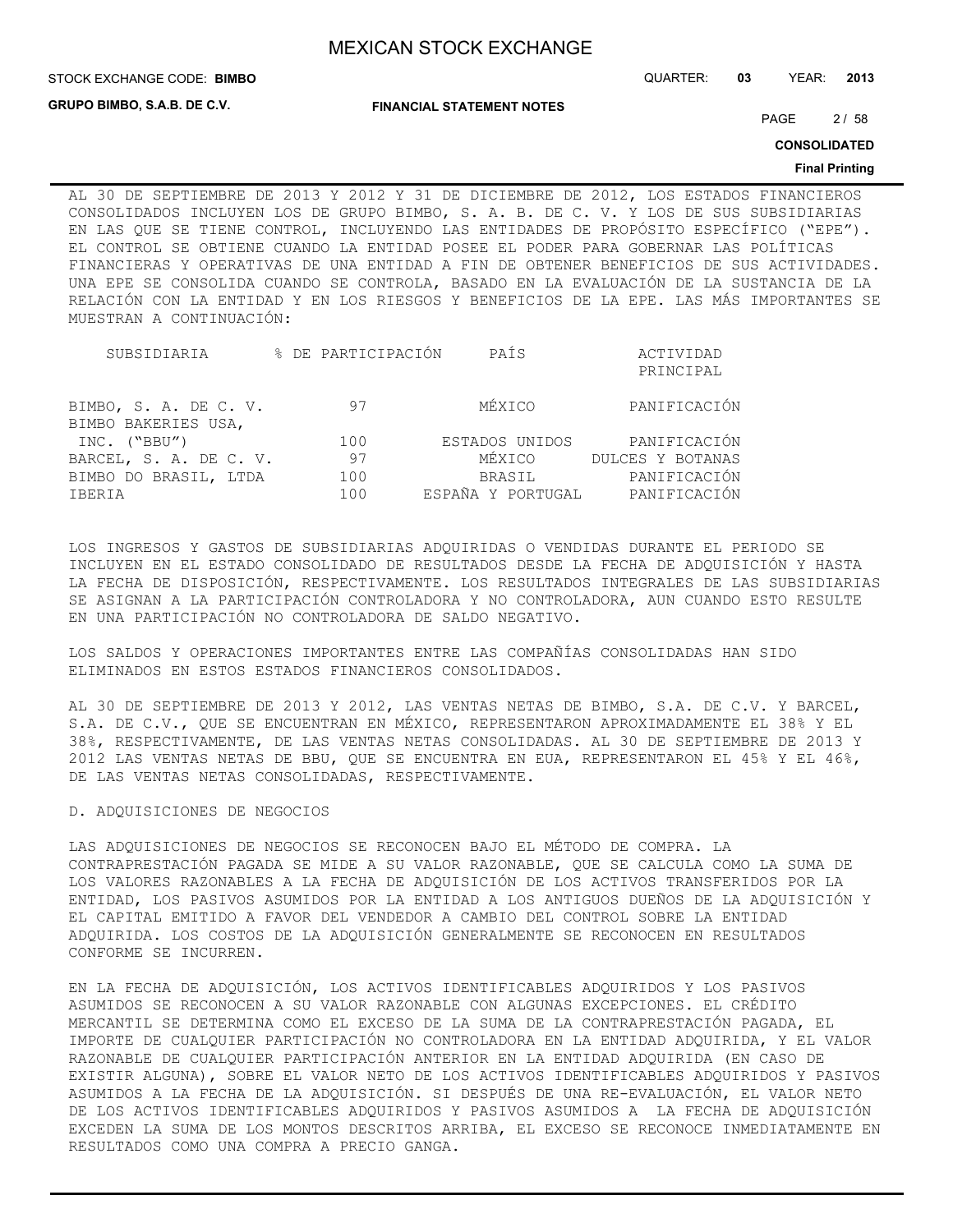AL 30 DE SEPTIEMBRE DE 2013 Y 2012 Y 31 DE DICIEMBRE DE 2012, LOS ESTADOS FINANCIEROS CONSOLIDADOS INCLUYEN LOS DE GRUPO BIMBO, S. A. B. DE C. V. Y LOS DE SUS SUBSIDIARIAS EN LAS QUE SE TIENE CONTROL, INCLUYENDO LAS ENTIDADES DE PROPÓSITO ESPECÍFICO ("EPE"). EL CONTROL SE OBTIENE CUANDO LA ENTIDAD POSEE EL PODER PARA GOBERNAR LAS POLÍTICAS FINANCIERAS Y OPERATIVAS DE UNA ENTIDAD A FIN DE OBTENER BENEFICIOS DE SUS ACTIVIDADES. UNA EPE SE CONSOLIDA CUANDO SE CONTROLA, BASADO EN LA EVALUACIÓN DE LA SUSTANCIA DE LA RELACIÓN CON LA ENTIDAD Y EN LOS RIESGOS Y BENEFICIOS DE LA EPE. LAS MÁS IMPORTANTES SE MUESTRAN A CONTINUACIÓN:

| SUBSIDIARIA | % DE PARTICIPACIÓN | PAÍS | ACTIVIDAD PRINCIPAL |
|---|---|---|---|
| BIMBO, S. A. DE C. V. | 97 | MÉXICO | PANIFICACIÓN |
| BIMBO BAKERIES USA, INC. ("BBU") | 100 | ESTADOS UNIDOS | PANIFICACIÓN |
| BARCEL, S. A. DE C. V. | 97 | MÉXICO | DULCES Y BOTANAS |
| BIMBO DO BRASIL, LTDA | 100 | BRASIL | PANIFICACIÓN |
| IBERIA | 100 | ESPAÑA Y PORTUGAL | PANIFICACIÓN |

LOS INGRESOS Y GASTOS DE SUBSIDIARIAS ADQUIRIDAS O VENDIDAS DURANTE EL PERIODO SE INCLUYEN EN EL ESTADO CONSOLIDADO DE RESULTADOS DESDE LA FECHA DE ADQUISICIÓN Y HASTA LA FECHA DE DISPOSICIÓN, RESPECTIVAMENTE. LOS RESULTADOS INTEGRALES DE LAS SUBSIDIARIAS SE ASIGNAN A LA PARTICIPACIÓN CONTROLADORA Y NO CONTROLADORA, AUN CUANDO ESTO RESULTE EN UNA PARTICIPACIÓN NO CONTROLADORA DE SALDO NEGATIVO.

LOS SALDOS Y OPERACIONES IMPORTANTES ENTRE LAS COMPAÑÍAS CONSOLIDADAS HAN SIDO ELIMINADOS EN ESTOS ESTADOS FINANCIEROS CONSOLIDADOS.

AL 30 DE SEPTIEMBRE DE 2013 Y 2012, LAS VENTAS NETAS DE BIMBO, S.A. DE C.V. Y BARCEL, S.A. DE C.V., QUE SE ENCUENTRAN EN MÉXICO, REPRESENTARON APROXIMADAMENTE EL 38% Y EL 38%, RESPECTIVAMENTE, DE LAS VENTAS NETAS CONSOLIDADAS. AL 30 DE SEPTIEMBRE DE 2013 Y 2012 LAS VENTAS NETAS DE BBU, QUE SE ENCUENTRA EN EUA, REPRESENTARON EL 45% Y EL 46%, DE LAS VENTAS NETAS CONSOLIDADAS, RESPECTIVAMENTE.

D. ADQUISICIONES DE NEGOCIOS

LAS ADQUISICIONES DE NEGOCIOS SE RECONOCEN BAJO EL MÉTODO DE COMPRA. LA CONTRAPRESTACIÓN PAGADA SE MIDE A SU VALOR RAZONABLE, QUE SE CALCULA COMO LA SUMA DE LOS VALORES RAZONABLES A LA FECHA DE ADQUISICIÓN DE LOS ACTIVOS TRANSFERIDOS POR LA ENTIDAD, LOS PASIVOS ASUMIDOS POR LA ENTIDAD A LOS ANTIGUOS DUEÑOS DE LA ADQUISICIÓN Y EL CAPITAL EMITIDO A FAVOR DEL VENDEDOR A CAMBIO DEL CONTROL SOBRE LA ENTIDAD ADQUIRIDA. LOS COSTOS DE LA ADQUISICIÓN GENERALMENTE SE RECONOCEN EN RESULTADOS CONFORME SE INCURREN.

EN LA FECHA DE ADQUISICIÓN, LOS ACTIVOS IDENTIFICABLES ADQUIRIDOS Y LOS PASIVOS ASUMIDOS SE RECONOCEN A SU VALOR RAZONABLE CON ALGUNAS EXCEPCIONES. EL CRÉDITO MERCANTIL SE DETERMINA COMO EL EXCESO DE LA SUMA DE LA CONTRAPRESTACIÓN PAGADA, EL IMPORTE DE CUALQUIER PARTICIPACIÓN NO CONTROLADORA EN LA ENTIDAD ADQUIRIDA, Y EL VALOR RAZONABLE DE CUALQUIER PARTICIPACIÓN ANTERIOR EN LA ENTIDAD ADQUIRIDA (EN CASO DE EXISTIR ALGUNA), SOBRE EL VALOR NETO DE LOS ACTIVOS IDENTIFICABLES ADQUIRIDOS Y PASIVOS ASUMIDOS A LA FECHA DE LA ADQUISICIÓN. SI DESPUÉS DE UNA RE-EVALUACIÓN, EL VALOR NETO DE LOS ACTIVOS IDENTIFICABLES ADQUIRIDOS Y PASIVOS ASUMIDOS A LA FECHA DE ADQUISICIÓN EXCEDEN LA SUMA DE LOS MONTOS DESCRITOS ARRIBA, EL EXCESO SE RECONOCE INMEDIATAMENTE EN RESULTADOS COMO UNA COMPRA A PRECIO GANGA.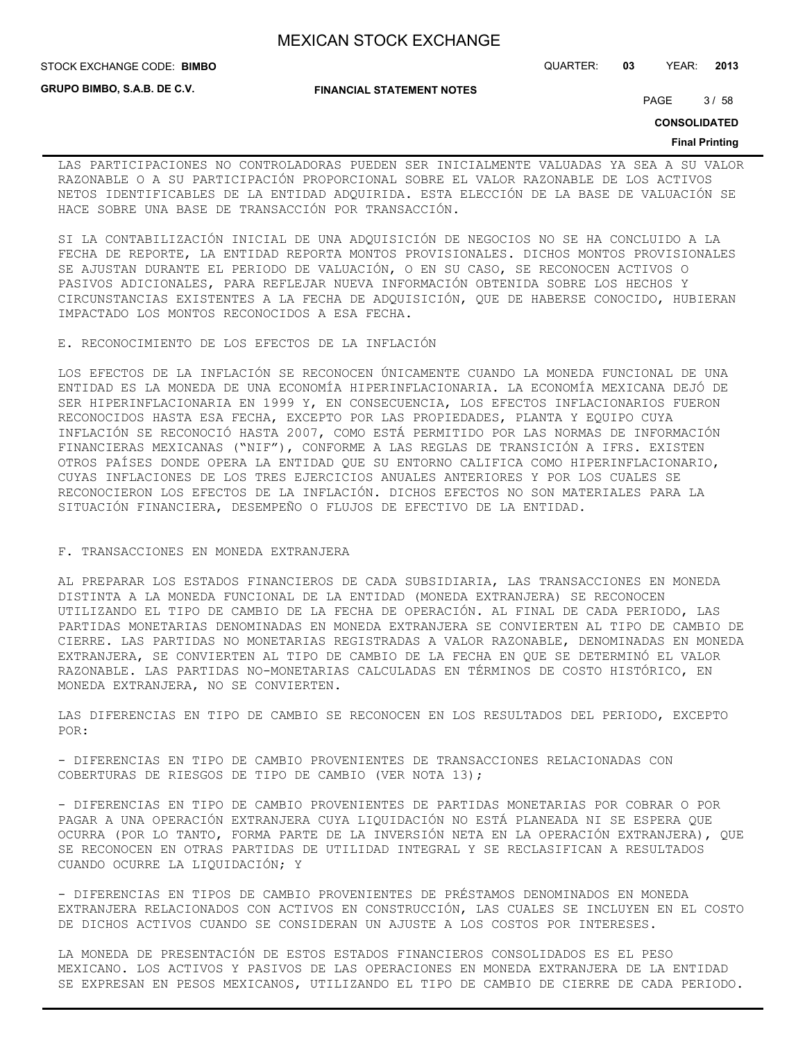LAS PARTICIPACIONES NO CONTROLADORAS PUEDEN SER INICIALMENTE VALUADAS YA SEA A SU VALOR RAZONABLE O A SU PARTICIPACIÓN PROPORCIONAL SOBRE EL VALOR RAZONABLE DE LOS ACTIVOS NETOS IDENTIFICABLES DE LA ENTIDAD ADQUIRIDA. ESTA ELECCIÓN DE LA BASE DE VALUACIÓN SE HACE SOBRE UNA BASE DE TRANSACCIÓN POR TRANSACCIÓN.

SI LA CONTABILIZACIÓN INICIAL DE UNA ADQUISICIÓN DE NEGOCIOS NO SE HA CONCLUIDO A LA FECHA DE REPORTE, LA ENTIDAD REPORTA MONTOS PROVISIONALES. DICHOS MONTOS PROVISIONALES SE AJUSTAN DURANTE EL PERIODO DE VALUACIÓN, O EN SU CASO, SE RECONOCEN ACTIVOS O PASIVOS ADICIONALES, PARA REFLEJAR NUEVA INFORMACIÓN OBTENIDA SOBRE LOS HECHOS Y CIRCUNSTANCIAS EXISTENTES A LA FECHA DE ADQUISICIÓN, QUE DE HABERSE CONOCIDO, HUBIERAN IMPACTADO LOS MONTOS RECONOCIDOS A ESA FECHA.

E. RECONOCIMIENTO DE LOS EFECTOS DE LA INFLACIÓN

LOS EFECTOS DE LA INFLACIÓN SE RECONOCEN ÚNICAMENTE CUANDO LA MONEDA FUNCIONAL DE UNA ENTIDAD ES LA MONEDA DE UNA ECONOMÍA HIPERINFLACIONARIA. LA ECONOMÍA MEXICANA DEJÓ DE SER HIPERINFLACIONARIA EN 1999 Y, EN CONSECUENCIA, LOS EFECTOS INFLACIONARIOS FUERON RECONOCIDOS HASTA ESA FECHA, EXCEPTO POR LAS PROPIEDADES, PLANTA Y EQUIPO CUYA INFLACIÓN SE RECONOCIÓ HASTA 2007, COMO ESTÁ PERMITIDO POR LAS NORMAS DE INFORMACIÓN FINANCIERAS MEXICANAS ("NIF"), CONFORME A LAS REGLAS DE TRANSICIÓN A IFRS. EXISTEN OTROS PAÍSES DONDE OPERA LA ENTIDAD QUE SU ENTORNO CALIFICA COMO HIPERINFLACIONARIO, CUYAS INFLACIONES DE LOS TRES EJERCICIOS ANUALES ANTERIORES Y POR LOS CUALES SE RECONOCIERON LOS EFECTOS DE LA INFLACIÓN. DICHOS EFECTOS NO SON MATERIALES PARA LA SITUACIÓN FINANCIERA, DESEMPEÑO O FLUJOS DE EFECTIVO DE LA ENTIDAD.

F. TRANSACCIONES EN MONEDA EXTRANJERA

AL PREPARAR LOS ESTADOS FINANCIEROS DE CADA SUBSIDIARIA, LAS TRANSACCIONES EN MONEDA DISTINTA A LA MONEDA FUNCIONAL DE LA ENTIDAD (MONEDA EXTRANJERA) SE RECONOCEN UTILIZANDO EL TIPO DE CAMBIO DE LA FECHA DE OPERACIÓN. AL FINAL DE CADA PERIODO, LAS PARTIDAS MONETARIAS DENOMINADAS EN MONEDA EXTRANJERA SE CONVIERTEN AL TIPO DE CAMBIO DE CIERRE. LAS PARTIDAS NO MONETARIAS REGISTRADAS A VALOR RAZONABLE, DENOMINADAS EN MONEDA EXTRANJERA, SE CONVIERTEN AL TIPO DE CAMBIO DE LA FECHA EN QUE SE DETERMINÓ EL VALOR RAZONABLE. LAS PARTIDAS NO-MONETARIAS CALCULADAS EN TÉRMINOS DE COSTO HISTÓRICO, EN MONEDA EXTRANJERA, NO SE CONVIERTEN.

LAS DIFERENCIAS EN TIPO DE CAMBIO SE RECONOCEN EN LOS RESULTADOS DEL PERIODO, EXCEPTO POR:

- DIFERENCIAS EN TIPO DE CAMBIO PROVENIENTES DE TRANSACCIONES RELACIONADAS CON COBERTURAS DE RIESGOS DE TIPO DE CAMBIO (VER NOTA 13);

- DIFERENCIAS EN TIPO DE CAMBIO PROVENIENTES DE PARTIDAS MONETARIAS POR COBRAR O POR PAGAR A UNA OPERACIÓN EXTRANJERA CUYA LIQUIDACIÓN NO ESTÁ PLANEADA NI SE ESPERA QUE OCURRA (POR LO TANTO, FORMA PARTE DE LA INVERSIÓN NETA EN LA OPERACIÓN EXTRANJERA), QUE SE RECONOCEN EN OTRAS PARTIDAS DE UTILIDAD INTEGRAL Y SE RECLASIFICAN A RESULTADOS CUANDO OCURRE LA LIQUIDACIÓN; Y

- DIFERENCIAS EN TIPOS DE CAMBIO PROVENIENTES DE PRÉSTAMOS DENOMINADOS EN MONEDA EXTRANJERA RELACIONADOS CON ACTIVOS EN CONSTRUCCIÓN, LAS CUALES SE INCLUYEN EN EL COSTO DE DICHOS ACTIVOS CUANDO SE CONSIDERAN UN AJUSTE A LOS COSTOS POR INTERESES.

LA MONEDA DE PRESENTACIÓN DE ESTOS ESTADOS FINANCIEROS CONSOLIDADOS ES EL PESO MEXICANO. LOS ACTIVOS Y PASIVOS DE LAS OPERACIONES EN MONEDA EXTRANJERA DE LA ENTIDAD SE EXPRESAN EN PESOS MEXICANOS, UTILIZANDO EL TIPO DE CAMBIO DE CIERRE DE CADA PERIODO.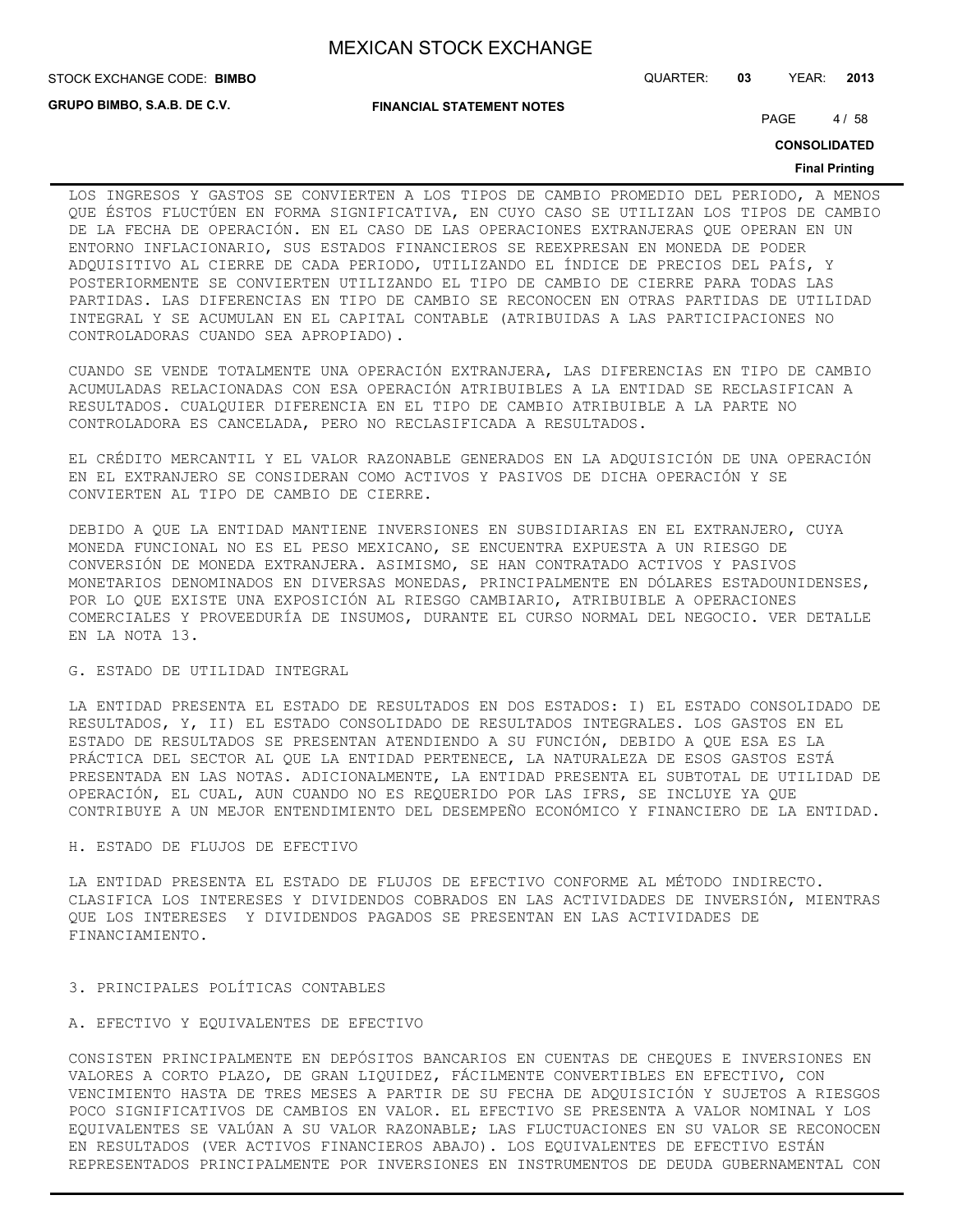LOS INGRESOS Y GASTOS SE CONVIERTEN A LOS TIPOS DE CAMBIO PROMEDIO DEL PERIODO, A MENOS QUE ÉSTOS FLUCTÚEN EN FORMA SIGNIFICATIVA, EN CUYO CASO SE UTILIZAN LOS TIPOS DE CAMBIO DE LA FECHA DE OPERACIÓN. EN EL CASO DE LAS OPERACIONES EXTRANJERAS QUE OPERAN EN UN ENTORNO INFLACIONARIO, SUS ESTADOS FINANCIEROS SE REEXPRESAN EN MONEDA DE PODER ADQUISITIVO AL CIERRE DE CADA PERIODO, UTILIZANDO EL ÍNDICE DE PRECIOS DEL PAÍS, Y POSTERIORMENTE SE CONVIERTEN UTILIZANDO EL TIPO DE CAMBIO DE CIERRE PARA TODAS LAS PARTIDAS. LAS DIFERENCIAS EN TIPO DE CAMBIO SE RECONOCEN EN OTRAS PARTIDAS DE UTILIDAD INTEGRAL Y SE ACUMULAN EN EL CAPITAL CONTABLE (ATRIBUIDAS A LAS PARTICIPACIONES NO CONTROLADORAS CUANDO SEA APROPIADO).

CUANDO SE VENDE TOTALMENTE UNA OPERACIÓN EXTRANJERA, LAS DIFERENCIAS EN TIPO DE CAMBIO ACUMULADAS RELACIONADAS CON ESA OPERACIÓN ATRIBUIBLES A LA ENTIDAD SE RECLASIFICAN A RESULTADOS. CUALQUIER DIFERENCIA EN EL TIPO DE CAMBIO ATRIBUIBLE A LA PARTE NO CONTROLADORA ES CANCELADA, PERO NO RECLASIFICADA A RESULTADOS.

EL CRÉDITO MERCANTIL Y EL VALOR RAZONABLE GENERADOS EN LA ADQUISICIÓN DE UNA OPERACIÓN EN EL EXTRANJERO SE CONSIDERAN COMO ACTIVOS Y PASIVOS DE DICHA OPERACIÓN Y SE CONVIERTEN AL TIPO DE CAMBIO DE CIERRE.

DEBIDO A QUE LA ENTIDAD MANTIENE INVERSIONES EN SUBSIDIARIAS EN EL EXTRANJERO, CUYA MONEDA FUNCIONAL NO ES EL PESO MEXICANO, SE ENCUENTRA EXPUESTA A UN RIESGO DE CONVERSIÓN DE MONEDA EXTRANJERA. ASIMISMO, SE HAN CONTRATADO ACTIVOS Y PASIVOS MONETARIOS DENOMINADOS EN DIVERSAS MONEDAS, PRINCIPALMENTE EN DÓLARES ESTADOUNIDENSES, POR LO QUE EXISTE UNA EXPOSICIÓN AL RIESGO CAMBIARIO, ATRIBUIBLE A OPERACIONES COMERCIALES Y PROVEEDURÍA DE INSUMOS, DURANTE EL CURSO NORMAL DEL NEGOCIO. VER DETALLE EN LA NOTA 13.

G. ESTADO DE UTILIDAD INTEGRAL

LA ENTIDAD PRESENTA EL ESTADO DE RESULTADOS EN DOS ESTADOS: I) EL ESTADO CONSOLIDADO DE RESULTADOS, Y, II) EL ESTADO CONSOLIDADO DE RESULTADOS INTEGRALES. LOS GASTOS EN EL ESTADO DE RESULTADOS SE PRESENTAN ATENDIENDO A SU FUNCIÓN, DEBIDO A QUE ESA ES LA PRÁCTICA DEL SECTOR AL QUE LA ENTIDAD PERTENECE, LA NATURALEZA DE ESOS GASTOS ESTÁ PRESENTADA EN LAS NOTAS. ADICIONALMENTE, LA ENTIDAD PRESENTA EL SUBTOTAL DE UTILIDAD DE OPERACIÓN, EL CUAL, AUN CUANDO NO ES REQUERIDO POR LAS IFRS, SE INCLUYE YA QUE CONTRIBUYE A UN MEJOR ENTENDIMIENTO DEL DESEMPEÑO ECONÓMICO Y FINANCIERO DE LA ENTIDAD.

H. ESTADO DE FLUJOS DE EFECTIVO

LA ENTIDAD PRESENTA EL ESTADO DE FLUJOS DE EFECTIVO CONFORME AL MÉTODO INDIRECTO. CLASIFICA LOS INTERESES Y DIVIDENDOS COBRADOS EN LAS ACTIVIDADES DE INVERSIÓN, MIENTRAS QUE LOS INTERESES Y DIVIDENDOS PAGADOS SE PRESENTAN EN LAS ACTIVIDADES DE FINANCIAMIENTO.

3. PRINCIPALES POLÍTICAS CONTABLES

A. EFECTIVO Y EQUIVALENTES DE EFECTIVO

CONSISTEN PRINCIPALMENTE EN DEPÓSITOS BANCARIOS EN CUENTAS DE CHEQUES E INVERSIONES EN VALORES A CORTO PLAZO, DE GRAN LIQUIDEZ, FÁCILMENTE CONVERTIBLES EN EFECTIVO, CON VENCIMIENTO HASTA DE TRES MESES A PARTIR DE SU FECHA DE ADQUISICIÓN Y SUJETOS A RIESGOS POCO SIGNIFICATIVOS DE CAMBIOS EN VALOR. EL EFECTIVO SE PRESENTA A VALOR NOMINAL Y LOS EQUIVALENTES SE VALÚAN A SU VALOR RAZONABLE; LAS FLUCTUACIONES EN SU VALOR SE RECONOCEN EN RESULTADOS (VER ACTIVOS FINANCIEROS ABAJO). LOS EQUIVALENTES DE EFECTIVO ESTÁN REPRESENTADOS PRINCIPALMENTE POR INVERSIONES EN INSTRUMENTOS DE DEUDA GUBERNAMENTAL CON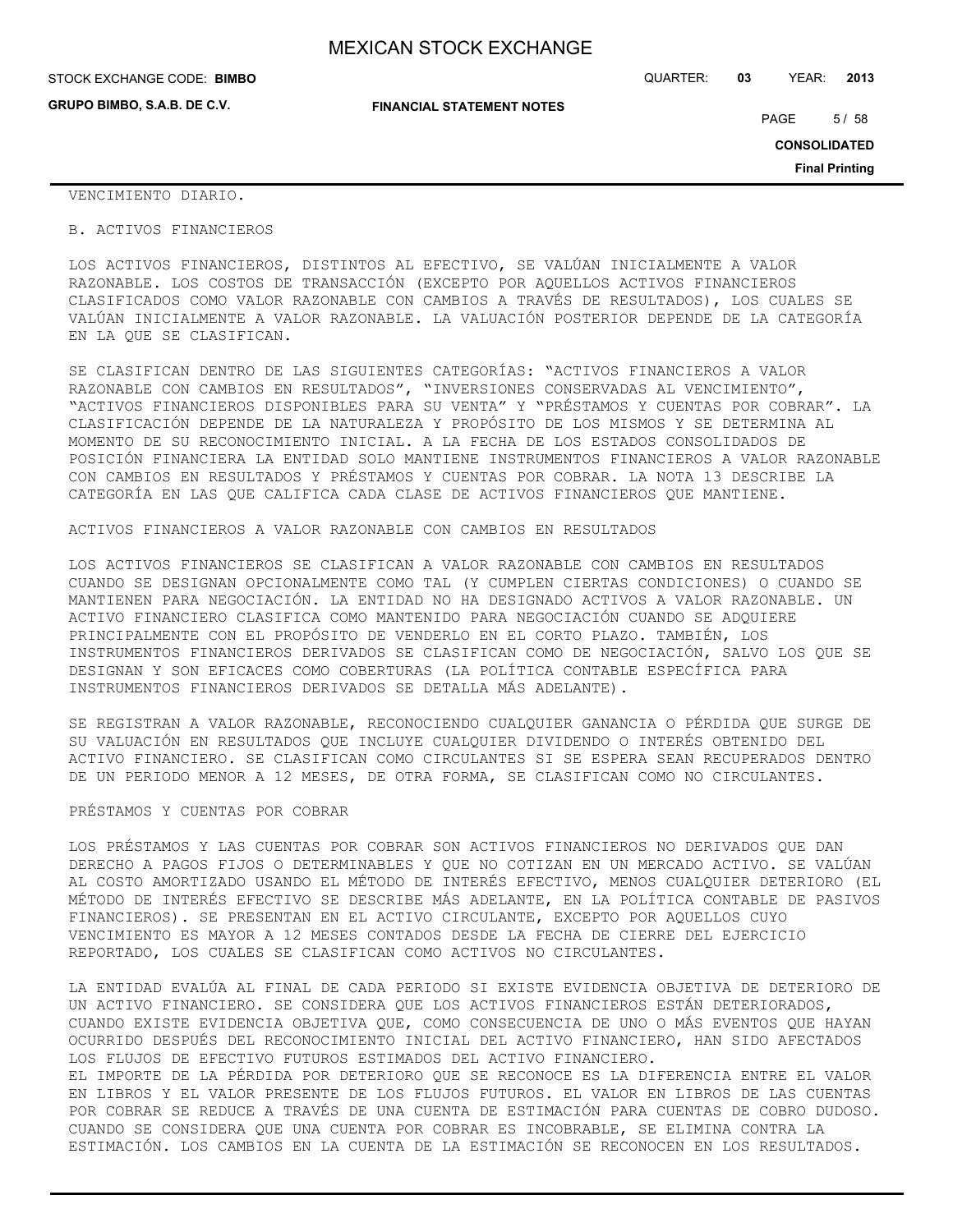VENCIMIENTO DIARIO.

B. ACTIVOS FINANCIEROS

LOS ACTIVOS FINANCIEROS, DISTINTOS AL EFECTIVO, SE VALÚAN INICIALMENTE A VALOR RAZONABLE. LOS COSTOS DE TRANSACCIÓN (EXCEPTO POR AQUELLOS ACTIVOS FINANCIEROS CLASIFICADOS COMO VALOR RAZONABLE CON CAMBIOS A TRAVÉS DE RESULTADOS), LOS CUALES SE VALÚAN INICIALMENTE A VALOR RAZONABLE. LA VALUACIÓN POSTERIOR DEPENDE DE LA CATEGORÍA EN LA QUE SE CLASIFICAN.

SE CLASIFICAN DENTRO DE LAS SIGUIENTES CATEGORÍAS: "ACTIVOS FINANCIEROS A VALOR RAZONABLE CON CAMBIOS EN RESULTADOS", "INVERSIONES CONSERVADAS AL VENCIMIENTO", "ACTIVOS FINANCIEROS DISPONIBLES PARA SU VENTA" Y "PRÉSTAMOS Y CUENTAS POR COBRAR". LA CLASIFICACIÓN DEPENDE DE LA NATURALEZA Y PROPÓSITO DE LOS MISMOS Y SE DETERMINA AL MOMENTO DE SU RECONOCIMIENTO INICIAL. A LA FECHA DE LOS ESTADOS CONSOLIDADOS DE POSICIÓN FINANCIERA LA ENTIDAD SOLO MANTIENE INSTRUMENTOS FINANCIEROS A VALOR RAZONABLE CON CAMBIOS EN RESULTADOS Y PRÉSTAMOS Y CUENTAS POR COBRAR. LA NOTA 13 DESCRIBE LA CATEGORÍA EN LAS QUE CALIFICA CADA CLASE DE ACTIVOS FINANCIEROS QUE MANTIENE.

ACTIVOS FINANCIEROS A VALOR RAZONABLE CON CAMBIOS EN RESULTADOS

LOS ACTIVOS FINANCIEROS SE CLASIFICAN A VALOR RAZONABLE CON CAMBIOS EN RESULTADOS CUANDO SE DESIGNAN OPCIONALMENTE COMO TAL (Y CUMPLEN CIERTAS CONDICIONES) O CUANDO SE MANTIENEN PARA NEGOCIACIÓN. LA ENTIDAD NO HA DESIGNADO ACTIVOS A VALOR RAZONABLE. UN ACTIVO FINANCIERO CLASIFICA COMO MANTENIDO PARA NEGOCIACIÓN CUANDO SE ADQUIERE PRINCIPALMENTE CON EL PROPÓSITO DE VENDERLO EN EL CORTO PLAZO. TAMBIÉN, LOS INSTRUMENTOS FINANCIEROS DERIVADOS SE CLASIFICAN COMO DE NEGOCIACIÓN, SALVO LOS QUE SE DESIGNAN Y SON EFICACES COMO COBERTURAS (LA POLÍTICA CONTABLE ESPECÍFICA PARA INSTRUMENTOS FINANCIEROS DERIVADOS SE DETALLA MÁS ADELANTE).

SE REGISTRAN A VALOR RAZONABLE, RECONOCIENDO CUALQUIER GANANCIA O PÉRDIDA QUE SURGE DE SU VALUACIÓN EN RESULTADOS QUE INCLUYE CUALQUIER DIVIDENDO O INTERÉS OBTENIDO DEL ACTIVO FINANCIERO. SE CLASIFICAN COMO CIRCULANTES SI SE ESPERA SEAN RECUPERADOS DENTRO DE UN PERIODO MENOR A 12 MESES, DE OTRA FORMA, SE CLASIFICAN COMO NO CIRCULANTES.

PRÉSTAMOS Y CUENTAS POR COBRAR

LOS PRÉSTAMOS Y LAS CUENTAS POR COBRAR SON ACTIVOS FINANCIEROS NO DERIVADOS QUE DAN DERECHO A PAGOS FIJOS O DETERMINABLES Y QUE NO COTIZAN EN UN MERCADO ACTIVO. SE VALÚAN AL COSTO AMORTIZADO USANDO EL MÉTODO DE INTERÉS EFECTIVO, MENOS CUALQUIER DETERIORO (EL MÉTODO DE INTERÉS EFECTIVO SE DESCRIBE MÁS ADELANTE, EN LA POLÍTICA CONTABLE DE PASIVOS FINANCIEROS). SE PRESENTAN EN EL ACTIVO CIRCULANTE, EXCEPTO POR AQUELLOS CUYO VENCIMIENTO ES MAYOR A 12 MESES CONTADOS DESDE LA FECHA DE CIERRE DEL EJERCICIO REPORTADO, LOS CUALES SE CLASIFICAN COMO ACTIVOS NO CIRCULANTES.

LA ENTIDAD EVALÚA AL FINAL DE CADA PERIODO SI EXISTE EVIDENCIA OBJETIVA DE DETERIORO DE UN ACTIVO FINANCIERO. SE CONSIDERA QUE LOS ACTIVOS FINANCIEROS ESTÁN DETERIORADOS, CUANDO EXISTE EVIDENCIA OBJETIVA QUE, COMO CONSECUENCIA DE UNO O MÁS EVENTOS QUE HAYAN OCURRIDO DESPUÉS DEL RECONOCIMIENTO INICIAL DEL ACTIVO FINANCIERO, HAN SIDO AFECTADOS LOS FLUJOS DE EFECTIVO FUTUROS ESTIMADOS DEL ACTIVO FINANCIERO.
EL IMPORTE DE LA PÉRDIDA POR DETERIORO QUE SE RECONOCE ES LA DIFERENCIA ENTRE EL VALOR EN LIBROS Y EL VALOR PRESENTE DE LOS FLUJOS FUTUROS. EL VALOR EN LIBROS DE LAS CUENTAS POR COBRAR SE REDUCE A TRAVÉS DE UNA CUENTA DE ESTIMACIÓN PARA CUENTAS DE COBRO DUDOSO. CUANDO SE CONSIDERA QUE UNA CUENTA POR COBRAR ES INCOBRABLE, SE ELIMINA CONTRA LA ESTIMACIÓN. LOS CAMBIOS EN LA CUENTA DE LA ESTIMACIÓN SE RECONOCEN EN LOS RESULTADOS.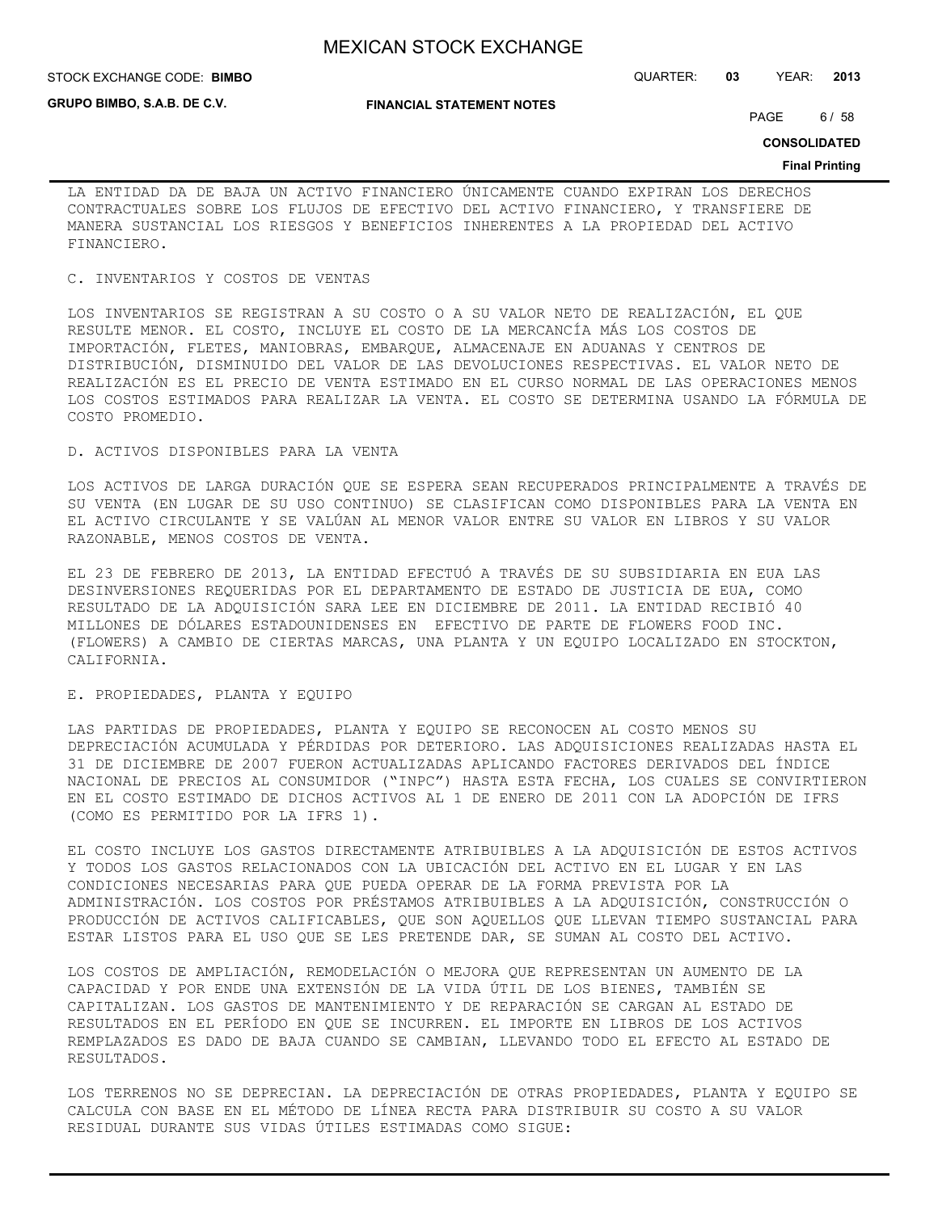LA ENTIDAD DA DE BAJA UN ACTIVO FINANCIERO ÚNICAMENTE CUANDO EXPIRAN LOS DERECHOS CONTRACTUALES SOBRE LOS FLUJOS DE EFECTIVO DEL ACTIVO FINANCIERO, Y TRANSFIERE DE MANERA SUSTANCIAL LOS RIESGOS Y BENEFICIOS INHERENTES A LA PROPIEDAD DEL ACTIVO FINANCIERO.

C. INVENTARIOS Y COSTOS DE VENTAS

LOS INVENTARIOS SE REGISTRAN A SU COSTO O A SU VALOR NETO DE REALIZACIÓN, EL QUE RESULTE MENOR. EL COSTO, INCLUYE EL COSTO DE LA MERCANCÍA MÁS LOS COSTOS DE IMPORTACIÓN, FLETES, MANIOBRAS, EMBARQUE, ALMACENAJE EN ADUANAS Y CENTROS DE DISTRIBUCIÓN, DISMINUIDO DEL VALOR DE LAS DEVOLUCIONES RESPECTIVAS. EL VALOR NETO DE REALIZACIÓN ES EL PRECIO DE VENTA ESTIMADO EN EL CURSO NORMAL DE LAS OPERACIONES MENOS LOS COSTOS ESTIMADOS PARA REALIZAR LA VENTA. EL COSTO SE DETERMINA USANDO LA FÓRMULA DE COSTO PROMEDIO.

D. ACTIVOS DISPONIBLES PARA LA VENTA

LOS ACTIVOS DE LARGA DURACIÓN QUE SE ESPERA SEAN RECUPERADOS PRINCIPALMENTE A TRAVÉS DE SU VENTA (EN LUGAR DE SU USO CONTINUO) SE CLASIFICAN COMO DISPONIBLES PARA LA VENTA EN EL ACTIVO CIRCULANTE Y SE VALÚAN AL MENOR VALOR ENTRE SU VALOR EN LIBROS Y SU VALOR RAZONABLE, MENOS COSTOS DE VENTA.

EL 23 DE FEBRERO DE 2013, LA ENTIDAD EFECTUÓ A TRAVÉS DE SU SUBSIDIARIA EN EUA LAS DESINVERSIONES REQUERIDAS POR EL DEPARTAMENTO DE ESTADO DE JUSTICIA DE EUA, COMO RESULTADO DE LA ADQUISICIÓN SARA LEE EN DICIEMBRE DE 2011. LA ENTIDAD RECIBIÓ 40 MILLONES DE DÓLARES ESTADOUNIDENSES EN EFECTIVO DE PARTE DE FLOWERS FOOD INC. (FLOWERS) A CAMBIO DE CIERTAS MARCAS, UNA PLANTA Y UN EQUIPO LOCALIZADO EN STOCKTON, CALIFORNIA.

E. PROPIEDADES, PLANTA Y EQUIPO

LAS PARTIDAS DE PROPIEDADES, PLANTA Y EQUIPO SE RECONOCEN AL COSTO MENOS SU DEPRECIACIÓN ACUMULADA Y PÉRDIDAS POR DETERIORO. LAS ADQUISICIONES REALIZADAS HASTA EL 31 DE DICIEMBRE DE 2007 FUERON ACTUALIZADAS APLICANDO FACTORES DERIVADOS DEL ÍNDICE NACIONAL DE PRECIOS AL CONSUMIDOR ("INPC") HASTA ESTA FECHA, LOS CUALES SE CONVIRTIERON EN EL COSTO ESTIMADO DE DICHOS ACTIVOS AL 1 DE ENERO DE 2011 CON LA ADOPCIÓN DE IFRS (COMO ES PERMITIDO POR LA IFRS 1).

EL COSTO INCLUYE LOS GASTOS DIRECTAMENTE ATRIBUIBLES A LA ADQUISICIÓN DE ESTOS ACTIVOS Y TODOS LOS GASTOS RELACIONADOS CON LA UBICACIÓN DEL ACTIVO EN EL LUGAR Y EN LAS CONDICIONES NECESARIAS PARA QUE PUEDA OPERAR DE LA FORMA PREVISTA POR LA ADMINISTRACIÓN. LOS COSTOS POR PRÉSTAMOS ATRIBUIBLES A LA ADQUISICIÓN, CONSTRUCCIÓN O PRODUCCIÓN DE ACTIVOS CALIFICABLES, QUE SON AQUELLOS QUE LLEVAN TIEMPO SUSTANCIAL PARA ESTAR LISTOS PARA EL USO QUE SE LES PRETENDE DAR, SE SUMAN AL COSTO DEL ACTIVO.

LOS COSTOS DE AMPLIACIÓN, REMODELACIÓN O MEJORA QUE REPRESENTAN UN AUMENTO DE LA CAPACIDAD Y POR ENDE UNA EXTENSIÓN DE LA VIDA ÚTIL DE LOS BIENES, TAMBIÉN SE CAPITALIZAN. LOS GASTOS DE MANTENIMIENTO Y DE REPARACIÓN SE CARGAN AL ESTADO DE RESULTADOS EN EL PERÍODO EN QUE SE INCURREN. EL IMPORTE EN LIBROS DE LOS ACTIVOS REMPLAZADOS ES DADO DE BAJA CUANDO SE CAMBIAN, LLEVANDO TODO EL EFECTO AL ESTADO DE RESULTADOS.

LOS TERRENOS NO SE DEPRECIAN. LA DEPRECIACIÓN DE OTRAS PROPIEDADES, PLANTA Y EQUIPO SE CALCULA CON BASE EN EL MÉTODO DE LÍNEA RECTA PARA DISTRIBUIR SU COSTO A SU VALOR RESIDUAL DURANTE SUS VIDAS ÚTILES ESTIMADAS COMO SIGUE: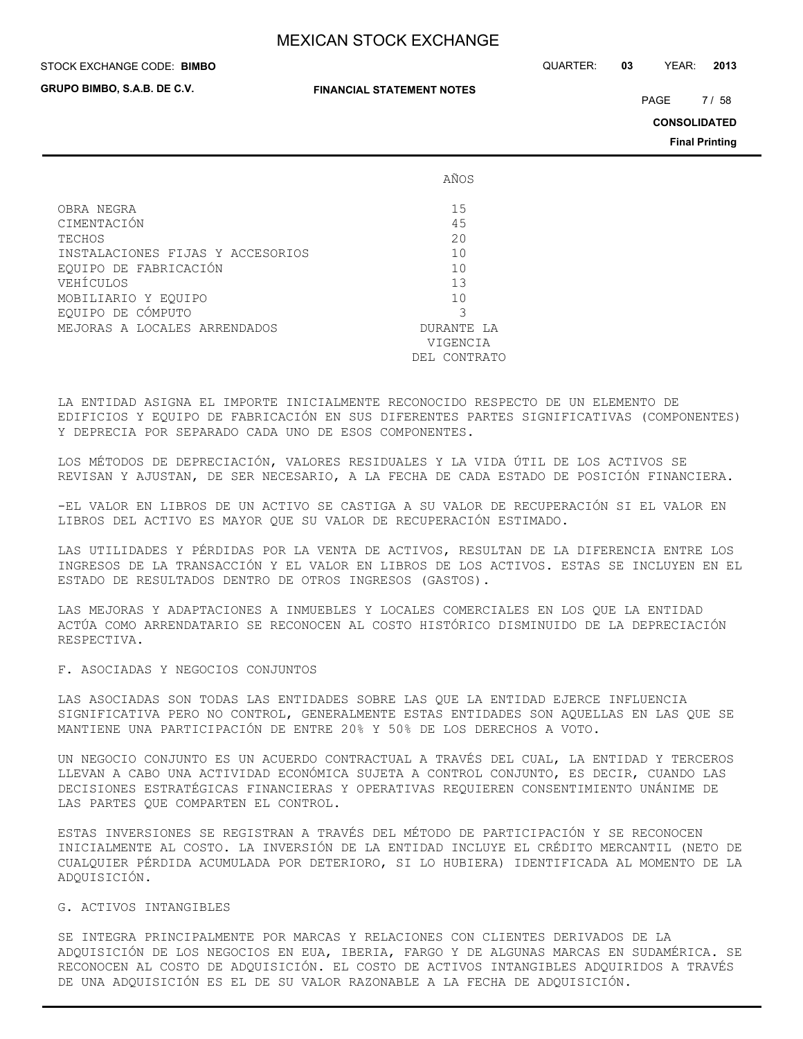| | AÑOS |
|---|---|
| OBRA NEGRA | 15 |
| CIMENTACIÓN | 45 |
| TECHOS | 20 |
| INSTALACIONES FIJAS Y ACCESORIOS | 10 |
| EQUIPO DE FABRICACIÓN | 10 |
| VEHÍCULOS | 13 |
| MOBILIARIO Y EQUIPO | 10 |
| EQUIPO DE CÓMPUTO | 3 |
| MEJORAS A LOCALES ARRENDADOS | DURANTE LA VIGENCIA DEL CONTRATO |

LA ENTIDAD ASIGNA EL IMPORTE INICIALMENTE RECONOCIDO RESPECTO DE UN ELEMENTO DE EDIFICIOS Y EQUIPO DE FABRICACIÓN EN SUS DIFERENTES PARTES SIGNIFICATIVAS (COMPONENTES) Y DEPRECIA POR SEPARADO CADA UNO DE ESOS COMPONENTES.

LOS MÉTODOS DE DEPRECIACIÓN, VALORES RESIDUALES Y LA VIDA ÚTIL DE LOS ACTIVOS SE REVISAN Y AJUSTAN, DE SER NECESARIO, A LA FECHA DE CADA ESTADO DE POSICIÓN FINANCIERA.

-EL VALOR EN LIBROS DE UN ACTIVO SE CASTIGA A SU VALOR DE RECUPERACIÓN SI EL VALOR EN LIBROS DEL ACTIVO ES MAYOR QUE SU VALOR DE RECUPERACIÓN ESTIMADO.

LAS UTILIDADES Y PÉRDIDAS POR LA VENTA DE ACTIVOS, RESULTAN DE LA DIFERENCIA ENTRE LOS INGRESOS DE LA TRANSACCIÓN Y EL VALOR EN LIBROS DE LOS ACTIVOS. ESTAS SE INCLUYEN EN EL ESTADO DE RESULTADOS DENTRO DE OTROS INGRESOS (GASTOS).

LAS MEJORAS Y ADAPTACIONES A INMUEBLES Y LOCALES COMERCIALES EN LOS QUE LA ENTIDAD ACTÚA COMO ARRENDATARIO SE RECONOCEN AL COSTO HISTÓRICO DISMINUIDO DE LA DEPRECIACIÓN RESPECTIVA.

F. ASOCIADAS Y NEGOCIOS CONJUNTOS

LAS ASOCIADAS SON TODAS LAS ENTIDADES SOBRE LAS QUE LA ENTIDAD EJERCE INFLUENCIA SIGNIFICATIVA PERO NO CONTROL, GENERALMENTE ESTAS ENTIDADES SON AQUELLAS EN LAS QUE SE MANTIENE UNA PARTICIPACIÓN DE ENTRE 20% Y 50% DE LOS DERECHOS A VOTO.

UN NEGOCIO CONJUNTO ES UN ACUERDO CONTRACTUAL A TRAVÉS DEL CUAL, LA ENTIDAD Y TERCEROS LLEVAN A CABO UNA ACTIVIDAD ECONÓMICA SUJETA A CONTROL CONJUNTO, ES DECIR, CUANDO LAS DECISIONES ESTRATÉGICAS FINANCIERAS Y OPERATIVAS REQUIEREN CONSENTIMIENTO UNÁNIME DE LAS PARTES QUE COMPARTEN EL CONTROL.

ESTAS INVERSIONES SE REGISTRAN A TRAVÉS DEL MÉTODO DE PARTICIPACIÓN Y SE RECONOCEN INICIALMENTE AL COSTO. LA INVERSIÓN DE LA ENTIDAD INCLUYE EL CRÉDITO MERCANTIL (NETO DE CUALQUIER PÉRDIDA ACUMULADA POR DETERIORO, SI LO HUBIERA) IDENTIFICADA AL MOMENTO DE LA ADQUISICIÓN.

G. ACTIVOS INTANGIBLES

SE INTEGRA PRINCIPALMENTE POR MARCAS Y RELACIONES CON CLIENTES DERIVADOS DE LA ADQUISICIÓN DE LOS NEGOCIOS EN EUA, IBERIA, FARGO Y DE ALGUNAS MARCAS EN SUDAMÉRICA. SE RECONOCEN AL COSTO DE ADQUISICIÓN. EL COSTO DE ACTIVOS INTANGIBLES ADQUIRIDOS A TRAVÉS DE UNA ADQUISICIÓN ES EL DE SU VALOR RAZONABLE A LA FECHA DE ADQUISICIÓN.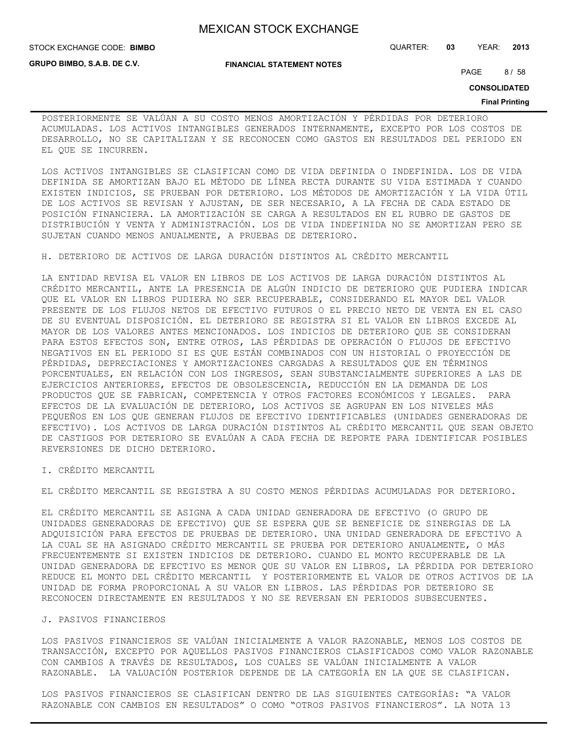POSTERIORMENTE SE VALÚAN A SU COSTO MENOS AMORTIZACIÓN Y PÉRDIDAS POR DETERIORO ACUMULADAS. LOS ACTIVOS INTANGIBLES GENERADOS INTERNAMENTE, EXCEPTO POR LOS COSTOS DE DESARROLLO, NO SE CAPITALIZAN Y SE RECONOCEN COMO GASTOS EN RESULTADOS DEL PERIODO EN EL QUE SE INCURREN.

LOS ACTIVOS INTANGIBLES SE CLASIFICAN COMO DE VIDA DEFINIDA O INDEFINIDA. LOS DE VIDA DEFINIDA SE AMORTIZAN BAJO EL MÉTODO DE LÍNEA RECTA DURANTE SU VIDA ESTIMADA Y CUANDO EXISTEN INDICIOS, SE PRUEBAN POR DETERIORO. LOS MÉTODOS DE AMORTIZACIÓN Y LA VIDA ÚTIL DE LOS ACTIVOS SE REVISAN Y AJUSTAN, DE SER NECESARIO, A LA FECHA DE CADA ESTADO DE POSICIÓN FINANCIERA. LA AMORTIZACIÓN SE CARGA A RESULTADOS EN EL RUBRO DE GASTOS DE DISTRIBUCIÓN Y VENTA Y ADMINISTRACIÓN. LOS DE VIDA INDEFINIDA NO SE AMORTIZAN PERO SE SUJETAN CUANDO MENOS ANUALMENTE, A PRUEBAS DE DETERIORO.

H. DETERIORO DE ACTIVOS DE LARGA DURACIÓN DISTINTOS AL CRÉDITO MERCANTIL

LA ENTIDAD REVISA EL VALOR EN LIBROS DE LOS ACTIVOS DE LARGA DURACIÓN DISTINTOS AL CRÉDITO MERCANTIL, ANTE LA PRESENCIA DE ALGÚN INDICIO DE DETERIORO QUE PUDIERA INDICAR QUE EL VALOR EN LIBROS PUDIERA NO SER RECUPERABLE, CONSIDERANDO EL MAYOR DEL VALOR PRESENTE DE LOS FLUJOS NETOS DE EFECTIVO FUTUROS O EL PRECIO NETO DE VENTA EN EL CASO DE SU EVENTUAL DISPOSICIÓN. EL DETERIORO SE REGISTRA SI EL VALOR EN LIBROS EXCEDE AL MAYOR DE LOS VALORES ANTES MENCIONADOS. LOS INDICIOS DE DETERIORO QUE SE CONSIDERAN PARA ESTOS EFECTOS SON, ENTRE OTROS, LAS PÉRDIDAS DE OPERACIÓN O FLUJOS DE EFECTIVO NEGATIVOS EN EL PERIODO SI ES QUE ESTÁN COMBINADOS CON UN HISTORIAL O PROYECCIÓN DE PÉRDIDAS, DEPRECIACIONES Y AMORTIZACIONES CARGADAS A RESULTADOS QUE EN TÉRMINOS PORCENTUALES, EN RELACIÓN CON LOS INGRESOS, SEAN SUBSTANCIALMENTE SUPERIORES A LAS DE EJERCICIOS ANTERIORES, EFECTOS DE OBSOLESCENCIA, REDUCCIÓN EN LA DEMANDA DE LOS PRODUCTOS QUE SE FABRICAN, COMPETENCIA Y OTROS FACTORES ECONÓMICOS Y LEGALES. PARA EFECTOS DE LA EVALUACIÓN DE DETERIORO, LOS ACTIVOS SE AGRUPAN EN LOS NIVELES MÁS PEQUEÑOS EN LOS QUE GENERAN FLUJOS DE EFECTIVO IDENTIFICABLES (UNIDADES GENERADORAS DE EFECTIVO). LOS ACTIVOS DE LARGA DURACIÓN DISTINTOS AL CRÉDITO MERCANTIL QUE SEAN OBJETO DE CASTIGOS POR DETERIORO SE EVALÚAN A CADA FECHA DE REPORTE PARA IDENTIFICAR POSIBLES REVERSIONES DE DICHO DETERIORO.

I. CRÉDITO MERCANTIL

EL CRÉDITO MERCANTIL SE REGISTRA A SU COSTO MENOS PÉRDIDAS ACUMULADAS POR DETERIORO.

EL CRÉDITO MERCANTIL SE ASIGNA A CADA UNIDAD GENERADORA DE EFECTIVO (O GRUPO DE UNIDADES GENERADORAS DE EFECTIVO) QUE SE ESPERA QUE SE BENEFICIE DE SINERGIAS DE LA ADQUISICIÓN PARA EFECTOS DE PRUEBAS DE DETERIORO. UNA UNIDAD GENERADORA DE EFECTIVO A LA CUAL SE HA ASIGNADO CRÉDITO MERCANTIL SE PRUEBA POR DETERIORO ANUALMENTE, O MÁS FRECUENTEMENTE SI EXISTEN INDICIOS DE DETERIORO. CUANDO EL MONTO RECUPERABLE DE LA UNIDAD GENERADORA DE EFECTIVO ES MENOR QUE SU VALOR EN LIBROS, LA PÉRDIDA POR DETERIORO REDUCE EL MONTO DEL CRÉDITO MERCANTIL Y POSTERIORMENTE EL VALOR DE OTROS ACTIVOS DE LA UNIDAD DE FORMA PROPORCIONAL A SU VALOR EN LIBROS. LAS PÉRDIDAS POR DETERIORO SE RECONOCEN DIRECTAMENTE EN RESULTADOS Y NO SE REVERSAN EN PERIODOS SUBSECUENTES.

J. PASIVOS FINANCIEROS

LOS PASIVOS FINANCIEROS SE VALÚAN INICIALMENTE A VALOR RAZONABLE, MENOS LOS COSTOS DE TRANSACCIÓN, EXCEPTO POR AQUELLOS PASIVOS FINANCIEROS CLASIFICADOS COMO VALOR RAZONABLE CON CAMBIOS A TRAVÉS DE RESULTADOS, LOS CUALES SE VALÚAN INICIALMENTE A VALOR RAZONABLE. LA VALUACIÓN POSTERIOR DEPENDE DE LA CATEGORÍA EN LA QUE SE CLASIFICAN.

LOS PASIVOS FINANCIEROS SE CLASIFICAN DENTRO DE LAS SIGUIENTES CATEGORÍAS: "A VALOR RAZONABLE CON CAMBIOS EN RESULTADOS" O COMO "OTROS PASIVOS FINANCIEROS". LA NOTA 13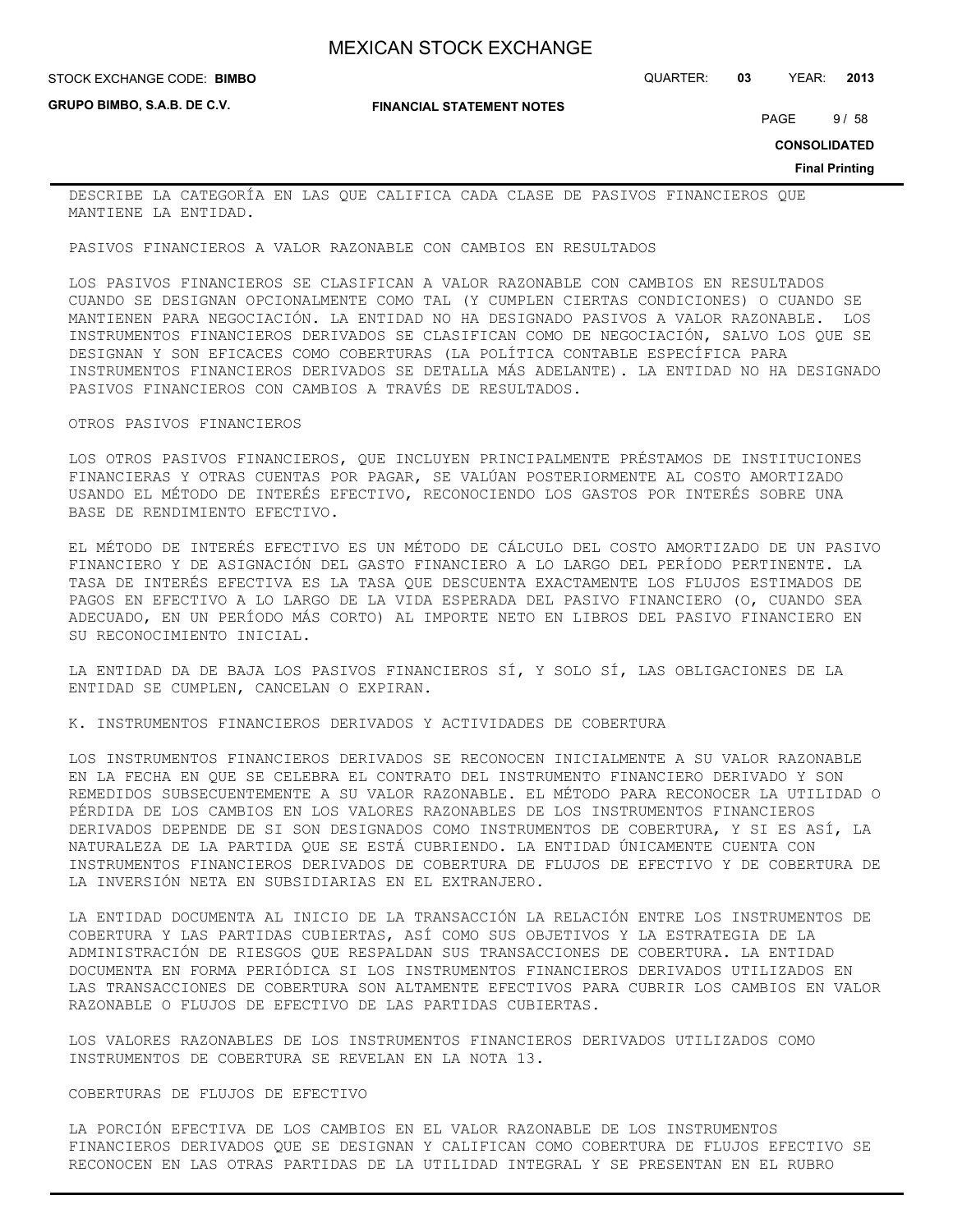DESCRIBE LA CATEGORÍA EN LAS QUE CALIFICA CADA CLASE DE PASIVOS FINANCIEROS QUE MANTIENE LA ENTIDAD.

PASIVOS FINANCIEROS A VALOR RAZONABLE CON CAMBIOS EN RESULTADOS

LOS PASIVOS FINANCIEROS SE CLASIFICAN A VALOR RAZONABLE CON CAMBIOS EN RESULTADOS CUANDO SE DESIGNAN OPCIONALMENTE COMO TAL (Y CUMPLEN CIERTAS CONDICIONES) O CUANDO SE MANTIENEN PARA NEGOCIACIÓN. LA ENTIDAD NO HA DESIGNADO PASIVOS A VALOR RAZONABLE. LOS INSTRUMENTOS FINANCIEROS DERIVADOS SE CLASIFICAN COMO DE NEGOCIACIÓN, SALVO LOS QUE SE DESIGNAN Y SON EFICACES COMO COBERTURAS (LA POLÍTICA CONTABLE ESPECÍFICA PARA INSTRUMENTOS FINANCIEROS DERIVADOS SE DETALLA MÁS ADELANTE). LA ENTIDAD NO HA DESIGNADO PASIVOS FINANCIEROS CON CAMBIOS A TRAVÉS DE RESULTADOS.

OTROS PASIVOS FINANCIEROS

LOS OTROS PASIVOS FINANCIEROS, QUE INCLUYEN PRINCIPALMENTE PRÉSTAMOS DE INSTITUCIONES FINANCIERAS Y OTRAS CUENTAS POR PAGAR, SE VALÚAN POSTERIORMENTE AL COSTO AMORTIZADO USANDO EL MÉTODO DE INTERÉS EFECTIVO, RECONOCIENDO LOS GASTOS POR INTERÉS SOBRE UNA BASE DE RENDIMIENTO EFECTIVO.

EL MÉTODO DE INTERÉS EFECTIVO ES UN MÉTODO DE CÁLCULO DEL COSTO AMORTIZADO DE UN PASIVO FINANCIERO Y DE ASIGNACIÓN DEL GASTO FINANCIERO A LO LARGO DEL PERÍODO PERTINENTE. LA TASA DE INTERÉS EFECTIVA ES LA TASA QUE DESCUENTA EXACTAMENTE LOS FLUJOS ESTIMADOS DE PAGOS EN EFECTIVO A LO LARGO DE LA VIDA ESPERADA DEL PASIVO FINANCIERO (O, CUANDO SEA ADECUADO, EN UN PERÍODO MÁS CORTO) AL IMPORTE NETO EN LIBROS DEL PASIVO FINANCIERO EN SU RECONOCIMIENTO INICIAL.

LA ENTIDAD DA DE BAJA LOS PASIVOS FINANCIEROS SÍ, Y SOLO SÍ, LAS OBLIGACIONES DE LA ENTIDAD SE CUMPLEN, CANCELAN O EXPIRAN.

K. INSTRUMENTOS FINANCIEROS DERIVADOS Y ACTIVIDADES DE COBERTURA

LOS INSTRUMENTOS FINANCIEROS DERIVADOS SE RECONOCEN INICIALMENTE A SU VALOR RAZONABLE EN LA FECHA EN QUE SE CELEBRA EL CONTRATO DEL INSTRUMENTO FINANCIERO DERIVADO Y SON REMEDIDOS SUBSECUENTEMENTE A SU VALOR RAZONABLE. EL MÉTODO PARA RECONOCER LA UTILIDAD O PÉRDIDA DE LOS CAMBIOS EN LOS VALORES RAZONABLES DE LOS INSTRUMENTOS FINANCIEROS DERIVADOS DEPENDE DE SI SON DESIGNADOS COMO INSTRUMENTOS DE COBERTURA, Y SI ES ASÍ, LA NATURALEZA DE LA PARTIDA QUE SE ESTÁ CUBRIENDO. LA ENTIDAD ÚNICAMENTE CUENTA CON INSTRUMENTOS FINANCIEROS DERIVADOS DE COBERTURA DE FLUJOS DE EFECTIVO Y DE COBERTURA DE LA INVERSIÓN NETA EN SUBSIDIARIAS EN EL EXTRANJERO.

LA ENTIDAD DOCUMENTA AL INICIO DE LA TRANSACCIÓN LA RELACIÓN ENTRE LOS INSTRUMENTOS DE COBERTURA Y LAS PARTIDAS CUBIERTAS, ASÍ COMO SUS OBJETIVOS Y LA ESTRATEGIA DE LA ADMINISTRACIÓN DE RIESGOS QUE RESPALDAN SUS TRANSACCIONES DE COBERTURA. LA ENTIDAD DOCUMENTA EN FORMA PERIÓDICA SI LOS INSTRUMENTOS FINANCIEROS DERIVADOS UTILIZADOS EN LAS TRANSACCIONES DE COBERTURA SON ALTAMENTE EFECTIVOS PARA CUBRIR LOS CAMBIOS EN VALOR RAZONABLE O FLUJOS DE EFECTIVO DE LAS PARTIDAS CUBIERTAS.

LOS VALORES RAZONABLES DE LOS INSTRUMENTOS FINANCIEROS DERIVADOS UTILIZADOS COMO INSTRUMENTOS DE COBERTURA SE REVELAN EN LA NOTA 13.

COBERTURAS DE FLUJOS DE EFECTIVO

LA PORCIÓN EFECTIVA DE LOS CAMBIOS EN EL VALOR RAZONABLE DE LOS INSTRUMENTOS FINANCIEROS DERIVADOS QUE SE DESIGNAN Y CALIFICAN COMO COBERTURA DE FLUJOS EFECTIVO SE RECONOCEN EN LAS OTRAS PARTIDAS DE LA UTILIDAD INTEGRAL Y SE PRESENTAN EN EL RUBRO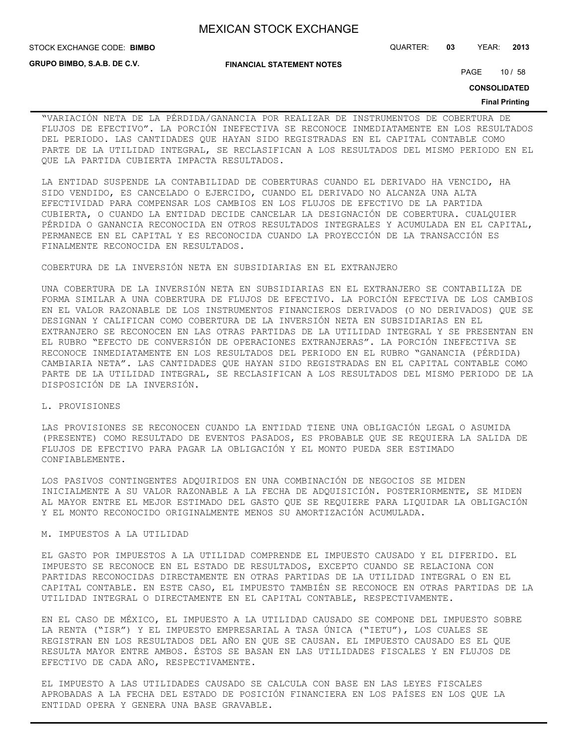"VARIACIÓN NETA DE LA PÉRDIDA/GANANCIA POR REALIZAR DE INSTRUMENTOS DE COBERTURA DE FLUJOS DE EFECTIVO". LA PORCIÓN INEFECTIVA SE RECONOCE INMEDIATAMENTE EN LOS RESULTADOS DEL PERIODO. LAS CANTIDADES QUE HAYAN SIDO REGISTRADAS EN EL CAPITAL CONTABLE COMO PARTE DE LA UTILIDAD INTEGRAL, SE RECLASIFICAN A LOS RESULTADOS DEL MISMO PERIODO EN EL QUE LA PARTIDA CUBIERTA IMPACTA RESULTADOS.

LA ENTIDAD SUSPENDE LA CONTABILIDAD DE COBERTURAS CUANDO EL DERIVADO HA VENCIDO, HA SIDO VENDIDO, ES CANCELADO O EJERCIDO, CUANDO EL DERIVADO NO ALCANZA UNA ALTA EFECTIVIDAD PARA COMPENSAR LOS CAMBIOS EN LOS FLUJOS DE EFECTIVO DE LA PARTIDA CUBIERTA, O CUANDO LA ENTIDAD DECIDE CANCELAR LA DESIGNACIÓN DE COBERTURA. CUALQUIER PÉRDIDA O GANANCIA RECONOCIDA EN OTROS RESULTADOS INTEGRALES Y ACUMULADA EN EL CAPITAL, PERMANECE EN EL CAPITAL Y ES RECONOCIDA CUANDO LA PROYECCIÓN DE LA TRANSACCIÓN ES FINALMENTE RECONOCIDA EN RESULTADOS.

COBERTURA DE LA INVERSIÓN NETA EN SUBSIDIARIAS EN EL EXTRANJERO

UNA COBERTURA DE LA INVERSIÓN NETA EN SUBSIDIARIAS EN EL EXTRANJERO SE CONTABILIZA DE FORMA SIMILAR A UNA COBERTURA DE FLUJOS DE EFECTIVO. LA PORCIÓN EFECTIVA DE LOS CAMBIOS EN EL VALOR RAZONABLE DE LOS INSTRUMENTOS FINANCIEROS DERIVADOS (O NO DERIVADOS) QUE SE DESIGNAN Y CALIFICAN COMO COBERTURA DE LA INVERSIÓN NETA EN SUBSIDIARIAS EN EL EXTRANJERO SE RECONOCEN EN LAS OTRAS PARTIDAS DE LA UTILIDAD INTEGRAL Y SE PRESENTAN EN EL RUBRO "EFECTO DE CONVERSIÓN DE OPERACIONES EXTRANJERAS". LA PORCIÓN INEFECTIVA SE RECONOCE INMEDIATAMENTE EN LOS RESULTADOS DEL PERIODO EN EL RUBRO "GANANCIA (PÉRDIDA) CAMBIARIA NETA". LAS CANTIDADES QUE HAYAN SIDO REGISTRADAS EN EL CAPITAL CONTABLE COMO PARTE DE LA UTILIDAD INTEGRAL, SE RECLASIFICAN A LOS RESULTADOS DEL MISMO PERIODO DE LA DISPOSICIÓN DE LA INVERSIÓN.

L. PROVISIONES

LAS PROVISIONES SE RECONOCEN CUANDO LA ENTIDAD TIENE UNA OBLIGACIÓN LEGAL O ASUMIDA (PRESENTE) COMO RESULTADO DE EVENTOS PASADOS, ES PROBABLE QUE SE REQUIERA LA SALIDA DE FLUJOS DE EFECTIVO PARA PAGAR LA OBLIGACIÓN Y EL MONTO PUEDA SER ESTIMADO CONFIABLEMENTE.

LOS PASIVOS CONTINGENTES ADQUIRIDOS EN UNA COMBINACIÓN DE NEGOCIOS SE MIDEN INICIALMENTE A SU VALOR RAZONABLE A LA FECHA DE ADQUISICIÓN. POSTERIORMENTE, SE MIDEN AL MAYOR ENTRE EL MEJOR ESTIMADO DEL GASTO QUE SE REQUIERE PARA LIQUIDAR LA OBLIGACIÓN Y EL MONTO RECONOCIDO ORIGINALMENTE MENOS SU AMORTIZACIÓN ACUMULADA.

M. IMPUESTOS A LA UTILIDAD

EL GASTO POR IMPUESTOS A LA UTILIDAD COMPRENDE EL IMPUESTO CAUSADO Y EL DIFERIDO. EL IMPUESTO SE RECONOCE EN EL ESTADO DE RESULTADOS, EXCEPTO CUANDO SE RELACIONA CON PARTIDAS RECONOCIDAS DIRECTAMENTE EN OTRAS PARTIDAS DE LA UTILIDAD INTEGRAL O EN EL CAPITAL CONTABLE. EN ESTE CASO, EL IMPUESTO TAMBIÉN SE RECONOCE EN OTRAS PARTIDAS DE LA UTILIDAD INTEGRAL O DIRECTAMENTE EN EL CAPITAL CONTABLE, RESPECTIVAMENTE.

EN EL CASO DE MÉXICO, EL IMPUESTO A LA UTILIDAD CAUSADO SE COMPONE DEL IMPUESTO SOBRE LA RENTA ("ISR") Y EL IMPUESTO EMPRESARIAL A TASA ÚNICA ("IETU"), LOS CUALES SE REGISTRAN EN LOS RESULTADOS DEL AÑO EN QUE SE CAUSAN. EL IMPUESTO CAUSADO ES EL QUE RESULTA MAYOR ENTRE AMBOS. ÉSTOS SE BASAN EN LAS UTILIDADES FISCALES Y EN FLUJOS DE EFECTIVO DE CADA AÑO, RESPECTIVAMENTE.

EL IMPUESTO A LAS UTILIDADES CAUSADO SE CALCULA CON BASE EN LAS LEYES FISCALES APROBADAS A LA FECHA DEL ESTADO DE POSICIÓN FINANCIERA EN LOS PAÍSES EN LOS QUE LA ENTIDAD OPERA Y GENERA UNA BASE GRAVABLE.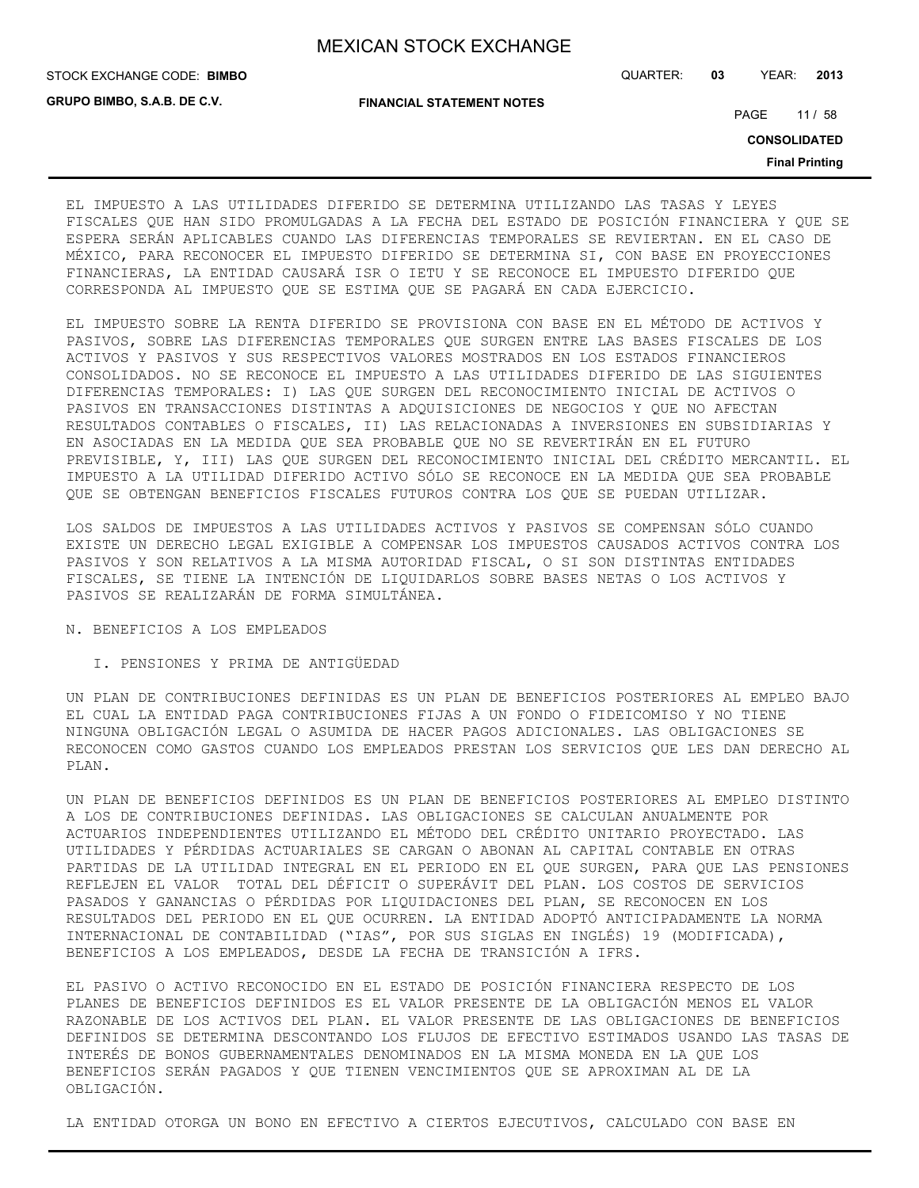EL IMPUESTO A LAS UTILIDADES DIFERIDO SE DETERMINA UTILIZANDO LAS TASAS Y LEYES FISCALES QUE HAN SIDO PROMULGADAS A LA FECHA DEL ESTADO DE POSICIÓN FINANCIERA Y QUE SE ESPERA SERÁN APLICABLES CUANDO LAS DIFERENCIAS TEMPORALES SE REVIERTAN. EN EL CASO DE MÉXICO, PARA RECONOCER EL IMPUESTO DIFERIDO SE DETERMINA SI, CON BASE EN PROYECCIONES FINANCIERAS, LA ENTIDAD CAUSARÁ ISR O IETU Y SE RECONOCE EL IMPUESTO DIFERIDO QUE CORRESPONDA AL IMPUESTO QUE SE ESTIMA QUE SE PAGARÁ EN CADA EJERCICIO.

EL IMPUESTO SOBRE LA RENTA DIFERIDO SE PROVISIONA CON BASE EN EL MÉTODO DE ACTIVOS Y PASIVOS, SOBRE LAS DIFERENCIAS TEMPORALES QUE SURGEN ENTRE LAS BASES FISCALES DE LOS ACTIVOS Y PASIVOS Y SUS RESPECTIVOS VALORES MOSTRADOS EN LOS ESTADOS FINANCIEROS CONSOLIDADOS. NO SE RECONOCE EL IMPUESTO A LAS UTILIDADES DIFERIDO DE LAS SIGUIENTES DIFERENCIAS TEMPORALES: I) LAS QUE SURGEN DEL RECONOCIMIENTO INICIAL DE ACTIVOS O PASIVOS EN TRANSACCIONES DISTINTAS A ADQUISICIONES DE NEGOCIOS Y QUE NO AFECTAN RESULTADOS CONTABLES O FISCALES, II) LAS RELACIONADAS A INVERSIONES EN SUBSIDIARIAS Y EN ASOCIADAS EN LA MEDIDA QUE SEA PROBABLE QUE NO SE REVERTIRÁN EN EL FUTURO PREVISIBLE, Y, III) LAS QUE SURGEN DEL RECONOCIMIENTO INICIAL DEL CRÉDITO MERCANTIL. EL IMPUESTO A LA UTILIDAD DIFERIDO ACTIVO SÓLO SE RECONOCE EN LA MEDIDA QUE SEA PROBABLE QUE SE OBTENGAN BENEFICIOS FISCALES FUTUROS CONTRA LOS QUE SE PUEDAN UTILIZAR.

LOS SALDOS DE IMPUESTOS A LAS UTILIDADES ACTIVOS Y PASIVOS SE COMPENSAN SÓLO CUANDO EXISTE UN DERECHO LEGAL EXIGIBLE A COMPENSAR LOS IMPUESTOS CAUSADOS ACTIVOS CONTRA LOS PASIVOS Y SON RELATIVOS A LA MISMA AUTORIDAD FISCAL, O SI SON DISTINTAS ENTIDADES FISCALES, SE TIENE LA INTENCIÓN DE LIQUIDARLOS SOBRE BASES NETAS O LOS ACTIVOS Y PASIVOS SE REALIZARÁN DE FORMA SIMULTÁNEA.

N. BENEFICIOS A LOS EMPLEADOS

I. PENSIONES Y PRIMA DE ANTIGÜEDAD

UN PLAN DE CONTRIBUCIONES DEFINIDAS ES UN PLAN DE BENEFICIOS POSTERIORES AL EMPLEO BAJO EL CUAL LA ENTIDAD PAGA CONTRIBUCIONES FIJAS A UN FONDO O FIDEICOMISO Y NO TIENE NINGUNA OBLIGACIÓN LEGAL O ASUMIDA DE HACER PAGOS ADICIONALES. LAS OBLIGACIONES SE RECONOCEN COMO GASTOS CUANDO LOS EMPLEADOS PRESTAN LOS SERVICIOS QUE LES DAN DERECHO AL PLAN.

UN PLAN DE BENEFICIOS DEFINIDOS ES UN PLAN DE BENEFICIOS POSTERIORES AL EMPLEO DISTINTO A LOS DE CONTRIBUCIONES DEFINIDAS. LAS OBLIGACIONES SE CALCULAN ANUALMENTE POR ACTUARIOS INDEPENDIENTES UTILIZANDO EL MÉTODO DEL CRÉDITO UNITARIO PROYECTADO. LAS UTILIDADES Y PÉRDIDAS ACTUARIALES SE CARGAN O ABONAN AL CAPITAL CONTABLE EN OTRAS PARTIDAS DE LA UTILIDAD INTEGRAL EN EL PERIODO EN EL QUE SURGEN, PARA QUE LAS PENSIONES REFLEJEN EL VALOR TOTAL DEL DÉFICIT O SUPERÁVIT DEL PLAN. LOS COSTOS DE SERVICIOS PASADOS Y GANANCIAS O PÉRDIDAS POR LIQUIDACIONES DEL PLAN, SE RECONOCEN EN LOS RESULTADOS DEL PERIODO EN EL QUE OCURREN. LA ENTIDAD ADOPTÓ ANTICIPADAMENTE LA NORMA INTERNACIONAL DE CONTABILIDAD ("IAS", POR SUS SIGLAS EN INGLÉS) 19 (MODIFICADA), BENEFICIOS A LOS EMPLEADOS, DESDE LA FECHA DE TRANSICIÓN A IFRS.

EL PASIVO O ACTIVO RECONOCIDO EN EL ESTADO DE POSICIÓN FINANCIERA RESPECTO DE LOS PLANES DE BENEFICIOS DEFINIDOS ES EL VALOR PRESENTE DE LA OBLIGACIÓN MENOS EL VALOR RAZONABLE DE LOS ACTIVOS DEL PLAN. EL VALOR PRESENTE DE LAS OBLIGACIONES DE BENEFICIOS DEFINIDOS SE DETERMINA DESCONTANDO LOS FLUJOS DE EFECTIVO ESTIMADOS USANDO LAS TASAS DE INTERÉS DE BONOS GUBERNAMENTALES DENOMINADOS EN LA MISMA MONEDA EN LA QUE LOS BENEFICIOS SERÁN PAGADOS Y QUE TIENEN VENCIMIENTOS QUE SE APROXIMAN AL DE LA OBLIGACIÓN.

LA ENTIDAD OTORGA UN BONO EN EFECTIVO A CIERTOS EJECUTIVOS, CALCULADO CON BASE EN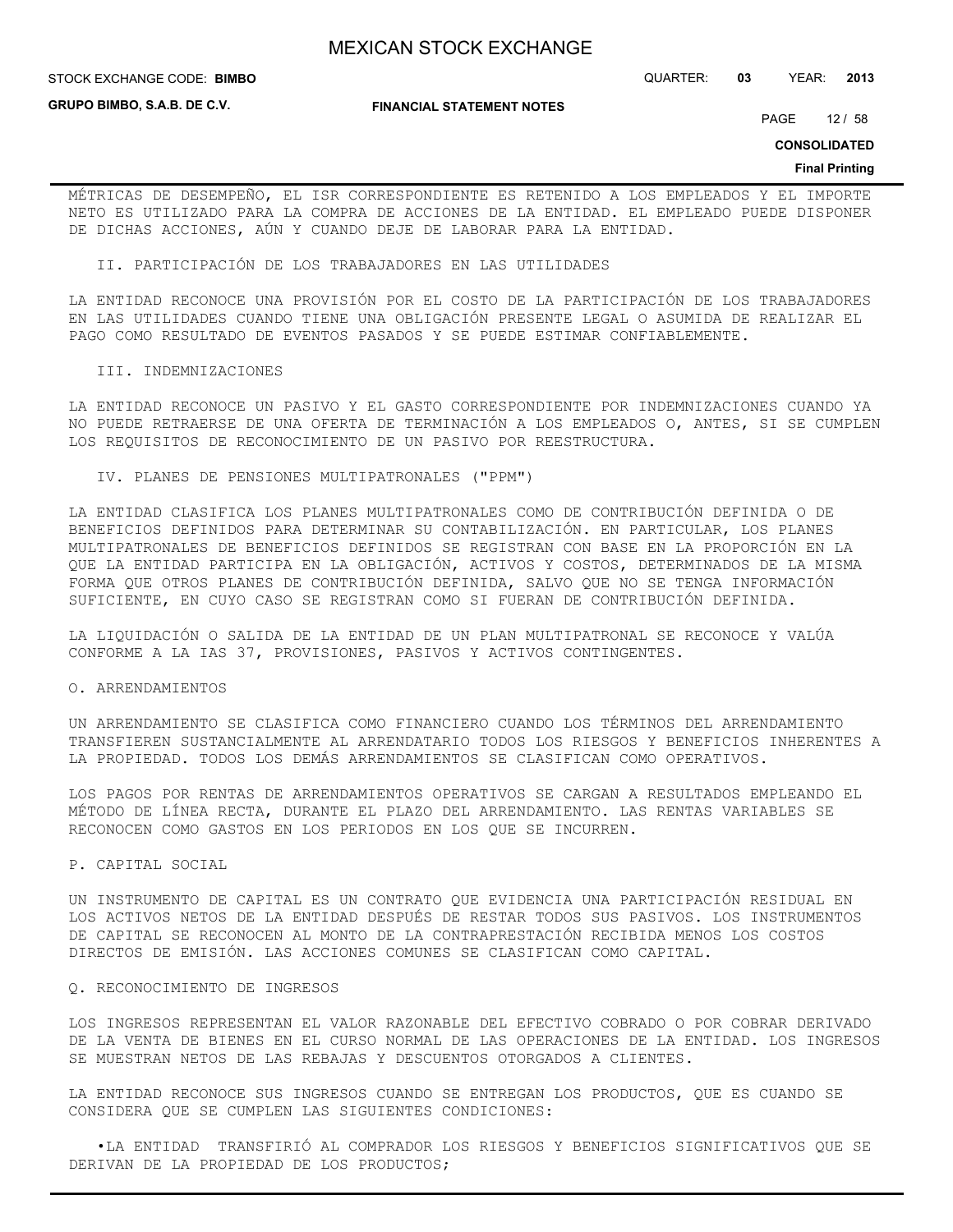MÉTRICAS DE DESEMPEÑO, EL ISR CORRESPONDIENTE ES RETENIDO A LOS EMPLEADOS Y EL IMPORTE NETO ES UTILIZADO PARA LA COMPRA DE ACCIONES DE LA ENTIDAD. EL EMPLEADO PUEDE DISPONER DE DICHAS ACCIONES, AÚN Y CUANDO DEJE DE LABORAR PARA LA ENTIDAD.

II. PARTICIPACIÓN DE LOS TRABAJADORES EN LAS UTILIDADES

LA ENTIDAD RECONOCE UNA PROVISIÓN POR EL COSTO DE LA PARTICIPACIÓN DE LOS TRABAJADORES EN LAS UTILIDADES CUANDO TIENE UNA OBLIGACIÓN PRESENTE LEGAL O ASUMIDA DE REALIZAR EL PAGO COMO RESULTADO DE EVENTOS PASADOS Y SE PUEDE ESTIMAR CONFIABLEMENTE.

III. INDEMNIZACIONES

LA ENTIDAD RECONOCE UN PASIVO Y EL GASTO CORRESPONDIENTE POR INDEMNIZACIONES CUANDO YA NO PUEDE RETRAERSE DE UNA OFERTA DE TERMINACIÓN A LOS EMPLEADOS O, ANTES, SI SE CUMPLEN LOS REQUISITOS DE RECONOCIMIENTO DE UN PASIVO POR REESTRUCTURA.

IV. PLANES DE PENSIONES MULTIPATRONALES ("PPM")

LA ENTIDAD CLASIFICA LOS PLANES MULTIPATRONALES COMO DE CONTRIBUCIÓN DEFINIDA O DE BENEFICIOS DEFINIDOS PARA DETERMINAR SU CONTABILIZACIÓN. EN PARTICULAR, LOS PLANES MULTIPATRONALES DE BENEFICIOS DEFINIDOS SE REGISTRAN CON BASE EN LA PROPORCIÓN EN LA QUE LA ENTIDAD PARTICIPA EN LA OBLIGACIÓN, ACTIVOS Y COSTOS, DETERMINADOS DE LA MISMA FORMA QUE OTROS PLANES DE CONTRIBUCIÓN DEFINIDA, SALVO QUE NO SE TENGA INFORMACIÓN SUFICIENTE, EN CUYO CASO SE REGISTRAN COMO SI FUERAN DE CONTRIBUCIÓN DEFINIDA.

LA LIQUIDACIÓN O SALIDA DE LA ENTIDAD DE UN PLAN MULTIPATRONAL SE RECONOCE Y VALÚA CONFORME A LA IAS 37, PROVISIONES, PASIVOS Y ACTIVOS CONTINGENTES.

O. ARRENDAMIENTOS

UN ARRENDAMIENTO SE CLASIFICA COMO FINANCIERO CUANDO LOS TÉRMINOS DEL ARRENDAMIENTO TRANSFIEREN SUSTANCIALMENTE AL ARRENDATARIO TODOS LOS RIESGOS Y BENEFICIOS INHERENTES A LA PROPIEDAD. TODOS LOS DEMÁS ARRENDAMIENTOS SE CLASIFICAN COMO OPERATIVOS.

LOS PAGOS POR RENTAS DE ARRENDAMIENTOS OPERATIVOS SE CARGAN A RESULTADOS EMPLEANDO EL MÉTODO DE LÍNEA RECTA, DURANTE EL PLAZO DEL ARRENDAMIENTO. LAS RENTAS VARIABLES SE RECONOCEN COMO GASTOS EN LOS PERIODOS EN LOS QUE SE INCURREN.

P. CAPITAL SOCIAL

UN INSTRUMENTO DE CAPITAL ES UN CONTRATO QUE EVIDENCIA UNA PARTICIPACIÓN RESIDUAL EN LOS ACTIVOS NETOS DE LA ENTIDAD DESPUÉS DE RESTAR TODOS SUS PASIVOS. LOS INSTRUMENTOS DE CAPITAL SE RECONOCEN AL MONTO DE LA CONTRAPRESTACIÓN RECIBIDA MENOS LOS COSTOS DIRECTOS DE EMISIÓN. LAS ACCIONES COMUNES SE CLASIFICAN COMO CAPITAL.

Q. RECONOCIMIENTO DE INGRESOS

LOS INGRESOS REPRESENTAN EL VALOR RAZONABLE DEL EFECTIVO COBRADO O POR COBRAR DERIVADO DE LA VENTA DE BIENES EN EL CURSO NORMAL DE LAS OPERACIONES DE LA ENTIDAD. LOS INGRESOS SE MUESTRAN NETOS DE LAS REBAJAS Y DESCUENTOS OTORGADOS A CLIENTES.

LA ENTIDAD RECONOCE SUS INGRESOS CUANDO SE ENTREGAN LOS PRODUCTOS, QUE ES CUANDO SE CONSIDERA QUE SE CUMPLEN LAS SIGUIENTES CONDICIONES:

- LA ENTIDAD TRANSFIRIÓ AL COMPRADOR LOS RIESGOS Y BENEFICIOS SIGNIFICATIVOS QUE SE DERIVAN DE LA PROPIEDAD DE LOS PRODUCTOS;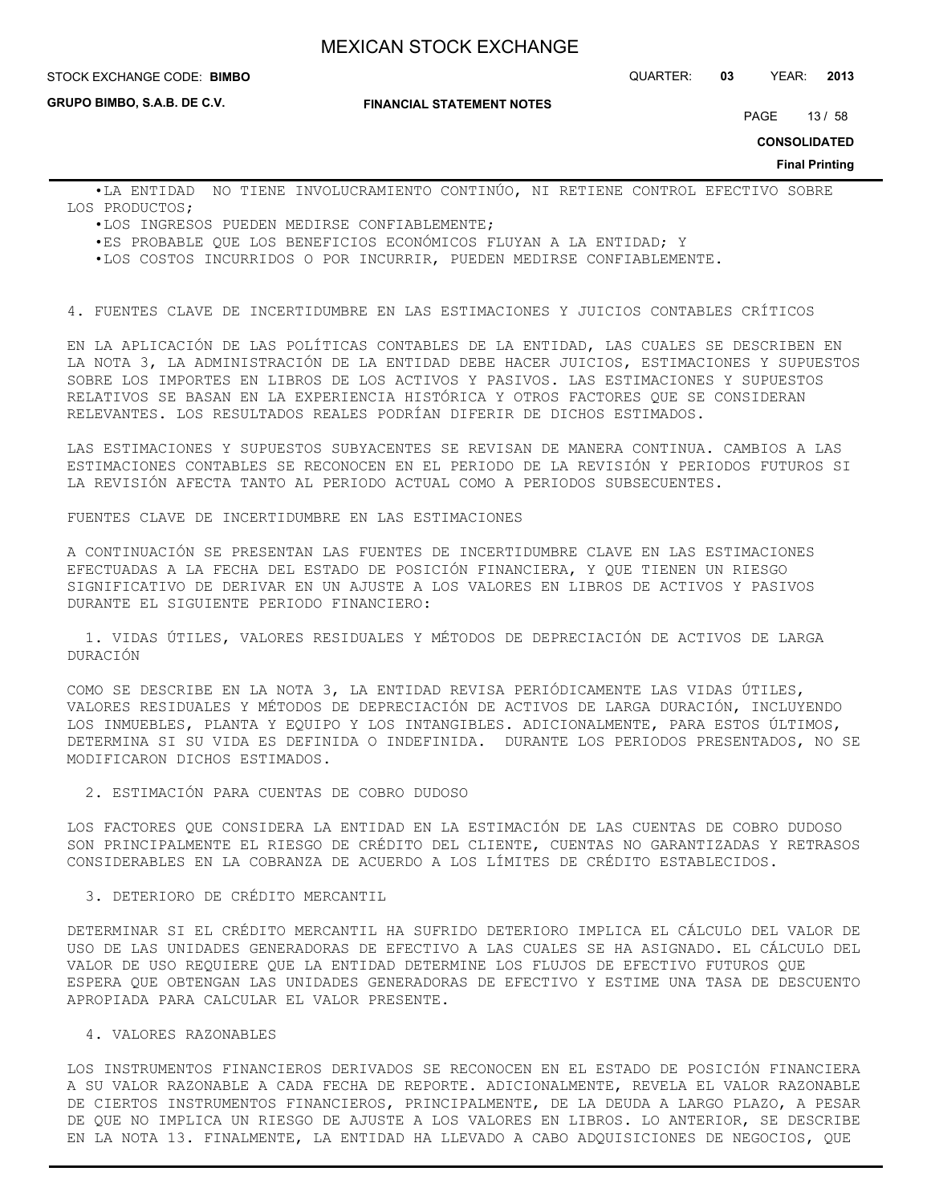•LA ENTIDAD NO TIENE INVOLUCRAMIENTO CONTINÚO, NI RETIENE CONTROL EFECTIVO SOBRE LOS PRODUCTOS;

•LOS INGRESOS PUEDEN MEDIRSE CONFIABLEMENTE;

•ES PROBABLE QUE LOS BENEFICIOS ECONÓMICOS FLUYAN A LA ENTIDAD; Y

•LOS COSTOS INCURRIDOS O POR INCURRIR, PUEDEN MEDIRSE CONFIABLEMENTE.

4. FUENTES CLAVE DE INCERTIDUMBRE EN LAS ESTIMACIONES Y JUICIOS CONTABLES CRÍTICOS

EN LA APLICACIÓN DE LAS POLÍTICAS CONTABLES DE LA ENTIDAD, LAS CUALES SE DESCRIBEN EN LA NOTA 3, LA ADMINISTRACIÓN DE LA ENTIDAD DEBE HACER JUICIOS, ESTIMACIONES Y SUPUESTOS SOBRE LOS IMPORTES EN LIBROS DE LOS ACTIVOS Y PASIVOS. LAS ESTIMACIONES Y SUPUESTOS RELATIVOS SE BASAN EN LA EXPERIENCIA HISTÓRICA Y OTROS FACTORES QUE SE CONSIDERAN RELEVANTES. LOS RESULTADOS REALES PODRÍAN DIFERIR DE DICHOS ESTIMADOS.

LAS ESTIMACIONES Y SUPUESTOS SUBYACENTES SE REVISAN DE MANERA CONTINUA. CAMBIOS A LAS ESTIMACIONES CONTABLES SE RECONOCEN EN EL PERIODO DE LA REVISIÓN Y PERIODOS FUTUROS SI LA REVISIÓN AFECTA TANTO AL PERIODO ACTUAL COMO A PERIODOS SUBSECUENTES.

FUENTES CLAVE DE INCERTIDUMBRE EN LAS ESTIMACIONES

A CONTINUACIÓN SE PRESENTAN LAS FUENTES DE INCERTIDUMBRE CLAVE EN LAS ESTIMACIONES EFECTUADAS A LA FECHA DEL ESTADO DE POSICIÓN FINANCIERA, Y QUE TIENEN UN RIESGO SIGNIFICATIVO DE DERIVAR EN UN AJUSTE A LOS VALORES EN LIBROS DE ACTIVOS Y PASIVOS DURANTE EL SIGUIENTE PERIODO FINANCIERO:

1. VIDAS ÚTILES, VALORES RESIDUALES Y MÉTODOS DE DEPRECIACIÓN DE ACTIVOS DE LARGA DURACIÓN

COMO SE DESCRIBE EN LA NOTA 3, LA ENTIDAD REVISA PERIÓDICAMENTE LAS VIDAS ÚTILES, VALORES RESIDUALES Y MÉTODOS DE DEPRECIACIÓN DE ACTIVOS DE LARGA DURACIÓN, INCLUYENDO LOS INMUEBLES, PLANTA Y EQUIPO Y LOS INTANGIBLES. ADICIONALMENTE, PARA ESTOS ÚLTIMOS, DETERMINA SI SU VIDA ES DEFINIDA O INDEFINIDA. DURANTE LOS PERIODOS PRESENTADOS, NO SE MODIFICARON DICHOS ESTIMADOS.

2. ESTIMACIÓN PARA CUENTAS DE COBRO DUDOSO

LOS FACTORES QUE CONSIDERA LA ENTIDAD EN LA ESTIMACIÓN DE LAS CUENTAS DE COBRO DUDOSO SON PRINCIPALMENTE EL RIESGO DE CRÉDITO DEL CLIENTE, CUENTAS NO GARANTIZADAS Y RETRASOS CONSIDERABLES EN LA COBRANZA DE ACUERDO A LOS LÍMITES DE CRÉDITO ESTABLECIDOS.

3. DETERIORO DE CRÉDITO MERCANTIL

DETERMINAR SI EL CRÉDITO MERCANTIL HA SUFRIDO DETERIORO IMPLICA EL CÁLCULO DEL VALOR DE USO DE LAS UNIDADES GENERADORAS DE EFECTIVO A LAS CUALES SE HA ASIGNADO. EL CÁLCULO DEL VALOR DE USO REQUIERE QUE LA ENTIDAD DETERMINE LOS FLUJOS DE EFECTIVO FUTUROS QUE ESPERA QUE OBTENGAN LAS UNIDADES GENERADORAS DE EFECTIVO Y ESTIME UNA TASA DE DESCUENTO APROPIADA PARA CALCULAR EL VALOR PRESENTE.

4. VALORES RAZONABLES

LOS INSTRUMENTOS FINANCIEROS DERIVADOS SE RECONOCEN EN EL ESTADO DE POSICIÓN FINANCIERA A SU VALOR RAZONABLE A CADA FECHA DE REPORTE. ADICIONALMENTE, REVELA EL VALOR RAZONABLE DE CIERTOS INSTRUMENTOS FINANCIEROS, PRINCIPALMENTE, DE LA DEUDA A LARGO PLAZO, A PESAR DE QUE NO IMPLICA UN RIESGO DE AJUSTE A LOS VALORES EN LIBROS. LO ANTERIOR, SE DESCRIBE EN LA NOTA 13. FINALMENTE, LA ENTIDAD HA LLEVADO A CABO ADQUISICIONES DE NEGOCIOS, QUE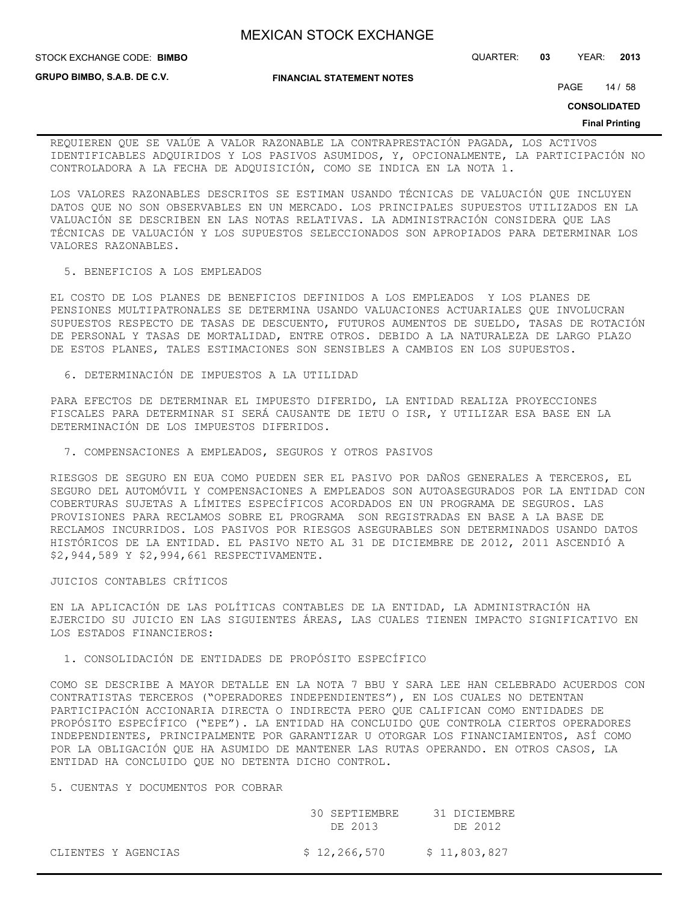REQUIEREN QUE SE VALÚE A VALOR RAZONABLE LA CONTRAPRESTACIÓN PAGADA, LOS ACTIVOS IDENTIFICABLES ADQUIRIDOS Y LOS PASIVOS ASUMIDOS, Y, OPCIONALMENTE, LA PARTICIPACIÓN NO CONTROLADORA A LA FECHA DE ADQUISICIÓN, COMO SE INDICA EN LA NOTA 1.

LOS VALORES RAZONABLES DESCRITOS SE ESTIMAN USANDO TÉCNICAS DE VALUACIÓN QUE INCLUYEN DATOS QUE NO SON OBSERVABLES EN UN MERCADO. LOS PRINCIPALES SUPUESTOS UTILIZADOS EN LA VALUACIÓN SE DESCRIBEN EN LAS NOTAS RELATIVAS. LA ADMINISTRACIÓN CONSIDERA QUE LAS TÉCNICAS DE VALUACIÓN Y LOS SUPUESTOS SELECCIONADOS SON APROPIADOS PARA DETERMINAR LOS VALORES RAZONABLES.

5. BENEFICIOS A LOS EMPLEADOS

EL COSTO DE LOS PLANES DE BENEFICIOS DEFINIDOS A LOS EMPLEADOS Y LOS PLANES DE PENSIONES MULTIPATRONALES SE DETERMINA USANDO VALUACIONES ACTUARIALES QUE INVOLUCRAN SUPUESTOS RESPECTO DE TASAS DE DESCUENTO, FUTUROS AUMENTOS DE SUELDO, TASAS DE ROTACIÓN DE PERSONAL Y TASAS DE MORTALIDAD, ENTRE OTROS. DEBIDO A LA NATURALEZA DE LARGO PLAZO DE ESTOS PLANES, TALES ESTIMACIONES SON SENSIBLES A CAMBIOS EN LOS SUPUESTOS.

6. DETERMINACIÓN DE IMPUESTOS A LA UTILIDAD

PARA EFECTOS DE DETERMINAR EL IMPUESTO DIFERIDO, LA ENTIDAD REALIZA PROYECCIONES FISCALES PARA DETERMINAR SI SERÁ CAUSANTE DE IETU O ISR, Y UTILIZAR ESA BASE EN LA DETERMINACIÓN DE LOS IMPUESTOS DIFERIDOS.

7. COMPENSACIONES A EMPLEADOS, SEGUROS Y OTROS PASIVOS

RIESGOS DE SEGURO EN EUA COMO PUEDEN SER EL PASIVO POR DAÑOS GENERALES A TERCEROS, EL SEGURO DEL AUTOMÓVIL Y COMPENSACIONES A EMPLEADOS SON AUTOASEGURADOS POR LA ENTIDAD CON COBERTURAS SUJETAS A LÍMITES ESPECÍFICOS ACORDADOS EN UN PROGRAMA DE SEGUROS. LAS PROVISIONES PARA RECLAMOS SOBRE EL PROGRAMA SON REGISTRADAS EN BASE A LA BASE DE RECLAMOS INCURRIDOS. LOS PASIVOS POR RIESGOS ASEGURABLES SON DETERMINADOS USANDO DATOS HISTÓRICOS DE LA ENTIDAD. EL PASIVO NETO AL 31 DE DICIEMBRE DE 2012, 2011 ASCENDIÓ A $2,944,589 Y $2,994,661 RESPECTIVAMENTE.

JUICIOS CONTABLES CRÍTICOS

EN LA APLICACIÓN DE LAS POLÍTICAS CONTABLES DE LA ENTIDAD, LA ADMINISTRACIÓN HA EJERCIDO SU JUICIO EN LAS SIGUIENTES ÁREAS, LAS CUALES TIENEN IMPACTO SIGNIFICATIVO EN LOS ESTADOS FINANCIEROS:

1. CONSOLIDACIÓN DE ENTIDADES DE PROPÓSITO ESPECÍFICO

COMO SE DESCRIBE A MAYOR DETALLE EN LA NOTA 7 BBU Y SARA LEE HAN CELEBRADO ACUERDOS CON CONTRATISTAS TERCEROS ("OPERADORES INDEPENDIENTES"), EN LOS CUALES NO DETENTAN PARTICIPACIÓN ACCIONARIA DIRECTA O INDIRECTA PERO QUE CALIFICAN COMO ENTIDADES DE PROPÓSITO ESPECÍFICO ("EPE"). LA ENTIDAD HA CONCLUIDO QUE CONTROLA CIERTOS OPERADORES INDEPENDIENTES, PRINCIPALMENTE POR GARANTIZAR U OTORGAR LOS FINANCIAMIENTOS, ASÍ COMO POR LA OBLIGACIÓN QUE HA ASUMIDO DE MANTENER LAS RUTAS OPERANDO. EN OTROS CASOS, LA ENTIDAD HA CONCLUIDO QUE NO DETENTA DICHO CONTROL.

5. CUENTAS Y DOCUMENTOS POR COBRAR

| | 30 SEPTIEMBRE DE 2013 | 31 DICIEMBRE DE 2012 |
|---|---|---|
| CLIENTES Y AGENCIAS | $ 12,266,570 | $ 11,803,827 |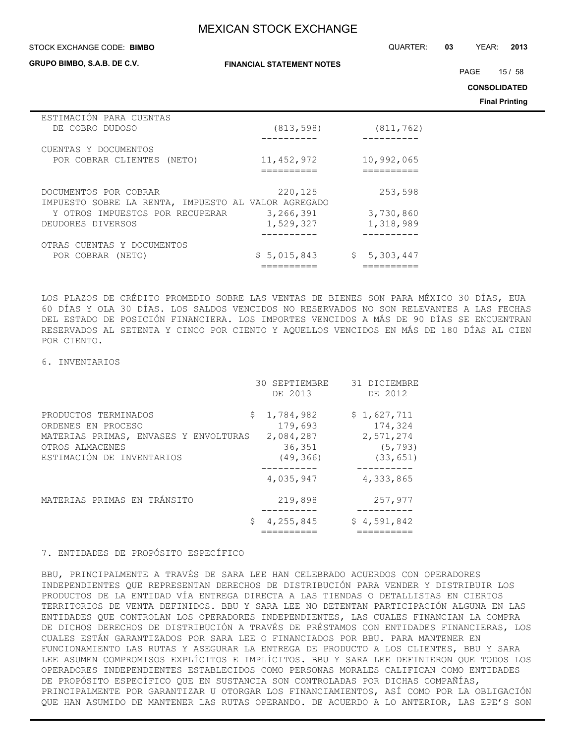| | | |
|---|---|---|
| ESTIMACIÓN PARA CUENTAS DE COBRO DUDOSO | (813,598) | (811,762) |
| CUENTAS Y DOCUMENTOS POR COBRAR CLIENTES (NETO) | 11,452,972 | 10,992,065 |
| DOCUMENTOS POR COBRAR | 220,125 | 253,598 |
| IMPUESTO SOBRE LA RENTA, IMPUESTO AL VALOR AGREGADO Y OTROS IMPUESTOS POR RECUPERAR | 3,266,391 | 3,730,860 |
| DEUDORES DIVERSOS | 1,529,327 | 1,318,989 |
| OTRAS CUENTAS Y DOCUMENTOS POR COBRAR (NETO) | $ 5,015,843 | $ 5,303,447 |

LOS PLAZOS DE CRÉDITO PROMEDIO SOBRE LAS VENTAS DE BIENES SON PARA MÉXICO 30 DÍAS, EUA 60 DÍAS Y OLA 30 DÍAS. LOS SALDOS VENCIDOS NO RESERVADOS NO SON RELEVANTES A LAS FECHAS DEL ESTADO DE POSICIÓN FINANCIERA. LOS IMPORTES VENCIDOS A MÁS DE 90 DÍAS SE ENCUENTRAN RESERVADOS AL SETENTA Y CINCO POR CIENTO Y AQUELLOS VENCIDOS EN MÁS DE 180 DÍAS AL CIEN POR CIENTO.

6. INVENTARIOS

| | 30 SEPTIEMBRE DE 2013 | 31 DICIEMBRE DE 2012 |
|---|---|---|
| PRODUCTOS TERMINADOS | $ 1,784,982 | $ 1,627,711 |
| ORDENES EN PROCESO | 179,693 | 174,324 |
| MATERIAS PRIMAS, ENVASES Y ENVOLTURAS | 2,084,287 | 2,571,274 |
| OTROS ALMACENES | 36,351 | (5,793) |
| ESTIMACIÓN DE INVENTARIOS | (49,366) | (33,651) |
| | 4,035,947 | 4,333,865 |
| MATERIAS PRIMAS EN TRÁNSITO | 219,898 | 257,977 |
| | $ 4,255,845 | $ 4,591,842 |

7. ENTIDADES DE PROPÓSITO ESPECÍFICO

BBU, PRINCIPALMENTE A TRAVÉS DE SARA LEE HAN CELEBRADO ACUERDOS CON OPERADORES INDEPENDIENTES QUE REPRESENTAN DERECHOS DE DISTRIBUCIÓN PARA VENDER Y DISTRIBUIR LOS PRODUCTOS DE LA ENTIDAD VÍA ENTREGA DIRECTA A LAS TIENDAS O DETALLISTAS EN CIERTOS TERRITORIOS DE VENTA DEFINIDOS. BBU Y SARA LEE NO DETENTAN PARTICIPACIÓN ALGUNA EN LAS ENTIDADES QUE CONTROLAN LOS OPERADORES INDEPENDIENTES, LAS CUALES FINANCIAN LA COMPRA DE DICHOS DERECHOS DE DISTRIBUCIÓN A TRAVÉS DE PRÉSTAMOS CON ENTIDADES FINANCIERAS, LOS CUALES ESTÁN GARANTIZADOS POR SARA LEE O FINANCIADOS POR BBU. PARA MANTENER EN FUNCIONAMIENTO LAS RUTAS Y ASEGURAR LA ENTREGA DE PRODUCTO A LOS CLIENTES, BBU Y SARA LEE ASUMEN COMPROMISOS EXPLÍCITOS E IMPLÍCITOS. BBU Y SARA LEE DEFINIERON QUE TODOS LOS OPERADORES INDEPENDIENTES ESTABLECIDOS COMO PERSONAS MORALES CALIFICAN COMO ENTIDADES DE PROPÓSITO ESPECÍFICO QUE EN SUSTANCIA SON CONTROLADAS POR DICHAS COMPAÑÍAS, PRINCIPALMENTE POR GARANTIZAR U OTORGAR LOS FINANCIAMIENTOS, ASÍ COMO POR LA OBLIGACIÓN QUE HAN ASUMIDO DE MANTENER LAS RUTAS OPERANDO. DE ACUERDO A LO ANTERIOR, LAS EPE'S SON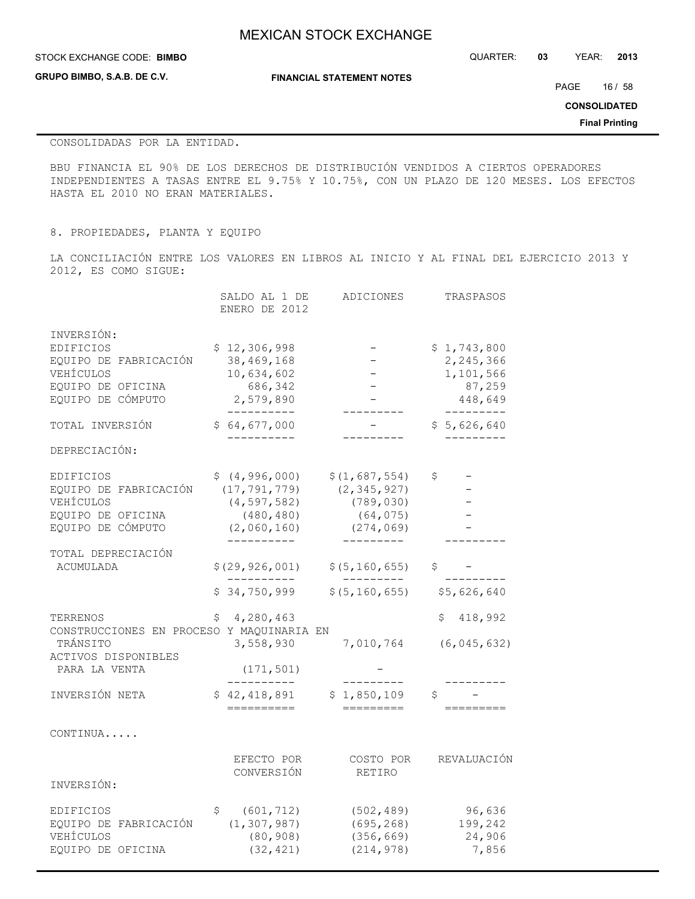CONSOLIDADAS POR LA ENTIDAD.

BBU FINANCIA EL 90% DE LOS DERECHOS DE DISTRIBUCIÓN VENDIDOS A CIERTOS OPERADORES INDEPENDIENTES A TASAS ENTRE EL 9.75% Y 10.75%, CON UN PLAZO DE 120 MESES. LOS EFECTOS HASTA EL 2010 NO ERAN MATERIALES.

8. PROPIEDADES, PLANTA Y EQUIPO

LA CONCILIACIÓN ENTRE LOS VALORES EN LIBROS AL INICIO Y AL FINAL DEL EJERCICIO 2013 Y 2012, ES COMO SIGUE:

| | SALDO AL 1 DE ENERO DE 2012 | ADICIONES | TRASPASOS |
|---|---|---|---|
| INVERSIÓN: | | | |
| EDIFICIOS | $ 12,306,998 | - | $ 1,743,800 |
| EQUIPO DE FABRICACIÓN | 38,469,168 | - | 2,245,366 |
| VEHÍCULOS | 10,634,602 | - | 1,101,566 |
| EQUIPO DE OFICINA | 686,342 | - | 87,259 |
| EQUIPO DE CÓMPUTO | 2,579,890 | - | 448,649 |
| TOTAL INVERSIÓN | $ 64,677,000 | - | $ 5,626,640 |
| DEPRECIACIÓN: | | | |
| EDIFICIOS | $ (4,996,000) | $(1,687,554) | $ - |
| EQUIPO DE FABRICACIÓN | (17,791,779) | (2,345,927) | - |
| VEHÍCULOS | (4,597,582) | (789,030) | - |
| EQUIPO DE OFICINA | (480,480) | (64,075) | - |
| EQUIPO DE CÓMPUTO | (2,060,160) | (274,069) | - |
| TOTAL DEPRECIACIÓN ACUMULADA | $(29,926,001) | $(5,160,655) | $ - |
| | $ 34,750,999 | $(5,160,655) | $5,626,640 |
| TERRENOS | $ 4,280,463 | | $ 418,992 |
| CONSTRUCCIONES EN PROCESO Y MAQUINARIA EN TRÁNSITO | 3,558,930 | 7,010,764 | (6,045,632) |
| ACTIVOS DISPONIBLES PARA LA VENTA | (171,501) | - | |
| INVERSIÓN NETA | $ 42,418,891 | $ 1,850,109 | $ - |

CONTINUA.....

| | EFECTO POR CONVERSIÓN | COSTO POR RETIRO | REVALUACIÓN |
|---|---|---|---|
| INVERSIÓN: | | | |
| EDIFICIOS | $ (601,712) | (502,489) | 96,636 |
| EQUIPO DE FABRICACIÓN | (1,307,987) | (695,268) | 199,242 |
| VEHÍCULOS | (80,908) | (356,669) | 24,906 |
| EQUIPO DE OFICINA | (32,421) | (214,978) | 7,856 |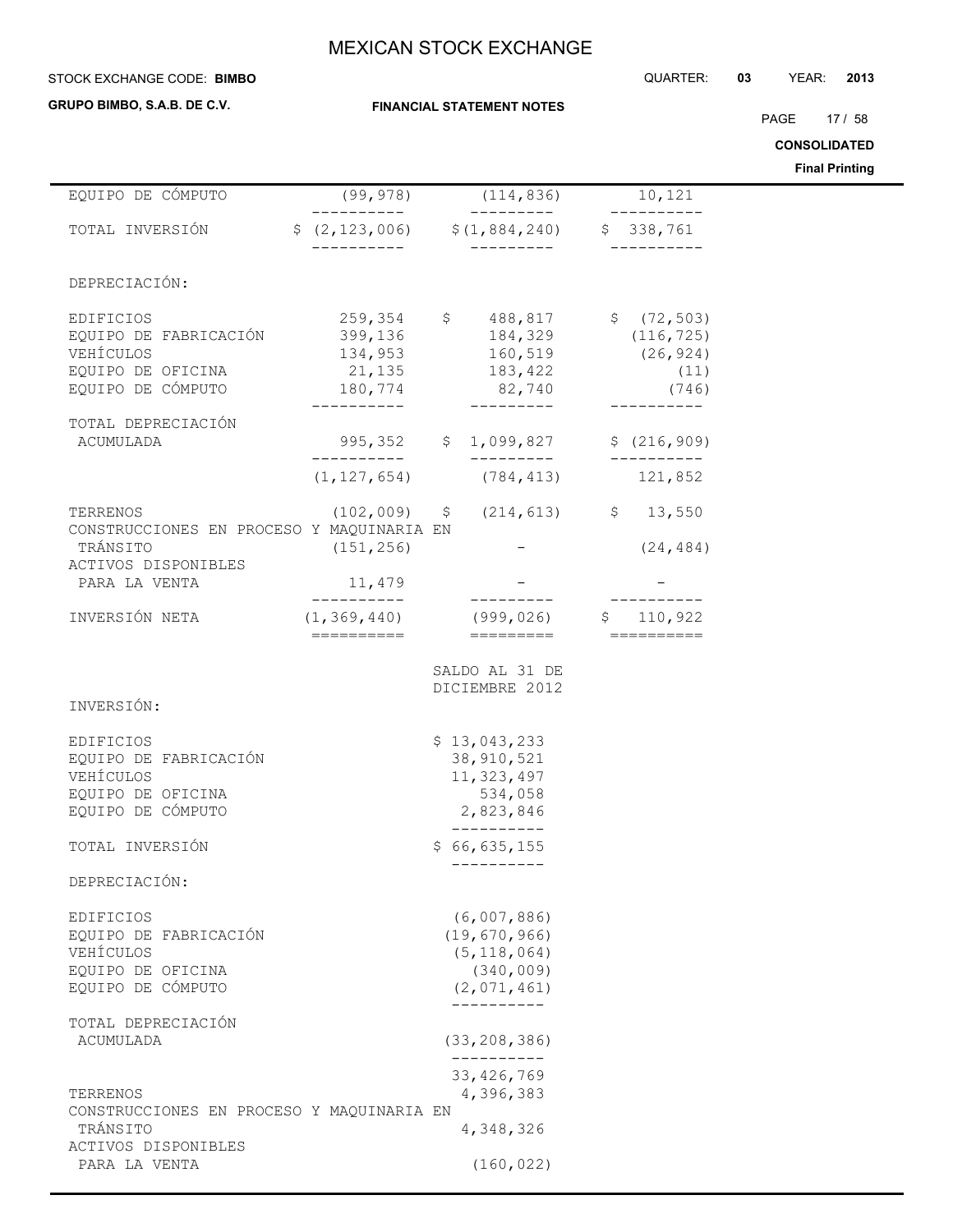| | | | |
|---|---|---|---|
| EQUIPO DE CÓMPUTO | (99,978) | (114,836) | 10,121 |
| TOTAL INVERSIÓN | $ (2,123,006) | $(1,884,240) | $ 338,761 |
| DEPRECIACIÓN: | | | |
| EDIFICIOS | 259,354 | $ 488,817 | $ (72,503) |
| EQUIPO DE FABRICACIÓN | 399,136 | 184,329 | (116,725) |
| VEHÍCULOS | 134,953 | 160,519 | (26,924) |
| EQUIPO DE OFICINA | 21,135 | 183,422 | (11) |
| EQUIPO DE CÓMPUTO | 180,774 | 82,740 | (746) |
| TOTAL DEPRECIACIÓN ACUMULADA | 995,352 | $ 1,099,827 | $ (216,909) |
| | (1,127,654) | (784,413) | 121,852 |
| TERRENOS | (102,009) | $ (214,613) | $ 13,550 |
| CONSTRUCCIONES EN PROCESO Y MAQUINARIA EN TRÁNSITO | (151,256) | - | (24,484) |
| ACTIVOS DISPONIBLES PARA LA VENTA | 11,479 | - | - |
| INVERSIÓN NETA | (1,369,440) | (999,026) | $ 110,922 |

| | SALDO AL 31 DE DICIEMBRE 2012 |
|---|---|
| INVERSIÓN: | |
| EDIFICIOS | $ 13,043,233 |
| EQUIPO DE FABRICACIÓN | 38,910,521 |
| VEHÍCULOS | 11,323,497 |
| EQUIPO DE OFICINA | 534,058 |
| EQUIPO DE CÓMPUTO | 2,823,846 |
| TOTAL INVERSIÓN | $ 66,635,155 |
| DEPRECIACIÓN: | |
| EDIFICIOS | (6,007,886) |
| EQUIPO DE FABRICACIÓN | (19,670,966) |
| VEHÍCULOS | (5,118,064) |
| EQUIPO DE OFICINA | (340,009) |
| EQUIPO DE CÓMPUTO | (2,071,461) |
| TOTAL DEPRECIACIÓN ACUMULADA | (33,208,386) |
| | 33,426,769 |
| TERRENOS | 4,396,383 |
| CONSTRUCCIONES EN PROCESO Y MAQUINARIA EN TRÁNSITO | 4,348,326 |
| ACTIVOS DISPONIBLES PARA LA VENTA | (160,022) |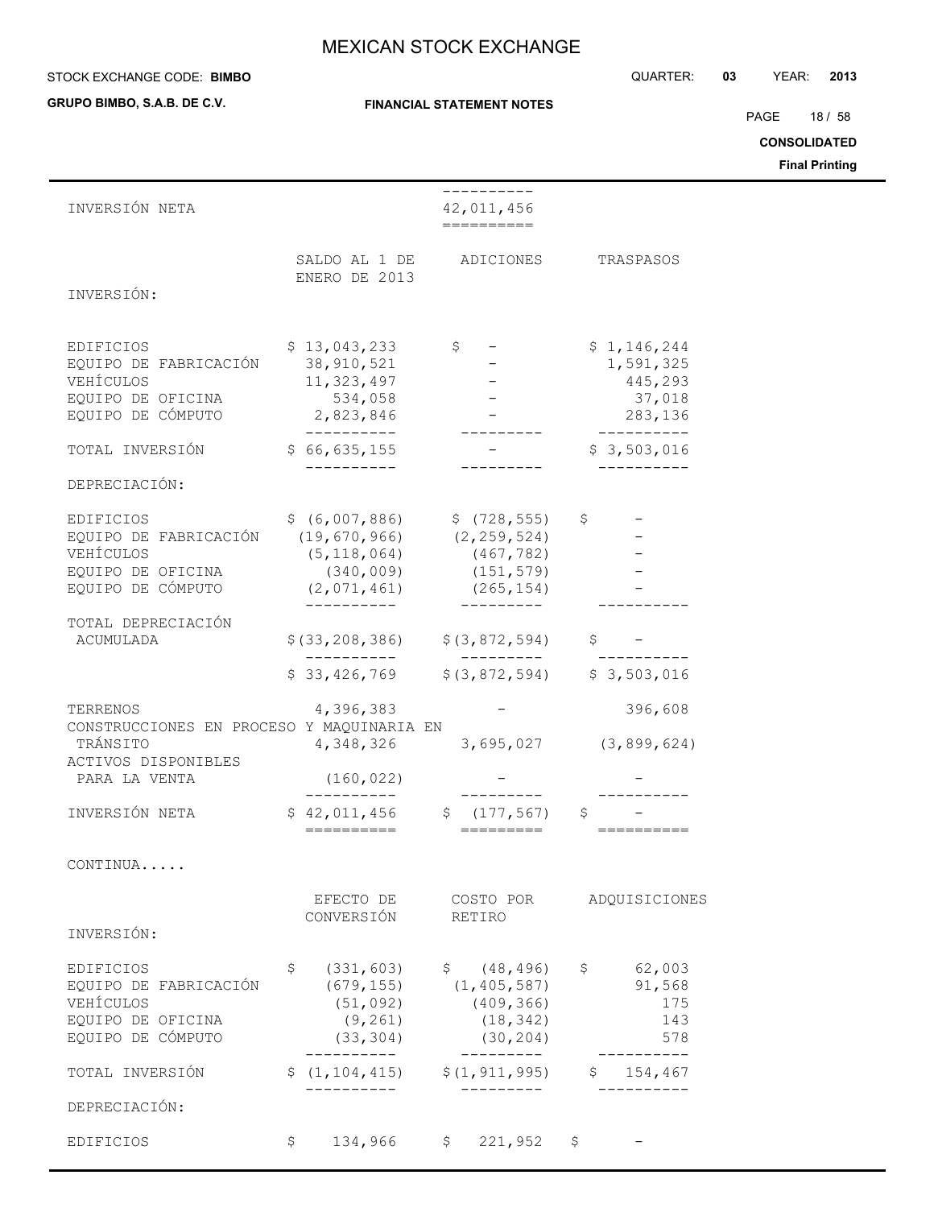| | | |
|---|---|---|
| INVERSIÓN NETA | | 42,011,456 |

| | SALDO AL 1 DE ENERO DE 2013 | ADICIONES | TRASPASOS |
|---|---|---|---|
| INVERSIÓN: | | | |
| EDIFICIOS | $ 13,043,233 | $ - | $ 1,146,244 |
| EQUIPO DE FABRICACIÓN | 38,910,521 | - | 1,591,325 |
| VEHÍCULOS | 11,323,497 | - | 445,293 |
| EQUIPO DE OFICINA | 534,058 | - | 37,018 |
| EQUIPO DE CÓMPUTO | 2,823,846 | - | 283,136 |
| TOTAL INVERSIÓN | $ 66,635,155 | - | $ 3,503,016 |
| DEPRECIACIÓN: | | | |
| EDIFICIOS | $ (6,007,886) | $ (728,555) | $ - |
| EQUIPO DE FABRICACIÓN | (19,670,966) | (2,259,524) | - |
| VEHÍCULOS | (5,118,064) | (467,782) | - |
| EQUIPO DE OFICINA | (340,009) | (151,579) | - |
| EQUIPO DE CÓMPUTO | (2,071,461) | (265,154) | - |
| TOTAL DEPRECIACIÓN ACUMULADA | $(33,208,386) | $(3,872,594) | $ - |
| | $ 33,426,769 | $(3,872,594) | $ 3,503,016 |
| TERRENOS | 4,396,383 | - | 396,608 |
| CONSTRUCCIONES EN PROCESO Y MAQUINARIA EN TRÁNSITO | 4,348,326 | 3,695,027 | (3,899,624) |
| ACTIVOS DISPONIBLES PARA LA VENTA | (160,022) | - | - |
| INVERSIÓN NETA | $ 42,011,456 | $ (177,567) | $ - |

CONTINUA.....

| | EFECTO DE CONVERSIÓN | COSTO POR RETIRO | ADQUISICIONES |
|---|---|---|---|
| INVERSIÓN: | | | |
| EDIFICIOS | $ (331,603) | $ (48,496) | $ 62,003 |
| EQUIPO DE FABRICACIÓN | (679,155) | (1,405,587) | 91,568 |
| VEHÍCULOS | (51,092) | (409,366) | 175 |
| EQUIPO DE OFICINA | (9,261) | (18,342) | 143 |
| EQUIPO DE CÓMPUTO | (33,304) | (30,204) | 578 |
| TOTAL INVERSIÓN | $ (1,104,415) | $(1,911,995) | $ 154,467 |
| DEPRECIACIÓN: | | | |
| EDIFICIOS | $ 134,966 | $ 221,952 | $ - |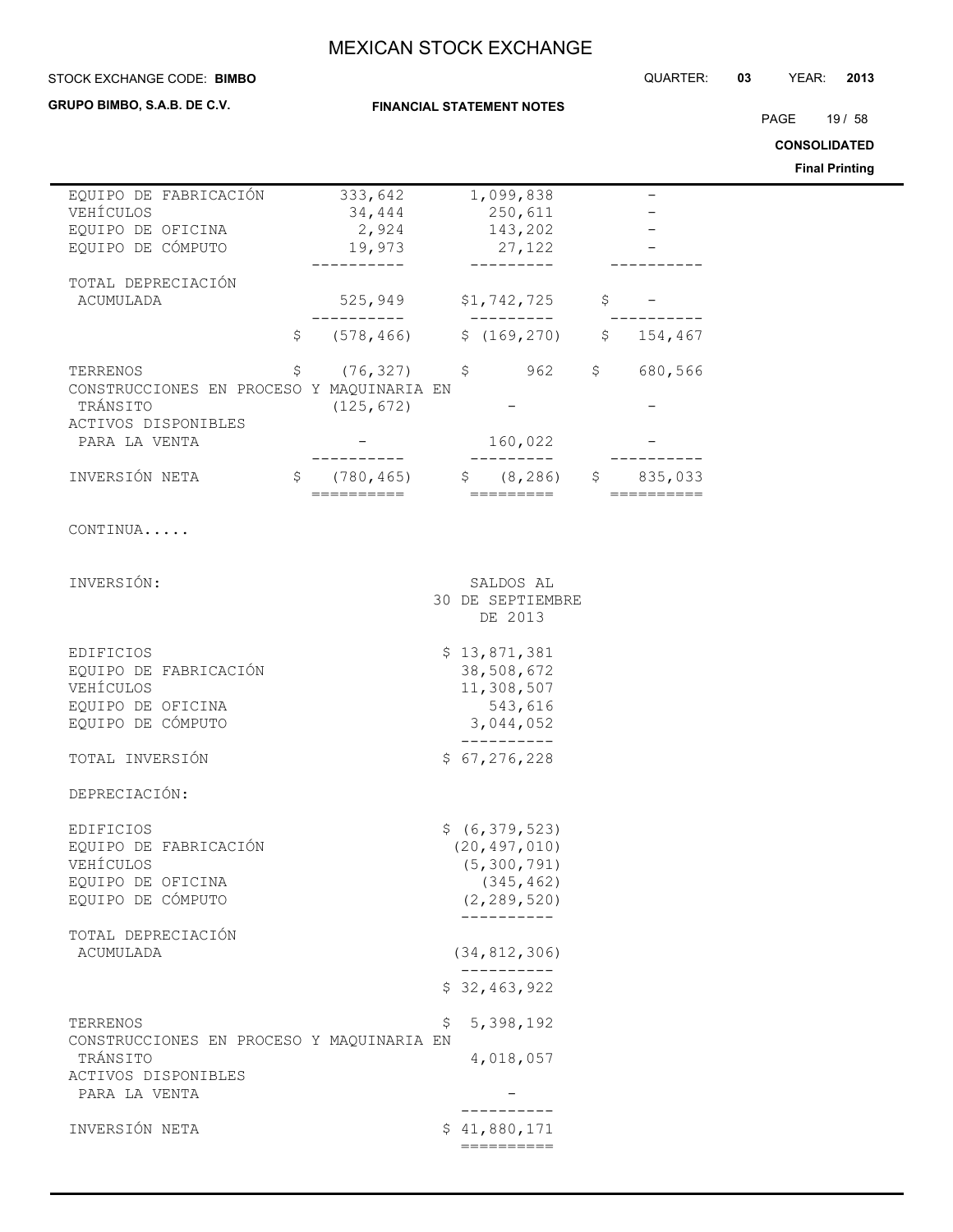| | | | |
|---|---|---|---|
| EQUIPO DE FABRICACIÓN | 333,642 | 1,099,838 | - |
| VEHÍCULOS | 34,444 | 250,611 | - |
| EQUIPO DE OFICINA | 2,924 | 143,202 | - |
| EQUIPO DE CÓMPUTO | 19,973 | 27,122 | - |
| TOTAL DEPRECIACIÓN ACUMULADA | 525,949 | $1,742,725 | $ - |
| | $ (578,466) | $ (169,270) | $ 154,467 |
| TERRENOS | $ (76,327) | $ 962 | $ 680,566 |
| CONSTRUCCIONES EN PROCESO Y MAQUINARIA EN TRÁNSITO | (125,672) | - | - |
| ACTIVOS DISPONIBLES PARA LA VENTA | - | 160,022 | - |
| INVERSIÓN NETA | $ (780,465) | $ (8,286) | $ 835,033 |

CONTINUA.....

| INVERSIÓN: | SALDOS AL 30 DE SEPTIEMBRE DE 2013 |
|---|---|
| EDIFICIOS | $ 13,871,381 |
| EQUIPO DE FABRICACIÓN | 38,508,672 |
| VEHÍCULOS | 11,308,507 |
| EQUIPO DE OFICINA | 543,616 |
| EQUIPO DE CÓMPUTO | 3,044,052 |
| TOTAL INVERSIÓN | $ 67,276,228 |
| DEPRECIACIÓN: | |
| EDIFICIOS | $ (6,379,523) |
| EQUIPO DE FABRICACIÓN | (20,497,010) |
| VEHÍCULOS | (5,300,791) |
| EQUIPO DE OFICINA | (345,462) |
| EQUIPO DE CÓMPUTO | (2,289,520) |
| TOTAL DEPRECIACIÓN ACUMULADA | (34,812,306) |
| | $ 32,463,922 |
| TERRENOS | $ 5,398,192 |
| CONSTRUCCIONES EN PROCESO Y MAQUINARIA EN TRÁNSITO | 4,018,057 |
| ACTIVOS DISPONIBLES PARA LA VENTA | - |
| INVERSIÓN NETA | $ 41,880,171 |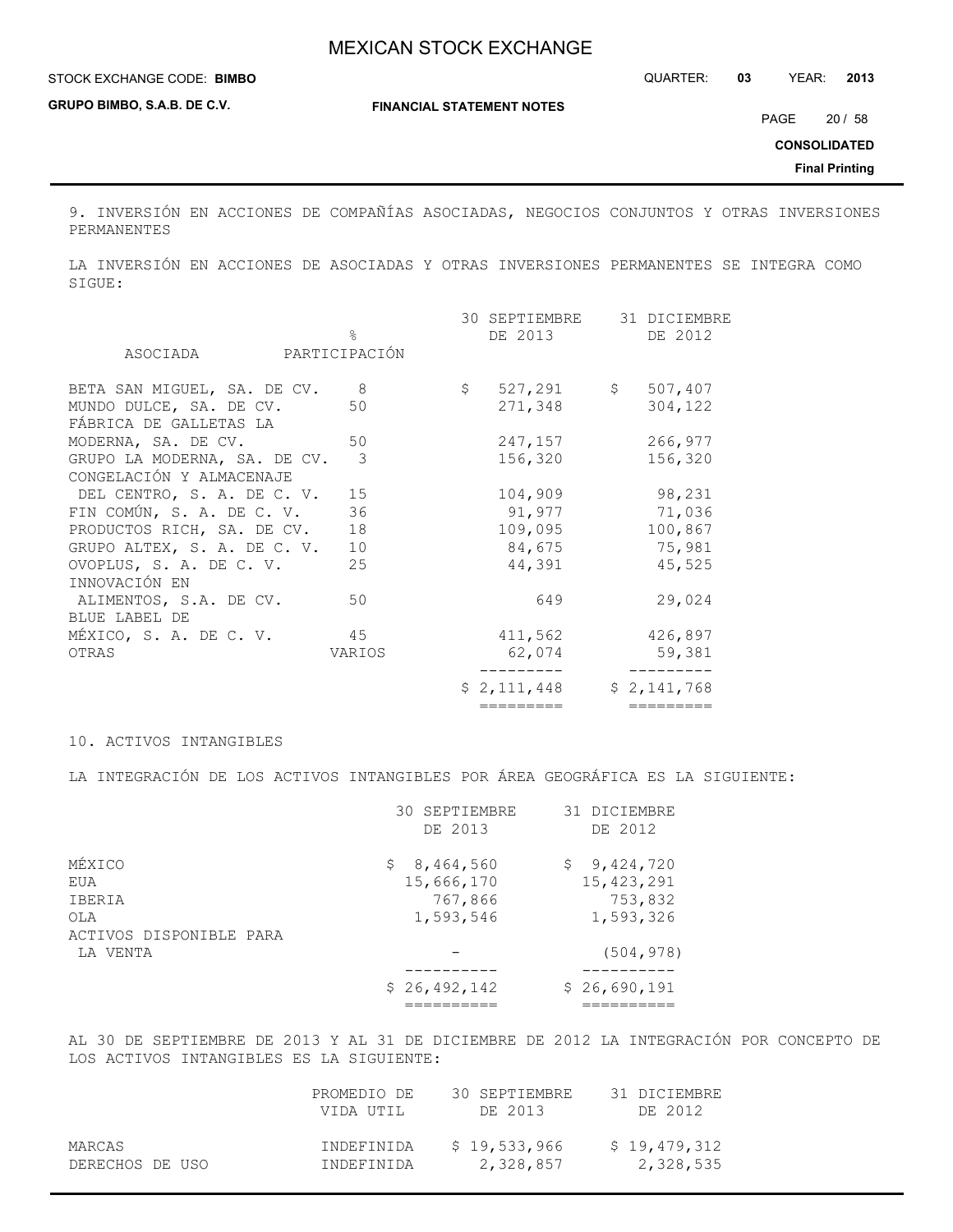9. INVERSIÓN EN ACCIONES DE COMPAÑÍAS ASOCIADAS, NEGOCIOS CONJUNTOS Y OTRAS INVERSIONES PERMANENTES

LA INVERSIÓN EN ACCIONES DE ASOCIADAS Y OTRAS INVERSIONES PERMANENTES SE INTEGRA COMO SIGUE:

| ASOCIADA | % PARTICIPACIÓN | 30 SEPTIEMBRE DE 2013 | 31 DICIEMBRE DE 2012 |
|---|---|---|---|
| BETA SAN MIGUEL, SA. DE CV. | 8 | $ 527,291 | $ 507,407 |
| MUNDO DULCE, SA. DE CV. | 50 | 271,348 | 304,122 |
| FÁBRICA DE GALLETAS LA MODERNA, SA. DE CV. | 50 | 247,157 | 266,977 |
| GRUPO LA MODERNA, SA. DE CV. | 3 | 156,320 | 156,320 |
| CONGELACIÓN Y ALMACENAJE DEL CENTRO, S. A. DE C. V. | 15 | 104,909 | 98,231 |
| FIN COMÚN, S. A. DE C. V. | 36 | 91,977 | 71,036 |
| PRODUCTOS RICH, SA. DE CV. | 18 | 109,095 | 100,867 |
| GRUPO ALTEX, S. A. DE C. V. | 10 | 84,675 | 75,981 |
| OVOPLUS, S. A. DE C. V. | 25 | 44,391 | 45,525 |
| INNOVACIÓN EN ALIMENTOS, S.A. DE CV. | 50 | 649 | 29,024 |
| BLUE LABEL DE MÉXICO, S. A. DE C. V. | 45 | 411,562 | 426,897 |
| OTRAS | VARIOS | 62,074 | 59,381 |
| | | $ 2,111,448 | $ 2,141,768 |

10. ACTIVOS INTANGIBLES

LA INTEGRACIÓN DE LOS ACTIVOS INTANGIBLES POR ÁREA GEOGRÁFICA ES LA SIGUIENTE:

| | 30 SEPTIEMBRE DE 2013 | 31 DICIEMBRE DE 2012 |
|---|---|---|
| MÉXICO | $ 8,464,560 | $ 9,424,720 |
| EUA | 15,666,170 | 15,423,291 |
| IBERIA | 767,866 | 753,832 |
| OLA | 1,593,546 | 1,593,326 |
| ACTIVOS DISPONIBLE PARA LA VENTA | - | (504,978) |
| | $ 26,492,142 | $ 26,690,191 |

AL 30 DE SEPTIEMBRE DE 2013 Y AL 31 DE DICIEMBRE DE 2012 LA INTEGRACIÓN POR CONCEPTO DE LOS ACTIVOS INTANGIBLES ES LA SIGUIENTE:

| | PROMEDIO DE VIDA UTIL | 30 SEPTIEMBRE DE 2013 | 31 DICIEMBRE DE 2012 |
|---|---|---|---|
| MARCAS | INDEFINIDA | $ 19,533,966 | $ 19,479,312 |
| DERECHOS DE USO | INDEFINIDA | 2,328,857 | 2,328,535 |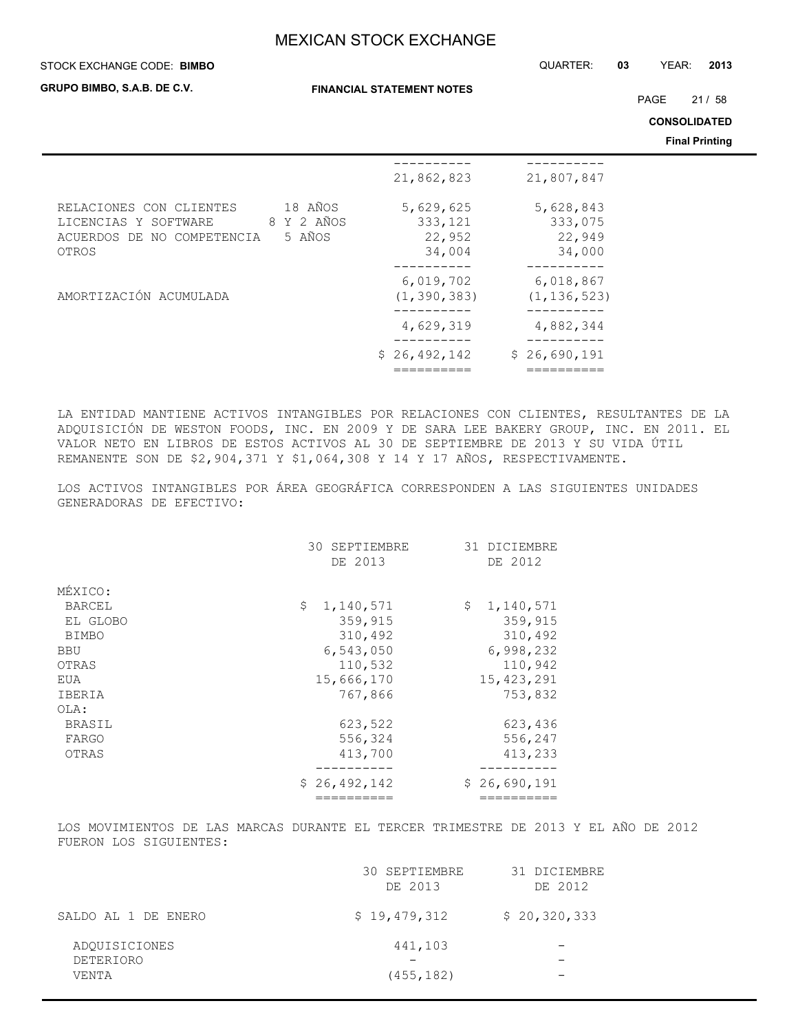| | | | |
|---|---|---|---|
| | | 21,862,823 | 21,807,847 |
| RELACIONES CON CLIENTES | 18 AÑOS | 5,629,625 | 5,628,843 |
| LICENCIAS Y SOFTWARE | 8 Y 2 AÑOS | 333,121 | 333,075 |
| ACUERDOS DE NO COMPETENCIA | 5 AÑOS | 22,952 | 22,949 |
| OTROS | | 34,004 | 34,000 |
| | | 6,019,702 | 6,018,867 |
| AMORTIZACIÓN ACUMULADA | | (1,390,383) | (1,136,523) |
| | | 4,629,319 | 4,882,344 |
| | | $ 26,492,142 | $ 26,690,191 |

LA ENTIDAD MANTIENE ACTIVOS INTANGIBLES POR RELACIONES CON CLIENTES, RESULTANTES DE LA ADQUISICIÓN DE WESTON FOODS, INC. EN 2009 Y DE SARA LEE BAKERY GROUP, INC. EN 2011. EL VALOR NETO EN LIBROS DE ESTOS ACTIVOS AL 30 DE SEPTIEMBRE DE 2013 Y SU VIDA ÚTIL REMANENTE SON DE $2,904,371 Y $1,064,308 Y 14 Y 17 AÑOS, RESPECTIVAMENTE.

LOS ACTIVOS INTANGIBLES POR ÁREA GEOGRÁFICA CORRESPONDEN A LAS SIGUIENTES UNIDADES GENERADORAS DE EFECTIVO:

| | 30 SEPTIEMBRE DE 2013 | 31 DICIEMBRE DE 2012 |
|---|---|---|
| MÉXICO: | | |
| BARCEL | $ 1,140,571 | $ 1,140,571 |
| EL GLOBO | 359,915 | 359,915 |
| BIMBO | 310,492 | 310,492 |
| BBU | 6,543,050 | 6,998,232 |
| OTRAS | 110,532 | 110,942 |
| EUA | 15,666,170 | 15,423,291 |
| IBERIA | 767,866 | 753,832 |
| OLA: | | |
| BRASIL | 623,522 | 623,436 |
| FARGO | 556,324 | 556,247 |
| OTRAS | 413,700 | 413,233 |
| | $ 26,492,142 | $ 26,690,191 |

LOS MOVIMIENTOS DE LAS MARCAS DURANTE EL TERCER TRIMESTRE DE 2013 Y EL AÑO DE 2012 FUERON LOS SIGUIENTES:

| | 30 SEPTIEMBRE DE 2013 | 31 DICIEMBRE DE 2012 |
|---|---|---|
| SALDO AL 1 DE ENERO | $ 19,479,312 | $ 20,320,333 |
| ADQUISICIONES | 441,103 | - |
| DETERIORO | - | - |
| VENTA | (455,182) | - |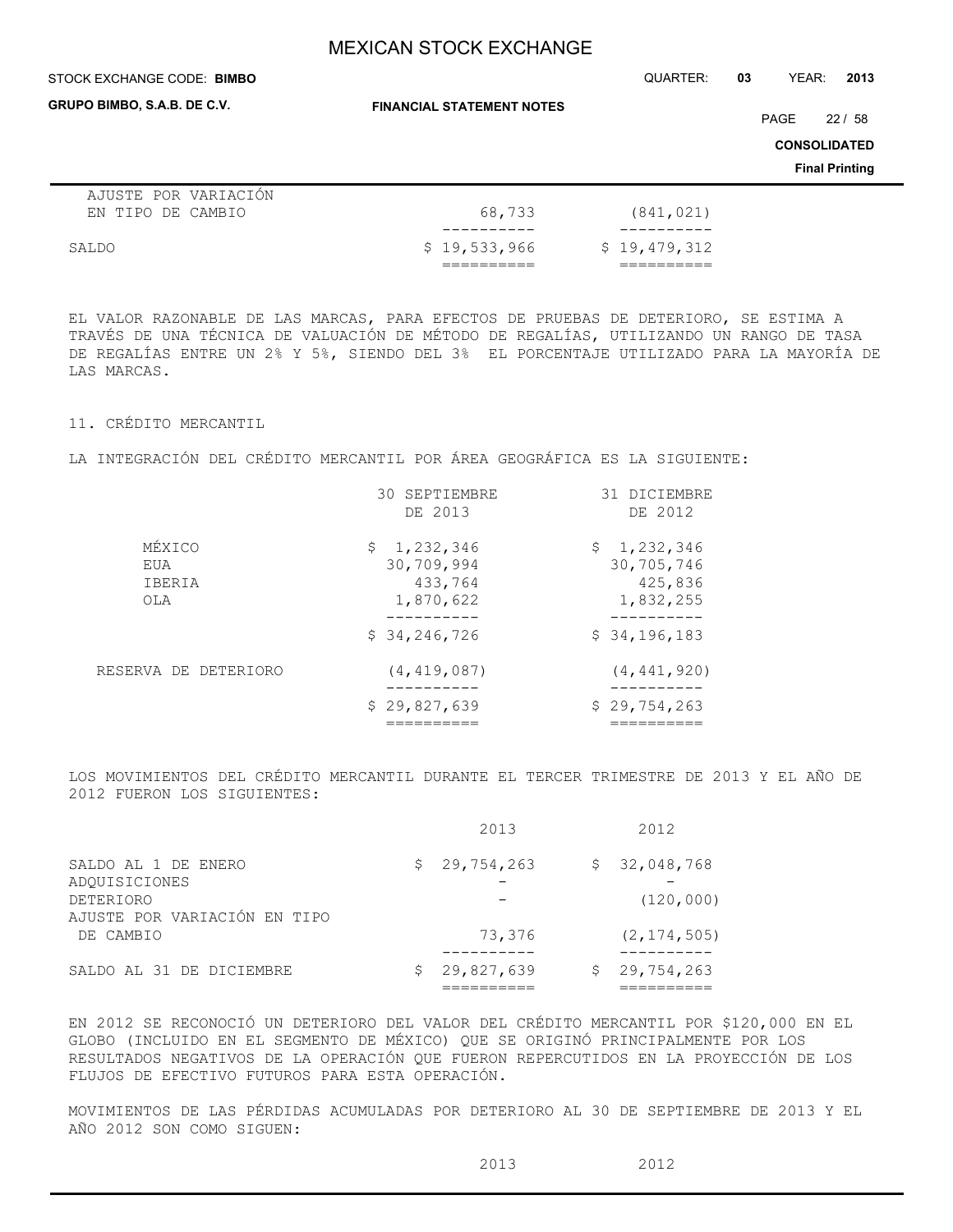| | | |
|---|---|---|
| AJUSTE POR VARIACIÓN EN TIPO DE CAMBIO | 68,733 | (841,021) |
| SALDO | $ 19,533,966 | $ 19,479,312 |

EL VALOR RAZONABLE DE LAS MARCAS, PARA EFECTOS DE PRUEBAS DE DETERIORO, SE ESTIMA A TRAVÉS DE UNA TÉCNICA DE VALUACIÓN DE MÉTODO DE REGALÍAS, UTILIZANDO UN RANGO DE TASA DE REGALÍAS ENTRE UN 2% Y 5%, SIENDO DEL 3% EL PORCENTAJE UTILIZADO PARA LA MAYORÍA DE LAS MARCAS.

## 11. CRÉDITO MERCANTIL

LA INTEGRACIÓN DEL CRÉDITO MERCANTIL POR ÁREA GEOGRÁFICA ES LA SIGUIENTE:

| | 30 SEPTIEMBRE DE 2013 | 31 DICIEMBRE DE 2012 |
|---|---|---|
| MÉXICO | $ 1,232,346 | $ 1,232,346 |
| EUA | 30,709,994 | 30,705,746 |
| IBERIA | 433,764 | 425,836 |
| OLA | 1,870,622 | 1,832,255 |
| | $ 34,246,726 | $ 34,196,183 |
| RESERVA DE DETERIORO | (4,419,087) | (4,441,920) |
| | $ 29,827,639 | $ 29,754,263 |

LOS MOVIMIENTOS DEL CRÉDITO MERCANTIL DURANTE EL TERCER TRIMESTRE DE 2013 Y EL AÑO DE 2012 FUERON LOS SIGUIENTES:

| | 2013 | 2012 |
|---|---|---|
| SALDO AL 1 DE ENERO | $ 29,754,263 | $ 32,048,768 |
| ADQUISICIONES | - | - |
| DETERIORO | - | (120,000) |
| AJUSTE POR VARIACIÓN EN TIPO DE CAMBIO | 73,376 | (2,174,505) |
| SALDO AL 31 DE DICIEMBRE | $ 29,827,639 | $ 29,754,263 |

EN 2012 SE RECONOCIÓ UN DETERIORO DEL VALOR DEL CRÉDITO MERCANTIL POR $120,000 EN EL GLOBO (INCLUIDO EN EL SEGMENTO DE MÉXICO) QUE SE ORIGINÓ PRINCIPALMENTE POR LOS RESULTADOS NEGATIVOS DE LA OPERACIÓN QUE FUERON REPERCUTIDOS EN LA PROYECCIÓN DE LOS FLUJOS DE EFECTIVO FUTUROS PARA ESTA OPERACIÓN.

MOVIMIENTOS DE LAS PÉRDIDAS ACUMULADAS POR DETERIORO AL 30 DE SEPTIEMBRE DE 2013 Y EL AÑO 2012 SON COMO SIGUEN:

| | 2013 | 2012 |
|---|---|---|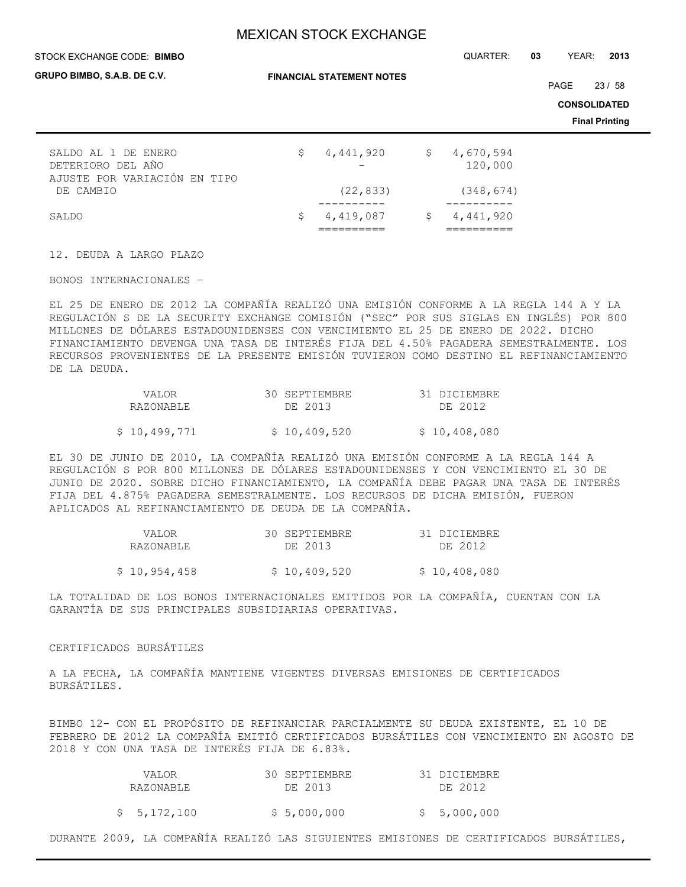| | | |
|---|---|---|
| SALDO AL 1 DE ENERO | $ 4,441,920 | $ 4,670,594 |
| DETERIORO DEL AÑO | - | 120,000 |
| AJUSTE POR VARIACIÓN EN TIPO DE CAMBIO | (22,833) | (348,674) |
| SALDO | $ 4,419,087 | $ 4,441,920 |

12. DEUDA A LARGO PLAZO

BONOS INTERNACIONALES –

EL 25 DE ENERO DE 2012 LA COMPAÑÍA REALIZÓ UNA EMISIÓN CONFORME A LA REGLA 144 A Y LA REGULACIÓN S DE LA SECURITY EXCHANGE COMISIÓN ("SEC" POR SUS SIGLAS EN INGLÉS) POR 800 MILLONES DE DÓLARES ESTADOUNIDENSES CON VENCIMIENTO EL 25 DE ENERO DE 2022. DICHO FINANCIAMIENTO DEVENGA UNA TASA DE INTERÉS FIJA DEL 4.50% PAGADERA SEMESTRALMENTE. LOS RECURSOS PROVENIENTES DE LA PRESENTE EMISIÓN TUVIERON COMO DESTINO EL REFINANCIAMIENTO DE LA DEUDA.

| VALOR RAZONABLE | 30 SEPTIEMBRE DE 2013 | 31 DICIEMBRE DE 2012 |
|---|---|---|
| $ 10,499,771 | $ 10,409,520 | $ 10,408,080 |

EL 30 DE JUNIO DE 2010, LA COMPAÑÍA REALIZÓ UNA EMISIÓN CONFORME A LA REGLA 144 A REGULACIÓN S POR 800 MILLONES DE DÓLARES ESTADOUNIDENSES Y CON VENCIMIENTO EL 30 DE JUNIO DE 2020. SOBRE DICHO FINANCIAMIENTO, LA COMPAÑÍA DEBE PAGAR UNA TASA DE INTERÉS FIJA DEL 4.875% PAGADERA SEMESTRALMENTE. LOS RECURSOS DE DICHA EMISIÓN, FUERON APLICADOS AL REFINANCIAMIENTO DE DEUDA DE LA COMPAÑÍA.

| VALOR RAZONABLE | 30 SEPTIEMBRE DE 2013 | 31 DICIEMBRE DE 2012 |
|---|---|---|
| $ 10,954,458 | $ 10,409,520 | $ 10,408,080 |

LA TOTALIDAD DE LOS BONOS INTERNACIONALES EMITIDOS POR LA COMPAÑÍA, CUENTAN CON LA GARANTÍA DE SUS PRINCIPALES SUBSIDIARIAS OPERATIVAS.

CERTIFICADOS BURSÁTILES

A LA FECHA, LA COMPAÑÍA MANTIENE VIGENTES DIVERSAS EMISIONES DE CERTIFICADOS BURSÁTILES.

BIMBO 12- CON EL PROPÓSITO DE REFINANCIAR PARCIALMENTE SU DEUDA EXISTENTE, EL 10 DE FEBRERO DE 2012 LA COMPAÑÍA EMITIÓ CERTIFICADOS BURSÁTILES CON VENCIMIENTO EN AGOSTO DE 2018 Y CON UNA TASA DE INTERÉS FIJA DE 6.83%.

| VALOR RAZONABLE | 30 SEPTIEMBRE DE 2013 | 31 DICIEMBRE DE 2012 |
|---|---|---|
| $ 5,172,100 | $ 5,000,000 | $ 5,000,000 |

DURANTE 2009, LA COMPAÑÍA REALIZÓ LAS SIGUIENTES EMISIONES DE CERTIFICADOS BURSÁTILES,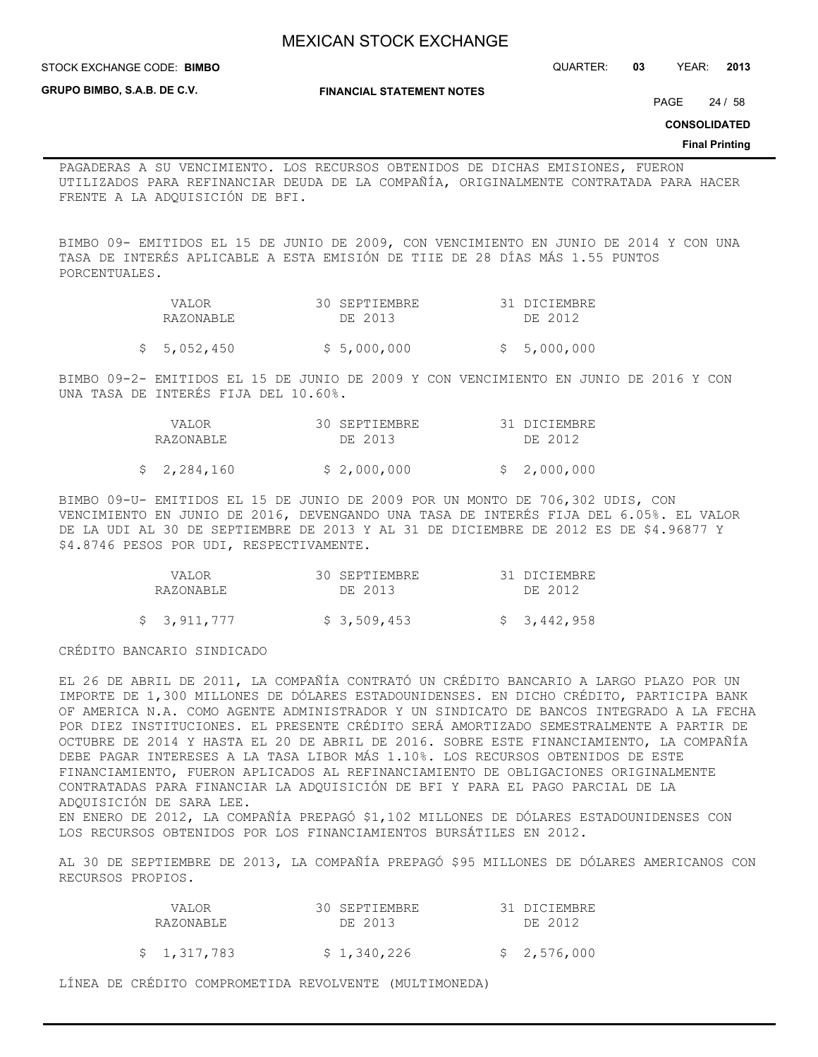PAGADERAS A SU VENCIMIENTO. LOS RECURSOS OBTENIDOS DE DICHAS EMISIONES, FUERON UTILIZADOS PARA REFINANCIAR DEUDA DE LA COMPAÑÍA, ORIGINALMENTE CONTRATADA PARA HACER FRENTE A LA ADQUISICIÓN DE BFI.

BIMBO 09- EMITIDOS EL 15 DE JUNIO DE 2009, CON VENCIMIENTO EN JUNIO DE 2014 Y CON UNA TASA DE INTERÉS APLICABLE A ESTA EMISIÓN DE TIIE DE 28 DÍAS MÁS 1.55 PUNTOS PORCENTUALES.

| VALOR RAZONABLE | 30 SEPTIEMBRE DE 2013 | 31 DICIEMBRE DE 2012 |
|---|---|---|
| $ 5,052,450 | $ 5,000,000 | $ 5,000,000 |

BIMBO 09-2- EMITIDOS EL 15 DE JUNIO DE 2009 Y CON VENCIMIENTO EN JUNIO DE 2016 Y CON UNA TASA DE INTERÉS FIJA DEL 10.60%.

| VALOR RAZONABLE | 30 SEPTIEMBRE DE 2013 | 31 DICIEMBRE DE 2012 |
|---|---|---|
| $ 2,284,160 | $ 2,000,000 | $ 2,000,000 |

BIMBO 09-U- EMITIDOS EL 15 DE JUNIO DE 2009 POR UN MONTO DE 706,302 UDIS, CON VENCIMIENTO EN JUNIO DE 2016, DEVENGANDO UNA TASA DE INTERÉS FIJA DEL 6.05%. EL VALOR DE LA UDI AL 30 DE SEPTIEMBRE DE 2013 Y AL 31 DE DICIEMBRE DE 2012 ES DE $4.96877 Y $4.8746 PESOS POR UDI, RESPECTIVAMENTE.

| VALOR RAZONABLE | 30 SEPTIEMBRE DE 2013 | 31 DICIEMBRE DE 2012 |
|---|---|---|
| $ 3,911,777 | $ 3,509,453 | $ 3,442,958 |

CRÉDITO BANCARIO SINDICADO

EL 26 DE ABRIL DE 2011, LA COMPAÑÍA CONTRATÓ UN CRÉDITO BANCARIO A LARGO PLAZO POR UN IMPORTE DE 1,300 MILLONES DE DÓLARES ESTADOUNIDENSES. EN DICHO CRÉDITO, PARTICIPA BANK OF AMERICA N.A. COMO AGENTE ADMINISTRADOR Y UN SINDICATO DE BANCOS INTEGRADO A LA FECHA POR DIEZ INSTITUCIONES. EL PRESENTE CRÉDITO SERÁ AMORTIZADO SEMESTRALMENTE A PARTIR DE OCTUBRE DE 2014 Y HASTA EL 20 DE ABRIL DE 2016. SOBRE ESTE FINANCIAMIENTO, LA COMPAÑÍA DEBE PAGAR INTERESES A LA TASA LIBOR MÁS 1.10%. LOS RECURSOS OBTENIDOS DE ESTE FINANCIAMIENTO, FUERON APLICADOS AL REFINANCIAMIENTO DE OBLIGACIONES ORIGINALMENTE CONTRATADAS PARA FINANCIAR LA ADQUISICIÓN DE BFI Y PARA EL PAGO PARCIAL DE LA ADQUISICIÓN DE SARA LEE.
EN ENERO DE 2012, LA COMPAÑÍA PREPAGÓ $1,102 MILLONES DE DÓLARES ESTADOUNIDENSES CON LOS RECURSOS OBTENIDOS POR LOS FINANCIAMIENTOS BURSÁTILES EN 2012.

AL 30 DE SEPTIEMBRE DE 2013, LA COMPAÑÍA PREPAGÓ $95 MILLONES DE DÓLARES AMERICANOS CON RECURSOS PROPIOS.

| VALOR RAZONABLE | 30 SEPTIEMBRE DE 2013 | 31 DICIEMBRE DE 2012 |
|---|---|---|
| $ 1,317,783 | $ 1,340,226 | $ 2,576,000 |

LÍNEA DE CRÉDITO COMPROMETIDA REVOLVENTE (MULTIMONEDA)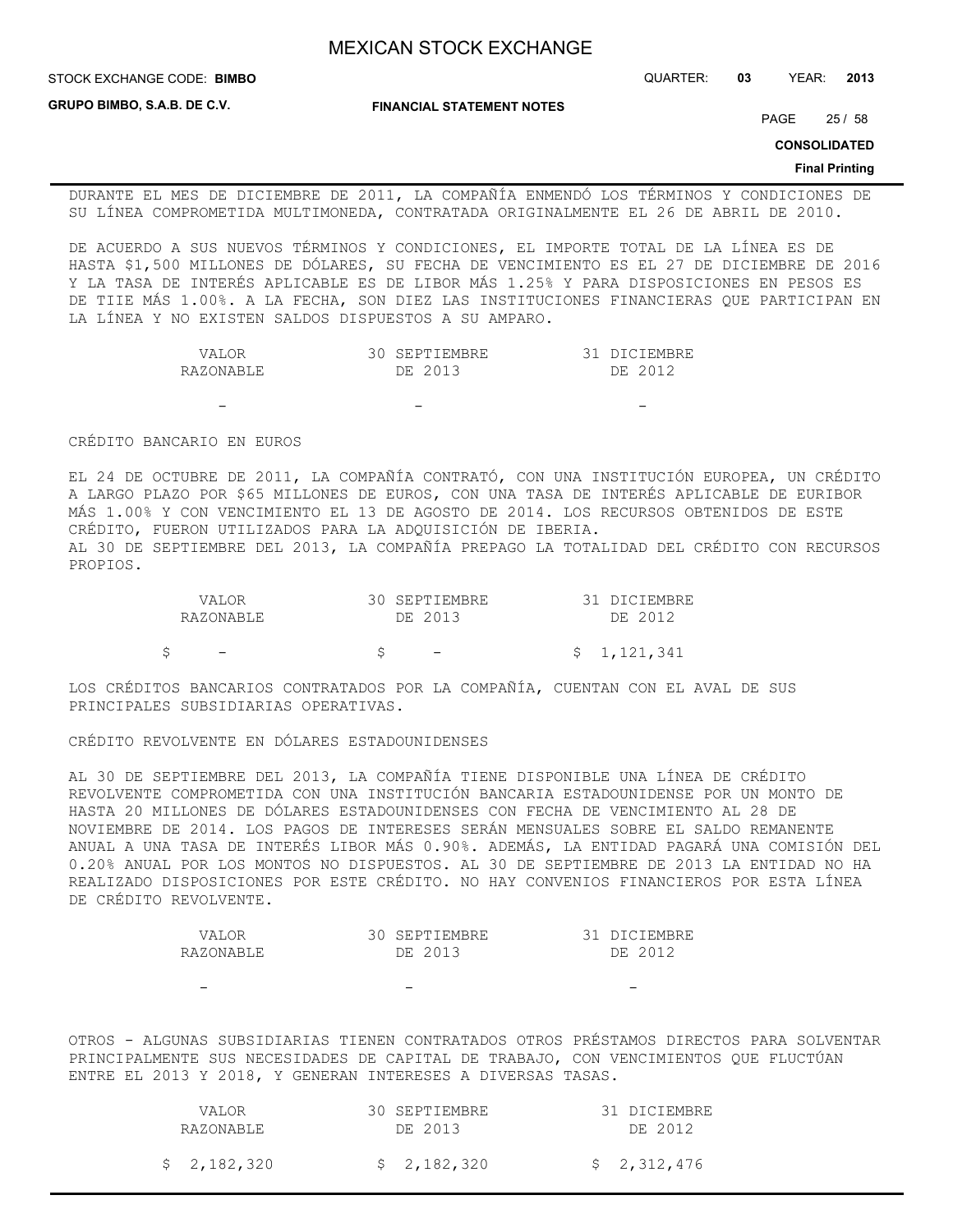DURANTE EL MES DE DICIEMBRE DE 2011, LA COMPAÑÍA ENMENDÓ LOS TÉRMINOS Y CONDICIONES DE SU LÍNEA COMPROMETIDA MULTIMONEDA, CONTRATADA ORIGINALMENTE EL 26 DE ABRIL DE 2010.

DE ACUERDO A SUS NUEVOS TÉRMINOS Y CONDICIONES, EL IMPORTE TOTAL DE LA LÍNEA ES DE HASTA $1,500 MILLONES DE DÓLARES, SU FECHA DE VENCIMIENTO ES EL 27 DE DICIEMBRE DE 2016 Y LA TASA DE INTERÉS APLICABLE ES DE LIBOR MÁS 1.25% Y PARA DISPOSICIONES EN PESOS ES DE TIIE MÁS 1.00%. A LA FECHA, SON DIEZ LAS INSTITUCIONES FINANCIERAS QUE PARTICIPAN EN LA LÍNEA Y NO EXISTEN SALDOS DISPUESTOS A SU AMPARO.

| VALOR RAZONABLE | 30 SEPTIEMBRE DE 2013 | 31 DICIEMBRE DE 2012 |
|---|---|---|
| - | - | - |

CRÉDITO BANCARIO EN EUROS

EL 24 DE OCTUBRE DE 2011, LA COMPAÑÍA CONTRATÓ, CON UNA INSTITUCIÓN EUROPEA, UN CRÉDITO A LARGO PLAZO POR $65 MILLONES DE EUROS, CON UNA TASA DE INTERÉS APLICABLE DE EURIBOR MÁS 1.00% Y CON VENCIMIENTO EL 13 DE AGOSTO DE 2014. LOS RECURSOS OBTENIDOS DE ESTE CRÉDITO, FUERON UTILIZADOS PARA LA ADQUISICIÓN DE IBERIA.
AL 30 DE SEPTIEMBRE DEL 2013, LA COMPAÑÍA PREPAGO LA TOTALIDAD DEL CRÉDITO CON RECURSOS PROPIOS.

| VALOR RAZONABLE | 30 SEPTIEMBRE DE 2013 | 31 DICIEMBRE DE 2012 |
|---|---|---|
| $ - | $ - | $ 1,121,341 |

LOS CRÉDITOS BANCARIOS CONTRATADOS POR LA COMPAÑÍA, CUENTAN CON EL AVAL DE SUS PRINCIPALES SUBSIDIARIAS OPERATIVAS.

CRÉDITO REVOLVENTE EN DÓLARES ESTADOUNIDENSES

AL 30 DE SEPTIEMBRE DEL 2013, LA COMPAÑÍA TIENE DISPONIBLE UNA LÍNEA DE CRÉDITO REVOLVENTE COMPROMETIDA CON UNA INSTITUCIÓN BANCARIA ESTADOUNIDENSE POR UN MONTO DE HASTA 20 MILLONES DE DÓLARES ESTADOUNIDENSES CON FECHA DE VENCIMIENTO AL 28 DE NOVIEMBRE DE 2014. LOS PAGOS DE INTERESES SERÁN MENSUALES SOBRE EL SALDO REMANENTE ANUAL A UNA TASA DE INTERÉS LIBOR MÁS 0.90%. ADEMÁS, LA ENTIDAD PAGARÁ UNA COMISIÓN DEL 0.20% ANUAL POR LOS MONTOS NO DISPUESTOS. AL 30 DE SEPTIEMBRE DE 2013 LA ENTIDAD NO HA REALIZADO DISPOSICIONES POR ESTE CRÉDITO. NO HAY CONVENIOS FINANCIEROS POR ESTA LÍNEA DE CRÉDITO REVOLVENTE.

| VALOR RAZONABLE | 30 SEPTIEMBRE DE 2013 | 31 DICIEMBRE DE 2012 |
|---|---|---|
| - | - | - |

OTROS - ALGUNAS SUBSIDIARIAS TIENEN CONTRATADOS OTROS PRÉSTAMOS DIRECTOS PARA SOLVENTAR PRINCIPALMENTE SUS NECESIDADES DE CAPITAL DE TRABAJO, CON VENCIMIENTOS QUE FLUCTÚAN ENTRE EL 2013 Y 2018, Y GENERAN INTERESES A DIVERSAS TASAS.

| VALOR RAZONABLE | 30 SEPTIEMBRE DE 2013 | 31 DICIEMBRE DE 2012 |
|---|---|---|
| $ 2,182,320 | $ 2,182,320 | $ 2,312,476 |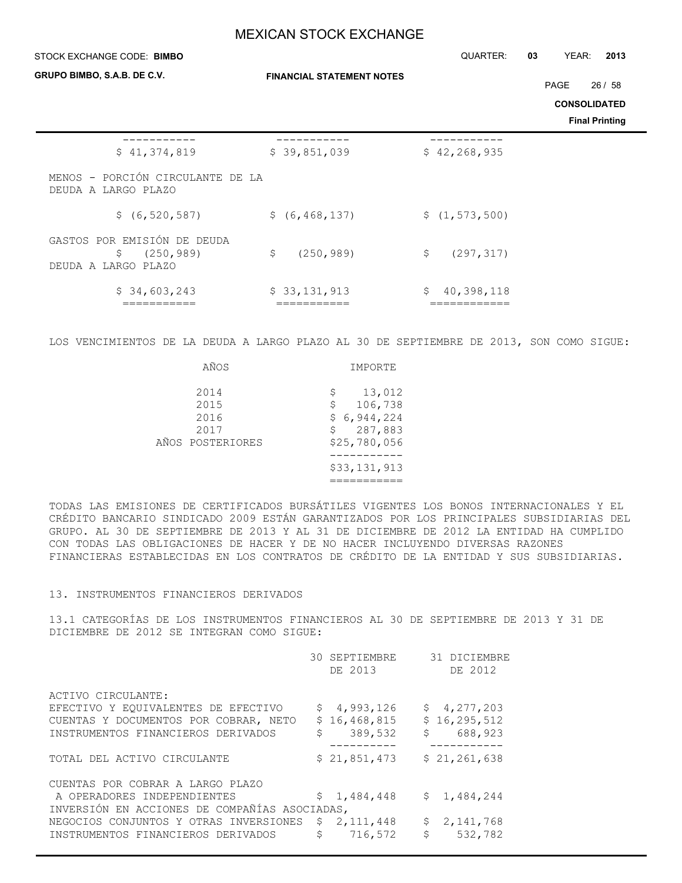| | | |
|---|---|---|
| $ 41,374,819 | $ 39,851,039 | $ 42,268,935 |
| MENOS - PORCIÓN CIRCULANTE DE LA DEUDA A LARGO PLAZO | | |
| $ (6,520,587) | $ (6,468,137) | $ (1,573,500) |
| GASTOS POR EMISIÓN DE DEUDA | | |
| $ (250,989) | $ (250,989) | $ (297,317) |
| DEUDA A LARGO PLAZO | | |
| $ 34,603,243 | $ 33,131,913 | $ 40,398,118 |

LOS VENCIMIENTOS DE LA DEUDA A LARGO PLAZO AL 30 DE SEPTIEMBRE DE 2013, SON COMO SIGUE:

| AÑOS | IMPORTE |
|---|---|
| 2014 | $ 13,012 |
| 2015 | $ 106,738 |
| 2016 | $ 6,944,224 |
| 2017 | $ 287,883 |
| AÑOS POSTERIORES | $25,780,056 |
| | $33,131,913 |

TODAS LAS EMISIONES DE CERTIFICADOS BURSÁTILES VIGENTES LOS BONOS INTERNACIONALES Y EL CRÉDITO BANCARIO SINDICADO 2009 ESTÁN GARANTIZADOS POR LOS PRINCIPALES SUBSIDIARIAS DEL GRUPO. AL 30 DE SEPTIEMBRE DE 2013 Y AL 31 DE DICIEMBRE DE 2012 LA ENTIDAD HA CUMPLIDO CON TODAS LAS OBLIGACIONES DE HACER Y DE NO HACER INCLUYENDO DIVERSAS RAZONES FINANCIERAS ESTABLECIDAS EN LOS CONTRATOS DE CRÉDITO DE LA ENTIDAD Y SUS SUBSIDIARIAS.

## 13. INSTRUMENTOS FINANCIEROS DERIVADOS

13.1 CATEGORÍAS DE LOS INSTRUMENTOS FINANCIEROS AL 30 DE SEPTIEMBRE DE 2013 Y 31 DE DICIEMBRE DE 2012 SE INTEGRAN COMO SIGUE:

| | 30 SEPTIEMBRE DE 2013 | 31 DICIEMBRE DE 2012 |
|---|---|---|
| ACTIVO CIRCULANTE: | | |
| EFECTIVO Y EQUIVALENTES DE EFECTIVO | $ 4,993,126 | $ 4,277,203 |
| CUENTAS Y DOCUMENTOS POR COBRAR, NETO | $ 16,468,815 | $ 16,295,512 |
| INSTRUMENTOS FINANCIEROS DERIVADOS | $ 389,532 | $ 688,923 |
| TOTAL DEL ACTIVO CIRCULANTE | $ 21,851,473 | $ 21,261,638 |
| CUENTAS POR COBRAR A LARGO PLAZO A OPERADORES INDEPENDIENTES | $ 1,484,448 | $ 1,484,244 |
| INVERSIÓN EN ACCIONES DE COMPAÑÍAS ASOCIADAS, NEGOCIOS CONJUNTOS Y OTRAS INVERSIONES | $ 2,111,448 | $ 2,141,768 |
| INSTRUMENTOS FINANCIEROS DERIVADOS | $ 716,572 | $ 532,782 |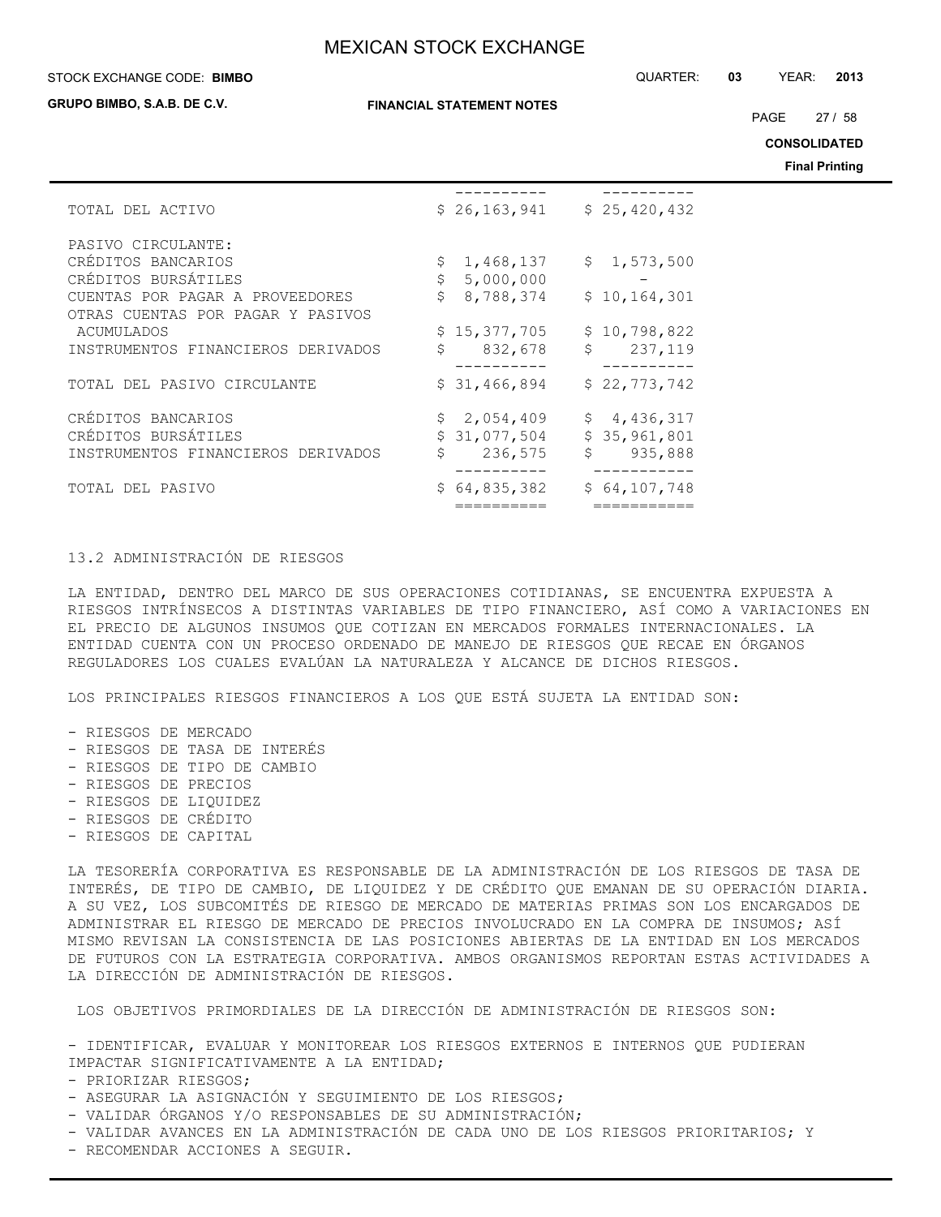| | | |
|---|---|---|
| TOTAL DEL ACTIVO | $ 26,163,941 | $ 25,420,432 |
| PASIVO CIRCULANTE: | | |
| CRÉDITOS BANCARIOS | $ 1,468,137 | $ 1,573,500 |
| CRÉDITOS BURSÁTILES | $ 5,000,000 | - |
| CUENTAS POR PAGAR A PROVEEDORES | $ 8,788,374 | $ 10,164,301 |
| OTRAS CUENTAS POR PAGAR Y PASIVOS ACUMULADOS | $ 15,377,705 | $ 10,798,822 |
| INSTRUMENTOS FINANCIEROS DERIVADOS | $ 832,678 | $ 237,119 |
| TOTAL DEL PASIVO CIRCULANTE | $ 31,466,894 | $ 22,773,742 |
| CRÉDITOS BANCARIOS | $ 2,054,409 | $ 4,436,317 |
| CRÉDITOS BURSÁTILES | $ 31,077,504 | $ 35,961,801 |
| INSTRUMENTOS FINANCIEROS DERIVADOS | $ 236,575 | $ 935,888 |
| TOTAL DEL PASIVO | $ 64,835,382 | $ 64,107,748 |

13.2 ADMINISTRACIÓN DE RIESGOS

LA ENTIDAD, DENTRO DEL MARCO DE SUS OPERACIONES COTIDIANAS, SE ENCUENTRA EXPUESTA A RIESGOS INTRÍNSECOS A DISTINTAS VARIABLES DE TIPO FINANCIERO, ASÍ COMO A VARIACIONES EN EL PRECIO DE ALGUNOS INSUMOS QUE COTIZAN EN MERCADOS FORMALES INTERNACIONALES. LA ENTIDAD CUENTA CON UN PROCESO ORDENADO DE MANEJO DE RIESGOS QUE RECAE EN ÓRGANOS REGULADORES LOS CUALES EVALÚAN LA NATURALEZA Y ALCANCE DE DICHOS RIESGOS.

LOS PRINCIPALES RIESGOS FINANCIEROS A LOS QUE ESTÁ SUJETA LA ENTIDAD SON:

- RIESGOS DE MERCADO
- RIESGOS DE TASA DE INTERÉS
- RIESGOS DE TIPO DE CAMBIO
- RIESGOS DE PRECIOS
- RIESGOS DE LIQUIDEZ
- RIESGOS DE CRÉDITO
- RIESGOS DE CAPITAL

LA TESORERÍA CORPORATIVA ES RESPONSABLE DE LA ADMINISTRACIÓN DE LOS RIESGOS DE TASA DE INTERÉS, DE TIPO DE CAMBIO, DE LIQUIDEZ Y DE CRÉDITO QUE EMANAN DE SU OPERACIÓN DIARIA. A SU VEZ, LOS SUBCOMITÉS DE RIESGO DE MERCADO DE MATERIAS PRIMAS SON LOS ENCARGADOS DE ADMINISTRAR EL RIESGO DE MERCADO DE PRECIOS INVOLUCRADO EN LA COMPRA DE INSUMOS; ASÍ MISMO REVISAN LA CONSISTENCIA DE LAS POSICIONES ABIERTAS DE LA ENTIDAD EN LOS MERCADOS DE FUTUROS CON LA ESTRATEGIA CORPORATIVA. AMBOS ORGANISMOS REPORTAN ESTAS ACTIVIDADES A LA DIRECCIÓN DE ADMINISTRACIÓN DE RIESGOS.

LOS OBJETIVOS PRIMORDIALES DE LA DIRECCIÓN DE ADMINISTRACIÓN DE RIESGOS SON:

- IDENTIFICAR, EVALUAR Y MONITOREAR LOS RIESGOS EXTERNOS E INTERNOS QUE PUDIERAN IMPACTAR SIGNIFICATIVAMENTE A LA ENTIDAD;
- PRIORIZAR RIESGOS;
- ASEGURAR LA ASIGNACIÓN Y SEGUIMIENTO DE LOS RIESGOS;
- VALIDAR ÓRGANOS Y/O RESPONSABLES DE SU ADMINISTRACIÓN;
- VALIDAR AVANCES EN LA ADMINISTRACIÓN DE CADA UNO DE LOS RIESGOS PRIORITARIOS; Y
- RECOMENDAR ACCIONES A SEGUIR.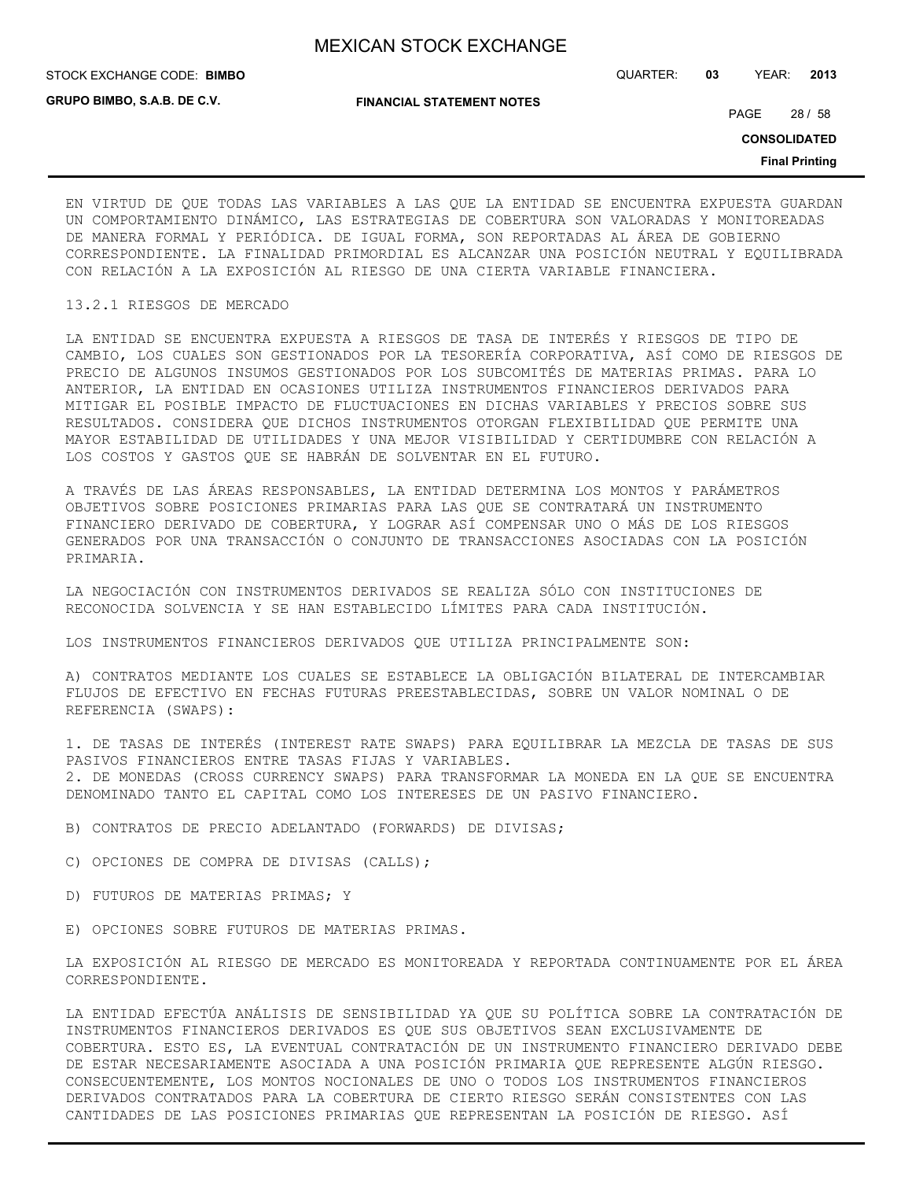EN VIRTUD DE QUE TODAS LAS VARIABLES A LAS QUE LA ENTIDAD SE ENCUENTRA EXPUESTA GUARDAN UN COMPORTAMIENTO DINÁMICO, LAS ESTRATEGIAS DE COBERTURA SON VALORADAS Y MONITOREADAS DE MANERA FORMAL Y PERIÓDICA. DE IGUAL FORMA, SON REPORTADAS AL ÁREA DE GOBIERNO CORRESPONDIENTE. LA FINALIDAD PRIMORDIAL ES ALCANZAR UNA POSICIÓN NEUTRAL Y EQUILIBRADA CON RELACIÓN A LA EXPOSICIÓN AL RIESGO DE UNA CIERTA VARIABLE FINANCIERA.

### 13.2.1 RIESGOS DE MERCADO

LA ENTIDAD SE ENCUENTRA EXPUESTA A RIESGOS DE TASA DE INTERÉS Y RIESGOS DE TIPO DE CAMBIO, LOS CUALES SON GESTIONADOS POR LA TESORERÍA CORPORATIVA, ASÍ COMO DE RIESGOS DE PRECIO DE ALGUNOS INSUMOS GESTIONADOS POR LOS SUBCOMITÉS DE MATERIAS PRIMAS. PARA LO ANTERIOR, LA ENTIDAD EN OCASIONES UTILIZA INSTRUMENTOS FINANCIEROS DERIVADOS PARA MITIGAR EL POSIBLE IMPACTO DE FLUCTUACIONES EN DICHAS VARIABLES Y PRECIOS SOBRE SUS RESULTADOS. CONSIDERA QUE DICHOS INSTRUMENTOS OTORGAN FLEXIBILIDAD QUE PERMITE UNA MAYOR ESTABILIDAD DE UTILIDADES Y UNA MEJOR VISIBILIDAD Y CERTIDUMBRE CON RELACIÓN A LOS COSTOS Y GASTOS QUE SE HABRÁN DE SOLVENTAR EN EL FUTURO.

A TRAVÉS DE LAS ÁREAS RESPONSABLES, LA ENTIDAD DETERMINA LOS MONTOS Y PARÁMETROS OBJETIVOS SOBRE POSICIONES PRIMARIAS PARA LAS QUE SE CONTRATARÁ UN INSTRUMENTO FINANCIERO DERIVADO DE COBERTURA, Y LOGRAR ASÍ COMPENSAR UNO O MÁS DE LOS RIESGOS GENERADOS POR UNA TRANSACCIÓN O CONJUNTO DE TRANSACCIONES ASOCIADAS CON LA POSICIÓN PRIMARIA.

LA NEGOCIACIÓN CON INSTRUMENTOS DERIVADOS SE REALIZA SÓLO CON INSTITUCIONES DE RECONOCIDA SOLVENCIA Y SE HAN ESTABLECIDO LÍMITES PARA CADA INSTITUCIÓN.

LOS INSTRUMENTOS FINANCIEROS DERIVADOS QUE UTILIZA PRINCIPALMENTE SON:

A) CONTRATOS MEDIANTE LOS CUALES SE ESTABLECE LA OBLIGACIÓN BILATERAL DE INTERCAMBIAR FLUJOS DE EFECTIVO EN FECHAS FUTURAS PREESTABLECIDAS, SOBRE UN VALOR NOMINAL O DE REFERENCIA (SWAPS):

1. DE TASAS DE INTERÉS (INTEREST RATE SWAPS) PARA EQUILIBRAR LA MEZCLA DE TASAS DE SUS PASIVOS FINANCIEROS ENTRE TASAS FIJAS Y VARIABLES.
2. DE MONEDAS (CROSS CURRENCY SWAPS) PARA TRANSFORMAR LA MONEDA EN LA QUE SE ENCUENTRA DENOMINADO TANTO EL CAPITAL COMO LOS INTERESES DE UN PASIVO FINANCIERO.

B) CONTRATOS DE PRECIO ADELANTADO (FORWARDS) DE DIVISAS;

C) OPCIONES DE COMPRA DE DIVISAS (CALLS);

D) FUTUROS DE MATERIAS PRIMAS; Y

E) OPCIONES SOBRE FUTUROS DE MATERIAS PRIMAS.

LA EXPOSICIÓN AL RIESGO DE MERCADO ES MONITOREADA Y REPORTADA CONTINUAMENTE POR EL ÁREA CORRESPONDIENTE.

LA ENTIDAD EFECTÚA ANÁLISIS DE SENSIBILIDAD YA QUE SU POLÍTICA SOBRE LA CONTRATACIÓN DE INSTRUMENTOS FINANCIEROS DERIVADOS ES QUE SUS OBJETIVOS SEAN EXCLUSIVAMENTE DE COBERTURA. ESTO ES, LA EVENTUAL CONTRATACIÓN DE UN INSTRUMENTO FINANCIERO DERIVADO DEBE DE ESTAR NECESARIAMENTE ASOCIADA A UNA POSICIÓN PRIMARIA QUE REPRESENTE ALGÚN RIESGO. CONSECUENTEMENTE, LOS MONTOS NOCIONALES DE UNO O TODOS LOS INSTRUMENTOS FINANCIEROS DERIVADOS CONTRATADOS PARA LA COBERTURA DE CIERTO RIESGO SERÁN CONSISTENTES CON LAS CANTIDADES DE LAS POSICIONES PRIMARIAS QUE REPRESENTAN LA POSICIÓN DE RIESGO. ASÍ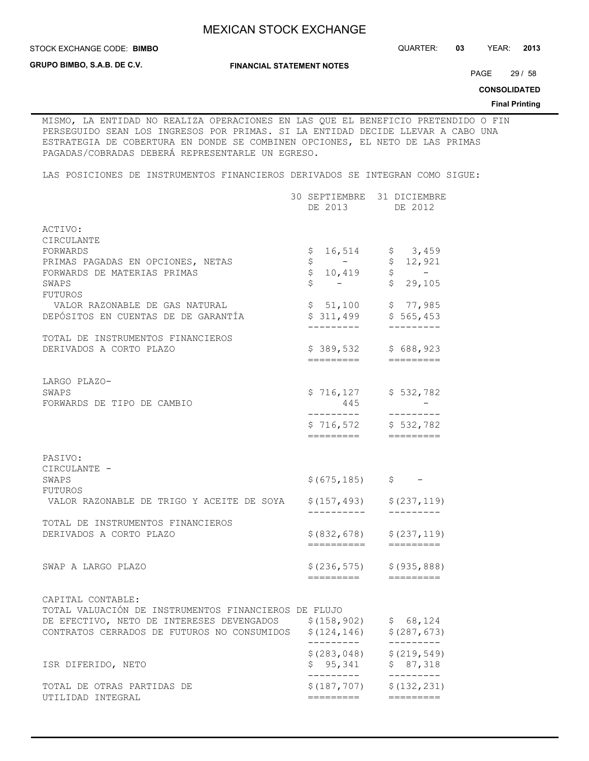MISMO, LA ENTIDAD NO REALIZA OPERACIONES EN LAS QUE EL BENEFICIO PRETENDIDO O FIN PERSEGUIDO SEAN LOS INGRESOS POR PRIMAS. SI LA ENTIDAD DECIDE LLEVAR A CABO UNA ESTRATEGIA DE COBERTURA EN DONDE SE COMBINEN OPCIONES, EL NETO DE LAS PRIMAS PAGADAS/COBRADAS DEBERÁ REPRESENTARLE UN EGRESO.

LAS POSICIONES DE INSTRUMENTOS FINANCIEROS DERIVADOS SE INTEGRAN COMO SIGUE:

| | 30 SEPTIEMBRE DE 2013 | 31 DICIEMBRE DE 2012 |
|---|---|---|
| ACTIVO: | | |
| CIRCULANTE | | |
| FORWARDS | $ 16,514 | $ 3,459 |
| PRIMAS PAGADAS EN OPCIONES, NETAS | $ - | $ 12,921 |
| FORWARDS DE MATERIAS PRIMAS | $ 10,419 | $ - |
| SWAPS | $ - | $ 29,105 |
| FUTUROS | | |
| VALOR RAZONABLE DE GAS NATURAL | $ 51,100 | $ 77,985 |
| DEPÓSITOS EN CUENTAS DE DE GARANTÍA | $ 311,499 | $ 565,453 |
| TOTAL DE INSTRUMENTOS FINANCIEROS DERIVADOS A CORTO PLAZO | $ 389,532 | $ 688,923 |
| LARGO PLAZO- | | |
| SWAPS | $ 716,127 | $ 532,782 |
| FORWARDS DE TIPO DE CAMBIO | 445 | - |
| | $ 716,572 | $ 532,782 |
| PASIVO: | | |
| CIRCULANTE - | | |
| SWAPS | $(675,185) | $ - |
| FUTUROS | | |
| VALOR RAZONABLE DE TRIGO Y ACEITE DE SOYA | $(157,493) | $(237,119) |
| TOTAL DE INSTRUMENTOS FINANCIEROS DERIVADOS A CORTO PLAZO | $(832,678) | $(237,119) |
| SWAP A LARGO PLAZO | $(236,575) | $(935,888) |
| CAPITAL CONTABLE: | | |
| TOTAL VALUACIÓN DE INSTRUMENTOS FINANCIEROS DE FLUJO DE EFECTIVO, NETO DE INTERESES DEVENGADOS | $(158,902) | $ 68,124 |
| CONTRATOS CERRADOS DE FUTUROS NO CONSUMIDOS | $(124,146) | $(287,673) |
| | $(283,048) | $(219,549) |
| ISR DIFERIDO, NETO | $ 95,341 | $ 87,318 |
| TOTAL DE OTRAS PARTIDAS DE UTILIDAD INTEGRAL | $(187,707) | $(132,231) |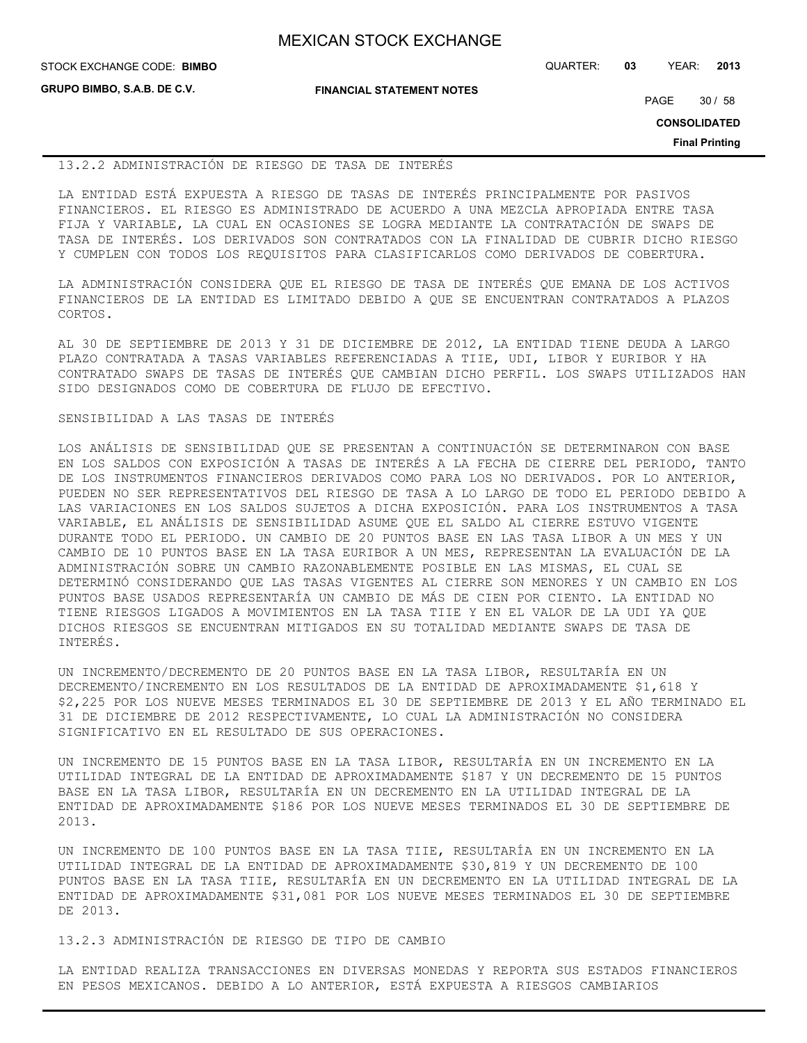### 13.2.2 ADMINISTRACIÓN DE RIESGO DE TASA DE INTERÉS

LA ENTIDAD ESTÁ EXPUESTA A RIESGO DE TASAS DE INTERÉS PRINCIPALMENTE POR PASIVOS FINANCIEROS. EL RIESGO ES ADMINISTRADO DE ACUERDO A UNA MEZCLA APROPIADA ENTRE TASA FIJA Y VARIABLE, LA CUAL EN OCASIONES SE LOGRA MEDIANTE LA CONTRATACIÓN DE SWAPS DE TASA DE INTERÉS. LOS DERIVADOS SON CONTRATADOS CON LA FINALIDAD DE CUBRIR DICHO RIESGO Y CUMPLEN CON TODOS LOS REQUISITOS PARA CLASIFICARLOS COMO DERIVADOS DE COBERTURA.

LA ADMINISTRACIÓN CONSIDERA QUE EL RIESGO DE TASA DE INTERÉS QUE EMANA DE LOS ACTIVOS FINANCIEROS DE LA ENTIDAD ES LIMITADO DEBIDO A QUE SE ENCUENTRAN CONTRATADOS A PLAZOS CORTOS.

AL 30 DE SEPTIEMBRE DE 2013 Y 31 DE DICIEMBRE DE 2012, LA ENTIDAD TIENE DEUDA A LARGO PLAZO CONTRATADA A TASAS VARIABLES REFERENCIADAS A TIIE, UDI, LIBOR Y EURIBOR Y HA CONTRATADO SWAPS DE TASAS DE INTERÉS QUE CAMBIAN DICHO PERFIL. LOS SWAPS UTILIZADOS HAN SIDO DESIGNADOS COMO DE COBERTURA DE FLUJO DE EFECTIVO.

SENSIBILIDAD A LAS TASAS DE INTERÉS

LOS ANÁLISIS DE SENSIBILIDAD QUE SE PRESENTAN A CONTINUACIÓN SE DETERMINARON CON BASE EN LOS SALDOS CON EXPOSICIÓN A TASAS DE INTERÉS A LA FECHA DE CIERRE DEL PERIODO, TANTO DE LOS INSTRUMENTOS FINANCIEROS DERIVADOS COMO PARA LOS NO DERIVADOS. POR LO ANTERIOR, PUEDEN NO SER REPRESENTATIVOS DEL RIESGO DE TASA A LO LARGO DE TODO EL PERIODO DEBIDO A LAS VARIACIONES EN LOS SALDOS SUJETOS A DICHA EXPOSICIÓN. PARA LOS INSTRUMENTOS A TASA VARIABLE, EL ANÁLISIS DE SENSIBILIDAD ASUME QUE EL SALDO AL CIERRE ESTUVO VIGENTE DURANTE TODO EL PERIODO. UN CAMBIO DE 20 PUNTOS BASE EN LAS TASA LIBOR A UN MES Y UN CAMBIO DE 10 PUNTOS BASE EN LA TASA EURIBOR A UN MES, REPRESENTAN LA EVALUACIÓN DE LA ADMINISTRACIÓN SOBRE UN CAMBIO RAZONABLEMENTE POSIBLE EN LAS MISMAS, EL CUAL SE DETERMINÓ CONSIDERANDO QUE LAS TASAS VIGENTES AL CIERRE SON MENORES Y UN CAMBIO EN LOS PUNTOS BASE USADOS REPRESENTARÍA UN CAMBIO DE MÁS DE CIEN POR CIENTO. LA ENTIDAD NO TIENE RIESGOS LIGADOS A MOVIMIENTOS EN LA TASA TIIE Y EN EL VALOR DE LA UDI YA QUE DICHOS RIESGOS SE ENCUENTRAN MITIGADOS EN SU TOTALIDAD MEDIANTE SWAPS DE TASA DE INTERÉS.

UN INCREMENTO/DECREMENTO DE 20 PUNTOS BASE EN LA TASA LIBOR, RESULTARÍA EN UN DECREMENTO/INCREMENTO EN LOS RESULTADOS DE LA ENTIDAD DE APROXIMADAMENTE $1,618 Y $2,225 POR LOS NUEVE MESES TERMINADOS EL 30 DE SEPTIEMBRE DE 2013 Y EL AÑO TERMINADO EL 31 DE DICIEMBRE DE 2012 RESPECTIVAMENTE, LO CUAL LA ADMINISTRACIÓN NO CONSIDERA SIGNIFICATIVO EN EL RESULTADO DE SUS OPERACIONES.

UN INCREMENTO DE 15 PUNTOS BASE EN LA TASA LIBOR, RESULTARÍA EN UN INCREMENTO EN LA UTILIDAD INTEGRAL DE LA ENTIDAD DE APROXIMADAMENTE $187 Y UN DECREMENTO DE 15 PUNTOS BASE EN LA TASA LIBOR, RESULTARÍA EN UN DECREMENTO EN LA UTILIDAD INTEGRAL DE LA ENTIDAD DE APROXIMADAMENTE $186 POR LOS NUEVE MESES TERMINADOS EL 30 DE SEPTIEMBRE DE 2013.

UN INCREMENTO DE 100 PUNTOS BASE EN LA TASA TIIE, RESULTARÍA EN UN INCREMENTO EN LA UTILIDAD INTEGRAL DE LA ENTIDAD DE APROXIMADAMENTE $30,819 Y UN DECREMENTO DE 100 PUNTOS BASE EN LA TASA TIIE, RESULTARÍA EN UN DECREMENTO EN LA UTILIDAD INTEGRAL DE LA ENTIDAD DE APROXIMADAMENTE $31,081 POR LOS NUEVE MESES TERMINADOS EL 30 DE SEPTIEMBRE DE 2013.

### 13.2.3 ADMINISTRACIÓN DE RIESGO DE TIPO DE CAMBIO

LA ENTIDAD REALIZA TRANSACCIONES EN DIVERSAS MONEDAS Y REPORTA SUS ESTADOS FINANCIEROS EN PESOS MEXICANOS. DEBIDO A LO ANTERIOR, ESTÁ EXPUESTA A RIESGOS CAMBIARIOS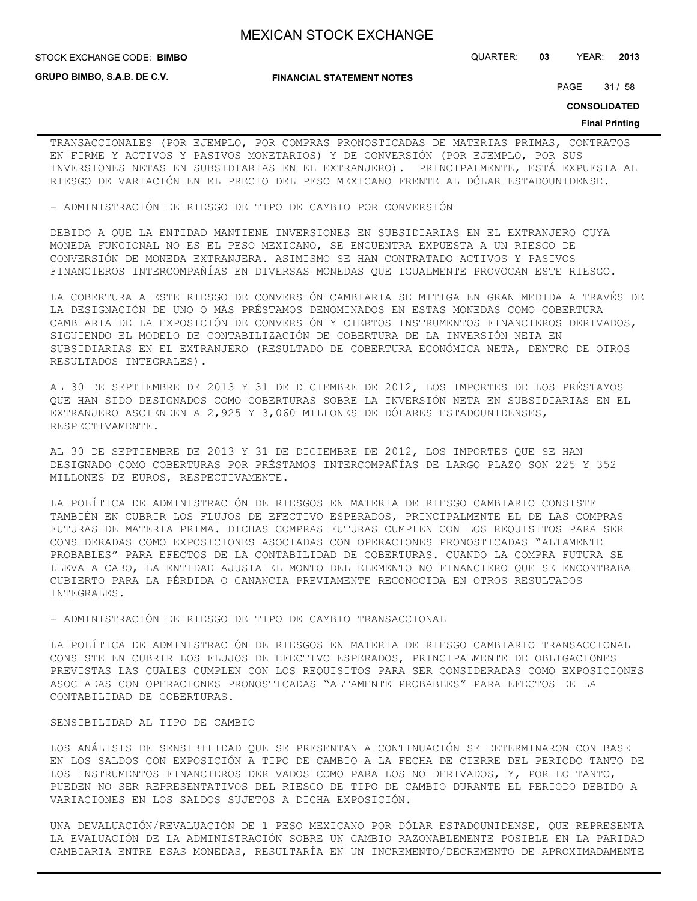TRANSACCIONALES (POR EJEMPLO, POR COMPRAS PRONOSTICADAS DE MATERIAS PRIMAS, CONTRATOS EN FIRME Y ACTIVOS Y PASIVOS MONETARIOS) Y DE CONVERSIÓN (POR EJEMPLO, POR SUS INVERSIONES NETAS EN SUBSIDIARIAS EN EL EXTRANJERO). PRINCIPALMENTE, ESTÁ EXPUESTA AL RIESGO DE VARIACIÓN EN EL PRECIO DEL PESO MEXICANO FRENTE AL DÓLAR ESTADOUNIDENSE.

- ADMINISTRACIÓN DE RIESGO DE TIPO DE CAMBIO POR CONVERSIÓN

DEBIDO A QUE LA ENTIDAD MANTIENE INVERSIONES EN SUBSIDIARIAS EN EL EXTRANJERO CUYA MONEDA FUNCIONAL NO ES EL PESO MEXICANO, SE ENCUENTRA EXPUESTA A UN RIESGO DE CONVERSIÓN DE MONEDA EXTRANJERA. ASIMISMO SE HAN CONTRATADO ACTIVOS Y PASIVOS FINANCIEROS INTERCOMPAÑÍAS EN DIVERSAS MONEDAS QUE IGUALMENTE PROVOCAN ESTE RIESGO.

LA COBERTURA A ESTE RIESGO DE CONVERSIÓN CAMBIARIA SE MITIGA EN GRAN MEDIDA A TRAVÉS DE LA DESIGNACIÓN DE UNO O MÁS PRÉSTAMOS DENOMINADOS EN ESTAS MONEDAS COMO COBERTURA CAMBIARIA DE LA EXPOSICIÓN DE CONVERSIÓN Y CIERTOS INSTRUMENTOS FINANCIEROS DERIVADOS, SIGUIENDO EL MODELO DE CONTABILIZACIÓN DE COBERTURA DE LA INVERSIÓN NETA EN SUBSIDIARIAS EN EL EXTRANJERO (RESULTADO DE COBERTURA ECONÓMICA NETA, DENTRO DE OTROS RESULTADOS INTEGRALES).

AL 30 DE SEPTIEMBRE DE 2013 Y 31 DE DICIEMBRE DE 2012, LOS IMPORTES DE LOS PRÉSTAMOS QUE HAN SIDO DESIGNADOS COMO COBERTURAS SOBRE LA INVERSIÓN NETA EN SUBSIDIARIAS EN EL EXTRANJERO ASCIENDEN A 2,925 Y 3,060 MILLONES DE DÓLARES ESTADOUNIDENSES, RESPECTIVAMENTE.

AL 30 DE SEPTIEMBRE DE 2013 Y 31 DE DICIEMBRE DE 2012, LOS IMPORTES QUE SE HAN DESIGNADO COMO COBERTURAS POR PRÉSTAMOS INTERCOMPAÑÍAS DE LARGO PLAZO SON 225 Y 352 MILLONES DE EUROS, RESPECTIVAMENTE.

LA POLÍTICA DE ADMINISTRACIÓN DE RIESGOS EN MATERIA DE RIESGO CAMBIARIO CONSISTE TAMBIÉN EN CUBRIR LOS FLUJOS DE EFECTIVO ESPERADOS, PRINCIPALMENTE EL DE LAS COMPRAS FUTURAS DE MATERIA PRIMA. DICHAS COMPRAS FUTURAS CUMPLEN CON LOS REQUISITOS PARA SER CONSIDERADAS COMO EXPOSICIONES ASOCIADAS CON OPERACIONES PRONOSTICADAS "ALTAMENTE PROBABLES" PARA EFECTOS DE LA CONTABILIDAD DE COBERTURAS. CUANDO LA COMPRA FUTURA SE LLEVA A CABO, LA ENTIDAD AJUSTA EL MONTO DEL ELEMENTO NO FINANCIERO QUE SE ENCONTRABA CUBIERTO PARA LA PÉRDIDA O GANANCIA PREVIAMENTE RECONOCIDA EN OTROS RESULTADOS INTEGRALES.

- ADMINISTRACIÓN DE RIESGO DE TIPO DE CAMBIO TRANSACCIONAL

LA POLÍTICA DE ADMINISTRACIÓN DE RIESGOS EN MATERIA DE RIESGO CAMBIARIO TRANSACCIONAL CONSISTE EN CUBRIR LOS FLUJOS DE EFECTIVO ESPERADOS, PRINCIPALMENTE DE OBLIGACIONES PREVISTAS LAS CUALES CUMPLEN CON LOS REQUISITOS PARA SER CONSIDERADAS COMO EXPOSICIONES ASOCIADAS CON OPERACIONES PRONOSTICADAS "ALTAMENTE PROBABLES" PARA EFECTOS DE LA CONTABILIDAD DE COBERTURAS.

SENSIBILIDAD AL TIPO DE CAMBIO

LOS ANÁLISIS DE SENSIBILIDAD QUE SE PRESENTAN A CONTINUACIÓN SE DETERMINARON CON BASE EN LOS SALDOS CON EXPOSICIÓN A TIPO DE CAMBIO A LA FECHA DE CIERRE DEL PERIODO TANTO DE LOS INSTRUMENTOS FINANCIEROS DERIVADOS COMO PARA LOS NO DERIVADOS, Y, POR LO TANTO, PUEDEN NO SER REPRESENTATIVOS DEL RIESGO DE TIPO DE CAMBIO DURANTE EL PERIODO DEBIDO A VARIACIONES EN LOS SALDOS SUJETOS A DICHA EXPOSICIÓN.

UNA DEVALUACIÓN/REVALUACIÓN DE 1 PESO MEXICANO POR DÓLAR ESTADOUNIDENSE, QUE REPRESENTA LA EVALUACIÓN DE LA ADMINISTRACIÓN SOBRE UN CAMBIO RAZONABLEMENTE POSIBLE EN LA PARIDAD CAMBIARIA ENTRE ESAS MONEDAS, RESULTARÍA EN UN INCREMENTO/DECREMENTO DE APROXIMADAMENTE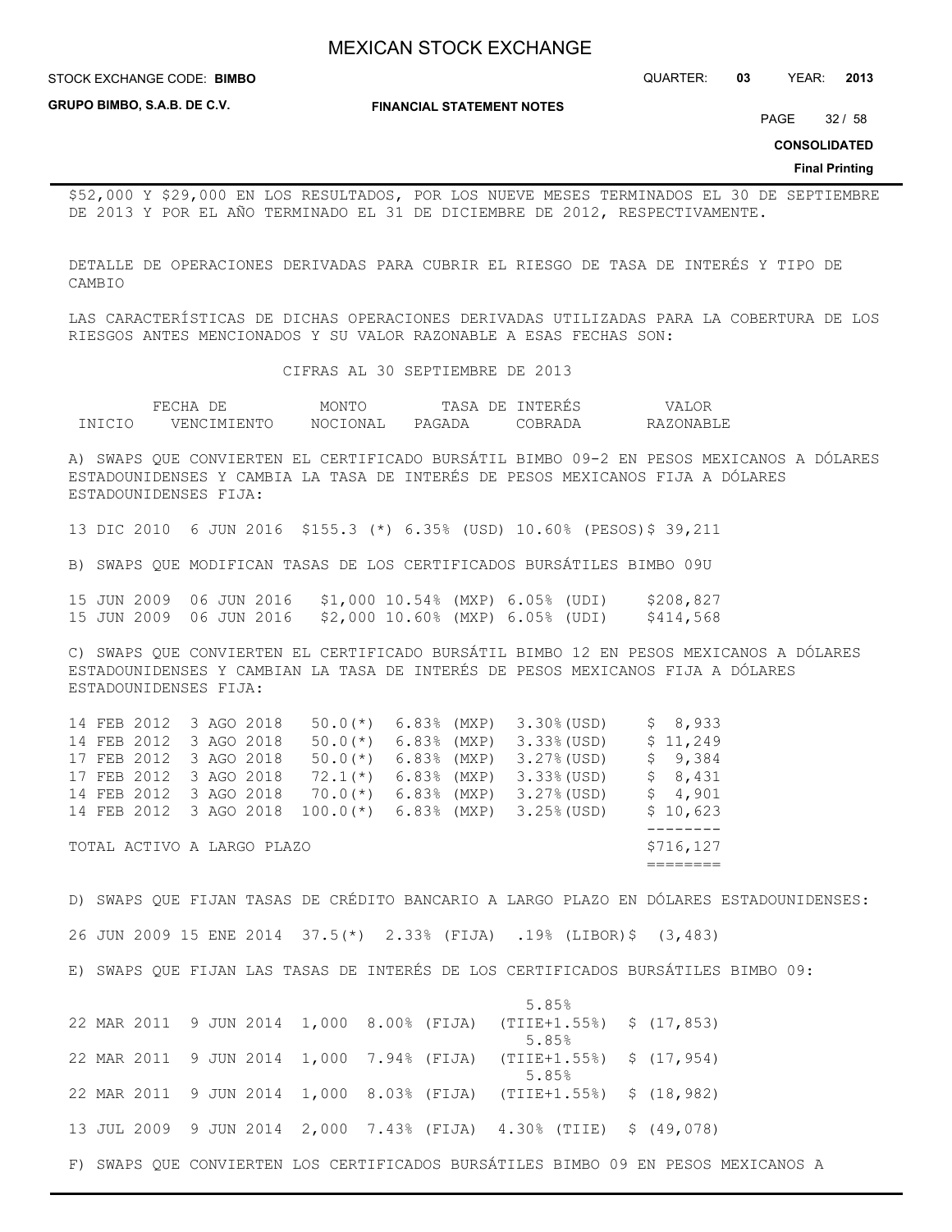$52,000 Y $29,000 EN LOS RESULTADOS, POR LOS NUEVE MESES TERMINADOS EL 30 DE SEPTIEMBRE DE 2013 Y POR EL AÑO TERMINADO EL 31 DE DICIEMBRE DE 2012, RESPECTIVAMENTE.

DETALLE DE OPERACIONES DERIVADAS PARA CUBRIR EL RIESGO DE TASA DE INTERÉS Y TIPO DE CAMBIO

LAS CARACTERÍSTICAS DE DICHAS OPERACIONES DERIVADAS UTILIZADAS PARA LA COBERTURA DE LOS RIESGOS ANTES MENCIONADOS Y SU VALOR RAZONABLE A ESAS FECHAS SON:

CIFRAS AL 30 SEPTIEMBRE DE 2013

| FECHA DE INICIO | VENCIMIENTO | MONTO NOCIONAL | TASA DE INTERÉS PAGADA | COBRADA | VALOR RAZONABLE |
|---|---|---|---|---|---|
| A) SWAPS QUE CONVIERTEN EL CERTIFICADO BURSÁTIL BIMBO 09-2 EN PESOS MEXICANOS A DÓLARES ESTADOUNIDENSES Y CAMBIA LA TASA DE INTERÉS DE PESOS MEXICANOS FIJA A DÓLARES ESTADOUNIDENSES FIJA: | | | | | |
| 13 DIC 2010 | 6 JUN 2016 | $155.3 (*) | 6.35% (USD) | 10.60% (PESOS) | $ 39,211 |
| B) SWAPS QUE MODIFICAN TASAS DE LOS CERTIFICADOS BURSÁTILES BIMBO 09U | | | | | |
| 15 JUN 2009 | 06 JUN 2016 | $1,000 | 10.54% (MXP) | 6.05% (UDI) | $208,827 |
| 15 JUN 2009 | 06 JUN 2016 | $2,000 | 10.60% (MXP) | 6.05% (UDI) | $414,568 |
| C) SWAPS QUE CONVIERTEN EL CERTIFICADO BURSÁTIL BIMBO 12 EN PESOS MEXICANOS A DÓLARES ESTADOUNIDENSES Y CAMBIAN LA TASA DE INTERÉS DE PESOS MEXICANOS FIJA A DÓLARES ESTADOUNIDENSES FIJA: | | | | | |
| 14 FEB 2012 | 3 AGO 2018 | 50.0(*) | 6.83% (MXP) | 3.30%(USD) | $ 8,933 |
| 14 FEB 2012 | 3 AGO 2018 | 50.0(*) | 6.83% (MXP) | 3.33%(USD) | $ 11,249 |
| 17 FEB 2012 | 3 AGO 2018 | 50.0(*) | 6.83% (MXP) | 3.27%(USD) | $ 9,384 |
| 17 FEB 2012 | 3 AGO 2018 | 72.1(*) | 6.83% (MXP) | 3.33%(USD) | $ 8,431 |
| 14 FEB 2012 | 3 AGO 2018 | 70.0(*) | 6.83% (MXP) | 3.27%(USD) | $ 4,901 |
| 14 FEB 2012 | 3 AGO 2018 | 100.0(*) | 6.83% (MXP) | 3.25%(USD) | $ 10,623 |
| TOTAL ACTIVO A LARGO PLAZO | | | | | $716,127 |
| D) SWAPS QUE FIJAN TASAS DE CRÉDITO BANCARIO A LARGO PLAZO EN DÓLARES ESTADOUNIDENSES: | | | | | |
| 26 JUN 2009 | 15 ENE 2014 | 37.5(*) | 2.33% (FIJA) | .19% (LIBOR) | $ (3,483) |
| E) SWAPS QUE FIJAN LAS TASAS DE INTERÉS DE LOS CERTIFICADOS BURSÁTILES BIMBO 09: | | | | | |
| 22 MAR 2011 | 9 JUN 2014 | 1,000 | 8.00% (FIJA) | 5.85% (TIIE+1.55%) | $ (17,853) |
| 22 MAR 2011 | 9 JUN 2014 | 1,000 | 7.94% (FIJA) | 5.85% (TIIE+1.55%) | $ (17,954) |
| 22 MAR 2011 | 9 JUN 2014 | 1,000 | 8.03% (FIJA) | 5.85% (TIIE+1.55%) | $ (18,982) |
| 13 JUL 2009 | 9 JUN 2014 | 2,000 | 7.43% (FIJA) | 4.30% (TIIE) | $ (49,078) |

F) SWAPS QUE CONVIERTEN LOS CERTIFICADOS BURSÁTILES BIMBO 09 EN PESOS MEXICANOS A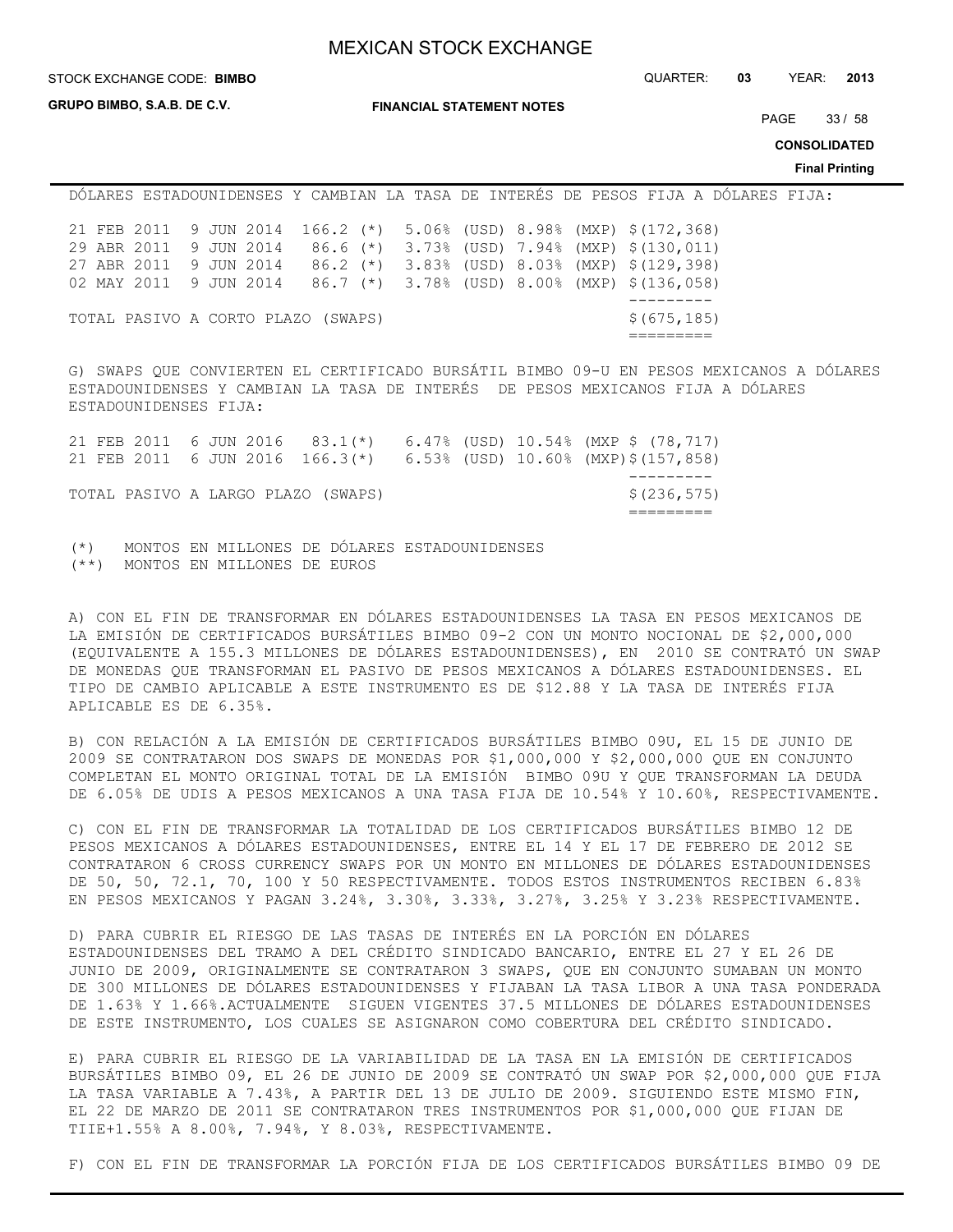DÓLARES ESTADOUNIDENSES Y CAMBIAN LA TASA DE INTERÉS DE PESOS FIJA A DÓLARES FIJA:

| | | | | | |
|---|---|---|---|---|---|
| 21 FEB 2011 | 9 JUN 2014 | 166.2 (*) | 5.06% (USD) | 8.98% (MXP) | $(172,368) |
| 29 ABR 2011 | 9 JUN 2014 | 86.6 (*) | 3.73% (USD) | 7.94% (MXP) | $(130,011) |
| 27 ABR 2011 | 9 JUN 2014 | 86.2 (*) | 3.83% (USD) | 8.03% (MXP) | $(129,398) |
| 02 MAY 2011 | 9 JUN 2014 | 86.7 (*) | 3.78% (USD) | 8.00% (MXP) | $(136,058) |
| TOTAL PASIVO A CORTO PLAZO (SWAPS) | | | | | $(675,185) |

G) SWAPS QUE CONVIERTEN EL CERTIFICADO BURSÁTIL BIMBO 09-U EN PESOS MEXICANOS A DÓLARES ESTADOUNIDENSES Y CAMBIAN LA TASA DE INTERÉS DE PESOS MEXICANOS FIJA A DÓLARES ESTADOUNIDENSES FIJA:

| | | | | | |
|---|---|---|---|---|---|
| 21 FEB 2011 | 6 JUN 2016 | 83.1(*) | 6.47% (USD) | 10.54% (MXP | $ (78,717) |
| 21 FEB 2011 | 6 JUN 2016 | 166.3(*) | 6.53% (USD) | 10.60% (MXP) | $(157,858) |
| TOTAL PASIVO A LARGO PLAZO (SWAPS) | | | | | $(236,575) |

(*) MONTOS EN MILLONES DE DÓLARES ESTADOUNIDENSES
(**) MONTOS EN MILLONES DE EUROS

A) CON EL FIN DE TRANSFORMAR EN DÓLARES ESTADOUNIDENSES LA TASA EN PESOS MEXICANOS DE LA EMISIÓN DE CERTIFICADOS BURSÁTILES BIMBO 09-2 CON UN MONTO NOCIONAL DE $2,000,000 (EQUIVALENTE A 155.3 MILLONES DE DÓLARES ESTADOUNIDENSES), EN 2010 SE CONTRATÓ UN SWAP DE MONEDAS QUE TRANSFORMAN EL PASIVO DE PESOS MEXICANOS A DÓLARES ESTADOUNIDENSES. EL TIPO DE CAMBIO APLICABLE A ESTE INSTRUMENTO ES DE $12.88 Y LA TASA DE INTERÉS FIJA APLICABLE ES DE 6.35%.

B) CON RELACIÓN A LA EMISIÓN DE CERTIFICADOS BURSÁTILES BIMBO 09U, EL 15 DE JUNIO DE 2009 SE CONTRATARON DOS SWAPS DE MONEDAS POR $1,000,000 Y $2,000,000 QUE EN CONJUNTO COMPLETAN EL MONTO ORIGINAL TOTAL DE LA EMISIÓN BIMBO 09U Y QUE TRANSFORMAN LA DEUDA DE 6.05% DE UDIS A PESOS MEXICANOS A UNA TASA FIJA DE 10.54% Y 10.60%, RESPECTIVAMENTE.

C) CON EL FIN DE TRANSFORMAR LA TOTALIDAD DE LOS CERTIFICADOS BURSÁTILES BIMBO 12 DE PESOS MEXICANOS A DÓLARES ESTADOUNIDENSES, ENTRE EL 14 Y EL 17 DE FEBRERO DE 2012 SE CONTRATARON 6 CROSS CURRENCY SWAPS POR UN MONTO EN MILLONES DE DÓLARES ESTADOUNIDENSES DE 50, 50, 72.1, 70, 100 Y 50 RESPECTIVAMENTE. TODOS ESTOS INSTRUMENTOS RECIBEN 6.83% EN PESOS MEXICANOS Y PAGAN 3.24%, 3.30%, 3.33%, 3.27%, 3.25% Y 3.23% RESPECTIVAMENTE.

D) PARA CUBRIR EL RIESGO DE LAS TASAS DE INTERÉS EN LA PORCIÓN EN DÓLARES ESTADOUNIDENSES DEL TRAMO A DEL CRÉDITO SINDICADO BANCARIO, ENTRE EL 27 Y EL 26 DE JUNIO DE 2009, ORIGINALMENTE SE CONTRATARON 3 SWAPS, QUE EN CONJUNTO SUMABAN UN MONTO DE 300 MILLONES DE DÓLARES ESTADOUNIDENSES Y FIJABAN LA TASA LIBOR A UNA TASA PONDERADA DE 1.63% Y 1.66%.ACTUALMENTE SIGUEN VIGENTES 37.5 MILLONES DE DÓLARES ESTADOUNIDENSES DE ESTE INSTRUMENTO, LOS CUALES SE ASIGNARON COMO COBERTURA DEL CRÉDITO SINDICADO.

E) PARA CUBRIR EL RIESGO DE LA VARIABILIDAD DE LA TASA EN LA EMISIÓN DE CERTIFICADOS BURSÁTILES BIMBO 09, EL 26 DE JUNIO DE 2009 SE CONTRATÓ UN SWAP POR $2,000,000 QUE FIJA LA TASA VARIABLE A 7.43%, A PARTIR DEL 13 DE JULIO DE 2009. SIGUIENDO ESTE MISMO FIN, EL 22 DE MARZO DE 2011 SE CONTRATARON TRES INSTRUMENTOS POR $1,000,000 QUE FIJAN DE TIIE+1.55% A 8.00%, 7.94%, Y 8.03%, RESPECTIVAMENTE.

F) CON EL FIN DE TRANSFORMAR LA PORCIÓN FIJA DE LOS CERTIFICADOS BURSÁTILES BIMBO 09 DE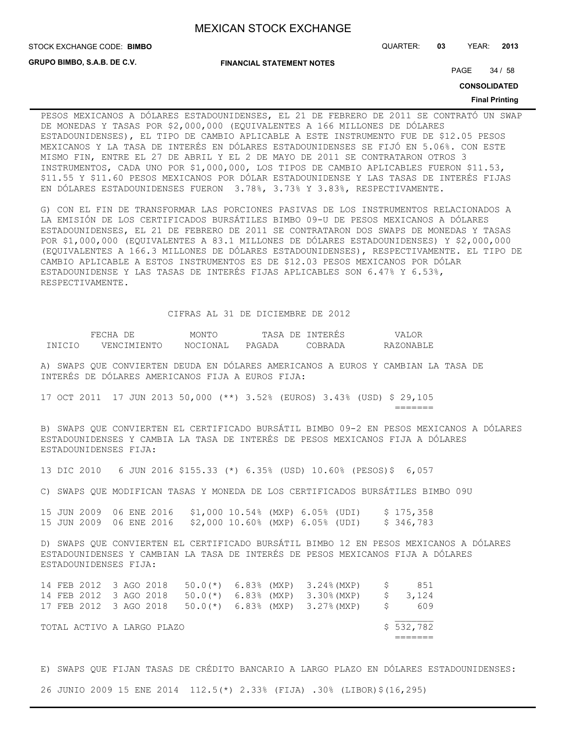PESOS MEXICANOS A DÓLARES ESTADOUNIDENSES, EL 21 DE FEBRERO DE 2011 SE CONTRATÓ UN SWAP DE MONEDAS Y TASAS POR $2,000,000 (EQUIVALENTES A 166 MILLONES DE DÓLARES ESTADOUNIDENSES), EL TIPO DE CAMBIO APLICABLE A ESTE INSTRUMENTO FUE DE $12.05 PESOS MEXICANOS Y LA TASA DE INTERÉS EN DÓLARES ESTADOUNIDENSES SE FIJÓ EN 5.06%. CON ESTE MISMO FIN, ENTRE EL 27 DE ABRIL Y EL 2 DE MAYO DE 2011 SE CONTRATARON OTROS 3 INSTRUMENTOS, CADA UNO POR $1,000,000, LOS TIPOS DE CAMBIO APLICABLES FUERON $11.53, $11.55 Y $11.60 PESOS MEXICANOS POR DÓLAR ESTADOUNIDENSE Y LAS TASAS DE INTERÉS FIJAS EN DÓLARES ESTADOUNIDENSES FUERON 3.78%, 3.73% Y 3.83%, RESPECTIVAMENTE.

G) CON EL FIN DE TRANSFORMAR LAS PORCIONES PASIVAS DE LOS INSTRUMENTOS RELACIONADOS A LA EMISIÓN DE LOS CERTIFICADOS BURSÁTILES BIMBO 09-U DE PESOS MEXICANOS A DÓLARES ESTADOUNIDENSES, EL 21 DE FEBRERO DE 2011 SE CONTRATARON DOS SWAPS DE MONEDAS Y TASAS POR $1,000,000 (EQUIVALENTES A 83.1 MILLONES DE DÓLARES ESTADOUNIDENSES) Y $2,000,000 (EQUIVALENTES A 166.3 MILLONES DE DÓLARES ESTADOUNIDENSES), RESPECTIVAMENTE. EL TIPO DE CAMBIO APLICABLE A ESTOS INSTRUMENTOS ES DE $12.03 PESOS MEXICANOS POR DÓLAR ESTADOUNIDENSE Y LAS TASAS DE INTERÉS FIJAS APLICABLES SON 6.47% Y 6.53%, RESPECTIVAMENTE.

CIFRAS AL 31 DE DICIEMBRE DE 2012

| FECHA DE INICIO | FECHA DE VENCIMIENTO | MONTO NOCIONAL | TASA DE INTERÉS PAGADA | TASA DE INTERÉS COBRADA | VALOR RAZONABLE |
|---|---|---|---|---|---|
| A) SWAPS QUE CONVIERTEN DEUDA EN DÓLARES AMERICANOS A EUROS Y CAMBIAN LA TASA DE INTERÉS DE DÓLARES AMERICANOS FIJA A EUROS FIJA: | | | | | |
| 17 OCT 2011 | 17 JUN 2013 | 50,000 (**) | 3.52% (EUROS) | 3.43% (USD) | $ 29,105 |
| | | | | | ======= |
| B) SWAPS QUE CONVIERTEN EL CERTIFICADO BURSÁTIL BIMBO 09-2 EN PESOS MEXICANOS A DÓLARES ESTADOUNIDENSES Y CAMBIA LA TASA DE INTERÉS DE PESOS MEXICANOS FIJA A DÓLARES ESTADOUNIDENSES FIJA: | | | | | |
| 13 DIC 2010 | 6 JUN 2016 | $155.33 (*) | 6.35% (USD) | 10.60% (PESOS) | $ 6,057 |
| C) SWAPS QUE MODIFICAN TASAS Y MONEDA DE LOS CERTIFICADOS BURSÁTILES BIMBO 09U | | | | | |
| 15 JUN 2009 | 06 ENE 2016 | $1,000 | 10.54% (MXP) | 6.05% (UDI) | $ 175,358 |
| 15 JUN 2009 | 06 ENE 2016 | $2,000 | 10.60% (MXP) | 6.05% (UDI) | $ 346,783 |
| D) SWAPS QUE CONVIERTEN EL CERTIFICADO BURSÁTIL BIMBO 12 EN PESOS MEXICANOS A DÓLARES ESTADOUNIDENSES Y CAMBIAN LA TASA DE INTERÉS DE PESOS MEXICANOS FIJA A DÓLARES ESTADOUNIDENSES FIJA: | | | | | |
| 14 FEB 2012 | 3 AGO 2018 | 50.0(*) | 6.83% (MXP) | 3.24%(MXP) | $ 851 |
| 14 FEB 2012 | 3 AGO 2018 | 50.0(*) | 6.83% (MXP) | 3.30%(MXP) | $ 3,124 |
| 17 FEB 2012 | 3 AGO 2018 | 50.0(*) | 6.83% (MXP) | 3.27%(MXP) | $ 609 |
| TOTAL ACTIVO A LARGO PLAZO | | | | | $ 532,782 |
| | | | | | ======= |
| E) SWAPS QUE FIJAN TASAS DE CRÉDITO BANCARIO A LARGO PLAZO EN DÓLARES ESTADOUNIDENSES: | | | | | |
| 26 JUNIO 2009 | 15 ENE 2014 | 112.5(*) | 2.33% (FIJA) | .30% (LIBOR) | $(16,295) |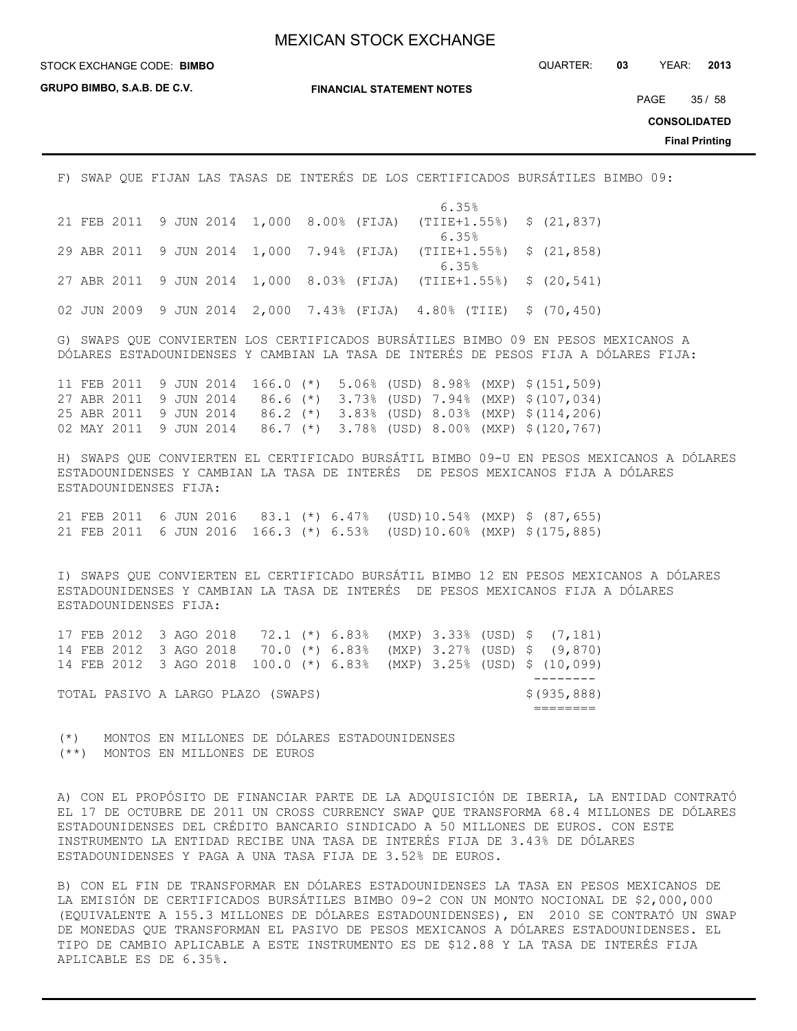F) SWAP QUE FIJAN LAS TASAS DE INTERÉS DE LOS CERTIFICADOS BURSÁTILES BIMBO 09:

| | | | | | |
|---|---|---|---|---|---|
| 21 FEB 2011 | 9 JUN 2014 | 1,000 | 8.00% (FIJA) | 6.35% (TIIE+1.55%) | $ (21,837) |
| 29 ABR 2011 | 9 JUN 2014 | 1,000 | 7.94% (FIJA) | 6.35% (TIIE+1.55%) | $ (21,858) |
| 27 ABR 2011 | 9 JUN 2014 | 1,000 | 8.03% (FIJA) | 6.35% (TIIE+1.55%) | $ (20,541) |
| 02 JUN 2009 | 9 JUN 2014 | 2,000 | 7.43% (FIJA) | 4.80% (TIIE) | $ (70,450) |

G) SWAPS QUE CONVIERTEN LOS CERTIFICADOS BURSÁTILES BIMBO 09 EN PESOS MEXICANOS A DÓLARES ESTADOUNIDENSES Y CAMBIAN LA TASA DE INTERÉS DE PESOS FIJA A DÓLARES FIJA:

| | | | | | |
|---|---|---|---|---|---|
| 11 FEB 2011 | 9 JUN 2014 | 166.0 (*) | 5.06% (USD) | 8.98% (MXP) | $(151,509) |
| 27 ABR 2011 | 9 JUN 2014 | 86.6 (*) | 3.73% (USD) | 7.94% (MXP) | $(107,034) |
| 25 ABR 2011 | 9 JUN 2014 | 86.2 (*) | 3.83% (USD) | 8.03% (MXP) | $(114,206) |
| 02 MAY 2011 | 9 JUN 2014 | 86.7 (*) | 3.78% (USD) | 8.00% (MXP) | $(120,767) |

H) SWAPS QUE CONVIERTEN EL CERTIFICADO BURSÁTIL BIMBO 09-U EN PESOS MEXICANOS A DÓLARES ESTADOUNIDENSES Y CAMBIAN LA TASA DE INTERÉS DE PESOS MEXICANOS FIJA A DÓLARES ESTADOUNIDENSES FIJA:

| | | | | | |
|---|---|---|---|---|---|
| 21 FEB 2011 | 6 JUN 2016 | 83.1 (*) | 6.47% (USD) | 10.54% (MXP) | $ (87,655) |
| 21 FEB 2011 | 6 JUN 2016 | 166.3 (*) | 6.53% (USD) | 10.60% (MXP) | $(175,885) |

I) SWAPS QUE CONVIERTEN EL CERTIFICADO BURSÁTIL BIMBO 12 EN PESOS MEXICANOS A DÓLARES ESTADOUNIDENSES Y CAMBIAN LA TASA DE INTERÉS DE PESOS MEXICANOS FIJA A DÓLARES ESTADOUNIDENSES FIJA:

| | | | | | |
|---|---|---|---|---|---|
| 17 FEB 2012 | 3 AGO 2018 | 72.1 (*) | 6.83% (MXP) | 3.33% (USD) | $ (7,181) |
| 14 FEB 2012 | 3 AGO 2018 | 70.0 (*) | 6.83% (MXP) | 3.27% (USD) | $ (9,870) |
| 14 FEB 2012 | 3 AGO 2018 | 100.0 (*) | 6.83% (MXP) | 3.25% (USD) | $ (10,099) |
| TOTAL PASIVO A LARGO PLAZO (SWAPS) | | | | | $(935,888) |

(*) MONTOS EN MILLONES DE DÓLARES ESTADOUNIDENSES
(**) MONTOS EN MILLONES DE EUROS

A) CON EL PROPÓSITO DE FINANCIAR PARTE DE LA ADQUISICIÓN DE IBERIA, LA ENTIDAD CONTRATÓ EL 17 DE OCTUBRE DE 2011 UN CROSS CURRENCY SWAP QUE TRANSFORMA 68.4 MILLONES DE DÓLARES ESTADOUNIDENSES DEL CRÉDITO BANCARIO SINDICADO A 50 MILLONES DE EUROS. CON ESTE INSTRUMENTO LA ENTIDAD RECIBE UNA TASA DE INTERÉS FIJA DE 3.43% DE DÓLARES ESTADOUNIDENSES Y PAGA A UNA TASA FIJA DE 3.52% DE EUROS.

B) CON EL FIN DE TRANSFORMAR EN DÓLARES ESTADOUNIDENSES LA TASA EN PESOS MEXICANOS DE LA EMISIÓN DE CERTIFICADOS BURSÁTILES BIMBO 09-2 CON UN MONTO NOCIONAL DE $2,000,000 (EQUIVALENTE A 155.3 MILLONES DE DÓLARES ESTADOUNIDENSES), EN 2010 SE CONTRATÓ UN SWAP DE MONEDAS QUE TRANSFORMAN EL PASIVO DE PESOS MEXICANOS A DÓLARES ESTADOUNIDENSES. EL TIPO DE CAMBIO APLICABLE A ESTE INSTRUMENTO ES DE $12.88 Y LA TASA DE INTERÉS FIJA APLICABLE ES DE 6.35%.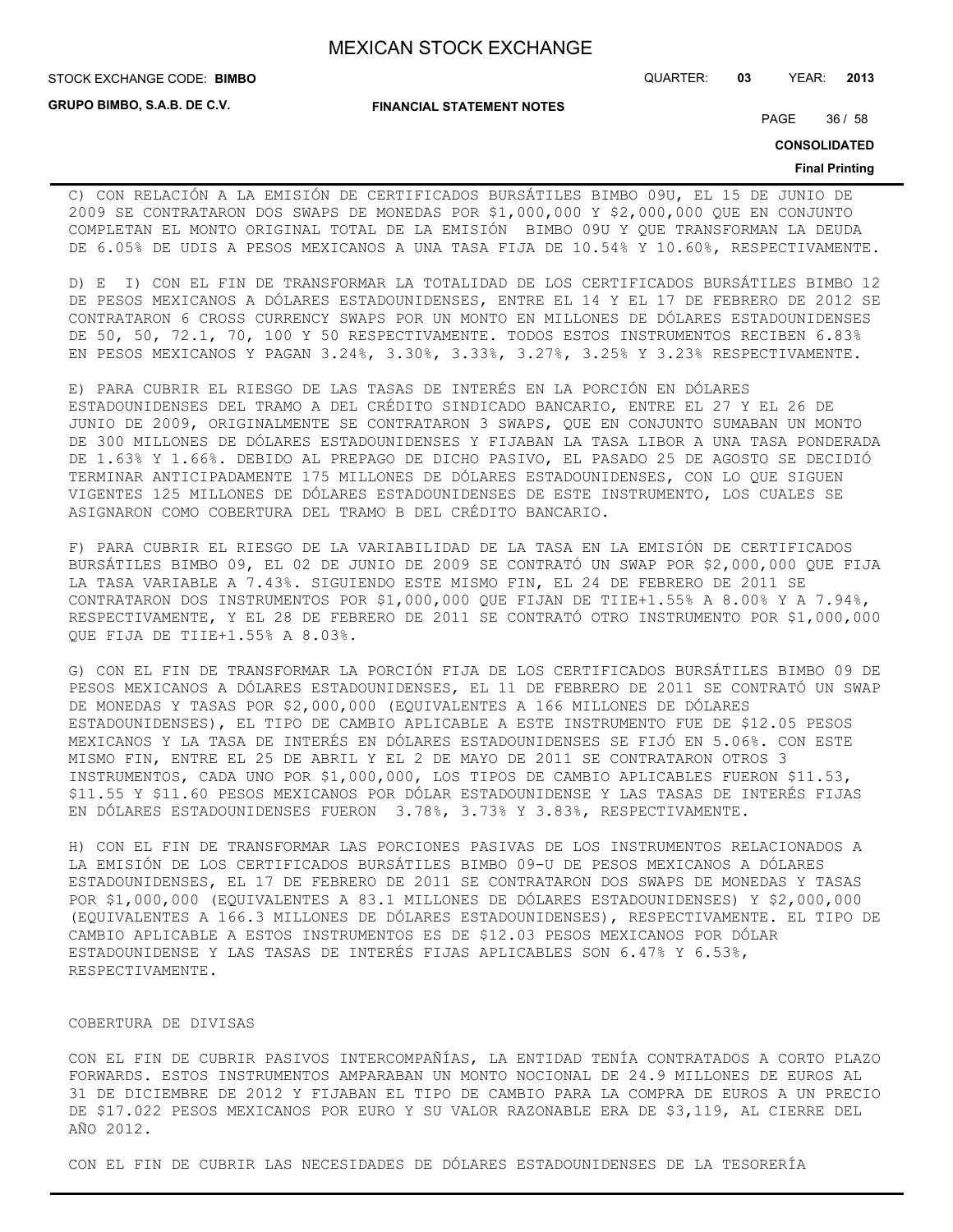C) CON RELACIÓN A LA EMISIÓN DE CERTIFICADOS BURSÁTILES BIMBO 09U, EL 15 DE JUNIO DE 2009 SE CONTRATARON DOS SWAPS DE MONEDAS POR $1,000,000 Y $2,000,000 QUE EN CONJUNTO COMPLETAN EL MONTO ORIGINAL TOTAL DE LA EMISIÓN BIMBO 09U Y QUE TRANSFORMAN LA DEUDA DE 6.05% DE UDIS A PESOS MEXICANOS A UNA TASA FIJA DE 10.54% Y 10.60%, RESPECTIVAMENTE.

D) E I) CON EL FIN DE TRANSFORMAR LA TOTALIDAD DE LOS CERTIFICADOS BURSÁTILES BIMBO 12 DE PESOS MEXICANOS A DÓLARES ESTADOUNIDENSES, ENTRE EL 14 Y EL 17 DE FEBRERO DE 2012 SE CONTRATARON 6 CROSS CURRENCY SWAPS POR UN MONTO EN MILLONES DE DÓLARES ESTADOUNIDENSES DE 50, 50, 72.1, 70, 100 Y 50 RESPECTIVAMENTE. TODOS ESTOS INSTRUMENTOS RECIBEN 6.83% EN PESOS MEXICANOS Y PAGAN 3.24%, 3.30%, 3.33%, 3.27%, 3.25% Y 3.23% RESPECTIVAMENTE.

E) PARA CUBRIR EL RIESGO DE LAS TASAS DE INTERÉS EN LA PORCIÓN EN DÓLARES ESTADOUNIDENSES DEL TRAMO A DEL CRÉDITO SINDICADO BANCARIO, ENTRE EL 27 Y EL 26 DE JUNIO DE 2009, ORIGINALMENTE SE CONTRATARON 3 SWAPS, QUE EN CONJUNTO SUMABAN UN MONTO DE 300 MILLONES DE DÓLARES ESTADOUNIDENSES Y FIJABAN LA TASA LIBOR A UNA TASA PONDERADA DE 1.63% Y 1.66%. DEBIDO AL PREPAGO DE DICHO PASIVO, EL PASADO 25 DE AGOSTO SE DECIDIÓ TERMINAR ANTICIPADAMENTE 175 MILLONES DE DÓLARES ESTADOUNIDENSES, CON LO QUE SIGUEN VIGENTES 125 MILLONES DE DÓLARES ESTADOUNIDENSES DE ESTE INSTRUMENTO, LOS CUALES SE ASIGNARON COMO COBERTURA DEL TRAMO B DEL CRÉDITO BANCARIO.

F) PARA CUBRIR EL RIESGO DE LA VARIABILIDAD DE LA TASA EN LA EMISIÓN DE CERTIFICADOS BURSÁTILES BIMBO 09, EL 02 DE JUNIO DE 2009 SE CONTRATÓ UN SWAP POR $2,000,000 QUE FIJA LA TASA VARIABLE A 7.43%. SIGUIENDO ESTE MISMO FIN, EL 24 DE FEBRERO DE 2011 SE CONTRATARON DOS INSTRUMENTOS POR $1,000,000 QUE FIJAN DE TIIE+1.55% A 8.00% Y A 7.94%, RESPECTIVAMENTE, Y EL 28 DE FEBRERO DE 2011 SE CONTRATÓ OTRO INSTRUMENTO POR $1,000,000 QUE FIJA DE TIIE+1.55% A 8.03%.

G) CON EL FIN DE TRANSFORMAR LA PORCIÓN FIJA DE LOS CERTIFICADOS BURSÁTILES BIMBO 09 DE PESOS MEXICANOS A DÓLARES ESTADOUNIDENSES, EL 11 DE FEBRERO DE 2011 SE CONTRATÓ UN SWAP DE MONEDAS Y TASAS POR $2,000,000 (EQUIVALENTES A 166 MILLONES DE DÓLARES ESTADOUNIDENSES), EL TIPO DE CAMBIO APLICABLE A ESTE INSTRUMENTO FUE DE $12.05 PESOS MEXICANOS Y LA TASA DE INTERÉS EN DÓLARES ESTADOUNIDENSES SE FIJÓ EN 5.06%. CON ESTE MISMO FIN, ENTRE EL 25 DE ABRIL Y EL 2 DE MAYO DE 2011 SE CONTRATARON OTROS 3 INSTRUMENTOS, CADA UNO POR $1,000,000, LOS TIPOS DE CAMBIO APLICABLES FUERON $11.53, $11.55 Y $11.60 PESOS MEXICANOS POR DÓLAR ESTADOUNIDENSE Y LAS TASAS DE INTERÉS FIJAS EN DÓLARES ESTADOUNIDENSES FUERON 3.78%, 3.73% Y 3.83%, RESPECTIVAMENTE.

H) CON EL FIN DE TRANSFORMAR LAS PORCIONES PASIVAS DE LOS INSTRUMENTOS RELACIONADOS A LA EMISIÓN DE LOS CERTIFICADOS BURSÁTILES BIMBO 09-U DE PESOS MEXICANOS A DÓLARES ESTADOUNIDENSES, EL 17 DE FEBRERO DE 2011 SE CONTRATARON DOS SWAPS DE MONEDAS Y TASAS POR $1,000,000 (EQUIVALENTES A 83.1 MILLONES DE DÓLARES ESTADOUNIDENSES) Y $2,000,000 (EQUIVALENTES A 166.3 MILLONES DE DÓLARES ESTADOUNIDENSES), RESPECTIVAMENTE. EL TIPO DE CAMBIO APLICABLE A ESTOS INSTRUMENTOS ES DE $12.03 PESOS MEXICANOS POR DÓLAR ESTADOUNIDENSE Y LAS TASAS DE INTERÉS FIJAS APLICABLES SON 6.47% Y 6.53%, RESPECTIVAMENTE.

COBERTURA DE DIVISAS

CON EL FIN DE CUBRIR PASIVOS INTERCOMPAÑÍAS, LA ENTIDAD TENÍA CONTRATADOS A CORTO PLAZO FORWARDS. ESTOS INSTRUMENTOS AMPARABAN UN MONTO NOCIONAL DE 24.9 MILLONES DE EUROS AL 31 DE DICIEMBRE DE 2012 Y FIJABAN EL TIPO DE CAMBIO PARA LA COMPRA DE EUROS A UN PRECIO DE $17.022 PESOS MEXICANOS POR EURO Y SU VALOR RAZONABLE ERA DE $3,119, AL CIERRE DEL AÑO 2012.

CON EL FIN DE CUBRIR LAS NECESIDADES DE DÓLARES ESTADOUNIDENSES DE LA TESORERÍA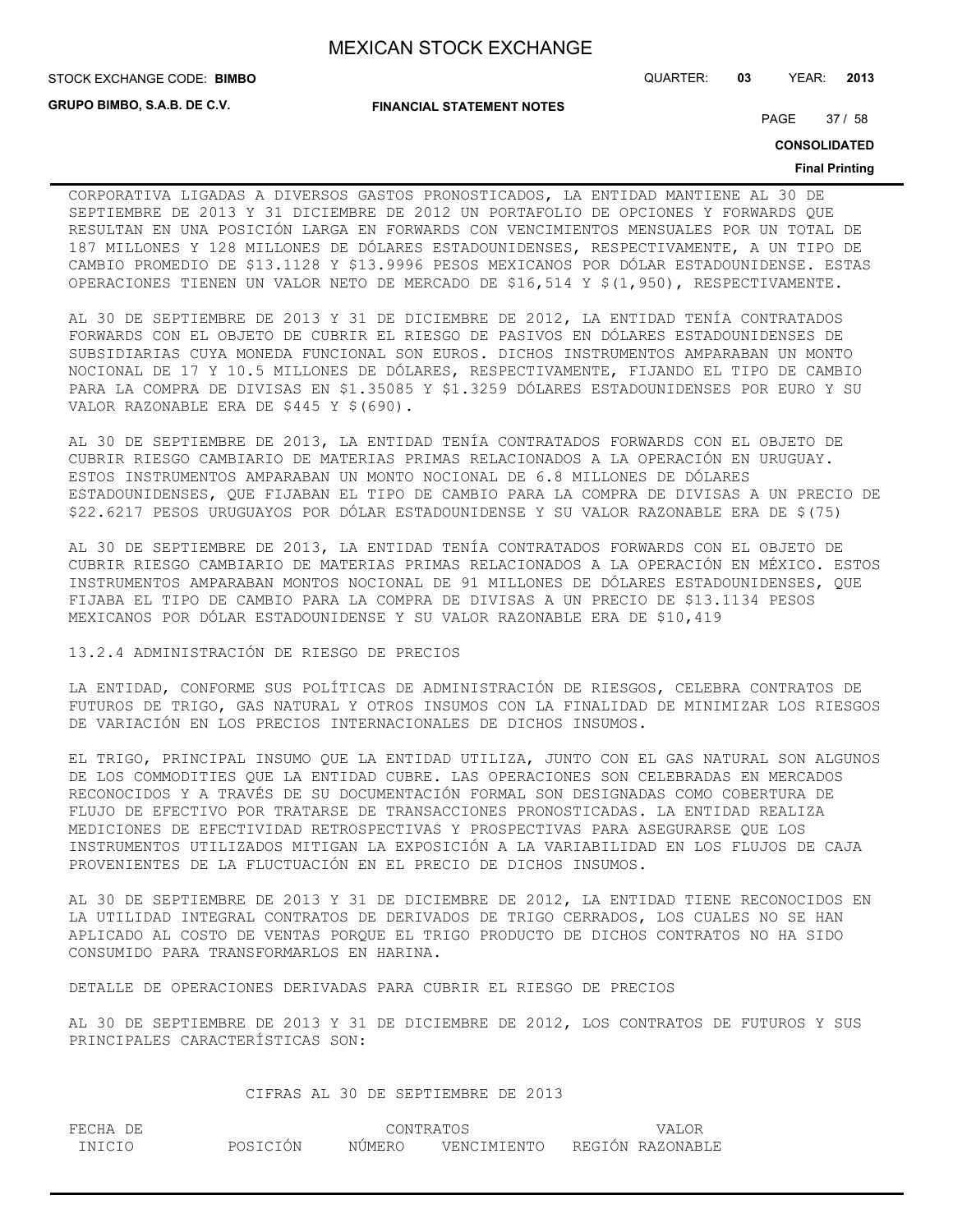CORPORATIVA LIGADAS A DIVERSOS GASTOS PRONOSTICADOS, LA ENTIDAD MANTIENE AL 30 DE SEPTIEMBRE DE 2013 Y 31 DICIEMBRE DE 2012 UN PORTAFOLIO DE OPCIONES Y FORWARDS QUE RESULTAN EN UNA POSICIÓN LARGA EN FORWARDS CON VENCIMIENTOS MENSUALES POR UN TOTAL DE 187 MILLONES Y 128 MILLONES DE DÓLARES ESTADOUNIDENSES, RESPECTIVAMENTE, A UN TIPO DE CAMBIO PROMEDIO DE $13.1128 Y $13.9996 PESOS MEXICANOS POR DÓLAR ESTADOUNIDENSE. ESTAS OPERACIONES TIENEN UN VALOR NETO DE MERCADO DE $16,514 Y $(1,950), RESPECTIVAMENTE.

AL 30 DE SEPTIEMBRE DE 2013 Y 31 DE DICIEMBRE DE 2012, LA ENTIDAD TENÍA CONTRATADOS FORWARDS CON EL OBJETO DE CUBRIR EL RIESGO DE PASIVOS EN DÓLARES ESTADOUNIDENSES DE SUBSIDIARIAS CUYA MONEDA FUNCIONAL SON EUROS. DICHOS INSTRUMENTOS AMPARABAN UN MONTO NOCIONAL DE 17 Y 10.5 MILLONES DE DÓLARES, RESPECTIVAMENTE, FIJANDO EL TIPO DE CAMBIO PARA LA COMPRA DE DIVISAS EN $1.35085 Y $1.3259 DÓLARES ESTADOUNIDENSES POR EURO Y SU VALOR RAZONABLE ERA DE $445 Y $(690).

AL 30 DE SEPTIEMBRE DE 2013, LA ENTIDAD TENÍA CONTRATADOS FORWARDS CON EL OBJETO DE CUBRIR RIESGO CAMBIARIO DE MATERIAS PRIMAS RELACIONADOS A LA OPERACIÓN EN URUGUAY. ESTOS INSTRUMENTOS AMPARABAN UN MONTO NOCIONAL DE 6.8 MILLONES DE DÓLARES ESTADOUNIDENSES, QUE FIJABAN EL TIPO DE CAMBIO PARA LA COMPRA DE DIVISAS A UN PRECIO DE $22.6217 PESOS URUGUAYOS POR DÓLAR ESTADOUNIDENSE Y SU VALOR RAZONABLE ERA DE $(75)

AL 30 DE SEPTIEMBRE DE 2013, LA ENTIDAD TENÍA CONTRATADOS FORWARDS CON EL OBJETO DE CUBRIR RIESGO CAMBIARIO DE MATERIAS PRIMAS RELACIONADOS A LA OPERACIÓN EN MÉXICO. ESTOS INSTRUMENTOS AMPARABAN MONTOS NOCIONAL DE 91 MILLONES DE DÓLARES ESTADOUNIDENSES, QUE FIJABA EL TIPO DE CAMBIO PARA LA COMPRA DE DIVISAS A UN PRECIO DE $13.1134 PESOS MEXICANOS POR DÓLAR ESTADOUNIDENSE Y SU VALOR RAZONABLE ERA DE $10,419

13.2.4 ADMINISTRACIÓN DE RIESGO DE PRECIOS

LA ENTIDAD, CONFORME SUS POLÍTICAS DE ADMINISTRACIÓN DE RIESGOS, CELEBRA CONTRATOS DE FUTUROS DE TRIGO, GAS NATURAL Y OTROS INSUMOS CON LA FINALIDAD DE MINIMIZAR LOS RIESGOS DE VARIACIÓN EN LOS PRECIOS INTERNACIONALES DE DICHOS INSUMOS.

EL TRIGO, PRINCIPAL INSUMO QUE LA ENTIDAD UTILIZA, JUNTO CON EL GAS NATURAL SON ALGUNOS DE LOS COMMODITIES QUE LA ENTIDAD CUBRE. LAS OPERACIONES SON CELEBRADAS EN MERCADOS RECONOCIDOS Y A TRAVÉS DE SU DOCUMENTACIÓN FORMAL SON DESIGNADAS COMO COBERTURA DE FLUJO DE EFECTIVO POR TRATARSE DE TRANSACCIONES PRONOSTICADAS. LA ENTIDAD REALIZA MEDICIONES DE EFECTIVIDAD RETROSPECTIVAS Y PROSPECTIVAS PARA ASEGURARSE QUE LOS INSTRUMENTOS UTILIZADOS MITIGAN LA EXPOSICIÓN A LA VARIABILIDAD EN LOS FLUJOS DE CAJA PROVENIENTES DE LA FLUCTUACIÓN EN EL PRECIO DE DICHOS INSUMOS.

AL 30 DE SEPTIEMBRE DE 2013 Y 31 DE DICIEMBRE DE 2012, LA ENTIDAD TIENE RECONOCIDOS EN LA UTILIDAD INTEGRAL CONTRATOS DE DERIVADOS DE TRIGO CERRADOS, LOS CUALES NO SE HAN APLICADO AL COSTO DE VENTAS PORQUE EL TRIGO PRODUCTO DE DICHOS CONTRATOS NO HA SIDO CONSUMIDO PARA TRANSFORMARLOS EN HARINA.

DETALLE DE OPERACIONES DERIVADAS PARA CUBRIR EL RIESGO DE PRECIOS

AL 30 DE SEPTIEMBRE DE 2013 Y 31 DE DICIEMBRE DE 2012, LOS CONTRATOS DE FUTUROS Y SUS PRINCIPALES CARACTERÍSTICAS SON:

CIFRAS AL 30 DE SEPTIEMBRE DE 2013

| FECHA DE INICIO | POSICIÓN | CONTRATOS NÚMERO | VENCIMIENTO | REGIÓN | VALOR RAZONABLE |
|---|---|---|---|---|---|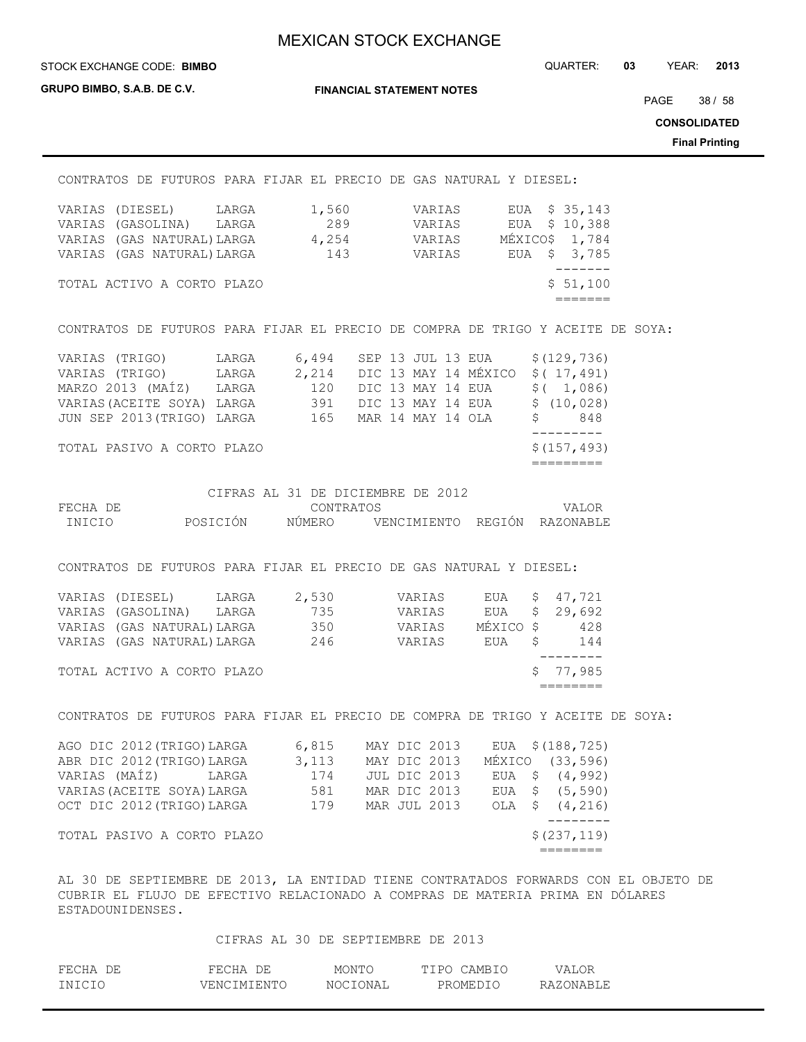CONTRATOS DE FUTUROS PARA FIJAR EL PRECIO DE GAS NATURAL Y DIESEL:

| | | | | | |
|---|---|---|---|---|---|
| VARIAS (DIESEL) | LARGA | 1,560 | VARIAS | EUA | $ 35,143 |
| VARIAS (GASOLINA) | LARGA | 289 | VARIAS | EUA | $ 10,388 |
| VARIAS (GAS NATURAL) | LARGA | 4,254 | VARIAS | MÉXICO | $ 1,784 |
| VARIAS (GAS NATURAL) | LARGA | 143 | VARIAS | EUA | $ 3,785 |
| TOTAL ACTIVO A CORTO PLAZO | | | | | $ 51,100 |

CONTRATOS DE FUTUROS PARA FIJAR EL PRECIO DE COMPRA DE TRIGO Y ACEITE DE SOYA:

| | | | | | |
|---|---|---|---|---|---|
| VARIAS (TRIGO) | LARGA | 6,494 | SEP 13 JUL 13 | EUA | $(129,736) |
| VARIAS (TRIGO) | LARGA | 2,214 | DIC 13 MAY 14 | MÉXICO | $( 17,491) |
| MARZO 2013 (MAÍZ) | LARGA | 120 | DIC 13 MAY 14 | EUA | $( 1,086) |
| VARIAS(ACEITE SOYA) | LARGA | 391 | DIC 13 MAY 14 | EUA | $ (10,028) |
| JUN SEP 2013(TRIGO) | LARGA | 165 | MAR 14 MAY 14 | OLA | $ 848 |
| TOTAL PASIVO A CORTO PLAZO | | | | | $(157,493) |

CIFRAS AL 31 DE DICIEMBRE DE 2012

| FECHA DE INICIO | POSICIÓN | CONTRATOS NÚMERO | VENCIMIENTO | REGIÓN | VALOR RAZONABLE |
|---|---|---|---|---|---|

CONTRATOS DE FUTUROS PARA FIJAR EL PRECIO DE GAS NATURAL Y DIESEL:

| | | | | | |
|---|---|---|---|---|---|
| VARIAS (DIESEL) | LARGA | 2,530 | VARIAS | EUA | $ 47,721 |
| VARIAS (GASOLINA) | LARGA | 735 | VARIAS | EUA | $ 29,692 |
| VARIAS (GAS NATURAL) | LARGA | 350 | VARIAS | MÉXICO | $ 428 |
| VARIAS (GAS NATURAL) | LARGA | 246 | VARIAS | EUA | $ 144 |
| TOTAL ACTIVO A CORTO PLAZO | | | | | $ 77,985 |

CONTRATOS DE FUTUROS PARA FIJAR EL PRECIO DE COMPRA DE TRIGO Y ACEITE DE SOYA:

| | | | | | |
|---|---|---|---|---|---|
| AGO DIC 2012(TRIGO) | LARGA | 6,815 | MAY DIC 2013 | EUA | $(188,725) |
| ABR DIC 2012(TRIGO) | LARGA | 3,113 | MAY DIC 2013 | MÉXICO | (33,596) |
| VARIAS (MAÍZ) | LARGA | 174 | JUL DIC 2013 | EUA | $ (4,992) |
| VARIAS(ACEITE SOYA) | LARGA | 581 | MAR DIC 2013 | EUA | $ (5,590) |
| OCT DIC 2012(TRIGO) | LARGA | 179 | MAR JUL 2013 | OLA | $ (4,216) |
| TOTAL PASIVO A CORTO PLAZO | | | | | $(237,119) |

AL 30 DE SEPTIEMBRE DE 2013, LA ENTIDAD TIENE CONTRATADOS FORWARDS CON EL OBJETO DE CUBRIR EL FLUJO DE EFECTIVO RELACIONADO A COMPRAS DE MATERIA PRIMA EN DÓLARES ESTADOUNIDENSES.

CIFRAS AL 30 DE SEPTIEMBRE DE 2013

| FECHA DE INICIO | FECHA DE VENCIMIENTO | MONTO NOCIONAL | TIPO CAMBIO PROMEDIO | VALOR RAZONABLE |
|---|---|---|---|---|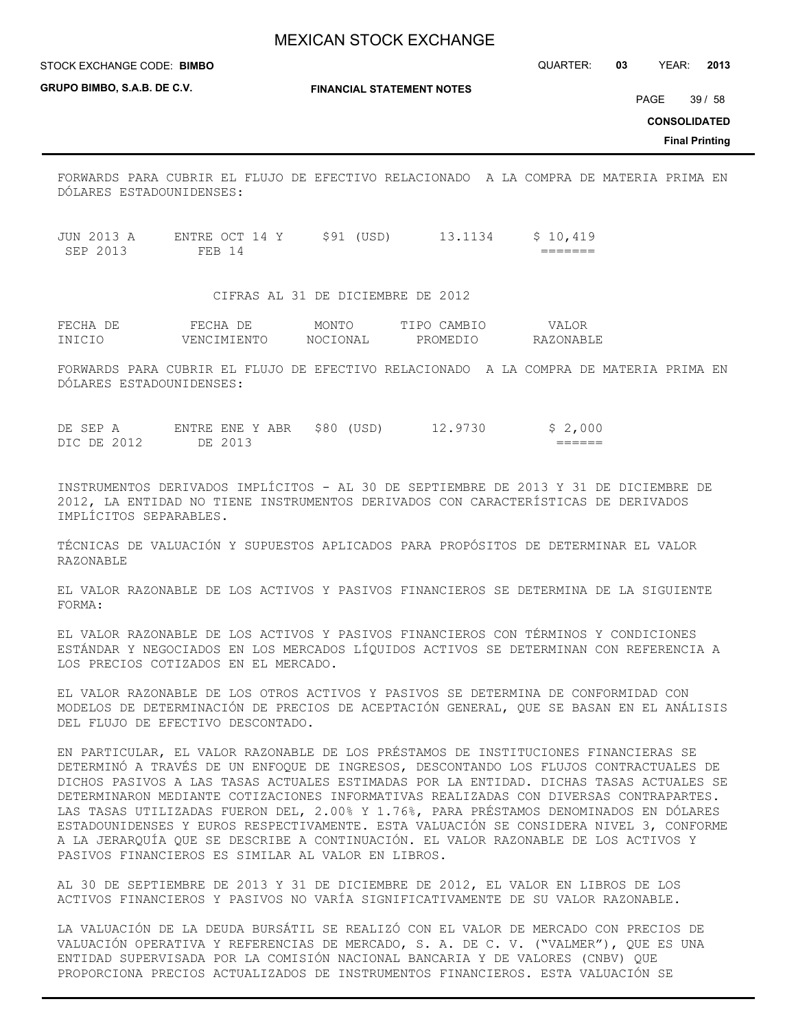FORWARDS PARA CUBRIR EL FLUJO DE EFECTIVO RELACIONADO A LA COMPRA DE MATERIA PRIMA EN DÓLARES ESTADOUNIDENSES:

| | | | | |
|---|---|---|---|---|
| JUN 2013 A SEP 2013 | ENTRE OCT 14 Y FEB 14 | $91 (USD) | 13.1134 | $ 10,419 |

CIFRAS AL 31 DE DICIEMBRE DE 2012

| FECHA DE INICIO | FECHA DE VENCIMIENTO | MONTO NOCIONAL | TIPO CAMBIO PROMEDIO | VALOR RAZONABLE |
|---|---|---|---|---|
| FORWARDS PARA CUBRIR EL FLUJO DE EFECTIVO RELACIONADO A LA COMPRA DE MATERIA PRIMA EN DÓLARES ESTADOUNIDENSES: | | | | |
| DE SEP A DIC DE 2012 | ENTRE ENE Y ABR DE 2013 | $80 (USD) | 12.9730 | $ 2,000 |

INSTRUMENTOS DERIVADOS IMPLÍCITOS - AL 30 DE SEPTIEMBRE DE 2013 Y 31 DE DICIEMBRE DE 2012, LA ENTIDAD NO TIENE INSTRUMENTOS DERIVADOS CON CARACTERÍSTICAS DE DERIVADOS IMPLÍCITOS SEPARABLES.

TÉCNICAS DE VALUACIÓN Y SUPUESTOS APLICADOS PARA PROPÓSITOS DE DETERMINAR EL VALOR RAZONABLE

EL VALOR RAZONABLE DE LOS ACTIVOS Y PASIVOS FINANCIEROS SE DETERMINA DE LA SIGUIENTE FORMA:

EL VALOR RAZONABLE DE LOS ACTIVOS Y PASIVOS FINANCIEROS CON TÉRMINOS Y CONDICIONES ESTÁNDAR Y NEGOCIADOS EN LOS MERCADOS LÍQUIDOS ACTIVOS SE DETERMINAN CON REFERENCIA A LOS PRECIOS COTIZADOS EN EL MERCADO.

EL VALOR RAZONABLE DE LOS OTROS ACTIVOS Y PASIVOS SE DETERMINA DE CONFORMIDAD CON MODELOS DE DETERMINACIÓN DE PRECIOS DE ACEPTACIÓN GENERAL, QUE SE BASAN EN EL ANÁLISIS DEL FLUJO DE EFECTIVO DESCONTADO.

EN PARTICULAR, EL VALOR RAZONABLE DE LOS PRÉSTAMOS DE INSTITUCIONES FINANCIERAS SE DETERMINÓ A TRAVÉS DE UN ENFOQUE DE INGRESOS, DESCONTANDO LOS FLUJOS CONTRACTUALES DE DICHOS PASIVOS A LAS TASAS ACTUALES ESTIMADAS POR LA ENTIDAD. DICHAS TASAS ACTUALES SE DETERMINARON MEDIANTE COTIZACIONES INFORMATIVAS REALIZADAS CON DIVERSAS CONTRAPARTES. LAS TASAS UTILIZADAS FUERON DEL, 2.00% Y 1.76%, PARA PRÉSTAMOS DENOMINADOS EN DÓLARES ESTADOUNIDENSES Y EUROS RESPECTIVAMENTE. ESTA VALUACIÓN SE CONSIDERA NIVEL 3, CONFORME A LA JERARQUÍA QUE SE DESCRIBE A CONTINUACIÓN. EL VALOR RAZONABLE DE LOS ACTIVOS Y PASIVOS FINANCIEROS ES SIMILAR AL VALOR EN LIBROS.

AL 30 DE SEPTIEMBRE DE 2013 Y 31 DE DICIEMBRE DE 2012, EL VALOR EN LIBROS DE LOS ACTIVOS FINANCIEROS Y PASIVOS NO VARÍA SIGNIFICATIVAMENTE DE SU VALOR RAZONABLE.

LA VALUACIÓN DE LA DEUDA BURSÁTIL SE REALIZÓ CON EL VALOR DE MERCADO CON PRECIOS DE VALUACIÓN OPERATIVA Y REFERENCIAS DE MERCADO, S. A. DE C. V. ("VALMER"), QUE ES UNA ENTIDAD SUPERVISADA POR LA COMISIÓN NACIONAL BANCARIA Y DE VALORES (CNBV) QUE PROPORCIONA PRECIOS ACTUALIZADOS DE INSTRUMENTOS FINANCIEROS. ESTA VALUACIÓN SE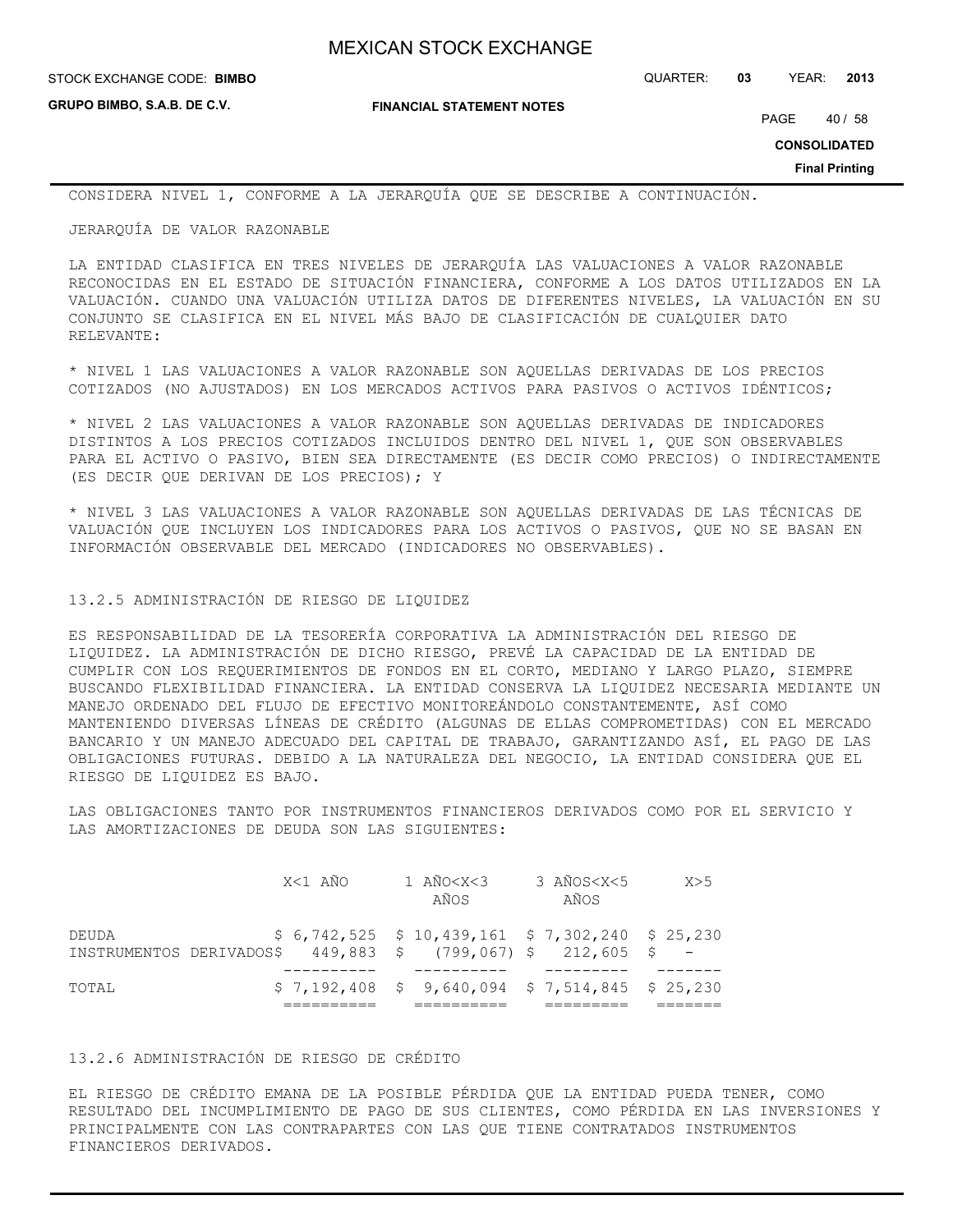CONSIDERA NIVEL 1, CONFORME A LA JERARQUÍA QUE SE DESCRIBE A CONTINUACIÓN.

JERARQUÍA DE VALOR RAZONABLE

LA ENTIDAD CLASIFICA EN TRES NIVELES DE JERARQUÍA LAS VALUACIONES A VALOR RAZONABLE RECONOCIDAS EN EL ESTADO DE SITUACIÓN FINANCIERA, CONFORME A LOS DATOS UTILIZADOS EN LA VALUACIÓN. CUANDO UNA VALUACIÓN UTILIZA DATOS DE DIFERENTES NIVELES, LA VALUACIÓN EN SU CONJUNTO SE CLASIFICA EN EL NIVEL MÁS BAJO DE CLASIFICACIÓN DE CUALQUIER DATO RELEVANTE:

* NIVEL 1 LAS VALUACIONES A VALOR RAZONABLE SON AQUELLAS DERIVADAS DE LOS PRECIOS COTIZADOS (NO AJUSTADOS) EN LOS MERCADOS ACTIVOS PARA PASIVOS O ACTIVOS IDÉNTICOS;

* NIVEL 2 LAS VALUACIONES A VALOR RAZONABLE SON AQUELLAS DERIVADAS DE INDICADORES DISTINTOS A LOS PRECIOS COTIZADOS INCLUIDOS DENTRO DEL NIVEL 1, QUE SON OBSERVABLES PARA EL ACTIVO O PASIVO, BIEN SEA DIRECTAMENTE (ES DECIR COMO PRECIOS) O INDIRECTAMENTE (ES DECIR QUE DERIVAN DE LOS PRECIOS); Y

* NIVEL 3 LAS VALUACIONES A VALOR RAZONABLE SON AQUELLAS DERIVADAS DE LAS TÉCNICAS DE VALUACIÓN QUE INCLUYEN LOS INDICADORES PARA LOS ACTIVOS O PASIVOS, QUE NO SE BASAN EN INFORMACIÓN OBSERVABLE DEL MERCADO (INDICADORES NO OBSERVABLES).

13.2.5 ADMINISTRACIÓN DE RIESGO DE LIQUIDEZ

ES RESPONSABILIDAD DE LA TESORERÍA CORPORATIVA LA ADMINISTRACIÓN DEL RIESGO DE LIQUIDEZ. LA ADMINISTRACIÓN DE DICHO RIESGO, PREVÉ LA CAPACIDAD DE LA ENTIDAD DE CUMPLIR CON LOS REQUERIMIENTOS DE FONDOS EN EL CORTO, MEDIANO Y LARGO PLAZO, SIEMPRE BUSCANDO FLEXIBILIDAD FINANCIERA. LA ENTIDAD CONSERVA LA LIQUIDEZ NECESARIA MEDIANTE UN MANEJO ORDENADO DEL FLUJO DE EFECTIVO MONITOREÁNDOLO CONSTANTEMENTE, ASÍ COMO MANTENIENDO DIVERSAS LÍNEAS DE CRÉDITO (ALGUNAS DE ELLAS COMPROMETIDAS) CON EL MERCADO BANCARIO Y UN MANEJO ADECUADO DEL CAPITAL DE TRABAJO, GARANTIZANDO ASÍ, EL PAGO DE LAS OBLIGACIONES FUTURAS. DEBIDO A LA NATURALEZA DEL NEGOCIO, LA ENTIDAD CONSIDERA QUE EL RIESGO DE LIQUIDEZ ES BAJO.

LAS OBLIGACIONES TANTO POR INSTRUMENTOS FINANCIEROS DERIVADOS COMO POR EL SERVICIO Y LAS AMORTIZACIONES DE DEUDA SON LAS SIGUIENTES:

| | X<1 AÑO | 1 AÑO<X<3 AÑOS | 3 AÑOS<X<5 AÑOS | X>5 |
|---|---|---|---|---|
| DEUDA | $ 6,742,525 | $ 10,439,161 | $ 7,302,240 | $ 25,230 |
| INSTRUMENTOS DERIVADOS | $ 449,883 | $ (799,067) | $ 212,605 | $ - |
| TOTAL | $ 7,192,408 | $ 9,640,094 | $ 7,514,845 | $ 25,230 |

13.2.6 ADMINISTRACIÓN DE RIESGO DE CRÉDITO

EL RIESGO DE CRÉDITO EMANA DE LA POSIBLE PÉRDIDA QUE LA ENTIDAD PUEDA TENER, COMO RESULTADO DEL INCUMPLIMIENTO DE PAGO DE SUS CLIENTES, COMO PÉRDIDA EN LAS INVERSIONES Y PRINCIPALMENTE CON LAS CONTRAPARTES CON LAS QUE TIENE CONTRATADOS INSTRUMENTOS FINANCIEROS DERIVADOS.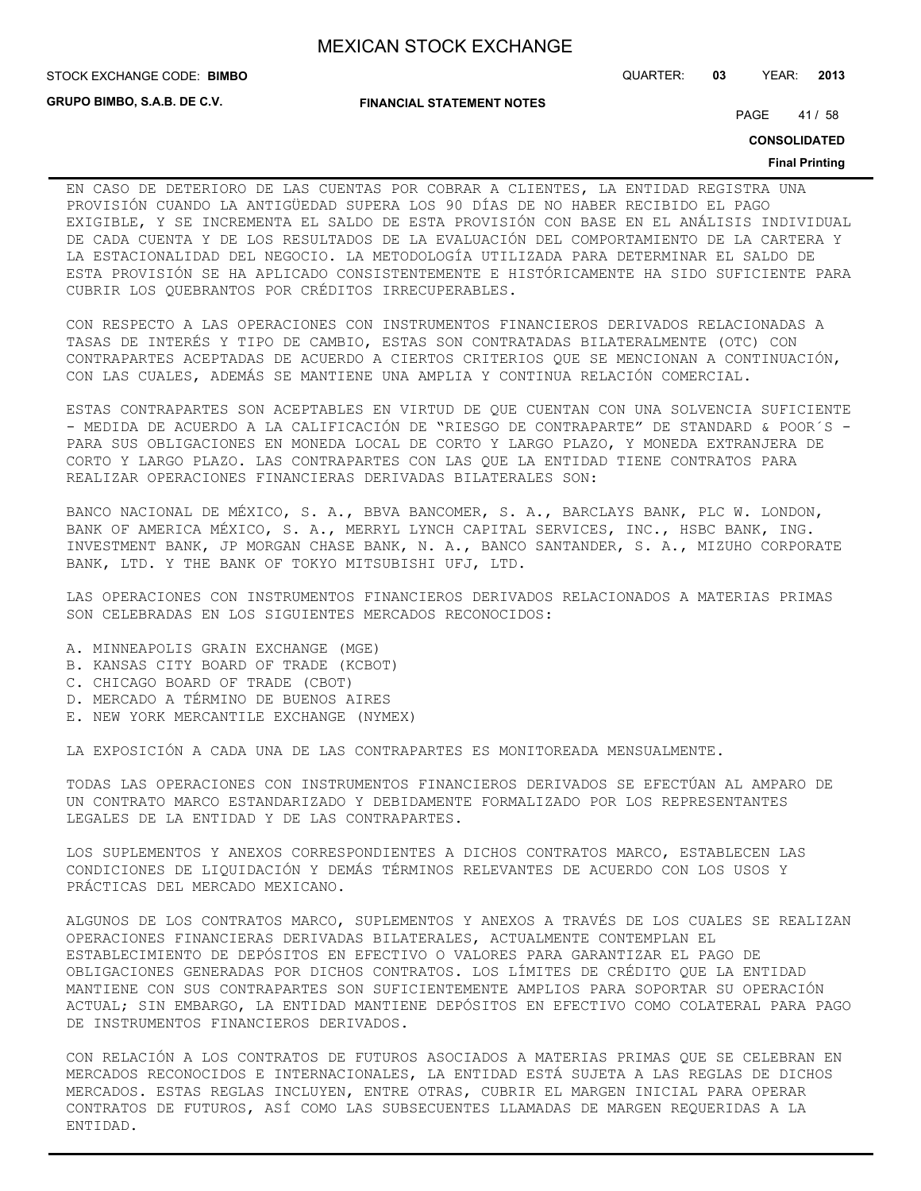EN CASO DE DETERIORO DE LAS CUENTAS POR COBRAR A CLIENTES, LA ENTIDAD REGISTRA UNA PROVISIÓN CUANDO LA ANTIGÜEDAD SUPERA LOS 90 DÍAS DE NO HABER RECIBIDO EL PAGO EXIGIBLE, Y SE INCREMENTA EL SALDO DE ESTA PROVISIÓN CON BASE EN EL ANÁLISIS INDIVIDUAL DE CADA CUENTA Y DE LOS RESULTADOS DE LA EVALUACIÓN DEL COMPORTAMIENTO DE LA CARTERA Y LA ESTACIONALIDAD DEL NEGOCIO. LA METODOLOGÍA UTILIZADA PARA DETERMINAR EL SALDO DE ESTA PROVISIÓN SE HA APLICADO CONSISTENTEMENTE E HISTÓRICAMENTE HA SIDO SUFICIENTE PARA CUBRIR LOS QUEBRANTOS POR CRÉDITOS IRRECUPERABLES.

CON RESPECTO A LAS OPERACIONES CON INSTRUMENTOS FINANCIEROS DERIVADOS RELACIONADAS A TASAS DE INTERÉS Y TIPO DE CAMBIO, ESTAS SON CONTRATADAS BILATERALMENTE (OTC) CON CONTRAPARTES ACEPTADAS DE ACUERDO A CIERTOS CRITERIOS QUE SE MENCIONAN A CONTINUACIÓN, CON LAS CUALES, ADEMÁS SE MANTIENE UNA AMPLIA Y CONTINUA RELACIÓN COMERCIAL.

ESTAS CONTRAPARTES SON ACEPTABLES EN VIRTUD DE QUE CUENTAN CON UNA SOLVENCIA SUFICIENTE - MEDIDA DE ACUERDO A LA CALIFICACIÓN DE "RIESGO DE CONTRAPARTE" DE STANDARD & POOR´S - PARA SUS OBLIGACIONES EN MONEDA LOCAL DE CORTO Y LARGO PLAZO, Y MONEDA EXTRANJERA DE CORTO Y LARGO PLAZO. LAS CONTRAPARTES CON LAS QUE LA ENTIDAD TIENE CONTRATOS PARA REALIZAR OPERACIONES FINANCIERAS DERIVADAS BILATERALES SON:

BANCO NACIONAL DE MÉXICO, S. A., BBVA BANCOMER, S. A., BARCLAYS BANK, PLC W. LONDON, BANK OF AMERICA MÉXICO, S. A., MERRYL LYNCH CAPITAL SERVICES, INC., HSBC BANK, ING. INVESTMENT BANK, JP MORGAN CHASE BANK, N. A., BANCO SANTANDER, S. A., MIZUHO CORPORATE BANK, LTD. Y THE BANK OF TOKYO MITSUBISHI UFJ, LTD.

LAS OPERACIONES CON INSTRUMENTOS FINANCIEROS DERIVADOS RELACIONADOS A MATERIAS PRIMAS SON CELEBRADAS EN LOS SIGUIENTES MERCADOS RECONOCIDOS:

A. MINNEAPOLIS GRAIN EXCHANGE (MGE)
B. KANSAS CITY BOARD OF TRADE (KCBOT)
C. CHICAGO BOARD OF TRADE (CBOT)
D. MERCADO A TÉRMINO DE BUENOS AIRES
E. NEW YORK MERCANTILE EXCHANGE (NYMEX)

LA EXPOSICIÓN A CADA UNA DE LAS CONTRAPARTES ES MONITOREADA MENSUALMENTE.

TODAS LAS OPERACIONES CON INSTRUMENTOS FINANCIEROS DERIVADOS SE EFECTÚAN AL AMPARO DE UN CONTRATO MARCO ESTANDARIZADO Y DEBIDAMENTE FORMALIZADO POR LOS REPRESENTANTES LEGALES DE LA ENTIDAD Y DE LAS CONTRAPARTES.

LOS SUPLEMENTOS Y ANEXOS CORRESPONDIENTES A DICHOS CONTRATOS MARCO, ESTABLECEN LAS CONDICIONES DE LIQUIDACIÓN Y DEMÁS TÉRMINOS RELEVANTES DE ACUERDO CON LOS USOS Y PRÁCTICAS DEL MERCADO MEXICANO.

ALGUNOS DE LOS CONTRATOS MARCO, SUPLEMENTOS Y ANEXOS A TRAVÉS DE LOS CUALES SE REALIZAN OPERACIONES FINANCIERAS DERIVADAS BILATERALES, ACTUALMENTE CONTEMPLAN EL ESTABLECIMIENTO DE DEPÓSITOS EN EFECTIVO O VALORES PARA GARANTIZAR EL PAGO DE OBLIGACIONES GENERADAS POR DICHOS CONTRATOS. LOS LÍMITES DE CRÉDITO QUE LA ENTIDAD MANTIENE CON SUS CONTRAPARTES SON SUFICIENTEMENTE AMPLIOS PARA SOPORTAR SU OPERACIÓN ACTUAL; SIN EMBARGO, LA ENTIDAD MANTIENE DEPÓSITOS EN EFECTIVO COMO COLATERAL PARA PAGO DE INSTRUMENTOS FINANCIEROS DERIVADOS.

CON RELACIÓN A LOS CONTRATOS DE FUTUROS ASOCIADOS A MATERIAS PRIMAS QUE SE CELEBRAN EN MERCADOS RECONOCIDOS E INTERNACIONALES, LA ENTIDAD ESTÁ SUJETA A LAS REGLAS DE DICHOS MERCADOS. ESTAS REGLAS INCLUYEN, ENTRE OTRAS, CUBRIR EL MARGEN INICIAL PARA OPERAR CONTRATOS DE FUTUROS, ASÍ COMO LAS SUBSECUENTES LLAMADAS DE MARGEN REQUERIDAS A LA ENTIDAD.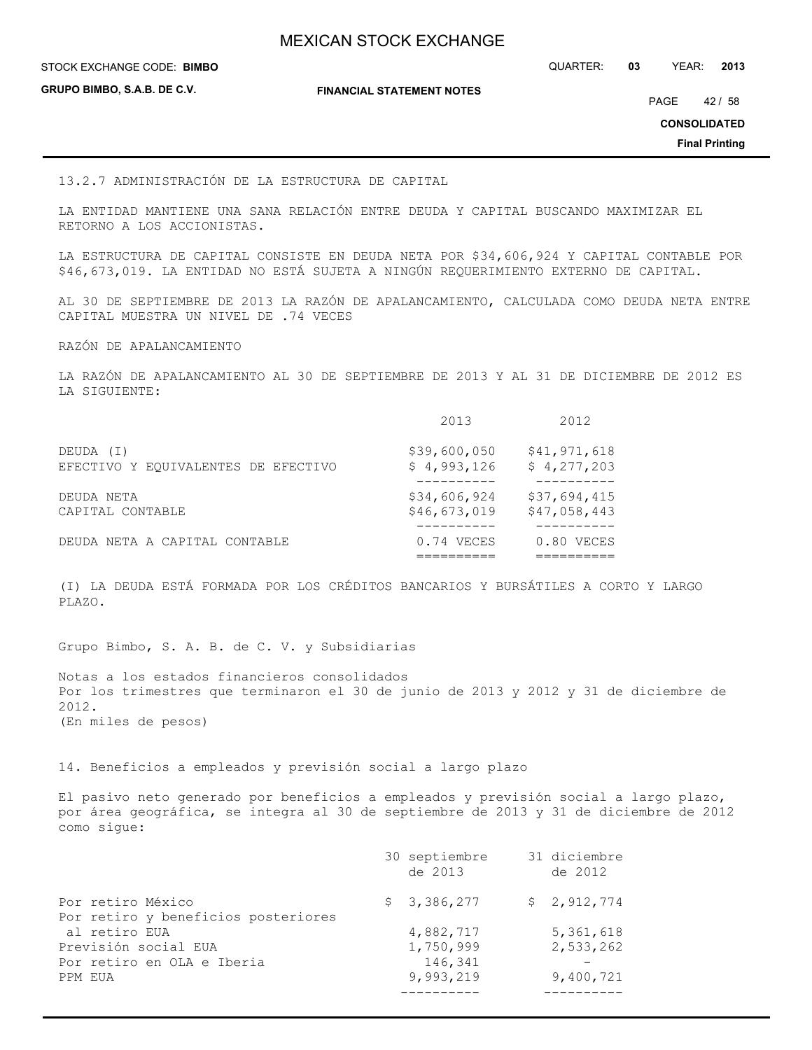13.2.7 ADMINISTRACIÓN DE LA ESTRUCTURA DE CAPITAL

LA ENTIDAD MANTIENE UNA SANA RELACIÓN ENTRE DEUDA Y CAPITAL BUSCANDO MAXIMIZAR EL RETORNO A LOS ACCIONISTAS.

LA ESTRUCTURA DE CAPITAL CONSISTE EN DEUDA NETA POR $34,606,924 Y CAPITAL CONTABLE POR $46,673,019. LA ENTIDAD NO ESTÁ SUJETA A NINGÚN REQUERIMIENTO EXTERNO DE CAPITAL.

AL 30 DE SEPTIEMBRE DE 2013 LA RAZÓN DE APALANCAMIENTO, CALCULADA COMO DEUDA NETA ENTRE CAPITAL MUESTRA UN NIVEL DE .74 VECES

RAZÓN DE APALANCAMIENTO

LA RAZÓN DE APALANCAMIENTO AL 30 DE SEPTIEMBRE DE 2013 Y AL 31 DE DICIEMBRE DE 2012 ES LA SIGUIENTE:

| | 2013 | 2012 |
|---|---|---|
| DEUDA (I) | $39,600,050 | $41,971,618 |
| EFECTIVO Y EQUIVALENTES DE EFECTIVO | $ 4,993,126 | $ 4,277,203 |
| DEUDA NETA | $34,606,924 | $37,694,415 |
| CAPITAL CONTABLE | $46,673,019 | $47,058,443 |
| DEUDA NETA A CAPITAL CONTABLE | 0.74 VECES | 0.80 VECES |

(I) LA DEUDA ESTÁ FORMADA POR LOS CRÉDITOS BANCARIOS Y BURSÁTILES A CORTO Y LARGO PLAZO.

Grupo Bimbo, S. A. B. de C. V. y Subsidiarias

Notas a los estados financieros consolidados
Por los trimestres que terminaron el 30 de junio de 2013 y 2012 y 31 de diciembre de 2012.
(En miles de pesos)

14. Beneficios a empleados y previsión social a largo plazo

El pasivo neto generado por beneficios a empleados y previsión social a largo plazo, por área geográfica, se integra al 30 de septiembre de 2013 y 31 de diciembre de 2012 como sigue:

| | 30 septiembre de 2013 | 31 diciembre de 2012 |
|---|---|---|
| Por retiro México | $ 3,386,277 | $ 2,912,774 |
| Por retiro y beneficios posteriores al retiro EUA | 4,882,717 | 5,361,618 |
| Previsión social EUA | 1,750,999 | 2,533,262 |
| Por retiro en OLA e Iberia | 146,341 | - |
| PPM EUA | 9,993,219 | 9,400,721 |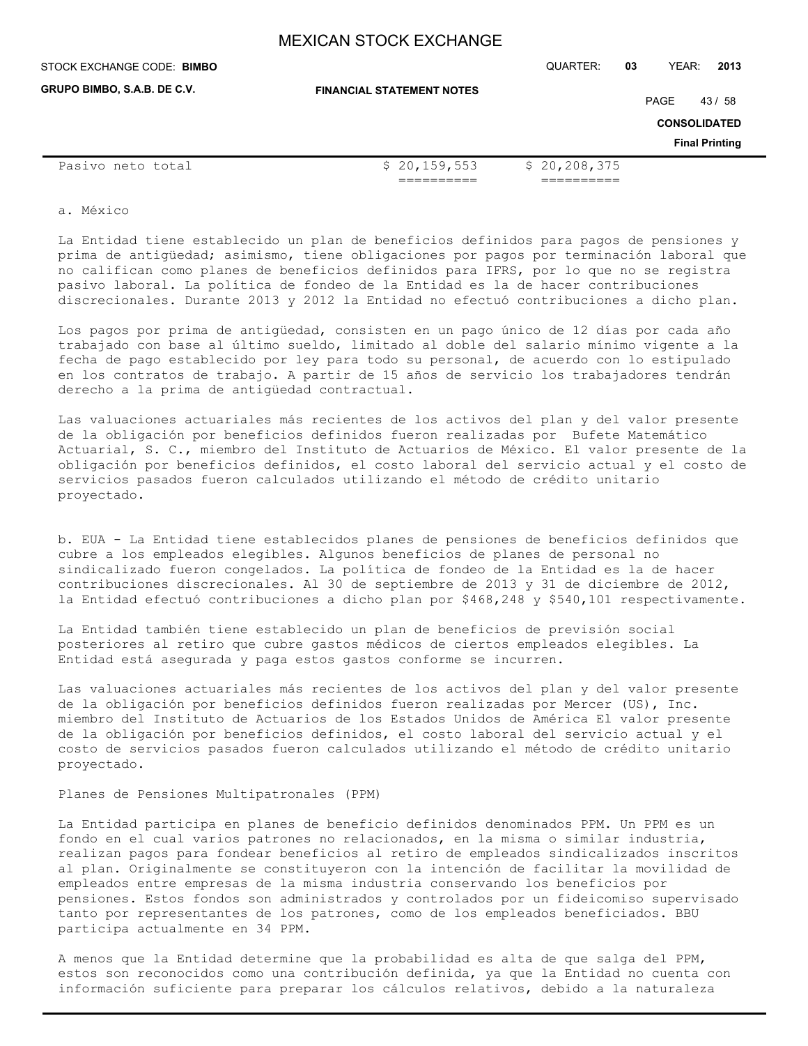| Pasivo neto total | $ 20,159,553 | $ 20,208,375 |
|---|---|---|

a. México

La Entidad tiene establecido un plan de beneficios definidos para pagos de pensiones y prima de antigüedad; asimismo, tiene obligaciones por pagos por terminación laboral que no califican como planes de beneficios definidos para IFRS, por lo que no se registra pasivo laboral. La política de fondeo de la Entidad es la de hacer contribuciones discrecionales. Durante 2013 y 2012 la Entidad no efectuó contribuciones a dicho plan.

Los pagos por prima de antigüedad, consisten en un pago único de 12 días por cada año trabajado con base al último sueldo, limitado al doble del salario mínimo vigente a la fecha de pago establecido por ley para todo su personal, de acuerdo con lo estipulado en los contratos de trabajo. A partir de 15 años de servicio los trabajadores tendrán derecho a la prima de antigüedad contractual.

Las valuaciones actuariales más recientes de los activos del plan y del valor presente de la obligación por beneficios definidos fueron realizadas por Bufete Matemático Actuarial, S. C., miembro del Instituto de Actuarios de México. El valor presente de la obligación por beneficios definidos, el costo laboral del servicio actual y el costo de servicios pasados fueron calculados utilizando el método de crédito unitario proyectado.

b. EUA - La Entidad tiene establecidos planes de pensiones de beneficios definidos que cubre a los empleados elegibles. Algunos beneficios de planes de personal no sindicalizado fueron congelados. La política de fondeo de la Entidad es la de hacer contribuciones discrecionales. Al 30 de septiembre de 2013 y 31 de diciembre de 2012, la Entidad efectuó contribuciones a dicho plan por $468,248 y $540,101 respectivamente.

La Entidad también tiene establecido un plan de beneficios de previsión social posteriores al retiro que cubre gastos médicos de ciertos empleados elegibles. La Entidad está asegurada y paga estos gastos conforme se incurren.

Las valuaciones actuariales más recientes de los activos del plan y del valor presente de la obligación por beneficios definidos fueron realizadas por Mercer (US), Inc. miembro del Instituto de Actuarios de los Estados Unidos de América El valor presente de la obligación por beneficios definidos, el costo laboral del servicio actual y el costo de servicios pasados fueron calculados utilizando el método de crédito unitario proyectado.

Planes de Pensiones Multipatronales (PPM)

La Entidad participa en planes de beneficio definidos denominados PPM. Un PPM es un fondo en el cual varios patrones no relacionados, en la misma o similar industria, realizan pagos para fondear beneficios al retiro de empleados sindicalizados inscritos al plan. Originalmente se constituyeron con la intención de facilitar la movilidad de empleados entre empresas de la misma industria conservando los beneficios por pensiones. Estos fondos son administrados y controlados por un fideicomiso supervisado tanto por representantes de los patrones, como de los empleados beneficiados. BBU participa actualmente en 34 PPM.

A menos que la Entidad determine que la probabilidad es alta de que salga del PPM, estos son reconocidos como una contribución definida, ya que la Entidad no cuenta con información suficiente para preparar los cálculos relativos, debido a la naturaleza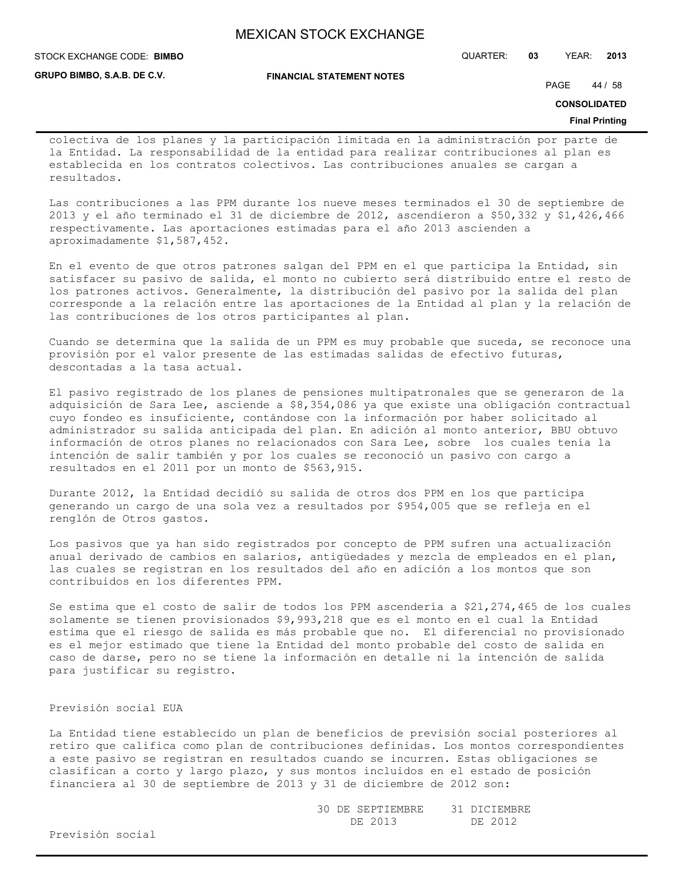colectiva de los planes y la participación limitada en la administración por parte de la Entidad. La responsabilidad de la entidad para realizar contribuciones al plan es establecida en los contratos colectivos. Las contribuciones anuales se cargan a resultados.

Las contribuciones a las PPM durante los nueve meses terminados el 30 de septiembre de 2013 y el año terminado el 31 de diciembre de 2012, ascendieron a $50,332 y $1,426,466 respectivamente. Las aportaciones estimadas para el año 2013 ascienden a aproximadamente $1,587,452.

En el evento de que otros patrones salgan del PPM en el que participa la Entidad, sin satisfacer su pasivo de salida, el monto no cubierto será distribuido entre el resto de los patrones activos. Generalmente, la distribución del pasivo por la salida del plan corresponde a la relación entre las aportaciones de la Entidad al plan y la relación de las contribuciones de los otros participantes al plan.

Cuando se determina que la salida de un PPM es muy probable que suceda, se reconoce una provisión por el valor presente de las estimadas salidas de efectivo futuras, descontadas a la tasa actual.

El pasivo registrado de los planes de pensiones multipatronales que se generaron de la adquisición de Sara Lee, asciende a $8,354,086 ya que existe una obligación contractual cuyo fondeo es insuficiente, contándose con la información por haber solicitado al administrador su salida anticipada del plan. En adición al monto anterior, BBU obtuvo información de otros planes no relacionados con Sara Lee, sobre los cuales tenía la intención de salir también y por los cuales se reconoció un pasivo con cargo a resultados en el 2011 por un monto de $563,915.

Durante 2012, la Entidad decidió su salida de otros dos PPM en los que participa generando un cargo de una sola vez a resultados por $954,005 que se refleja en el renglón de Otros gastos.

Los pasivos que ya han sido registrados por concepto de PPM sufren una actualización anual derivado de cambios en salarios, antigüedades y mezcla de empleados en el plan, las cuales se registran en los resultados del año en adición a los montos que son contribuidos en los diferentes PPM.

Se estima que el costo de salir de todos los PPM ascendería a $21,274,465 de los cuales solamente se tienen provisionados $9,993,218 que es el monto en el cual la Entidad estima que el riesgo de salida es más probable que no. El diferencial no provisionado es el mejor estimado que tiene la Entidad del monto probable del costo de salida en caso de darse, pero no se tiene la información en detalle ni la intención de salida para justificar su registro.

Previsión social EUA

La Entidad tiene establecido un plan de beneficios de previsión social posteriores al retiro que califica como plan de contribuciones definidas. Los montos correspondientes a este pasivo se registran en resultados cuando se incurren. Estas obligaciones se clasifican a corto y largo plazo, y sus montos incluidos en el estado de posición financiera al 30 de septiembre de 2013 y 31 de diciembre de 2012 son:

| | 30 DE SEPTIEMBRE DE 2013 | 31 DICIEMBRE DE 2012 |
|---|---|---|
| Previsión social | | |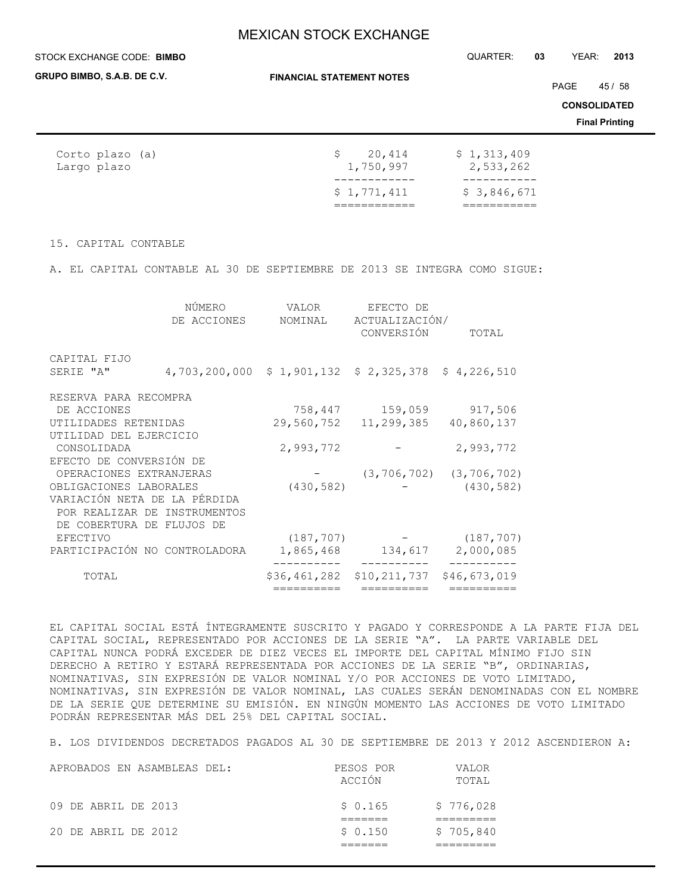| | | |
|---|---|---|
| Corto plazo (a) | $ 20,414 | $ 1,313,409 |
| Largo plazo | 1,750,997 | 2,533,262 |
| | $ 1,771,411 | $ 3,846,671 |

15. CAPITAL CONTABLE

A. EL CAPITAL CONTABLE AL 30 DE SEPTIEMBRE DE 2013 SE INTEGRA COMO SIGUE:

| | NÚMERO DE ACCIONES | VALOR NOMINAL | EFECTO DE ACTUALIZACIÓN/ CONVERSIÓN | TOTAL |
|---|---|---|---|---|
| CAPITAL FIJO SERIE "A" | 4,703,200,000 | $ 1,901,132 | $ 2,325,378 | $ 4,226,510 |
| RESERVA PARA RECOMPRA DE ACCIONES | | 758,447 | 159,059 | 917,506 |
| UTILIDADES RETENIDAS | | 29,560,752 | 11,299,385 | 40,860,137 |
| UTILIDAD DEL EJERCICIO CONSOLIDADA | | 2,993,772 | - | 2,993,772 |
| EFECTO DE CONVERSIÓN DE OPERACIONES EXTRANJERAS | | - | (3,706,702) | (3,706,702) |
| OBLIGACIONES LABORALES | | (430,582) | - | (430,582) |
| VARIACIÓN NETA DE LA PÉRDIDA POR REALIZAR DE INSTRUMENTOS DE COBERTURA DE FLUJOS DE EFECTIVO | | (187,707) | - | (187,707) |
| PARTICIPACIÓN NO CONTROLADORA | | 1,865,468 | 134,617 | 2,000,085 |
| TOTAL | | $36,461,282 | $10,211,737 | $46,673,019 |

EL CAPITAL SOCIAL ESTÁ ÍNTEGRAMENTE SUSCRITO Y PAGADO Y CORRESPONDE A LA PARTE FIJA DEL CAPITAL SOCIAL, REPRESENTADO POR ACCIONES DE LA SERIE "A". LA PARTE VARIABLE DEL CAPITAL NUNCA PODRÁ EXCEDER DE DIEZ VECES EL IMPORTE DEL CAPITAL MÍNIMO FIJO SIN DERECHO A RETIRO Y ESTARÁ REPRESENTADA POR ACCIONES DE LA SERIE "B", ORDINARIAS, NOMINATIVAS, SIN EXPRESIÓN DE VALOR NOMINAL Y/O POR ACCIONES DE VOTO LIMITADO, NOMINATIVAS, SIN EXPRESIÓN DE VALOR NOMINAL, LAS CUALES SERÁN DENOMINADAS CON EL NOMBRE DE LA SERIE QUE DETERMINE SU EMISIÓN. EN NINGÚN MOMENTO LAS ACCIONES DE VOTO LIMITADO PODRÁN REPRESENTAR MÁS DEL 25% DEL CAPITAL SOCIAL.

B. LOS DIVIDENDOS DECRETADOS PAGADOS AL 30 DE SEPTIEMBRE DE 2013 Y 2012 ASCENDIERON A:

| APROBADOS EN ASAMBLEAS DEL: | PESOS POR ACCIÓN | VALOR TOTAL |
|---|---|---|
| 09 DE ABRIL DE 2013 | $ 0.165 | $ 776,028 |
| 20 DE ABRIL DE 2012 | $ 0.150 | $ 705,840 |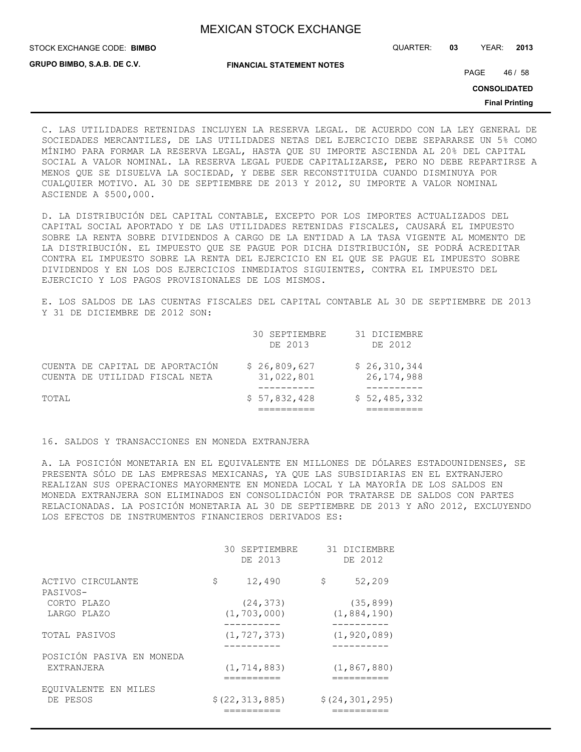C. LAS UTILIDADES RETENIDAS INCLUYEN LA RESERVA LEGAL. DE ACUERDO CON LA LEY GENERAL DE SOCIEDADES MERCANTILES, DE LAS UTILIDADES NETAS DEL EJERCICIO DEBE SEPARARSE UN 5% COMO MÍNIMO PARA FORMAR LA RESERVA LEGAL, HASTA QUE SU IMPORTE ASCIENDA AL 20% DEL CAPITAL SOCIAL A VALOR NOMINAL. LA RESERVA LEGAL PUEDE CAPITALIZARSE, PERO NO DEBE REPARTIRSE A MENOS QUE SE DISUELVA LA SOCIEDAD, Y DEBE SER RECONSTITUIDA CUANDO DISMINUYA POR CUALQUIER MOTIVO. AL 30 DE SEPTIEMBRE DE 2013 Y 2012, SU IMPORTE A VALOR NOMINAL ASCIENDE A $500,000.

D. LA DISTRIBUCIÓN DEL CAPITAL CONTABLE, EXCEPTO POR LOS IMPORTES ACTUALIZADOS DEL CAPITAL SOCIAL APORTADO Y DE LAS UTILIDADES RETENIDAS FISCALES, CAUSARÁ EL IMPUESTO SOBRE LA RENTA SOBRE DIVIDENDOS A CARGO DE LA ENTIDAD A LA TASA VIGENTE AL MOMENTO DE LA DISTRIBUCIÓN. EL IMPUESTO QUE SE PAGUE POR DICHA DISTRIBUCIÓN, SE PODRÁ ACREDITAR CONTRA EL IMPUESTO SOBRE LA RENTA DEL EJERCICIO EN EL QUE SE PAGUE EL IMPUESTO SOBRE DIVIDENDOS Y EN LOS DOS EJERCICIOS INMEDIATOS SIGUIENTES, CONTRA EL IMPUESTO DEL EJERCICIO Y LOS PAGOS PROVISIONALES DE LOS MISMOS.

E. LOS SALDOS DE LAS CUENTAS FISCALES DEL CAPITAL CONTABLE AL 30 DE SEPTIEMBRE DE 2013 Y 31 DE DICIEMBRE DE 2012 SON:

| | 30 SEPTIEMBRE DE 2013 | 31 DICIEMBRE DE 2012 |
|---|---|---|
| CUENTA DE CAPITAL DE APORTACIÓN | $ 26,809,627 | $ 26,310,344 |
| CUENTA DE UTILIDAD FISCAL NETA | 31,022,801 | 26,174,988 |
| TOTAL | $ 57,832,428 | $ 52,485,332 |

16. SALDOS Y TRANSACCIONES EN MONEDA EXTRANJERA

A. LA POSICIÓN MONETARIA EN EL EQUIVALENTE EN MILLONES DE DÓLARES ESTADOUNIDENSES, SE PRESENTA SÓLO DE LAS EMPRESAS MEXICANAS, YA QUE LAS SUBSIDIARIAS EN EL EXTRANJERO REALIZAN SUS OPERACIONES MAYORMENTE EN MONEDA LOCAL Y LA MAYORÍA DE LOS SALDOS EN MONEDA EXTRANJERA SON ELIMINADOS EN CONSOLIDACIÓN POR TRATARSE DE SALDOS CON PARTES RELACIONADAS. LA POSICIÓN MONETARIA AL 30 DE SEPTIEMBRE DE 2013 Y AÑO 2012, EXCLUYENDO LOS EFECTOS DE INSTRUMENTOS FINANCIEROS DERIVADOS ES:

| | 30 SEPTIEMBRE DE 2013 | 31 DICIEMBRE DE 2012 |
|---|---|---|
| ACTIVO CIRCULANTE | $ 12,490 | $ 52,209 |
| PASIVOS- | | |
| CORTO PLAZO | (24,373) | (35,899) |
| LARGO PLAZO | (1,703,000) | (1,884,190) |
| TOTAL PASIVOS | (1,727,373) | (1,920,089) |
| POSICIÓN PASIVA EN MONEDA EXTRANJERA | (1,714,883) | (1,867,880) |
| EQUIVALENTE EN MILES DE PESOS | $(22,313,885) | $(24,301,295) |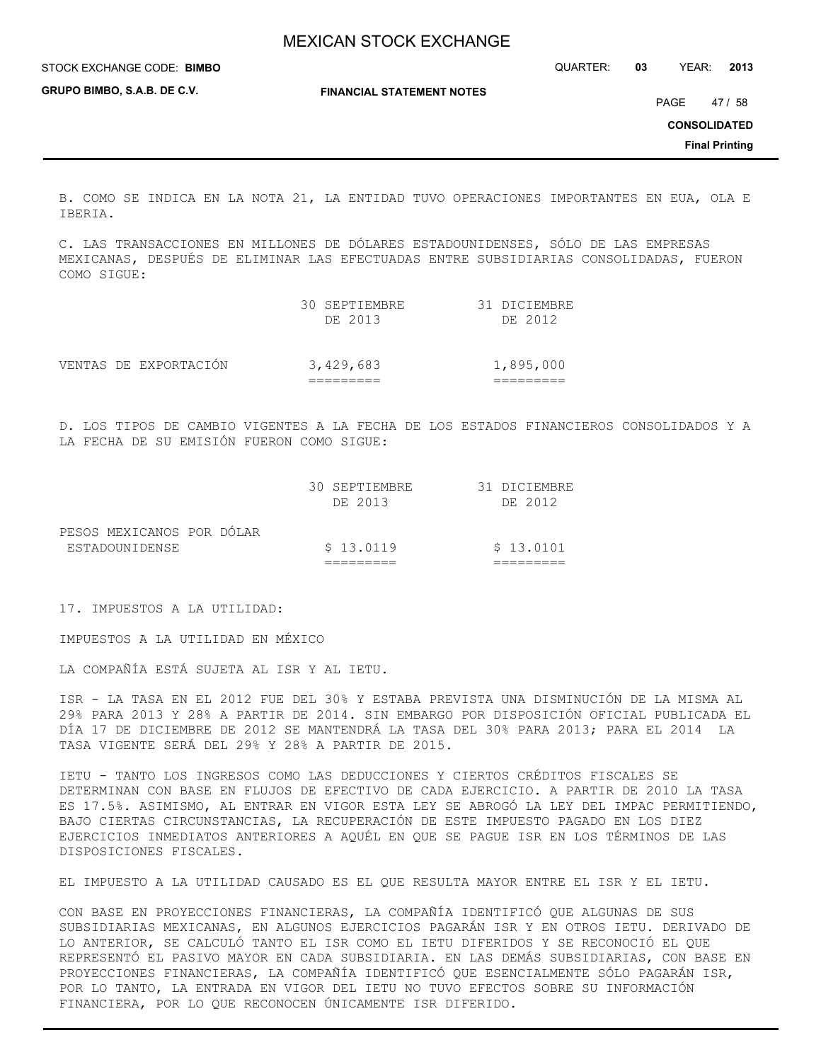B. COMO SE INDICA EN LA NOTA 21, LA ENTIDAD TUVO OPERACIONES IMPORTANTES EN EUA, OLA E IBERIA.

C. LAS TRANSACCIONES EN MILLONES DE DÓLARES ESTADOUNIDENSES, SÓLO DE LAS EMPRESAS MEXICANAS, DESPUÉS DE ELIMINAR LAS EFECTUADAS ENTRE SUBSIDIARIAS CONSOLIDADAS, FUERON COMO SIGUE:

| | 30 SEPTIEMBRE DE 2013 | 31 DICIEMBRE DE 2012 |
|---|---|---|
| VENTAS DE EXPORTACIÓN | 3,429,683 | 1,895,000 |

D. LOS TIPOS DE CAMBIO VIGENTES A LA FECHA DE LOS ESTADOS FINANCIEROS CONSOLIDADOS Y A LA FECHA DE SU EMISIÓN FUERON COMO SIGUE:

| | 30 SEPTIEMBRE DE 2013 | 31 DICIEMBRE DE 2012 |
|---|---|---|
| PESOS MEXICANOS POR DÓLAR ESTADOUNIDENSE | $ 13.0119 | $ 13.0101 |

17. IMPUESTOS A LA UTILIDAD:

IMPUESTOS A LA UTILIDAD EN MÉXICO

LA COMPAÑÍA ESTÁ SUJETA AL ISR Y AL IETU.

ISR - LA TASA EN EL 2012 FUE DEL 30% Y ESTABA PREVISTA UNA DISMINUCIÓN DE LA MISMA AL 29% PARA 2013 Y 28% A PARTIR DE 2014. SIN EMBARGO POR DISPOSICIÓN OFICIAL PUBLICADA EL DÍA 17 DE DICIEMBRE DE 2012 SE MANTENDRÁ LA TASA DEL 30% PARA 2013; PARA EL 2014 LA TASA VIGENTE SERÁ DEL 29% Y 28% A PARTIR DE 2015.

IETU - TANTO LOS INGRESOS COMO LAS DEDUCCIONES Y CIERTOS CRÉDITOS FISCALES SE DETERMINAN CON BASE EN FLUJOS DE EFECTIVO DE CADA EJERCICIO. A PARTIR DE 2010 LA TASA ES 17.5%. ASIMISMO, AL ENTRAR EN VIGOR ESTA LEY SE ABROGÓ LA LEY DEL IMPAC PERMITIENDO, BAJO CIERTAS CIRCUNSTANCIAS, LA RECUPERACIÓN DE ESTE IMPUESTO PAGADO EN LOS DIEZ EJERCICIOS INMEDIATOS ANTERIORES A AQUÉL EN QUE SE PAGUE ISR EN LOS TÉRMINOS DE LAS DISPOSICIONES FISCALES.

EL IMPUESTO A LA UTILIDAD CAUSADO ES EL QUE RESULTA MAYOR ENTRE EL ISR Y EL IETU.

CON BASE EN PROYECCIONES FINANCIERAS, LA COMPAÑÍA IDENTIFICÓ QUE ALGUNAS DE SUS SUBSIDIARIAS MEXICANAS, EN ALGUNOS EJERCICIOS PAGARÁN ISR Y EN OTROS IETU. DERIVADO DE LO ANTERIOR, SE CALCULÓ TANTO EL ISR COMO EL IETU DIFERIDOS Y SE RECONOCIÓ EL QUE REPRESENTÓ EL PASIVO MAYOR EN CADA SUBSIDIARIA. EN LAS DEMÁS SUBSIDIARIAS, CON BASE EN PROYECCIONES FINANCIERAS, LA COMPAÑÍA IDENTIFICÓ QUE ESENCIALMENTE SÓLO PAGARÁN ISR, POR LO TANTO, LA ENTRADA EN VIGOR DEL IETU NO TUVO EFECTOS SOBRE SU INFORMACIÓN FINANCIERA, POR LO QUE RECONOCEN ÚNICAMENTE ISR DIFERIDO.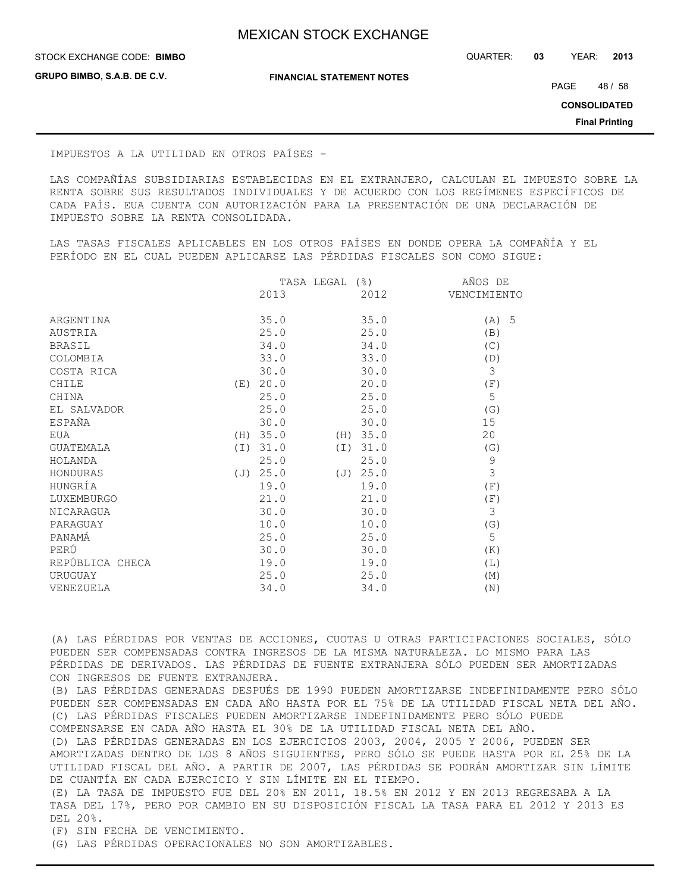IMPUESTOS A LA UTILIDAD EN OTROS PAÍSES -

LAS COMPAÑÍAS SUBSIDIARIAS ESTABLECIDAS EN EL EXTRANJERO, CALCULAN EL IMPUESTO SOBRE LA RENTA SOBRE SUS RESULTADOS INDIVIDUALES Y DE ACUERDO CON LOS REGÍMENES ESPECÍFICOS DE CADA PAÍS. EUA CUENTA CON AUTORIZACIÓN PARA LA PRESENTACIÓN DE UNA DECLARACIÓN DE IMPUESTO SOBRE LA RENTA CONSOLIDADA.

LAS TASAS FISCALES APLICABLES EN LOS OTROS PAÍSES EN DONDE OPERA LA COMPAÑÍA Y EL PERÍODO EN EL CUAL PUEDEN APLICARSE LAS PÉRDIDAS FISCALES SON COMO SIGUE:

| | TASA LEGAL (%) 2013 | TASA LEGAL (%) 2012 | AÑOS DE VENCIMIENTO |
|---|---|---|---|
| ARGENTINA | 35.0 | 35.0 | (A) 5 |
| AUSTRIA | 25.0 | 25.0 | (B) |
| BRASIL | 34.0 | 34.0 | (C) |
| COLOMBIA | 33.0 | 33.0 | (D) |
| COSTA RICA | 30.0 | 30.0 | 3 |
| CHILE | (E) 20.0 | 20.0 | (F) |
| CHINA | 25.0 | 25.0 | 5 |
| EL SALVADOR | 25.0 | 25.0 | (G) |
| ESPAÑA | 30.0 | 30.0 | 15 |
| EUA | (H) 35.0 | (H) 35.0 | 20 |
| GUATEMALA | (I) 31.0 | (I) 31.0 | (G) |
| HOLANDA | 25.0 | 25.0 | 9 |
| HONDURAS | (J) 25.0 | (J) 25.0 | 3 |
| HUNGRÍA | 19.0 | 19.0 | (F) |
| LUXEMBURGO | 21.0 | 21.0 | (F) |
| NICARAGUA | 30.0 | 30.0 | 3 |
| PARAGUAY | 10.0 | 10.0 | (G) |
| PANAMÁ | 25.0 | 25.0 | 5 |
| PERÚ | 30.0 | 30.0 | (K) |
| REPÚBLICA CHECA | 19.0 | 19.0 | (L) |
| URUGUAY | 25.0 | 25.0 | (M) |
| VENEZUELA | 34.0 | 34.0 | (N) |

(A) LAS PÉRDIDAS POR VENTAS DE ACCIONES, CUOTAS U OTRAS PARTICIPACIONES SOCIALES, SÓLO PUEDEN SER COMPENSADAS CONTRA INGRESOS DE LA MISMA NATURALEZA. LO MISMO PARA LAS PÉRDIDAS DE DERIVADOS. LAS PÉRDIDAS DE FUENTE EXTRANJERA SÓLO PUEDEN SER AMORTIZADAS CON INGRESOS DE FUENTE EXTRANJERA.
(B) LAS PÉRDIDAS GENERADAS DESPUÉS DE 1990 PUEDEN AMORTIZARSE INDEFINIDAMENTE PERO SÓLO PUEDEN SER COMPENSADAS EN CADA AÑO HASTA POR EL 75% DE LA UTILIDAD FISCAL NETA DEL AÑO.
(C) LAS PÉRDIDAS FISCALES PUEDEN AMORTIZARSE INDEFINIDAMENTE PERO SÓLO PUEDE COMPENSARSE EN CADA AÑO HASTA EL 30% DE LA UTILIDAD FISCAL NETA DEL AÑO.
(D) LAS PÉRDIDAS GENERADAS EN LOS EJERCICIOS 2003, 2004, 2005 Y 2006, PUEDEN SER AMORTIZADAS DENTRO DE LOS 8 AÑOS SIGUIENTES, PERO SÓLO SE PUEDE HASTA POR EL 25% DE LA UTILIDAD FISCAL DEL AÑO. A PARTIR DE 2007, LAS PÉRDIDAS SE PODRÁN AMORTIZAR SIN LÍMITE DE CUANTÍA EN CADA EJERCICIO Y SIN LÍMITE EN EL TIEMPO.
(E) LA TASA DE IMPUESTO FUE DEL 20% EN 2011, 18.5% EN 2012 Y EN 2013 REGRESABA A LA TASA DEL 17%, PERO POR CAMBIO EN SU DISPOSICIÓN FISCAL LA TASA PARA EL 2012 Y 2013 ES DEL 20%.
(F) SIN FECHA DE VENCIMIENTO.
(G) LAS PÉRDIDAS OPERACIONALES NO SON AMORTIZABLES.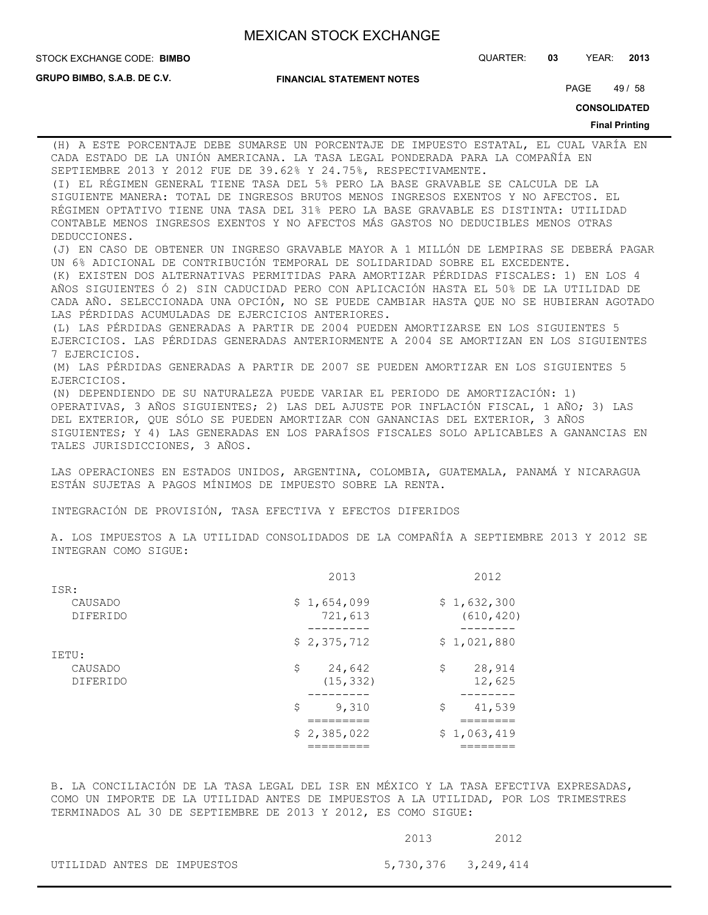(H) A ESTE PORCENTAJE DEBE SUMARSE UN PORCENTAJE DE IMPUESTO ESTATAL, EL CUAL VARÍA EN CADA ESTADO DE LA UNIÓN AMERICANA. LA TASA LEGAL PONDERADA PARA LA COMPAÑÍA EN SEPTIEMBRE 2013 Y 2012 FUE DE 39.62% Y 24.75%, RESPECTIVAMENTE.
(I) EL RÉGIMEN GENERAL TIENE TASA DEL 5% PERO LA BASE GRAVABLE SE CALCULA DE LA SIGUIENTE MANERA: TOTAL DE INGRESOS BRUTOS MENOS INGRESOS EXENTOS Y NO AFECTOS. EL RÉGIMEN OPTATIVO TIENE UNA TASA DEL 31% PERO LA BASE GRAVABLE ES DISTINTA: UTILIDAD CONTABLE MENOS INGRESOS EXENTOS Y NO AFECTOS MÁS GASTOS NO DEDUCIBLES MENOS OTRAS DEDUCCIONES.
(J) EN CASO DE OBTENER UN INGRESO GRAVABLE MAYOR A 1 MILLÓN DE LEMPIRAS SE DEBERÁ PAGAR UN 6% ADICIONAL DE CONTRIBUCIÓN TEMPORAL DE SOLIDARIDAD SOBRE EL EXCEDENTE.
(K) EXISTEN DOS ALTERNATIVAS PERMITIDAS PARA AMORTIZAR PÉRDIDAS FISCALES: 1) EN LOS 4 AÑOS SIGUIENTES Ó 2) SIN CADUCIDAD PERO CON APLICACIÓN HASTA EL 50% DE LA UTILIDAD DE CADA AÑO. SELECCIONADA UNA OPCIÓN, NO SE PUEDE CAMBIAR HASTA QUE NO SE HUBIERAN AGOTADO LAS PÉRDIDAS ACUMULADAS DE EJERCICIOS ANTERIORES.
(L) LAS PÉRDIDAS GENERADAS A PARTIR DE 2004 PUEDEN AMORTIZARSE EN LOS SIGUIENTES 5 EJERCICIOS. LAS PÉRDIDAS GENERADAS ANTERIORMENTE A 2004 SE AMORTIZAN EN LOS SIGUIENTES 7 EJERCICIOS.
(M) LAS PÉRDIDAS GENERADAS A PARTIR DE 2007 SE PUEDEN AMORTIZAR EN LOS SIGUIENTES 5 EJERCICIOS.
(N) DEPENDIENDO DE SU NATURALEZA PUEDE VARIAR EL PERIODO DE AMORTIZACIÓN: 1) OPERATIVAS, 3 AÑOS SIGUIENTES; 2) LAS DEL AJUSTE POR INFLACIÓN FISCAL, 1 AÑO; 3) LAS DEL EXTERIOR, QUE SÓLO SE PUEDEN AMORTIZAR CON GANANCIAS DEL EXTERIOR, 3 AÑOS SIGUIENTES; Y 4) LAS GENERADAS EN LOS PARAÍSOS FISCALES SOLO APLICABLES A GANANCIAS EN TALES JURISDICCIONES, 3 AÑOS.

LAS OPERACIONES EN ESTADOS UNIDOS, ARGENTINA, COLOMBIA, GUATEMALA, PANAMÁ Y NICARAGUA ESTÁN SUJETAS A PAGOS MÍNIMOS DE IMPUESTO SOBRE LA RENTA.

INTEGRACIÓN DE PROVISIÓN, TASA EFECTIVA Y EFECTOS DIFERIDOS

A. LOS IMPUESTOS A LA UTILIDAD CONSOLIDADOS DE LA COMPAÑÍA A SEPTIEMBRE 2013 Y 2012 SE INTEGRAN COMO SIGUE:

| | 2013 | 2012 |
|---|---|---|
| ISR: | | |
| CAUSADO | $ 1,654,099 | $ 1,632,300 |
| DIFERIDO | 721,613 | (610,420) |
| | $ 2,375,712 | $ 1,021,880 |
| IETU: | | |
| CAUSADO | $ 24,642 | $ 28,914 |
| DIFERIDO | (15,332) | 12,625 |
| | $ 9,310 | $ 41,539 |
| | $ 2,385,022 | $ 1,063,419 |

B. LA CONCILIACIÓN DE LA TASA LEGAL DEL ISR EN MÉXICO Y LA TASA EFECTIVA EXPRESADAS, COMO UN IMPORTE DE LA UTILIDAD ANTES DE IMPUESTOS A LA UTILIDAD, POR LOS TRIMESTRES TERMINADOS AL 30 DE SEPTIEMBRE DE 2013 Y 2012, ES COMO SIGUE:

| | 2013 | 2012 |
|---|---|---|
| UTILIDAD ANTES DE IMPUESTOS | 5,730,376 | 3,249,414 |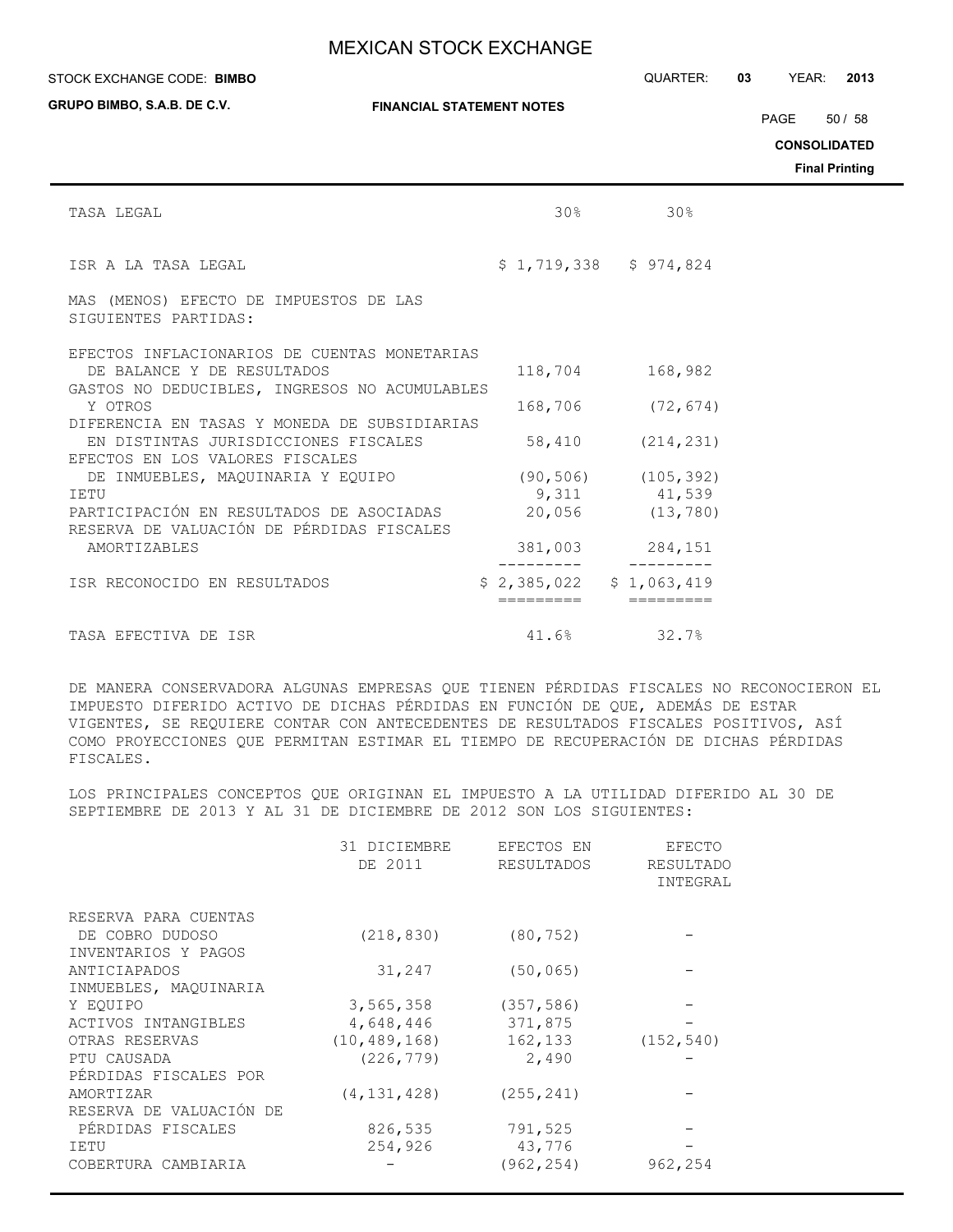| | | |
|---|---|---|
| TASA LEGAL | 30% | 30% |
| ISR A LA TASA LEGAL | $ 1,719,338 | $ 974,824 |
| MAS (MENOS) EFECTO DE IMPUESTOS DE LAS SIGUIENTES PARTIDAS: | | |
| EFECTOS INFLACIONARIOS DE CUENTAS MONETARIAS DE BALANCE Y DE RESULTADOS | 118,704 | 168,982 |
| GASTOS NO DEDUCIBLES, INGRESOS NO ACUMULABLES Y OTROS | 168,706 | (72,674) |
| DIFERENCIA EN TASAS Y MONEDA DE SUBSIDIARIAS EN DISTINTAS JURISDICCIONES FISCALES | 58,410 | (214,231) |
| EFECTOS EN LOS VALORES FISCALES DE INMUEBLES, MAQUINARIA Y EQUIPO | (90,506) | (105,392) |
| IETU | 9,311 | 41,539 |
| PARTICIPACIÓN EN RESULTADOS DE ASOCIADAS | 20,056 | (13,780) |
| RESERVA DE VALUACIÓN DE PÉRDIDAS FISCALES AMORTIZABLES | 381,003 | 284,151 |
| ISR RECONOCIDO EN RESULTADOS | $ 2,385,022 | $ 1,063,419 |
| TASA EFECTIVA DE ISR | 41.6% | 32.7% |

DE MANERA CONSERVADORA ALGUNAS EMPRESAS QUE TIENEN PÉRDIDAS FISCALES NO RECONOCIERON EL IMPUESTO DIFERIDO ACTIVO DE DICHAS PÉRDIDAS EN FUNCIÓN DE QUE, ADEMÁS DE ESTAR VIGENTES, SE REQUIERE CONTAR CON ANTECEDENTES DE RESULTADOS FISCALES POSITIVOS, ASÍ COMO PROYECCIONES QUE PERMITAN ESTIMAR EL TIEMPO DE RECUPERACIÓN DE DICHAS PÉRDIDAS FISCALES.

LOS PRINCIPALES CONCEPTOS QUE ORIGINAN EL IMPUESTO A LA UTILIDAD DIFERIDO AL 30 DE SEPTIEMBRE DE 2013 Y AL 31 DE DICIEMBRE DE 2012 SON LOS SIGUIENTES:

| | 31 DICIEMBRE DE 2011 | EFECTOS EN RESULTADOS | EFECTO RESULTADO INTEGRAL |
|---|---|---|---|
| RESERVA PARA CUENTAS DE COBRO DUDOSO | (218,830) | (80,752) | - |
| INVENTARIOS Y PAGOS ANTICIAPADOS | 31,247 | (50,065) | - |
| INMUEBLES, MAQUINARIA Y EQUIPO | 3,565,358 | (357,586) | - |
| ACTIVOS INTANGIBLES | 4,648,446 | 371,875 | - |
| OTRAS RESERVAS | (10,489,168) | 162,133 | (152,540) |
| PTU CAUSADA | (226,779) | 2,490 | - |
| PÉRDIDAS FISCALES POR AMORTIZAR | (4,131,428) | (255,241) | - |
| RESERVA DE VALUACIÓN DE PÉRDIDAS FISCALES | 826,535 | 791,525 | - |
| IETU | 254,926 | 43,776 | - |
| COBERTURA CAMBIARIA | - | (962,254) | 962,254 |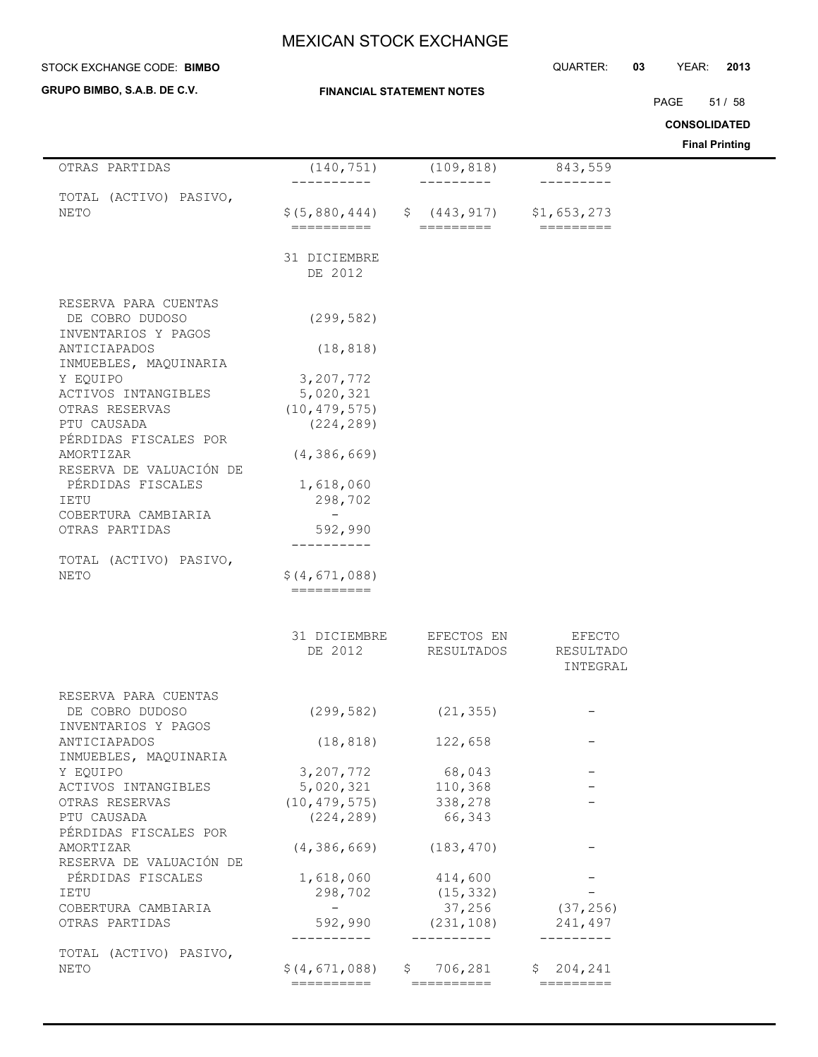| OTRAS PARTIDAS | (140,751) | (109,818) | 843,559 |
|---|---|---|---|
| TOTAL (ACTIVO) PASIVO, NETO | $(5,880,444) | $ (443,917) | $1,653,273 |

| | 31 DICIEMBRE DE 2012 |
|---|---|
| RESERVA PARA CUENTAS DE COBRO DUDOSO | (299,582) |
| INVENTARIOS Y PAGOS ANTICIAPADOS | (18,818) |
| INMUEBLES, MAQUINARIA Y EQUIPO | 3,207,772 |
| ACTIVOS INTANGIBLES | 5,020,321 |
| OTRAS RESERVAS | (10,479,575) |
| PTU CAUSADA | (224,289) |
| PÉRDIDAS FISCALES POR AMORTIZAR | (4,386,669) |
| RESERVA DE VALUACIÓN DE PÉRDIDAS FISCALES | 1,618,060 |
| IETU | 298,702 |
| COBERTURA CAMBIARIA | - |
| OTRAS PARTIDAS | 592,990 |
| TOTAL (ACTIVO) PASIVO, NETO | $(4,671,088) |

| | 31 DICIEMBRE DE 2012 | EFECTOS EN RESULTADOS | EFECTO RESULTADO INTEGRAL |
|---|---|---|---|
| RESERVA PARA CUENTAS DE COBRO DUDOSO | (299,582) | (21,355) | - |
| INVENTARIOS Y PAGOS ANTICIAPADOS | (18,818) | 122,658 | - |
| INMUEBLES, MAQUINARIA Y EQUIPO | 3,207,772 | 68,043 | - |
| ACTIVOS INTANGIBLES | 5,020,321 | 110,368 | - |
| OTRAS RESERVAS | (10,479,575) | 338,278 | - |
| PTU CAUSADA | (224,289) | 66,343 | |
| PÉRDIDAS FISCALES POR AMORTIZAR | (4,386,669) | (183,470) | - |
| RESERVA DE VALUACIÓN DE PÉRDIDAS FISCALES | 1,618,060 | 414,600 | - |
| IETU | 298,702 | (15,332) | - |
| COBERTURA CAMBIARIA | - | 37,256 | (37,256) |
| OTRAS PARTIDAS | 592,990 | (231,108) | 241,497 |
| TOTAL (ACTIVO) PASIVO, NETO | $(4,671,088) | $ 706,281 | $ 204,241 |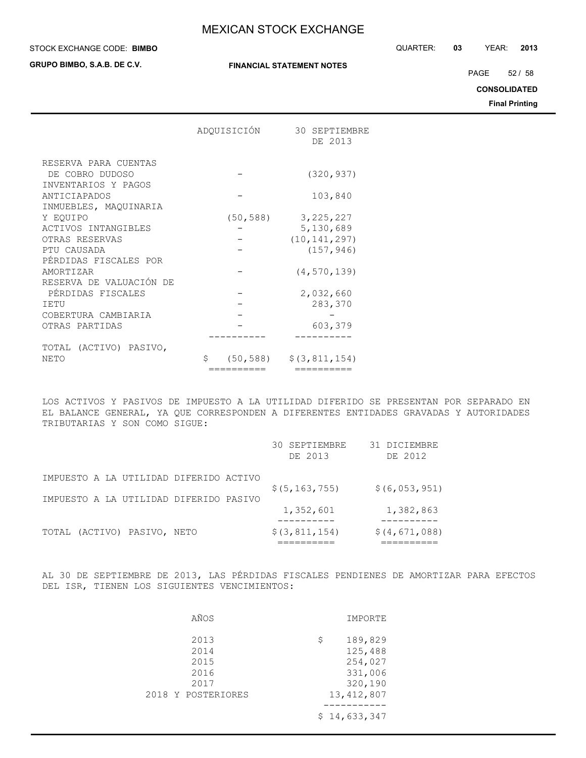| | ADQUISICIÓN | 30 SEPTIEMBRE DE 2013 |
|---|---|---|
| RESERVA PARA CUENTAS DE COBRO DUDOSO | - | (320,937) |
| INVENTARIOS Y PAGOS ANTICIAPADOS | - | 103,840 |
| INMUEBLES, MAQUINARIA Y EQUIPO | (50,588) | 3,225,227 |
| ACTIVOS INTANGIBLES | - | 5,130,689 |
| OTRAS RESERVAS | - | (10,141,297) |
| PTU CAUSADA | - | (157,946) |
| PÉRDIDAS FISCALES POR AMORTIZAR | - | (4,570,139) |
| RESERVA DE VALUACIÓN DE PÉRDIDAS FISCALES | - | 2,032,660 |
| IETU | - | 283,370 |
| COBERTURA CAMBIARIA | - | - |
| OTRAS PARTIDAS | - | 603,379 |
| TOTAL (ACTIVO) PASIVO, NETO | $ (50,588) | $(3,811,154) |

LOS ACTIVOS Y PASIVOS DE IMPUESTO A LA UTILIDAD DIFERIDO SE PRESENTAN POR SEPARADO EN EL BALANCE GENERAL, YA QUE CORRESPONDEN A DIFERENTES ENTIDADES GRAVADAS Y AUTORIDADES TRIBUTARIAS Y SON COMO SIGUE:

| | 30 SEPTIEMBRE DE 2013 | 31 DICIEMBRE DE 2012 |
|---|---|---|
| IMPUESTO A LA UTILIDAD DIFERIDO ACTIVO | $(5,163,755) | $(6,053,951) |
| IMPUESTO A LA UTILIDAD DIFERIDO PASIVO | 1,352,601 | 1,382,863 |
| TOTAL (ACTIVO) PASIVO, NETO | $(3,811,154) | $(4,671,088) |

AL 30 DE SEPTIEMBRE DE 2013, LAS PÉRDIDAS FISCALES PENDIENES DE AMORTIZAR PARA EFECTOS DEL ISR, TIENEN LOS SIGUIENTES VENCIMIENTOS:

| AÑOS | IMPORTE |
|---|---|
| 2013 | $ 189,829 |
| 2014 | 125,488 |
| 2015 | 254,027 |
| 2016 | 331,006 |
| 2017 | 320,190 |
| 2018 Y POSTERIORES | 13,412,807 |
| | $ 14,633,347 |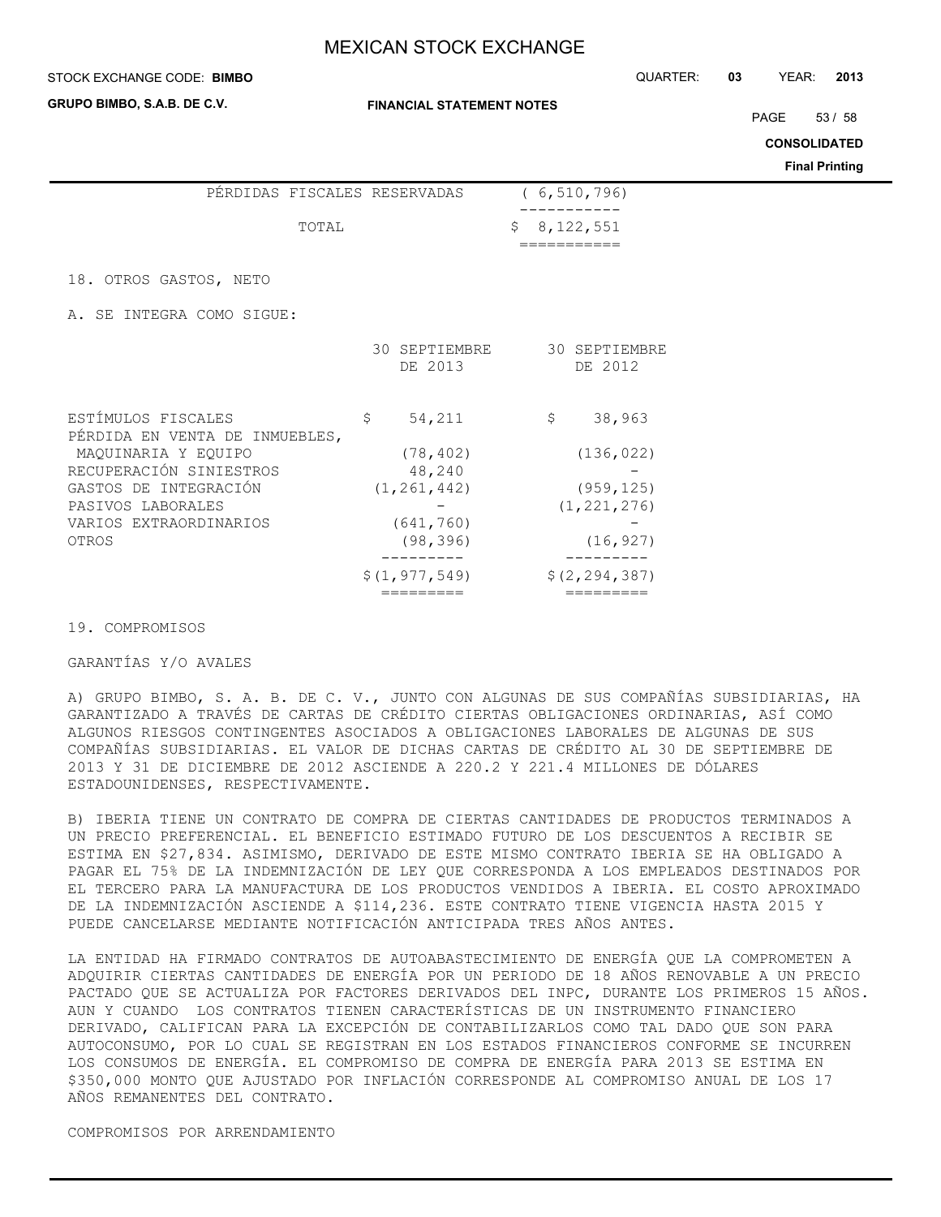| | |
|---|---|
| PÉRDIDAS FISCALES RESERVADAS | ( 6,510,796) |
| TOTAL | $ 8,122,551 |

## 18. OTROS GASTOS, NETO

A. SE INTEGRA COMO SIGUE:

| | 30 SEPTIEMBRE DE 2013 | 30 SEPTIEMBRE DE 2012 |
|---|---|---|
| ESTÍMULOS FISCALES | $ 54,211 | $ 38,963 |
| PÉRDIDA EN VENTA DE INMUEBLES, MAQUINARIA Y EQUIPO | (78,402) | (136,022) |
| RECUPERACIÓN SINIESTROS | 48,240 | - |
| GASTOS DE INTEGRACIÓN | (1,261,442) | (959,125) |
| PASIVOS LABORALES | - | (1,221,276) |
| VARIOS EXTRAORDINARIOS | (641,760) | - |
| OTROS | (98,396) | (16,927) |
| | $(1,977,549) | $(2,294,387) |

## 19. COMPROMISOS

GARANTÍAS Y/O AVALES

A) GRUPO BIMBO, S. A. B. DE C. V., JUNTO CON ALGUNAS DE SUS COMPAÑÍAS SUBSIDIARIAS, HA GARANTIZADO A TRAVÉS DE CARTAS DE CRÉDITO CIERTAS OBLIGACIONES ORDINARIAS, ASÍ COMO ALGUNOS RIESGOS CONTINGENTES ASOCIADOS A OBLIGACIONES LABORALES DE ALGUNAS DE SUS COMPAÑÍAS SUBSIDIARIAS. EL VALOR DE DICHAS CARTAS DE CRÉDITO AL 30 DE SEPTIEMBRE DE 2013 Y 31 DE DICIEMBRE DE 2012 ASCIENDE A 220.2 Y 221.4 MILLONES DE DÓLARES ESTADOUNIDENSES, RESPECTIVAMENTE.

B) IBERIA TIENE UN CONTRATO DE COMPRA DE CIERTAS CANTIDADES DE PRODUCTOS TERMINADOS A UN PRECIO PREFERENCIAL. EL BENEFICIO ESTIMADO FUTURO DE LOS DESCUENTOS A RECIBIR SE ESTIMA EN $27,834. ASIMISMO, DERIVADO DE ESTE MISMO CONTRATO IBERIA SE HA OBLIGADO A PAGAR EL 75% DE LA INDEMNIZACIÓN DE LEY QUE CORRESPONDA A LOS EMPLEADOS DESTINADOS POR EL TERCERO PARA LA MANUFACTURA DE LOS PRODUCTOS VENDIDOS A IBERIA. EL COSTO APROXIMADO DE LA INDEMNIZACIÓN ASCIENDE A $114,236. ESTE CONTRATO TIENE VIGENCIA HASTA 2015 Y PUEDE CANCELARSE MEDIANTE NOTIFICACIÓN ANTICIPADA TRES AÑOS ANTES.

LA ENTIDAD HA FIRMADO CONTRATOS DE AUTOABASTECIMIENTO DE ENERGÍA QUE LA COMPROMETEN A ADQUIRIR CIERTAS CANTIDADES DE ENERGÍA POR UN PERIODO DE 18 AÑOS RENOVABLE A UN PRECIO PACTADO QUE SE ACTUALIZA POR FACTORES DERIVADOS DEL INPC, DURANTE LOS PRIMEROS 15 AÑOS. AUN Y CUANDO LOS CONTRATOS TIENEN CARACTERÍSTICAS DE UN INSTRUMENTO FINANCIERO DERIVADO, CALIFICAN PARA LA EXCEPCIÓN DE CONTABILIZARLOS COMO TAL DADO QUE SON PARA AUTOCONSUMO, POR LO CUAL SE REGISTRAN EN LOS ESTADOS FINANCIEROS CONFORME SE INCURREN LOS CONSUMOS DE ENERGÍA. EL COMPROMISO DE COMPRA DE ENERGÍA PARA 2013 SE ESTIMA EN $350,000 MONTO QUE AJUSTADO POR INFLACIÓN CORRESPONDE AL COMPROMISO ANUAL DE LOS 17 AÑOS REMANENTES DEL CONTRATO.

COMPROMISOS POR ARRENDAMIENTO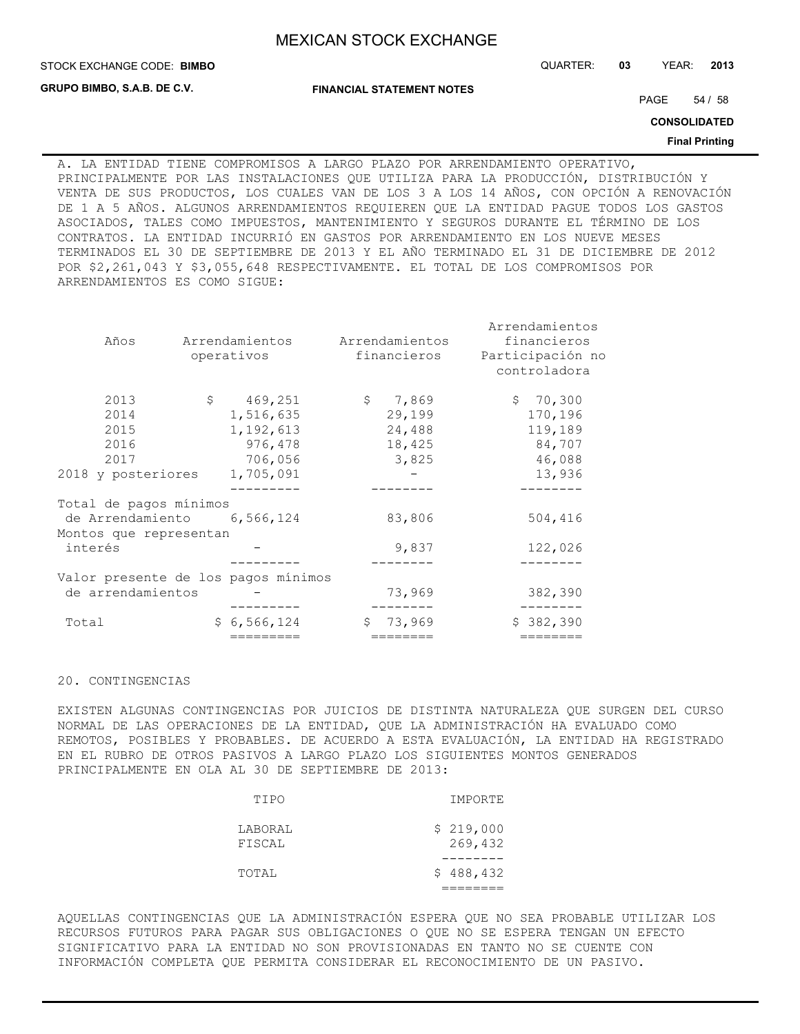A. LA ENTIDAD TIENE COMPROMISOS A LARGO PLAZO POR ARRENDAMIENTO OPERATIVO, PRINCIPALMENTE POR LAS INSTALACIONES QUE UTILIZA PARA LA PRODUCCIÓN, DISTRIBUCIÓN Y VENTA DE SUS PRODUCTOS, LOS CUALES VAN DE LOS 3 A LOS 14 AÑOS, CON OPCIÓN A RENOVACIÓN DE 1 A 5 AÑOS. ALGUNOS ARRENDAMIENTOS REQUIEREN QUE LA ENTIDAD PAGUE TODOS LOS GASTOS ASOCIADOS, TALES COMO IMPUESTOS, MANTENIMIENTO Y SEGUROS DURANTE EL TÉRMINO DE LOS CONTRATOS. LA ENTIDAD INCURRIÓ EN GASTOS POR ARRENDAMIENTO EN LOS NUEVE MESES TERMINADOS EL 30 DE SEPTIEMBRE DE 2013 Y EL AÑO TERMINADO EL 31 DE DICIEMBRE DE 2012 POR $2,261,043 Y $3,055,648 RESPECTIVAMENTE. EL TOTAL DE LOS COMPROMISOS POR ARRENDAMIENTOS ES COMO SIGUE:

| Años | Arrendamientos operativos | Arrendamientos financieros | Arrendamientos financieros Participación no controladora |
|---|---|---|---|
| 2013 | $ 469,251 | $ 7,869 | $ 70,300 |
| 2014 | 1,516,635 | 29,199 | 170,196 |
| 2015 | 1,192,613 | 24,488 | 119,189 |
| 2016 | 976,478 | 18,425 | 84,707 |
| 2017 | 706,056 | 3,825 | 46,088 |
| 2018 y posteriores | 1,705,091 | - | 13,936 |
| Total de pagos mínimos de Arrendamiento | 6,566,124 | 83,806 | 504,416 |
| Montos que representan interés | - | 9,837 | 122,026 |
| Valor presente de los pagos mínimos de arrendamientos | - | 73,969 | 382,390 |
| Total | $ 6,566,124 | $ 73,969 | $ 382,390 |

20. CONTINGENCIAS

EXISTEN ALGUNAS CONTINGENCIAS POR JUICIOS DE DISTINTA NATURALEZA QUE SURGEN DEL CURSO NORMAL DE LAS OPERACIONES DE LA ENTIDAD, QUE LA ADMINISTRACIÓN HA EVALUADO COMO REMOTOS, POSIBLES Y PROBABLES. DE ACUERDO A ESTA EVALUACIÓN, LA ENTIDAD HA REGISTRADO EN EL RUBRO DE OTROS PASIVOS A LARGO PLAZO LOS SIGUIENTES MONTOS GENERADOS PRINCIPALMENTE EN OLA AL 30 DE SEPTIEMBRE DE 2013:

| TIPO | IMPORTE |
|---|---|
| LABORAL | $ 219,000 |
| FISCAL | 269,432 |
| TOTAL | $ 488,432 |

AQUELLAS CONTINGENCIAS QUE LA ADMINISTRACIÓN ESPERA QUE NO SEA PROBABLE UTILIZAR LOS RECURSOS FUTUROS PARA PAGAR SUS OBLIGACIONES O QUE NO SE ESPERA TENGAN UN EFECTO SIGNIFICATIVO PARA LA ENTIDAD NO SON PROVISIONADAS EN TANTO NO SE CUENTE CON INFORMACIÓN COMPLETA QUE PERMITA CONSIDERAR EL RECONOCIMIENTO DE UN PASIVO.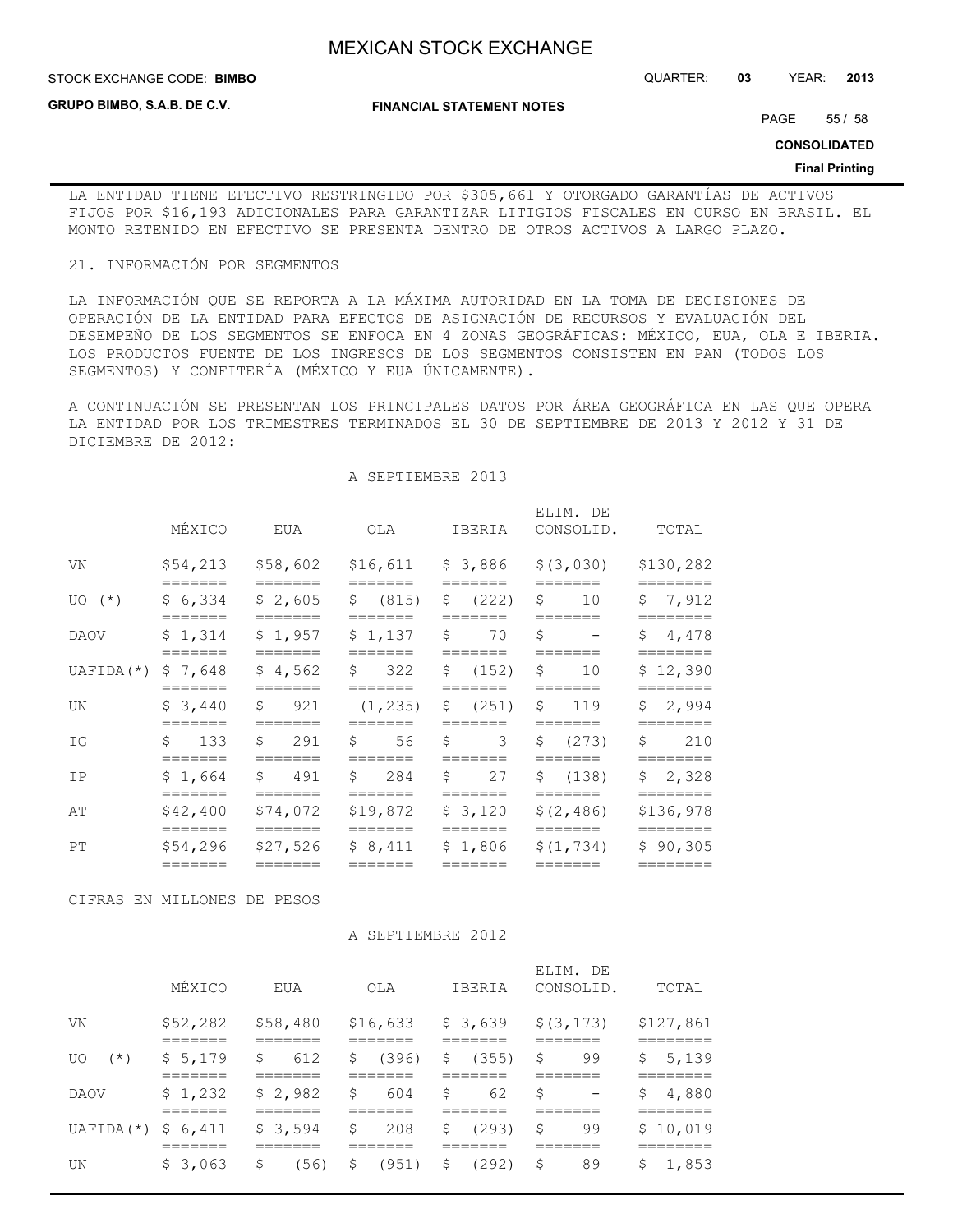LA ENTIDAD TIENE EFECTIVO RESTRINGIDO POR $305,661 Y OTORGADO GARANTÍAS DE ACTIVOS FIJOS POR $16,193 ADICIONALES PARA GARANTIZAR LITIGIOS FISCALES EN CURSO EN BRASIL. EL MONTO RETENIDO EN EFECTIVO SE PRESENTA DENTRO DE OTROS ACTIVOS A LARGO PLAZO.

## 21. INFORMACIÓN POR SEGMENTOS

LA INFORMACIÓN QUE SE REPORTA A LA MÁXIMA AUTORIDAD EN LA TOMA DE DECISIONES DE OPERACIÓN DE LA ENTIDAD PARA EFECTOS DE ASIGNACIÓN DE RECURSOS Y EVALUACIÓN DEL DESEMPEÑO DE LOS SEGMENTOS SE ENFOCA EN 4 ZONAS GEOGRÁFICAS: MÉXICO, EUA, OLA E IBERIA. LOS PRODUCTOS FUENTE DE LOS INGRESOS DE LOS SEGMENTOS CONSISTEN EN PAN (TODOS LOS SEGMENTOS) Y CONFITERÍA (MÉXICO Y EUA ÚNICAMENTE).

A CONTINUACIÓN SE PRESENTAN LOS PRINCIPALES DATOS POR ÁREA GEOGRÁFICA EN LAS QUE OPERA LA ENTIDAD POR LOS TRIMESTRES TERMINADOS EL 30 DE SEPTIEMBRE DE 2013 Y 2012 Y 31 DE DICIEMBRE DE 2012:

A SEPTIEMBRE 2013

| | MÉXICO | EUA | OLA | IBERIA | ELIM. DE CONSOLID. | TOTAL |
|---|---|---|---|---|---|---|
| VN | $54,213 | $58,602 | $16,611 | $ 3,886 | $(3,030) | $130,282 |
| UO (*) | $ 6,334 | $ 2,605 | $ (815) | $ (222) | $ 10 | $ 7,912 |
| DAOV | $ 1,314 | $ 1,957 | $ 1,137 | $ 70 | $ - | $ 4,478 |
| UAFIDA(*) | $ 7,648 | $ 4,562 | $ 322 | $ (152) | $ 10 | $ 12,390 |
| UN | $ 3,440 | $ 921 | (1,235) | $ (251) | $ 119 | $ 2,994 |
| IG | $ 133 | $ 291 | $ 56 | $ 3 | $ (273) | $ 210 |
| IP | $ 1,664 | $ 491 | $ 284 | $ 27 | $ (138) | $ 2,328 |
| AT | $42,400 | $74,072 | $19,872 | $ 3,120 | $(2,486) | $136,978 |
| PT | $54,296 | $27,526 | $ 8,411 | $ 1,806 | $(1,734) | $ 90,305 |

CIFRAS EN MILLONES DE PESOS

A SEPTIEMBRE 2012

| | MÉXICO | EUA | OLA | IBERIA | ELIM. DE CONSOLID. | TOTAL |
|---|---|---|---|---|---|---|
| VN | $52,282 | $58,480 | $16,633 | $ 3,639 | $(3,173) | $127,861 |
| UO (*) | $ 5,179 | $ 612 | $ (396) | $ (355) | $ 99 | $ 5,139 |
| DAOV | $ 1,232 | $ 2,982 | $ 604 | $ 62 | $ - | $ 4,880 |
| UAFIDA(*) | $ 6,411 | $ 3,594 | $ 208 | $ (293) | $ 99 | $ 10,019 |
| UN | $ 3,063 | $ (56) | $ (951) | $ (292) | $ 89 | $ 1,853 |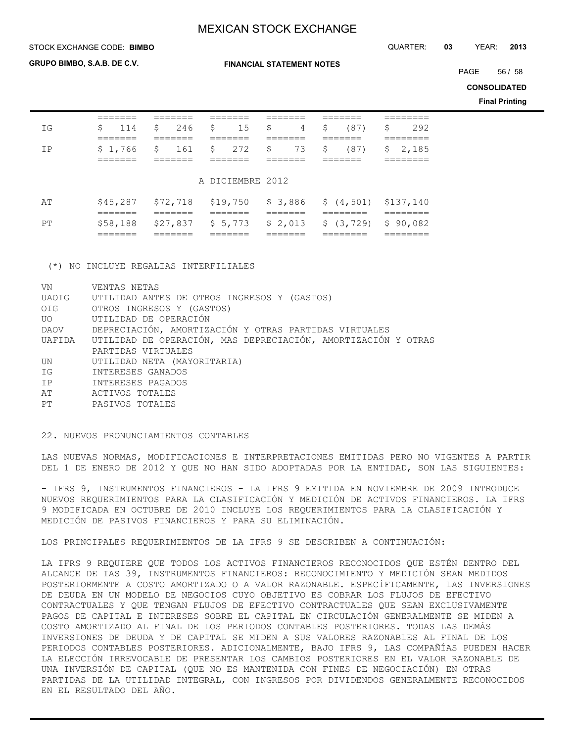| | | | | | | |
|---|---|---|---|---|---|---|
| IG | $ 114 | $ 246 | $ 15 | $ 4 | $ (87) | $ 292 |
| IP | $ 1,766 | $ 161 | $ 272 | $ 73 | $ (87) | $ 2,185 |
| | | | A DICIEMBRE 2012 | | | |
| AT | $45,287 | $72,718 | $19,750 | $ 3,886 | $ (4,501) | $137,140 |
| PT | $58,188 | $27,837 | $ 5,773 | $ 2,013 | $ (3,729) | $ 90,082 |

(*) NO INCLUYE REGALIAS INTERFILIALES

| | |
|---|---|
| VN | VENTAS NETAS |
| UAOIG | UTILIDAD ANTES DE OTROS INGRESOS Y (GASTOS) |
| OIG | OTROS INGRESOS Y (GASTOS) |
| UO | UTILIDAD DE OPERACIÓN |
| DAOV | DEPRECIACIÓN, AMORTIZACIÓN Y OTRAS PARTIDAS VIRTUALES |
| UAFIDA | UTILIDAD DE OPERACIÓN, MAS DEPRECIACIÓN, AMORTIZACIÓN Y OTRAS PARTIDAS VIRTUALES |
| UN | UTILIDAD NETA (MAYORITARIA) |
| IG | INTERESES GANADOS |
| IP | INTERESES PAGADOS |
| AT | ACTIVOS TOTALES |
| PT | PASIVOS TOTALES |

## 22. NUEVOS PRONUNCIAMIENTOS CONTABLES

LAS NUEVAS NORMAS, MODIFICACIONES E INTERPRETACIONES EMITIDAS PERO NO VIGENTES A PARTIR DEL 1 DE ENERO DE 2012 Y QUE NO HAN SIDO ADOPTADAS POR LA ENTIDAD, SON LAS SIGUIENTES:

- IFRS 9, INSTRUMENTOS FINANCIEROS - LA IFRS 9 EMITIDA EN NOVIEMBRE DE 2009 INTRODUCE NUEVOS REQUERIMIENTOS PARA LA CLASIFICACIÓN Y MEDICIÓN DE ACTIVOS FINANCIEROS. LA IFRS 9 MODIFICADA EN OCTUBRE DE 2010 INCLUYE LOS REQUERIMIENTOS PARA LA CLASIFICACIÓN Y MEDICIÓN DE PASIVOS FINANCIEROS Y PARA SU ELIMINACIÓN.

LOS PRINCIPALES REQUERIMIENTOS DE LA IFRS 9 SE DESCRIBEN A CONTINUACIÓN:

LA IFRS 9 REQUIERE QUE TODOS LOS ACTIVOS FINANCIEROS RECONOCIDOS QUE ESTÉN DENTRO DEL ALCANCE DE IAS 39, INSTRUMENTOS FINANCIEROS: RECONOCIMIENTO Y MEDICIÓN SEAN MEDIDOS POSTERIORMENTE A COSTO AMORTIZADO O A VALOR RAZONABLE. ESPECÍFICAMENTE, LAS INVERSIONES DE DEUDA EN UN MODELO DE NEGOCIOS CUYO OBJETIVO ES COBRAR LOS FLUJOS DE EFECTIVO CONTRACTUALES Y QUE TENGAN FLUJOS DE EFECTIVO CONTRACTUALES QUE SEAN EXCLUSIVAMENTE PAGOS DE CAPITAL E INTERESES SOBRE EL CAPITAL EN CIRCULACIÓN GENERALMENTE SE MIDEN A COSTO AMORTIZADO AL FINAL DE LOS PERIODOS CONTABLES POSTERIORES. TODAS LAS DEMÁS INVERSIONES DE DEUDA Y DE CAPITAL SE MIDEN A SUS VALORES RAZONABLES AL FINAL DE LOS PERIODOS CONTABLES POSTERIORES. ADICIONALMENTE, BAJO IFRS 9, LAS COMPAÑÍAS PUEDEN HACER LA ELECCIÓN IRREVOCABLE DE PRESENTAR LOS CAMBIOS POSTERIORES EN EL VALOR RAZONABLE DE UNA INVERSIÓN DE CAPITAL (QUE NO ES MANTENIDA CON FINES DE NEGOCIACIÓN) EN OTRAS PARTIDAS DE LA UTILIDAD INTEGRAL, CON INGRESOS POR DIVIDENDOS GENERALMENTE RECONOCIDOS EN EL RESULTADO DEL AÑO.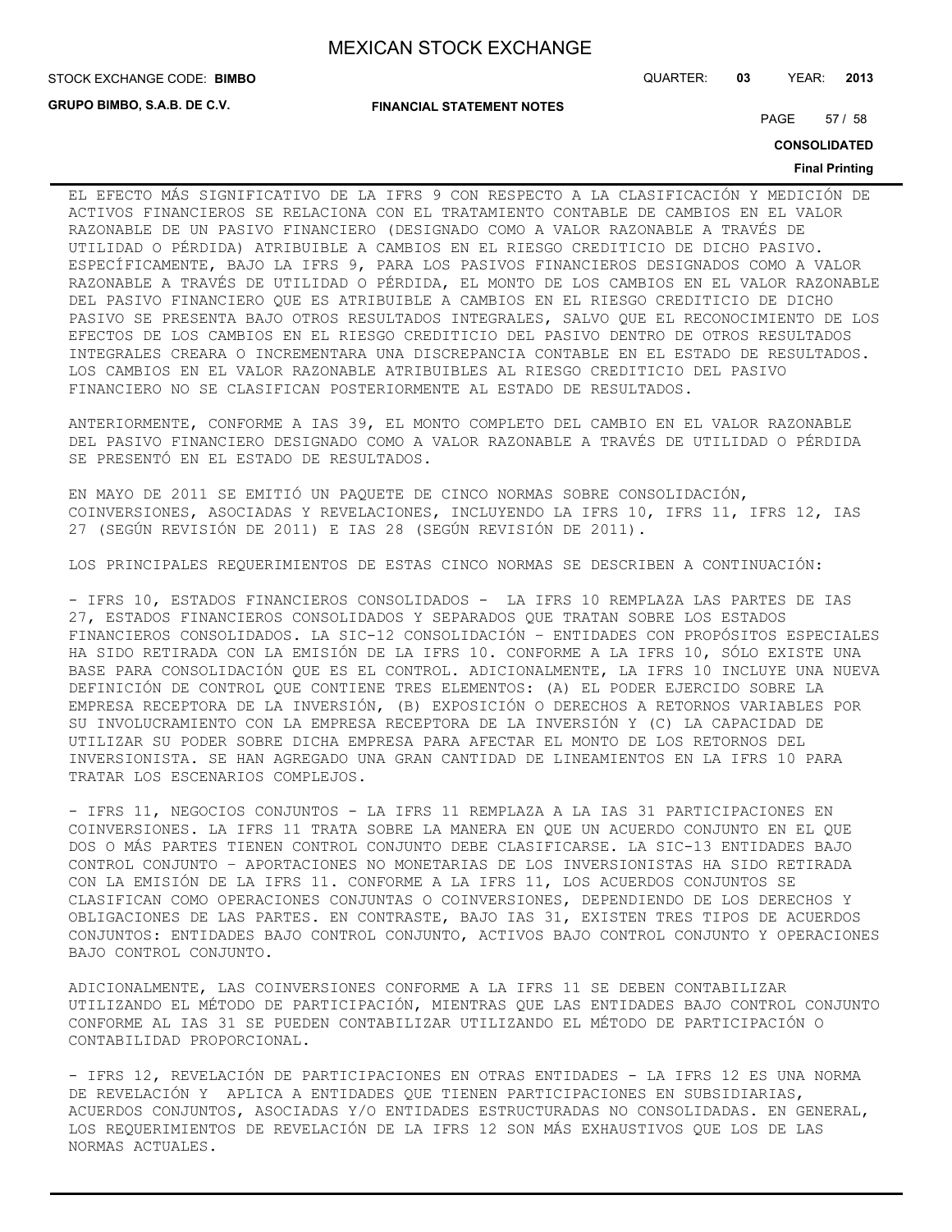EL EFECTO MÁS SIGNIFICATIVO DE LA IFRS 9 CON RESPECTO A LA CLASIFICACIÓN Y MEDICIÓN DE ACTIVOS FINANCIEROS SE RELACIONA CON EL TRATAMIENTO CONTABLE DE CAMBIOS EN EL VALOR RAZONABLE DE UN PASIVO FINANCIERO (DESIGNADO COMO A VALOR RAZONABLE A TRAVÉS DE UTILIDAD O PÉRDIDA) ATRIBUIBLE A CAMBIOS EN EL RIESGO CREDITICIO DE DICHO PASIVO. ESPECÍFICAMENTE, BAJO LA IFRS 9, PARA LOS PASIVOS FINANCIEROS DESIGNADOS COMO A VALOR RAZONABLE A TRAVÉS DE UTILIDAD O PÉRDIDA, EL MONTO DE LOS CAMBIOS EN EL VALOR RAZONABLE DEL PASIVO FINANCIERO QUE ES ATRIBUIBLE A CAMBIOS EN EL RIESGO CREDITICIO DE DICHO PASIVO SE PRESENTA BAJO OTROS RESULTADOS INTEGRALES, SALVO QUE EL RECONOCIMIENTO DE LOS EFECTOS DE LOS CAMBIOS EN EL RIESGO CREDITICIO DEL PASIVO DENTRO DE OTROS RESULTADOS INTEGRALES CREARA O INCREMENTARA UNA DISCREPANCIA CONTABLE EN EL ESTADO DE RESULTADOS. LOS CAMBIOS EN EL VALOR RAZONABLE ATRIBUIBLES AL RIESGO CREDITICIO DEL PASIVO FINANCIERO NO SE CLASIFICAN POSTERIORMENTE AL ESTADO DE RESULTADOS.

ANTERIORMENTE, CONFORME A IAS 39, EL MONTO COMPLETO DEL CAMBIO EN EL VALOR RAZONABLE DEL PASIVO FINANCIERO DESIGNADO COMO A VALOR RAZONABLE A TRAVÉS DE UTILIDAD O PÉRDIDA SE PRESENTÓ EN EL ESTADO DE RESULTADOS.

EN MAYO DE 2011 SE EMITIÓ UN PAQUETE DE CINCO NORMAS SOBRE CONSOLIDACIÓN, COINVERSIONES, ASOCIADAS Y REVELACIONES, INCLUYENDO LA IFRS 10, IFRS 11, IFRS 12, IAS 27 (SEGÚN REVISIÓN DE 2011) E IAS 28 (SEGÚN REVISIÓN DE 2011).

LOS PRINCIPALES REQUERIMIENTOS DE ESTAS CINCO NORMAS SE DESCRIBEN A CONTINUACIÓN:

- IFRS 10, ESTADOS FINANCIEROS CONSOLIDADOS - LA IFRS 10 REMPLAZA LAS PARTES DE IAS 27, ESTADOS FINANCIEROS CONSOLIDADOS Y SEPARADOS QUE TRATAN SOBRE LOS ESTADOS FINANCIEROS CONSOLIDADOS. LA SIC-12 CONSOLIDACIÓN – ENTIDADES CON PROPÓSITOS ESPECIALES HA SIDO RETIRADA CON LA EMISIÓN DE LA IFRS 10. CONFORME A LA IFRS 10, SÓLO EXISTE UNA BASE PARA CONSOLIDACIÓN QUE ES EL CONTROL. ADICIONALMENTE, LA IFRS 10 INCLUYE UNA NUEVA DEFINICIÓN DE CONTROL QUE CONTIENE TRES ELEMENTOS: (A) EL PODER EJERCIDO SOBRE LA EMPRESA RECEPTORA DE LA INVERSIÓN, (B) EXPOSICIÓN O DERECHOS A RETORNOS VARIABLES POR SU INVOLUCRAMIENTO CON LA EMPRESA RECEPTORA DE LA INVERSIÓN Y (C) LA CAPACIDAD DE UTILIZAR SU PODER SOBRE DICHA EMPRESA PARA AFECTAR EL MONTO DE LOS RETORNOS DEL INVERSIONISTA. SE HAN AGREGADO UNA GRAN CANTIDAD DE LINEAMIENTOS EN LA IFRS 10 PARA TRATAR LOS ESCENARIOS COMPLEJOS.

- IFRS 11, NEGOCIOS CONJUNTOS - LA IFRS 11 REMPLAZA A LA IAS 31 PARTICIPACIONES EN COINVERSIONES. LA IFRS 11 TRATA SOBRE LA MANERA EN QUE UN ACUERDO CONJUNTO EN EL QUE DOS O MÁS PARTES TIENEN CONTROL CONJUNTO DEBE CLASIFICARSE. LA SIC-13 ENTIDADES BAJO CONTROL CONJUNTO – APORTACIONES NO MONETARIAS DE LOS INVERSIONISTAS HA SIDO RETIRADA CON LA EMISIÓN DE LA IFRS 11. CONFORME A LA IFRS 11, LOS ACUERDOS CONJUNTOS SE CLASIFICAN COMO OPERACIONES CONJUNTAS O COINVERSIONES, DEPENDIENDO DE LOS DERECHOS Y OBLIGACIONES DE LAS PARTES. EN CONTRASTE, BAJO IAS 31, EXISTEN TRES TIPOS DE ACUERDOS CONJUNTOS: ENTIDADES BAJO CONTROL CONJUNTO, ACTIVOS BAJO CONTROL CONJUNTO Y OPERACIONES BAJO CONTROL CONJUNTO.

ADICIONALMENTE, LAS COINVERSIONES CONFORME A LA IFRS 11 SE DEBEN CONTABILIZAR UTILIZANDO EL MÉTODO DE PARTICIPACIÓN, MIENTRAS QUE LAS ENTIDADES BAJO CONTROL CONJUNTO CONFORME AL IAS 31 SE PUEDEN CONTABILIZAR UTILIZANDO EL MÉTODO DE PARTICIPACIÓN O CONTABILIDAD PROPORCIONAL.

- IFRS 12, REVELACIÓN DE PARTICIPACIONES EN OTRAS ENTIDADES - LA IFRS 12 ES UNA NORMA DE REVELACIÓN Y APLICA A ENTIDADES QUE TIENEN PARTICIPACIONES EN SUBSIDIARIAS, ACUERDOS CONJUNTOS, ASOCIADAS Y/O ENTIDADES ESTRUCTURADAS NO CONSOLIDADAS. EN GENERAL, LOS REQUERIMIENTOS DE REVELACIÓN DE LA IFRS 12 SON MÁS EXHAUSTIVOS QUE LOS DE LAS NORMAS ACTUALES.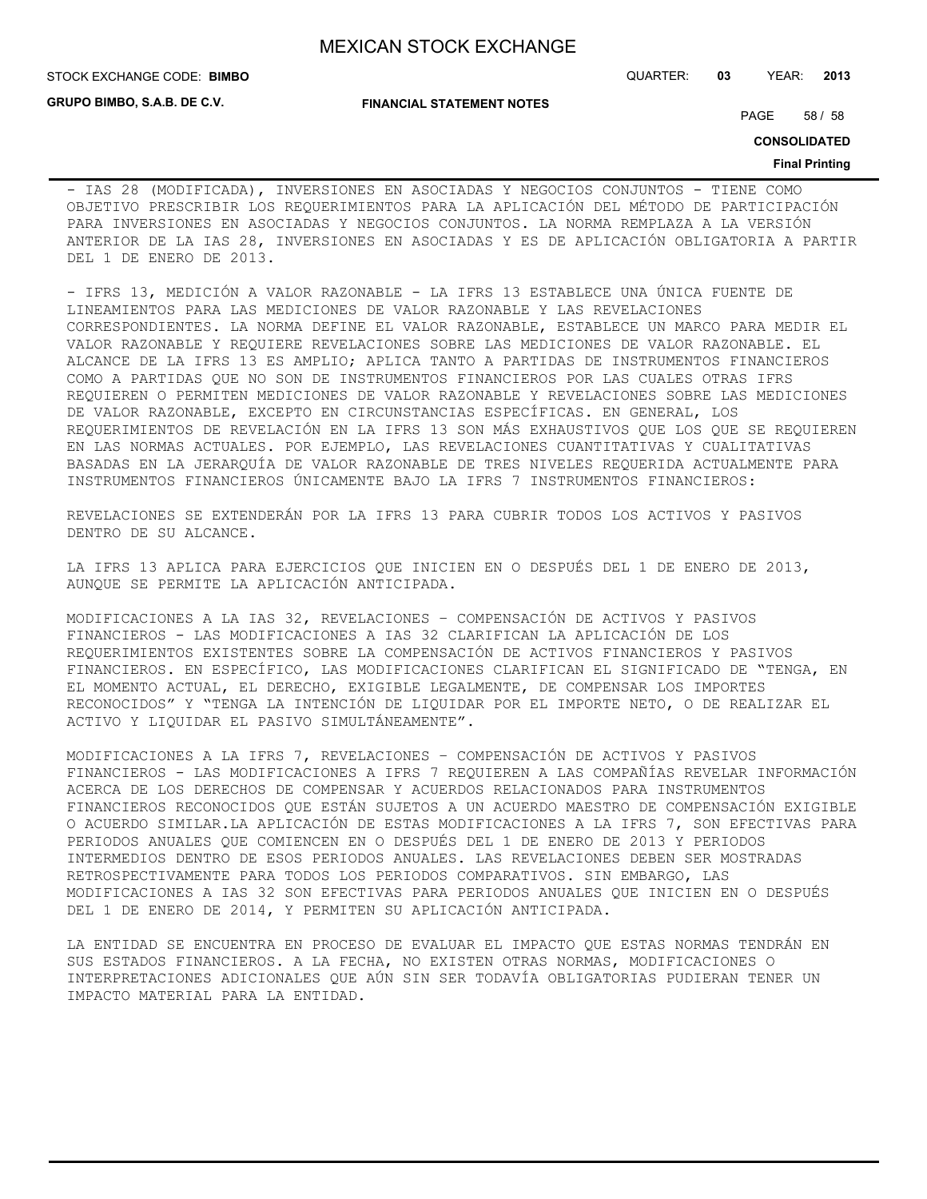- IAS 28 (MODIFICADA), INVERSIONES EN ASOCIADAS Y NEGOCIOS CONJUNTOS - TIENE COMO OBJETIVO PRESCRIBIR LOS REQUERIMIENTOS PARA LA APLICACIÓN DEL MÉTODO DE PARTICIPACIÓN PARA INVERSIONES EN ASOCIADAS Y NEGOCIOS CONJUNTOS. LA NORMA REMPLAZA A LA VERSIÓN ANTERIOR DE LA IAS 28, INVERSIONES EN ASOCIADAS Y ES DE APLICACIÓN OBLIGATORIA A PARTIR DEL 1 DE ENERO DE 2013.

- IFRS 13, MEDICIÓN A VALOR RAZONABLE - LA IFRS 13 ESTABLECE UNA ÚNICA FUENTE DE LINEAMIENTOS PARA LAS MEDICIONES DE VALOR RAZONABLE Y LAS REVELACIONES CORRESPONDIENTES. LA NORMA DEFINE EL VALOR RAZONABLE, ESTABLECE UN MARCO PARA MEDIR EL VALOR RAZONABLE Y REQUIERE REVELACIONES SOBRE LAS MEDICIONES DE VALOR RAZONABLE. EL ALCANCE DE LA IFRS 13 ES AMPLIO; APLICA TANTO A PARTIDAS DE INSTRUMENTOS FINANCIEROS COMO A PARTIDAS QUE NO SON DE INSTRUMENTOS FINANCIEROS POR LAS CUALES OTRAS IFRS REQUIEREN O PERMITEN MEDICIONES DE VALOR RAZONABLE Y REVELACIONES SOBRE LAS MEDICIONES DE VALOR RAZONABLE, EXCEPTO EN CIRCUNSTANCIAS ESPECÍFICAS. EN GENERAL, LOS REQUERIMIENTOS DE REVELACIÓN EN LA IFRS 13 SON MÁS EXHAUSTIVOS QUE LOS QUE SE REQUIEREN EN LAS NORMAS ACTUALES. POR EJEMPLO, LAS REVELACIONES CUANTITATIVAS Y CUALITATIVAS BASADAS EN LA JERARQUÍA DE VALOR RAZONABLE DE TRES NIVELES REQUERIDA ACTUALMENTE PARA INSTRUMENTOS FINANCIEROS ÚNICAMENTE BAJO LA IFRS 7 INSTRUMENTOS FINANCIEROS:

REVELACIONES SE EXTENDERÁN POR LA IFRS 13 PARA CUBRIR TODOS LOS ACTIVOS Y PASIVOS DENTRO DE SU ALCANCE.

LA IFRS 13 APLICA PARA EJERCICIOS QUE INICIEN EN O DESPUÉS DEL 1 DE ENERO DE 2013, AUNQUE SE PERMITE LA APLICACIÓN ANTICIPADA.

MODIFICACIONES A LA IAS 32, REVELACIONES – COMPENSACIÓN DE ACTIVOS Y PASIVOS FINANCIEROS - LAS MODIFICACIONES A IAS 32 CLARIFICAN LA APLICACIÓN DE LOS REQUERIMIENTOS EXISTENTES SOBRE LA COMPENSACIÓN DE ACTIVOS FINANCIEROS Y PASIVOS FINANCIEROS. EN ESPECÍFICO, LAS MODIFICACIONES CLARIFICAN EL SIGNIFICADO DE "TENGA, EN EL MOMENTO ACTUAL, EL DERECHO, EXIGIBLE LEGALMENTE, DE COMPENSAR LOS IMPORTES RECONOCIDOS" Y "TENGA LA INTENCIÓN DE LIQUIDAR POR EL IMPORTE NETO, O DE REALIZAR EL ACTIVO Y LIQUIDAR EL PASIVO SIMULTÁNEAMENTE".

MODIFICACIONES A LA IFRS 7, REVELACIONES – COMPENSACIÓN DE ACTIVOS Y PASIVOS FINANCIEROS - LAS MODIFICACIONES A IFRS 7 REQUIEREN A LAS COMPAÑÍAS REVELAR INFORMACIÓN ACERCA DE LOS DERECHOS DE COMPENSAR Y ACUERDOS RELACIONADOS PARA INSTRUMENTOS FINANCIEROS RECONOCIDOS QUE ESTÁN SUJETOS A UN ACUERDO MAESTRO DE COMPENSACIÓN EXIGIBLE O ACUERDO SIMILAR.LA APLICACIÓN DE ESTAS MODIFICACIONES A LA IFRS 7, SON EFECTIVAS PARA PERIODOS ANUALES QUE COMIENCEN EN O DESPUÉS DEL 1 DE ENERO DE 2013 Y PERIODOS INTERMEDIOS DENTRO DE ESOS PERIODOS ANUALES. LAS REVELACIONES DEBEN SER MOSTRADAS RETROSPECTIVAMENTE PARA TODOS LOS PERIODOS COMPARATIVOS. SIN EMBARGO, LAS MODIFICACIONES A IAS 32 SON EFECTIVAS PARA PERIODOS ANUALES QUE INICIEN EN O DESPUÉS DEL 1 DE ENERO DE 2014, Y PERMITEN SU APLICACIÓN ANTICIPADA.

LA ENTIDAD SE ENCUENTRA EN PROCESO DE EVALUAR EL IMPACTO QUE ESTAS NORMAS TENDRÁN EN SUS ESTADOS FINANCIEROS. A LA FECHA, NO EXISTEN OTRAS NORMAS, MODIFICACIONES O INTERPRETACIONES ADICIONALES QUE AÚN SIN SER TODAVÍA OBLIGATORIAS PUDIERAN TENER UN IMPACTO MATERIAL PARA LA ENTIDAD.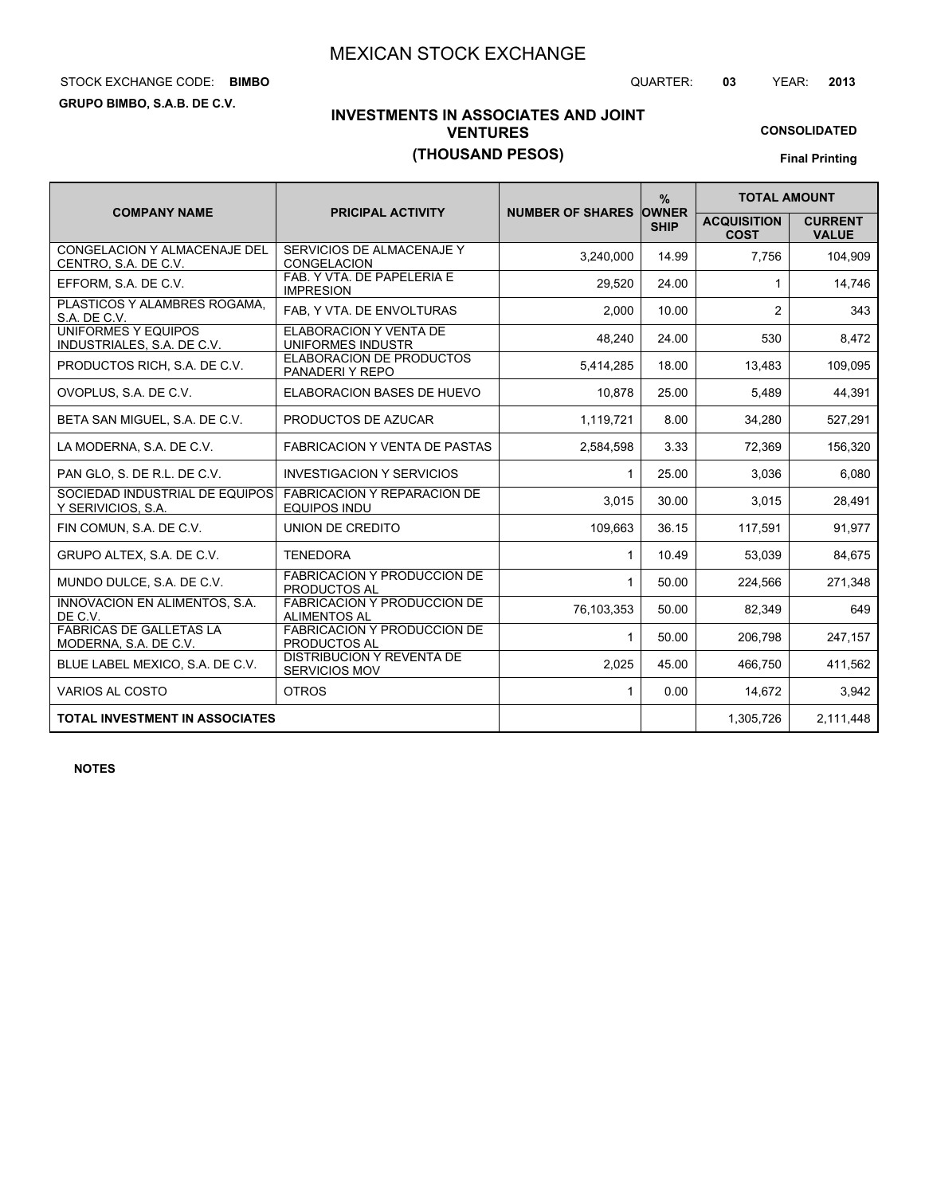# MEXICAN STOCK EXCHANGE

STOCK EXCHANGE CODE: **BIMBO**

QUARTER: **03** YEAR: **2013**

**GRUPO BIMBO, S.A.B. DE C.V.**

## INVESTMENTS IN ASSOCIATES AND JOINT VENTURES
## (THOUSAND PESOS)

**CONSOLIDATED**

**Final Printing**

| COMPANY NAME | PRICIPAL ACTIVITY | NUMBER OF SHARES | % OWNER SHIP | TOTAL AMOUNT | |
|---|---|---|---|---|---|
| | | | | ACQUISITION COST | CURRENT VALUE |
| CONGELACION Y ALMACENAJE DEL CENTRO, S.A. DE C.V. | SERVICIOS DE ALMACENAJE Y CONGELACION | 3,240,000 | 14.99 | 7,756 | 104,909 |
| EFFORM, S.A. DE C.V. | FAB. Y VTA. DE PAPELERIA E IMPRESION | 29,520 | 24.00 | 1 | 14,746 |
| PLASTICOS Y ALAMBRES ROGAMA, S.A. DE C.V. | FAB, Y VTA. DE ENVOLTURAS | 2,000 | 10.00 | 2 | 343 |
| UNIFORMES Y EQUIPOS INDUSTRIALES, S.A. DE C.V. | ELABORACION Y VENTA DE UNIFORMES INDUSTR | 48,240 | 24.00 | 530 | 8,472 |
| PRODUCTOS RICH, S.A. DE C.V. | ELABORACION DE PRODUCTOS PANADERI Y REPO | 5,414,285 | 18.00 | 13,483 | 109,095 |
| OVOPLUS, S.A. DE C.V. | ELABORACION BASES DE HUEVO | 10,878 | 25.00 | 5,489 | 44,391 |
| BETA SAN MIGUEL, S.A. DE C.V. | PRODUCTOS DE AZUCAR | 1,119,721 | 8.00 | 34,280 | 527,291 |
| LA MODERNA, S.A. DE C.V. | FABRICACION Y VENTA DE PASTAS | 2,584,598 | 3.33 | 72,369 | 156,320 |
| PAN GLO, S. DE R.L. DE C.V. | INVESTIGACION Y SERVICIOS | 1 | 25.00 | 3,036 | 6,080 |
| SOCIEDAD INDUSTRIAL DE EQUIPOS Y SERIVICIOS, S.A. | FABRICACION Y REPARACION DE EQUIPOS INDU | 3,015 | 30.00 | 3,015 | 28,491 |
| FIN COMUN, S.A. DE C.V. | UNION DE CREDITO | 109,663 | 36.15 | 117,591 | 91,977 |
| GRUPO ALTEX, S.A. DE C.V. | TENEDORA | 1 | 10.49 | 53,039 | 84,675 |
| MUNDO DULCE, S.A. DE C.V. | FABRICACION Y PRODUCCION DE PRODUCTOS AL | 1 | 50.00 | 224,566 | 271,348 |
| INNOVACION EN ALIMENTOS, S.A. DE C.V. | FABRICACION Y PRODUCCION DE ALIMENTOS AL | 76,103,353 | 50.00 | 82,349 | 649 |
| FABRICAS DE GALLETAS LA MODERNA, S.A. DE C.V. | FABRICACION Y PRODUCCION DE PRODUCTOS AL | 1 | 50.00 | 206,798 | 247,157 |
| BLUE LABEL MEXICO, S.A. DE C.V. | DISTRIBUCION Y REVENTA DE SERVICIOS MOV | 2,025 | 45.00 | 466,750 | 411,562 |
| VARIOS AL COSTO | OTROS | 1 | 0.00 | 14,672 | 3,942 |
| **TOTAL INVESTMENT IN ASSOCIATES** | | | | 1,305,726 | 2,111,448 |

**NOTES**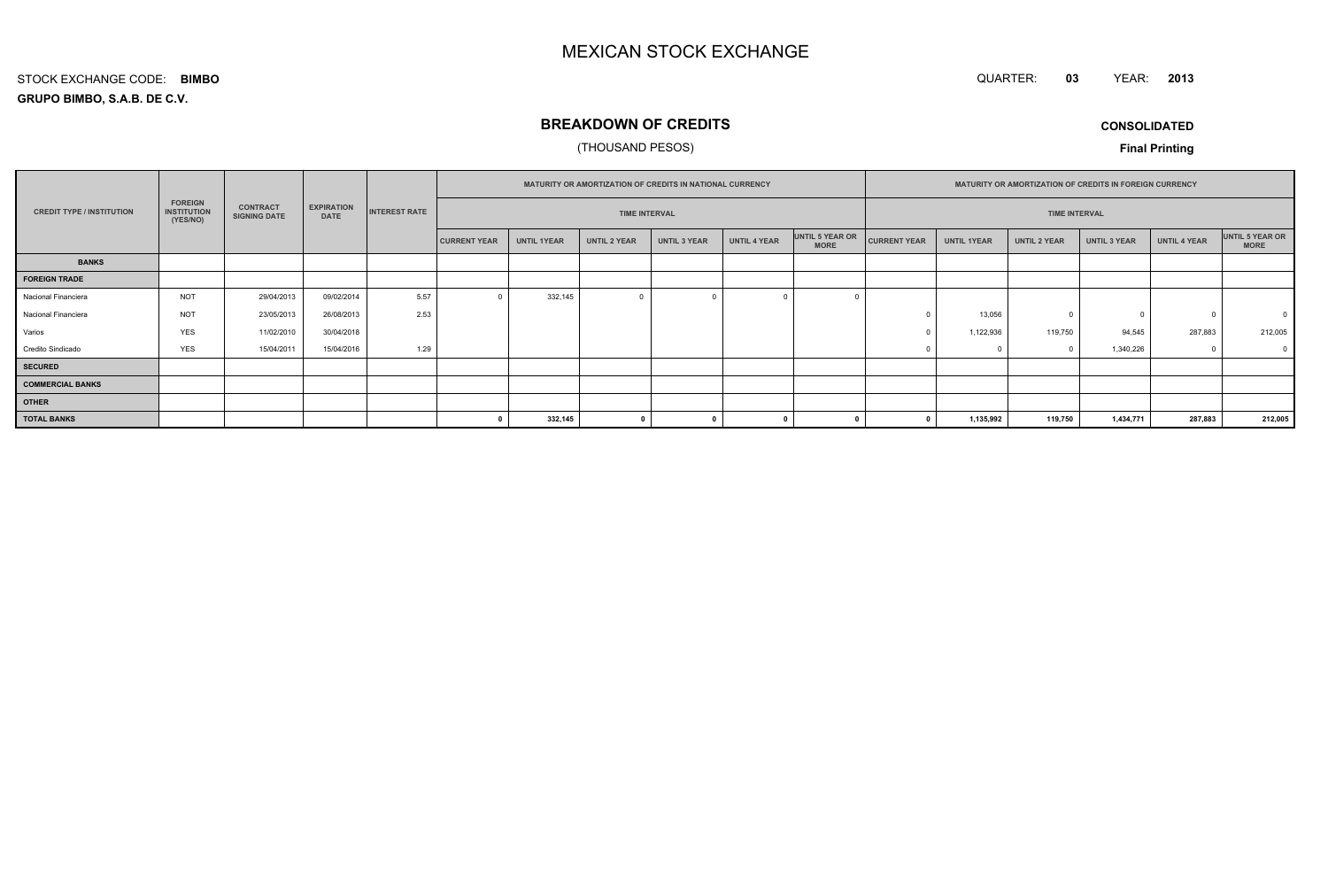# MEXICAN STOCK EXCHANGE

STOCK EXCHANGE CODE: **BIMBO**

**GRUPO BIMBO, S.A.B. DE C.V.**

QUARTER: **03** YEAR: **2013**

## BREAKDOWN OF CREDITS

(THOUSAND PESOS)

**CONSOLIDATED**

**Final Printing**

| CREDIT TYPE / INSTITUTION | FOREIGN INSTITUTION (YES/NO) | CONTRACT SIGNING DATE | EXPIRATION DATE | INTEREST RATE | MATURITY OR AMORTIZATION OF CREDITS IN NATIONAL CURRENCY | | | | | | MATURITY OR AMORTIZATION OF CREDITS IN FOREIGN CURRENCY | | | | | |
|---|---|---|---|---|---|---|---|---|---|---|---|---|---|---|---|---|
| | | | | | TIME INTERVAL | | | | | | TIME INTERVAL | | | | | |
| | | | | | CURRENT YEAR | UNTIL 1YEAR | UNTIL 2 YEAR | UNTIL 3 YEAR | UNTIL 4 YEAR | UNTIL 5 YEAR OR MORE | CURRENT YEAR | UNTIL 1YEAR | UNTIL 2 YEAR | UNTIL 3 YEAR | UNTIL 4 YEAR | UNTIL 5 YEAR OR MORE |
| **BANKS** | | | | | | | | | | | | | | | | |
| **FOREIGN TRADE** | | | | | | | | | | | | | | | | |
| Nacional Financiera | NOT | 29/04/2013 | 09/02/2014 | 5.57 | 0 | 332,145 | 0 | 0 | 0 | 0 | | | | | | |
| Nacional Financiera | NOT | 23/05/2013 | 26/08/2013 | 2.53 | | | | | | | 0 | 13,056 | 0 | 0 | 0 | 0 |
| Varios | YES | 11/02/2010 | 30/04/2018 | | | | | | | | 0 | 1,122,936 | 119,750 | 94,545 | 287,883 | 212,005 |
| Credito Sindicado | YES | 15/04/2011 | 15/04/2016 | 1.29 | | | | | | | 0 | 0 | 0 | 1,340,226 | 0 | 0 |
| **SECURED** | | | | | | | | | | | | | | | | |
| **COMMERCIAL BANKS** | | | | | | | | | | | | | | | | |
| **OTHER** | | | | | | | | | | | | | | | | |
| **TOTAL BANKS** | | | | | **0** | **332,145** | **0** | **0** | **0** | **0** | **0** | **1,135,992** | **119,750** | **1,434,771** | **287,883** | **212,005** |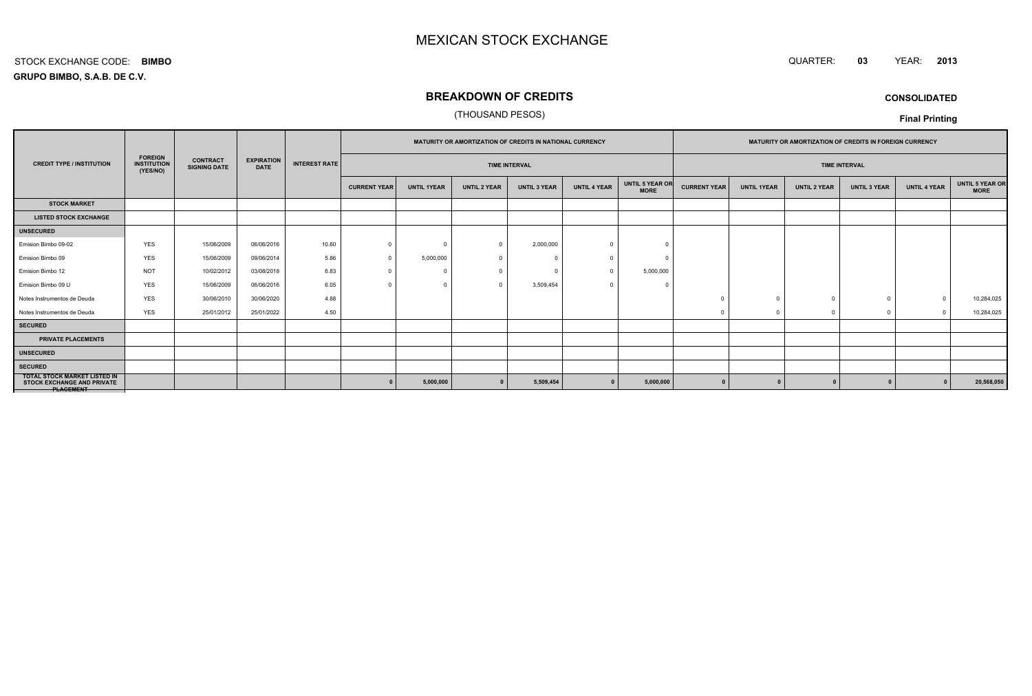# MEXICAN STOCK EXCHANGE

STOCK EXCHANGE CODE: **BIMBO**

**GRUPO BIMBO, S.A.B. DE C.V.**

QUARTER: **03** YEAR: **2013**

## BREAKDOWN OF CREDITS

(THOUSAND PESOS)

**CONSOLIDATED**

**Final Printing**

| CREDIT TYPE / INSTITUTION | FOREIGN INSTITUTION (YES/NO) | CONTRACT SIGNING DATE | EXPIRATION DATE | INTEREST RATE | MATURITY OR AMORTIZATION OF CREDITS IN NATIONAL CURRENCY | | | | | | MATURITY OR AMORTIZATION OF CREDITS IN FOREIGN CURRENCY | | | | | |
|---|---|---|---|---|---|---|---|---|---|---|---|---|---|---|---|---|
| | | | | | TIME INTERVAL | | | | | | TIME INTERVAL | | | | | |
| | | | | | CURRENT YEAR | UNTIL 1YEAR | UNTIL 2 YEAR | UNTIL 3 YEAR | UNTIL 4 YEAR | UNTIL 5 YEAR OR MORE | CURRENT YEAR | UNTIL 1YEAR | UNTIL 2 YEAR | UNTIL 3 YEAR | UNTIL 4 YEAR | UNTIL 5 YEAR OR MORE |
| **STOCK MARKET** | | | | | | | | | | | | | | | | |
| **LISTED STOCK EXCHANGE** | | | | | | | | | | | | | | | | |
| **UNSECURED** | | | | | | | | | | | | | | | | |
| Emision Bimbo 09-02 | YES | 15/06/2009 | 06/06/2016 | 10.60 | 0 | 0 | 0 | 2,000,000 | 0 | 0 | | | | | | |
| Emision Bimbo 09 | YES | 15/06/2009 | 09/06/2014 | 5.86 | 0 | 5,000,000 | 0 | 0 | 0 | 0 | | | | | | |
| Emision Bimbo 12 | NOT | 10/02/2012 | 03/08/2018 | 6.83 | 0 | 0 | 0 | 0 | 0 | 5,000,000 | | | | | | |
| Emision Bimbo 09 U | YES | 15/06/2009 | 06/06/2016 | 6.05 | 0 | 0 | 0 | 3,509,454 | 0 | 0 | | | | | | |
| Notes Instrumentos de Deuda | YES | 30/06/2010 | 30/06/2020 | 4.88 | | | | | | | 0 | 0 | 0 | 0 | 0 | 10,284,025 |
| Notes Instrumentos de Deuda | YES | 25/01/2012 | 25/01/2022 | 4.50 | | | | | | | 0 | 0 | 0 | 0 | 0 | 10,284,025 |
| **SECURED** | | | | | | | | | | | | | | | | |
| **PRIVATE PLACEMENTS** | | | | | | | | | | | | | | | | |
| **UNSECURED** | | | | | | | | | | | | | | | | |
| **SECURED** | | | | | | | | | | | | | | | | |
| **TOTAL STOCK MARKET LISTED IN STOCK EXCHANGE AND PRIVATE PLACEMENT** | | | | | **0** | **5,000,000** | **0** | **5,509,454** | **0** | **5,000,000** | **0** | **0** | **0** | **0** | **0** | **20,568,050** |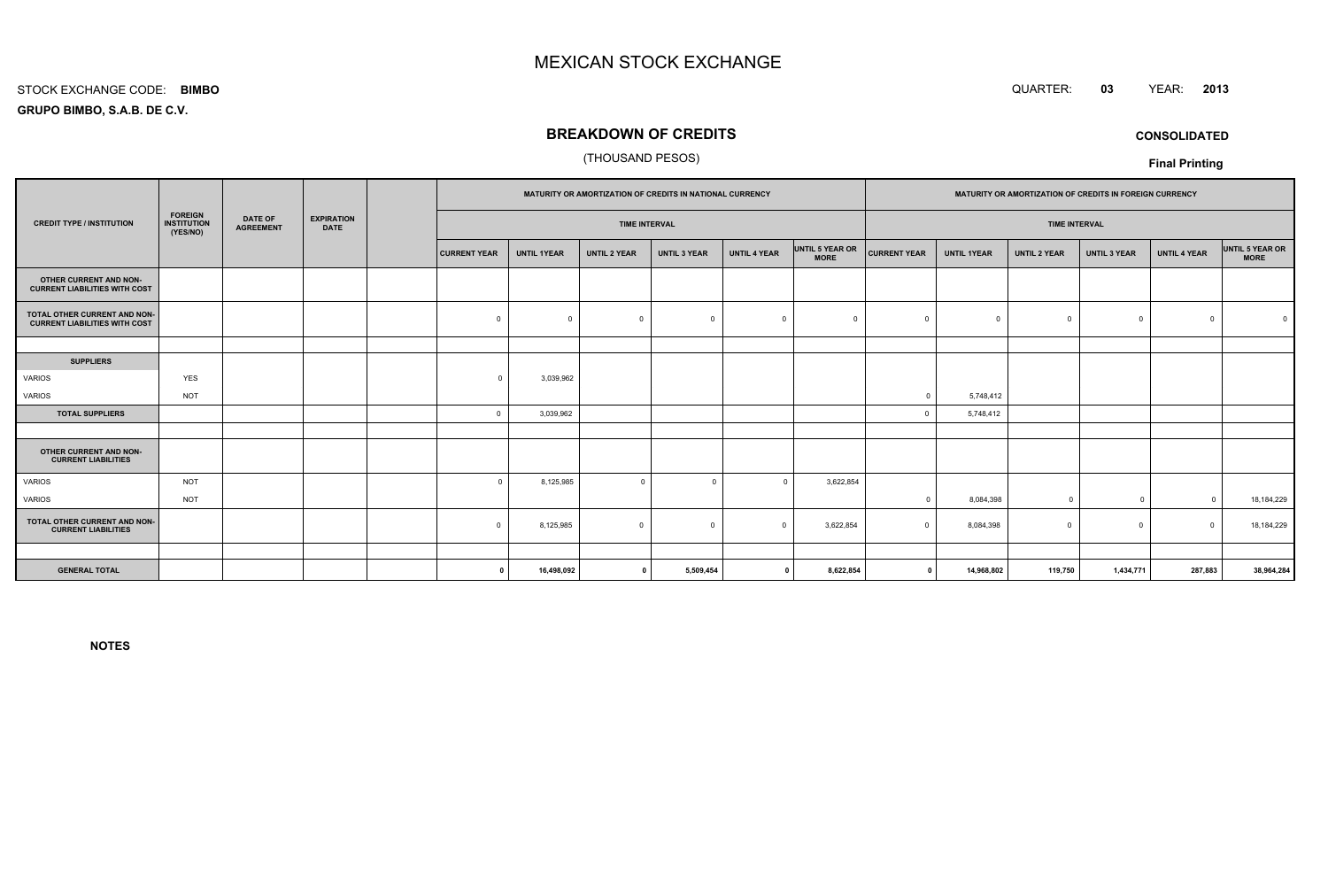# MEXICAN STOCK EXCHANGE

STOCK EXCHANGE CODE: **BIMBO**

**GRUPO BIMBO, S.A.B. DE C.V.**

QUARTER: **03** YEAR: **2013**

## BREAKDOWN OF CREDITS

(THOUSAND PESOS)

**CONSOLIDATED**

**Final Printing**

| CREDIT TYPE / INSTITUTION | FOREIGN INSTITUTION (YES/NO) | DATE OF AGREEMENT | EXPIRATION DATE | | MATURITY OR AMORTIZATION OF CREDITS IN NATIONAL CURRENCY | | | | | | MATURITY OR AMORTIZATION OF CREDITS IN FOREIGN CURRENCY | | | | | |
|---|---|---|---|---|---|---|---|---|---|---|---|---|---|---|---|---|
| | | | | | TIME INTERVAL | | | | | | TIME INTERVAL | | | | | |
| | | | | | CURRENT YEAR | UNTIL 1YEAR | UNTIL 2 YEAR | UNTIL 3 YEAR | UNTIL 4 YEAR | UNTIL 5 YEAR OR MORE | CURRENT YEAR | UNTIL 1YEAR | UNTIL 2 YEAR | UNTIL 3 YEAR | UNTIL 4 YEAR | UNTIL 5 YEAR OR MORE |
| **OTHER CURRENT AND NON-CURRENT LIABILITIES WITH COST** | | | | | | | | | | | | | | | | |
| **TOTAL OTHER CURRENT AND NON-CURRENT LIABILITIES WITH COST** | | | | | 0 | 0 | 0 | 0 | 0 | 0 | 0 | 0 | 0 | 0 | 0 | 0 |
| | | | | | | | | | | | | | | | | |
| **SUPPLIERS** | | | | | | | | | | | | | | | | |
| VARIOS | YES | | | | 0 | 3,039,962 | | | | | | | | | | |
| VARIOS | NOT | | | | | | | | | | 0 | 5,748,412 | | | | |
| **TOTAL SUPPLIERS** | | | | | 0 | 3,039,962 | | | | | 0 | 5,748,412 | | | | |
| | | | | | | | | | | | | | | | | |
| **OTHER CURRENT AND NON-CURRENT LIABILITIES** | | | | | | | | | | | | | | | | |
| VARIOS | NOT | | | | 0 | 8,125,985 | 0 | 0 | 0 | 3,622,854 | | | | | | |
| VARIOS | NOT | | | | | | | | | | 0 | 8,084,398 | 0 | 0 | 0 | 18,184,229 |
| **TOTAL OTHER CURRENT AND NON-CURRENT LIABILITIES** | | | | | 0 | 8,125,985 | 0 | 0 | 0 | 3,622,854 | 0 | 8,084,398 | 0 | 0 | 0 | 18,184,229 |
| | | | | | | | | | | | | | | | | |
| **GENERAL TOTAL** | | | | | **0** | **16,498,092** | **0** | **5,509,454** | **0** | **8,622,854** | **0** | **14,968,802** | **119,750** | **1,434,771** | **287,883** | **38,964,284** |

**NOTES**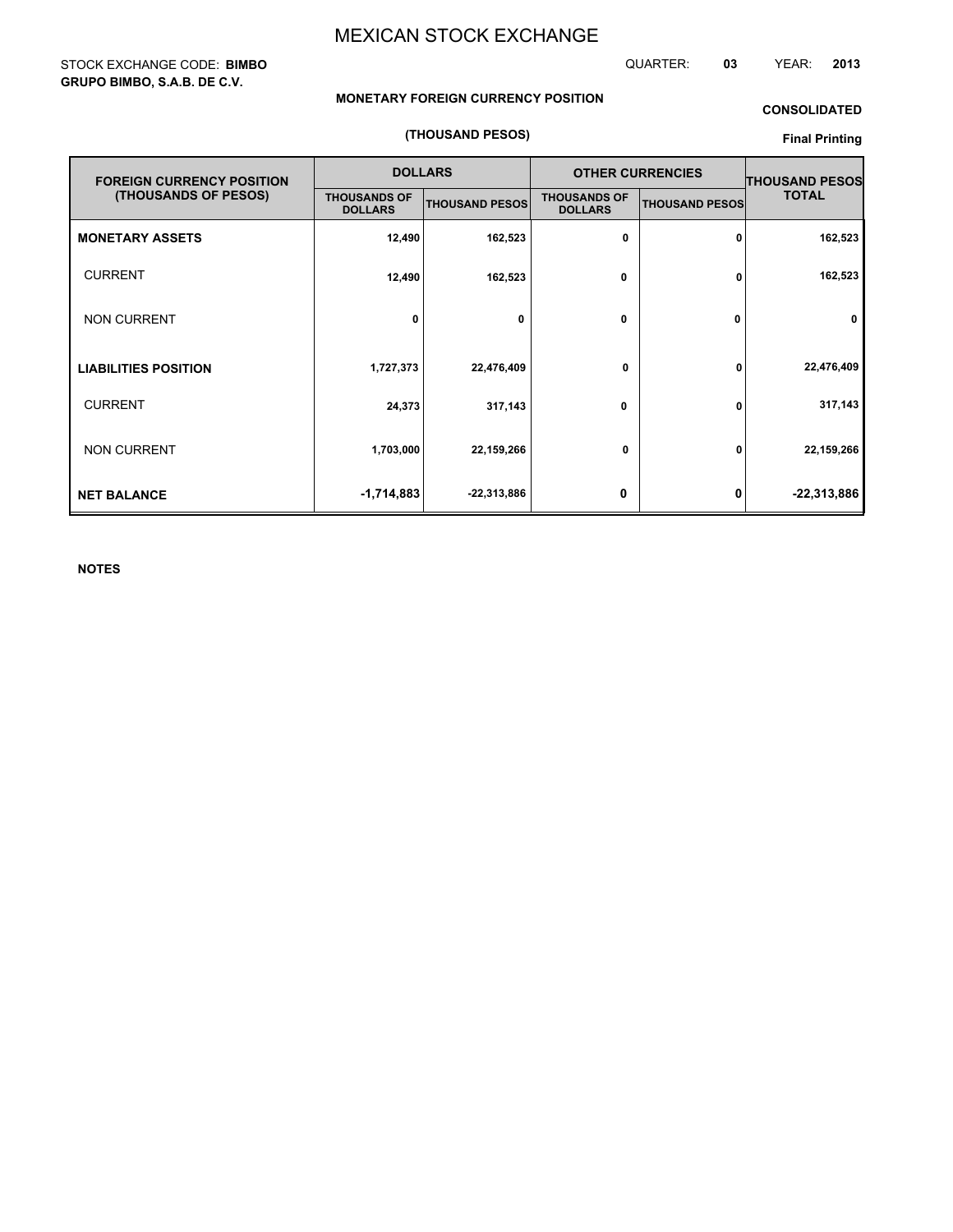# MEXICAN STOCK EXCHANGE

STOCK EXCHANGE CODE: **BIMBO**
**GRUPO BIMBO, S.A.B. DE C.V.**

QUARTER: **03** YEAR: **2013**

**MONETARY FOREIGN CURRENCY POSITION**

**CONSOLIDATED**

**(THOUSAND PESOS)**

**Final Printing**

| FOREIGN CURRENCY POSITION (THOUSANDS OF PESOS) | DOLLARS | | OTHER CURRENCIES | | THOUSAND PESOS TOTAL |
|---|---|---|---|---|---|
| | THOUSANDS OF DOLLARS | THOUSAND PESOS | THOUSANDS OF DOLLARS | THOUSAND PESOS | |
| **MONETARY ASSETS** | 12,490 | 162,523 | 0 | 0 | 162,523 |
| CURRENT | 12,490 | 162,523 | 0 | 0 | 162,523 |
| NON CURRENT | 0 | 0 | 0 | 0 | 0 |
| **LIABILITIES POSITION** | 1,727,373 | 22,476,409 | 0 | 0 | 22,476,409 |
| CURRENT | 24,373 | 317,143 | 0 | 0 | 317,143 |
| NON CURRENT | 1,703,000 | 22,159,266 | 0 | 0 | 22,159,266 |
| **NET BALANCE** | -1,714,883 | -22,313,886 | 0 | 0 | -22,313,886 |

**NOTES**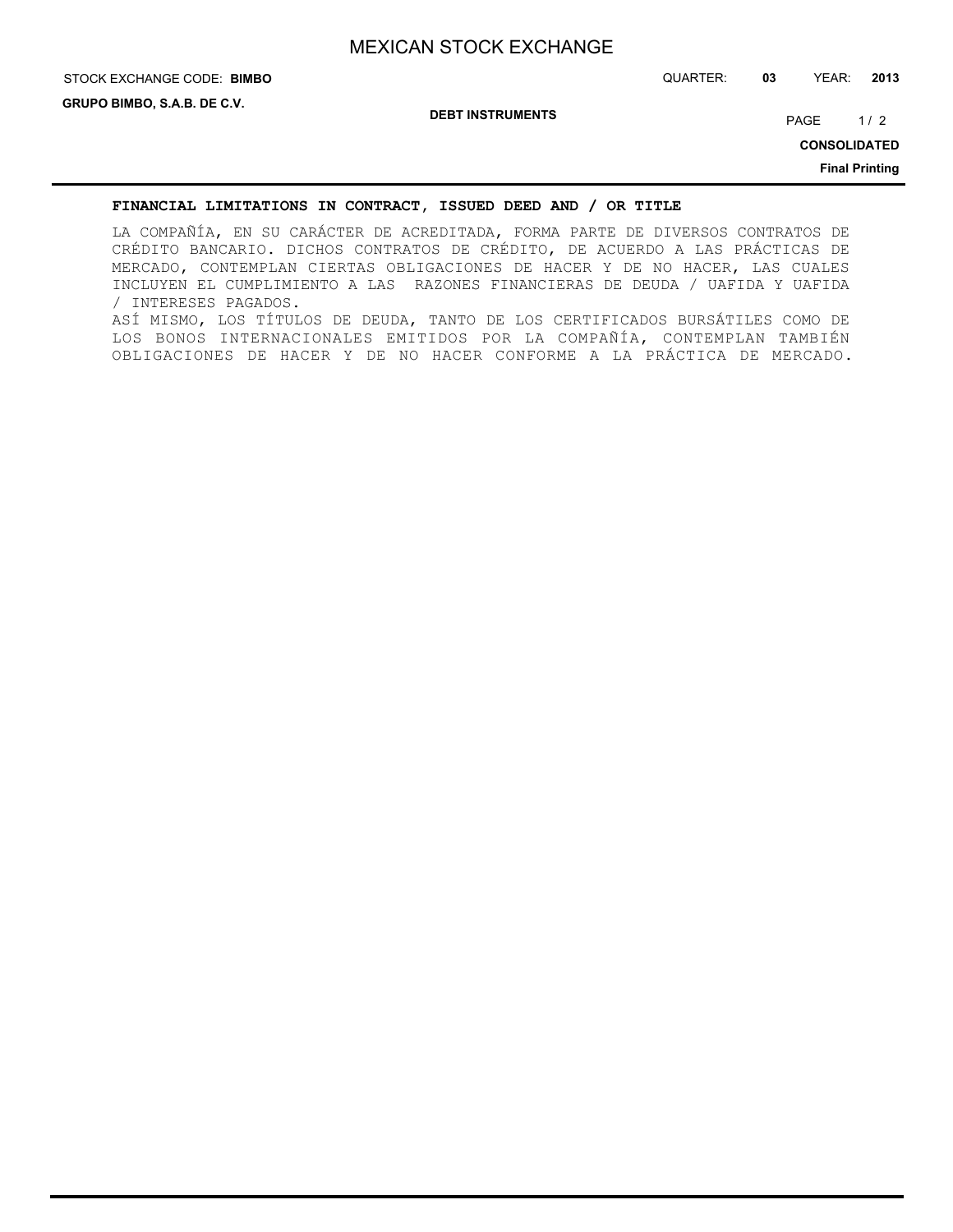## FINANCIAL LIMITATIONS IN CONTRACT, ISSUED DEED AND / OR TITLE

LA COMPAÑÍA, EN SU CARÁCTER DE ACREDITADA, FORMA PARTE DE DIVERSOS CONTRATOS DE CRÉDITO BANCARIO. DICHOS CONTRATOS DE CRÉDITO, DE ACUERDO A LAS PRÁCTICAS DE MERCADO, CONTEMPLAN CIERTAS OBLIGACIONES DE HACER Y DE NO HACER, LAS CUALES INCLUYEN EL CUMPLIMIENTO A LAS RAZONES FINANCIERAS DE DEUDA / UAFIDA Y UAFIDA / INTERESES PAGADOS.

ASÍ MISMO, LOS TÍTULOS DE DEUDA, TANTO DE LOS CERTIFICADOS BURSÁTILES COMO DE LOS BONOS INTERNACIONALES EMITIDOS POR LA COMPAÑÍA, CONTEMPLAN TAMBIÉN OBLIGACIONES DE HACER Y DE NO HACER CONFORME A LA PRÁCTICA DE MERCADO.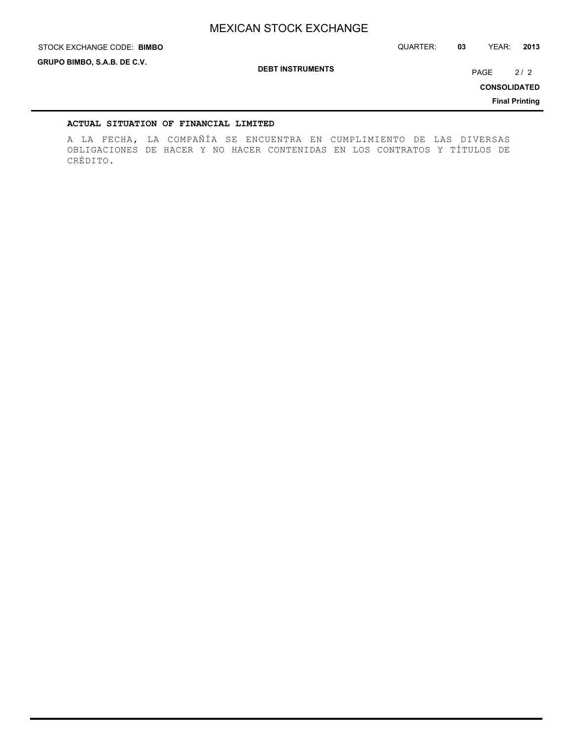## ACTUAL SITUATION OF FINANCIAL LIMITED

A LA FECHA, LA COMPAÑÍA SE ENCUENTRA EN CUMPLIMIENTO DE LAS DIVERSAS OBLIGACIONES DE HACER Y NO HACER CONTENIDAS EN LOS CONTRATOS Y TÍTULOS DE CRÉDITO.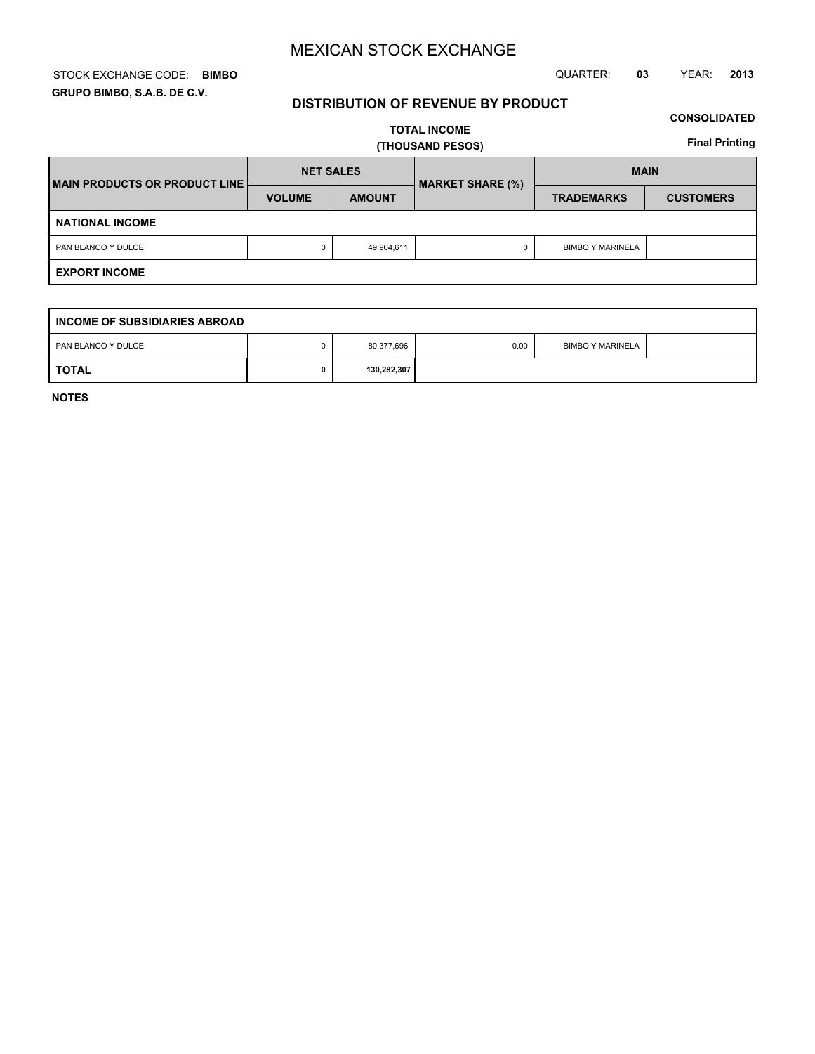# MEXICAN STOCK EXCHANGE

STOCK EXCHANGE CODE: **BIMBO**

QUARTER: **03** YEAR: **2013**

**GRUPO BIMBO, S.A.B. DE C.V.**

## DISTRIBUTION OF REVENUE BY PRODUCT

**CONSOLIDATED**

**TOTAL INCOME**
**(THOUSAND PESOS)**

**Final Printing**

| MAIN PRODUCTS OR PRODUCT LINE | NET SALES | | MARKET SHARE (%) | MAIN | |
|---|---|---|---|---|---|
| | VOLUME | AMOUNT | | TRADEMARKS | CUSTOMERS |
| **NATIONAL INCOME** | | | | | |
| PAN BLANCO Y DULCE | 0 | 49,904,611 | 0 | BIMBO Y MARINELA | |
| **EXPORT INCOME** | | | | | |

| INCOME OF SUBSIDIARIES ABROAD | | | | | |
|---|---|---|---|---|---|
| PAN BLANCO Y DULCE | 0 | 80,377,696 | 0.00 | BIMBO Y MARINELA | |
| **TOTAL** | **0** | **130,282,307** | | | |

**NOTES**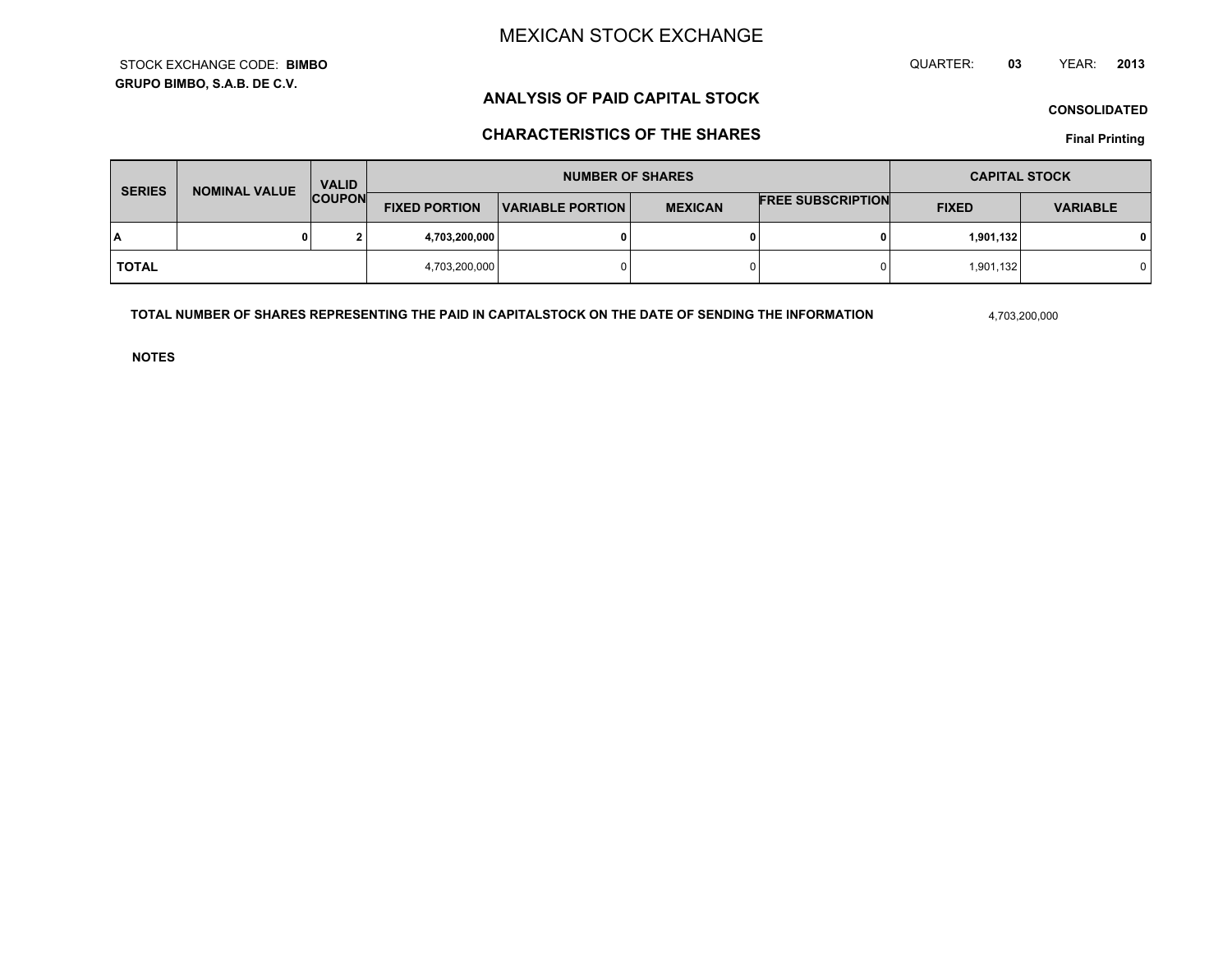# MEXICAN STOCK EXCHANGE

STOCK EXCHANGE CODE: **BIMBO**

**GRUPO BIMBO, S.A.B. DE C.V.**

QUARTER: **03** YEAR: **2013**

## ANALYSIS OF PAID CAPITAL STOCK

**CONSOLIDATED**

## CHARACTERISTICS OF THE SHARES

**Final Printing**

| SERIES | NOMINAL VALUE | VALID COUPON | NUMBER OF SHARES | | | | CAPITAL STOCK | |
|---|---|---|---|---|---|---|---|---|
| | | | FIXED PORTION | VARIABLE PORTION | MEXICAN | FREE SUBSCRIPTION | FIXED | VARIABLE |
| **A** | **0** | **2** | **4,703,200,000** | **0** | **0** | **0** | **1,901,132** | **0** |
| **TOTAL** | | | 4,703,200,000 | 0 | 0 | 0 | 1,901,132 | 0 |

**TOTAL NUMBER OF SHARES REPRESENTING THE PAID IN CAPITALSTOCK ON THE DATE OF SENDING THE INFORMATION** 4,703,200,000

**NOTES**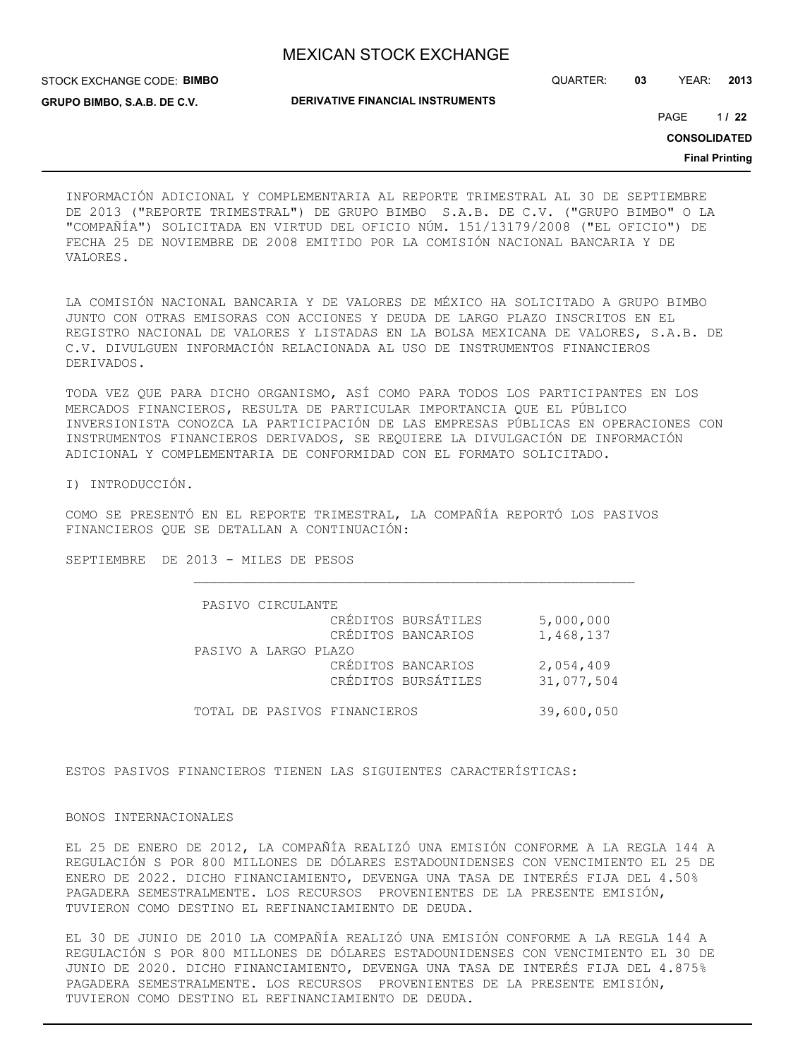INFORMACIÓN ADICIONAL Y COMPLEMENTARIA AL REPORTE TRIMESTRAL AL 30 DE SEPTIEMBRE DE 2013 ("REPORTE TRIMESTRAL") DE GRUPO BIMBO S.A.B. DE C.V. ("GRUPO BIMBO" O LA "COMPAÑÍA") SOLICITADA EN VIRTUD DEL OFICIO NÚM. 151/13179/2008 ("EL OFICIO") DE FECHA 25 DE NOVIEMBRE DE 2008 EMITIDO POR LA COMISIÓN NACIONAL BANCARIA Y DE VALORES.

LA COMISIÓN NACIONAL BANCARIA Y DE VALORES DE MÉXICO HA SOLICITADO A GRUPO BIMBO JUNTO CON OTRAS EMISORAS CON ACCIONES Y DEUDA DE LARGO PLAZO INSCRITOS EN EL REGISTRO NACIONAL DE VALORES Y LISTADAS EN LA BOLSA MEXICANA DE VALORES, S.A.B. DE C.V. DIVULGUEN INFORMACIÓN RELACIONADA AL USO DE INSTRUMENTOS FINANCIEROS DERIVADOS.

TODA VEZ QUE PARA DICHO ORGANISMO, ASÍ COMO PARA TODOS LOS PARTICIPANTES EN LOS MERCADOS FINANCIEROS, RESULTA DE PARTICULAR IMPORTANCIA QUE EL PÚBLICO INVERSIONISTA CONOZCA LA PARTICIPACIÓN DE LAS EMPRESAS PÚBLICAS EN OPERACIONES CON INSTRUMENTOS FINANCIEROS DERIVADOS, SE REQUIERE LA DIVULGACIÓN DE INFORMACIÓN ADICIONAL Y COMPLEMENTARIA DE CONFORMIDAD CON EL FORMATO SOLICITADO.

I) INTRODUCCIÓN.

COMO SE PRESENTÓ EN EL REPORTE TRIMESTRAL, LA COMPAÑÍA REPORTÓ LOS PASIVOS FINANCIEROS QUE SE DETALLAN A CONTINUACIÓN:

SEPTIEMBRE DE 2013 - MILES DE PESOS

| | | |
|---|---|---|
| PASIVO CIRCULANTE | | |
| | CRÉDITOS BURSÁTILES | 5,000,000 |
| | CRÉDITOS BANCARIOS | 1,468,137 |
| PASIVO A LARGO PLAZO | | |
| | CRÉDITOS BANCARIOS | 2,054,409 |
| | CRÉDITOS BURSÁTILES | 31,077,504 |
| TOTAL DE PASIVOS FINANCIEROS | | 39,600,050 |

ESTOS PASIVOS FINANCIEROS TIENEN LAS SIGUIENTES CARACTERÍSTICAS:

BONOS INTERNACIONALES

EL 25 DE ENERO DE 2012, LA COMPAÑÍA REALIZÓ UNA EMISIÓN CONFORME A LA REGLA 144 A REGULACIÓN S POR 800 MILLONES DE DÓLARES ESTADOUNIDENSES CON VENCIMIENTO EL 25 DE ENERO DE 2022. DICHO FINANCIAMIENTO, DEVENGA UNA TASA DE INTERÉS FIJA DEL 4.50% PAGADERA SEMESTRALMENTE. LOS RECURSOS PROVENIENTES DE LA PRESENTE EMISIÓN, TUVIERON COMO DESTINO EL REFINANCIAMIENTO DE DEUDA.

EL 30 DE JUNIO DE 2010 LA COMPAÑÍA REALIZÓ UNA EMISIÓN CONFORME A LA REGLA 144 A REGULACIÓN S POR 800 MILLONES DE DÓLARES ESTADOUNIDENSES CON VENCIMIENTO EL 30 DE JUNIO DE 2020. DICHO FINANCIAMIENTO, DEVENGA UNA TASA DE INTERÉS FIJA DEL 4.875% PAGADERA SEMESTRALMENTE. LOS RECURSOS PROVENIENTES DE LA PRESENTE EMISIÓN, TUVIERON COMO DESTINO EL REFINANCIAMIENTO DE DEUDA.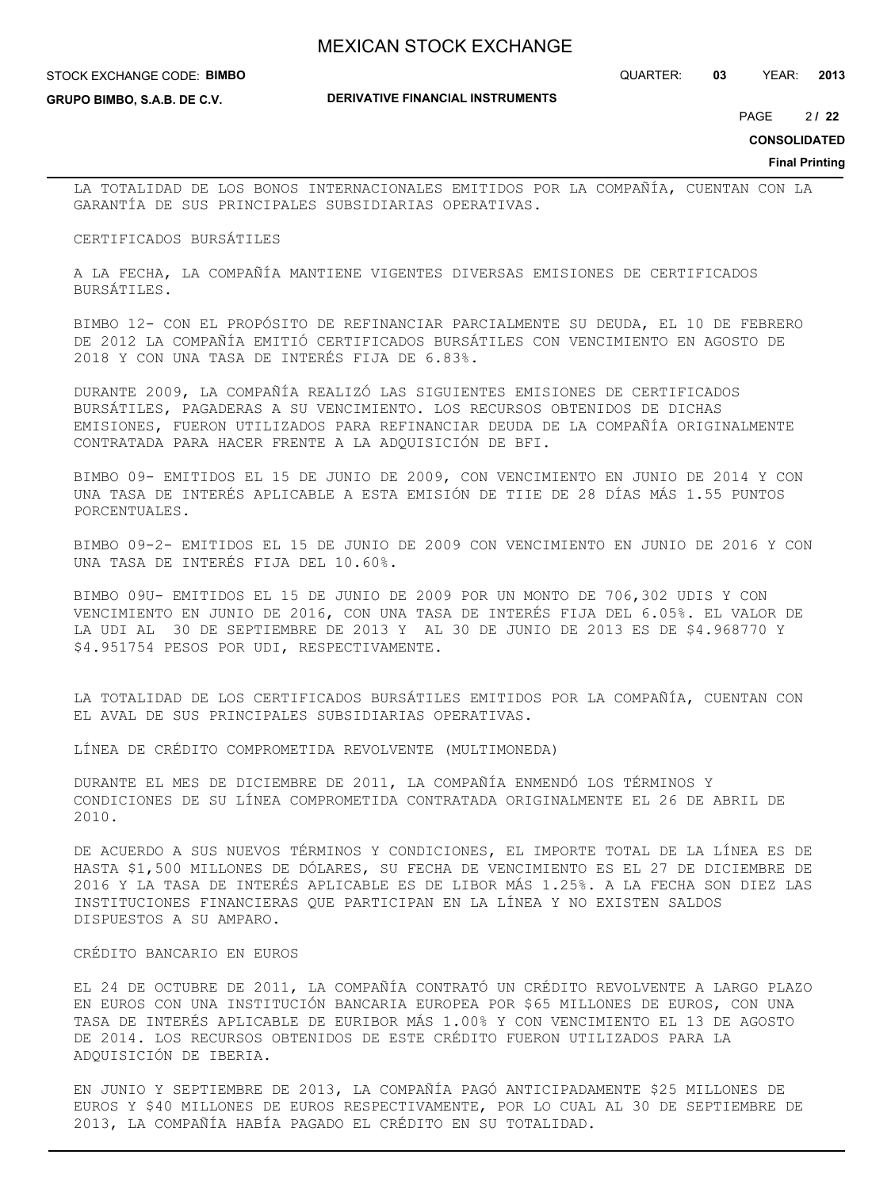LA TOTALIDAD DE LOS BONOS INTERNACIONALES EMITIDOS POR LA COMPAÑÍA, CUENTAN CON LA GARANTÍA DE SUS PRINCIPALES SUBSIDIARIAS OPERATIVAS.

CERTIFICADOS BURSÁTILES

A LA FECHA, LA COMPAÑÍA MANTIENE VIGENTES DIVERSAS EMISIONES DE CERTIFICADOS BURSÁTILES.

BIMBO 12- CON EL PROPÓSITO DE REFINANCIAR PARCIALMENTE SU DEUDA, EL 10 DE FEBRERO DE 2012 LA COMPAÑÍA EMITIÓ CERTIFICADOS BURSÁTILES CON VENCIMIENTO EN AGOSTO DE 2018 Y CON UNA TASA DE INTERÉS FIJA DE 6.83%.

DURANTE 2009, LA COMPAÑÍA REALIZÓ LAS SIGUIENTES EMISIONES DE CERTIFICADOS BURSÁTILES, PAGADERAS A SU VENCIMIENTO. LOS RECURSOS OBTENIDOS DE DICHAS EMISIONES, FUERON UTILIZADOS PARA REFINANCIAR DEUDA DE LA COMPAÑÍA ORIGINALMENTE CONTRATADA PARA HACER FRENTE A LA ADQUISICIÓN DE BFI.

BIMBO 09- EMITIDOS EL 15 DE JUNIO DE 2009, CON VENCIMIENTO EN JUNIO DE 2014 Y CON UNA TASA DE INTERÉS APLICABLE A ESTA EMISIÓN DE TIIE DE 28 DÍAS MÁS 1.55 PUNTOS PORCENTUALES.

BIMBO 09-2- EMITIDOS EL 15 DE JUNIO DE 2009 CON VENCIMIENTO EN JUNIO DE 2016 Y CON UNA TASA DE INTERÉS FIJA DEL 10.60%.

BIMBO 09U- EMITIDOS EL 15 DE JUNIO DE 2009 POR UN MONTO DE 706,302 UDIS Y CON VENCIMIENTO EN JUNIO DE 2016, CON UNA TASA DE INTERÉS FIJA DEL 6.05%. EL VALOR DE LA UDI AL 30 DE SEPTIEMBRE DE 2013 Y AL 30 DE JUNIO DE 2013 ES DE $4.968770 Y $4.951754 PESOS POR UDI, RESPECTIVAMENTE.

LA TOTALIDAD DE LOS CERTIFICADOS BURSÁTILES EMITIDOS POR LA COMPAÑÍA, CUENTAN CON EL AVAL DE SUS PRINCIPALES SUBSIDIARIAS OPERATIVAS.

LÍNEA DE CRÉDITO COMPROMETIDA REVOLVENTE (MULTIMONEDA)

DURANTE EL MES DE DICIEMBRE DE 2011, LA COMPAÑÍA ENMENDÓ LOS TÉRMINOS Y CONDICIONES DE SU LÍNEA COMPROMETIDA CONTRATADA ORIGINALMENTE EL 26 DE ABRIL DE 2010.

DE ACUERDO A SUS NUEVOS TÉRMINOS Y CONDICIONES, EL IMPORTE TOTAL DE LA LÍNEA ES DE HASTA $1,500 MILLONES DE DÓLARES, SU FECHA DE VENCIMIENTO ES EL 27 DE DICIEMBRE DE 2016 Y LA TASA DE INTERÉS APLICABLE ES DE LIBOR MÁS 1.25%. A LA FECHA SON DIEZ LAS INSTITUCIONES FINANCIERAS QUE PARTICIPAN EN LA LÍNEA Y NO EXISTEN SALDOS DISPUESTOS A SU AMPARO.

CRÉDITO BANCARIO EN EUROS

EL 24 DE OCTUBRE DE 2011, LA COMPAÑÍA CONTRATÓ UN CRÉDITO REVOLVENTE A LARGO PLAZO EN EUROS CON UNA INSTITUCIÓN BANCARIA EUROPEA POR $65 MILLONES DE EUROS, CON UNA TASA DE INTERÉS APLICABLE DE EURIBOR MÁS 1.00% Y CON VENCIMIENTO EL 13 DE AGOSTO DE 2014. LOS RECURSOS OBTENIDOS DE ESTE CRÉDITO FUERON UTILIZADOS PARA LA ADQUISICIÓN DE IBERIA.

EN JUNIO Y SEPTIEMBRE DE 2013, LA COMPAÑÍA PAGÓ ANTICIPADAMENTE $25 MILLONES DE EUROS Y $40 MILLONES DE EUROS RESPECTIVAMENTE, POR LO CUAL AL 30 DE SEPTIEMBRE DE 2013, LA COMPAÑÍA HABÍA PAGADO EL CRÉDITO EN SU TOTALIDAD.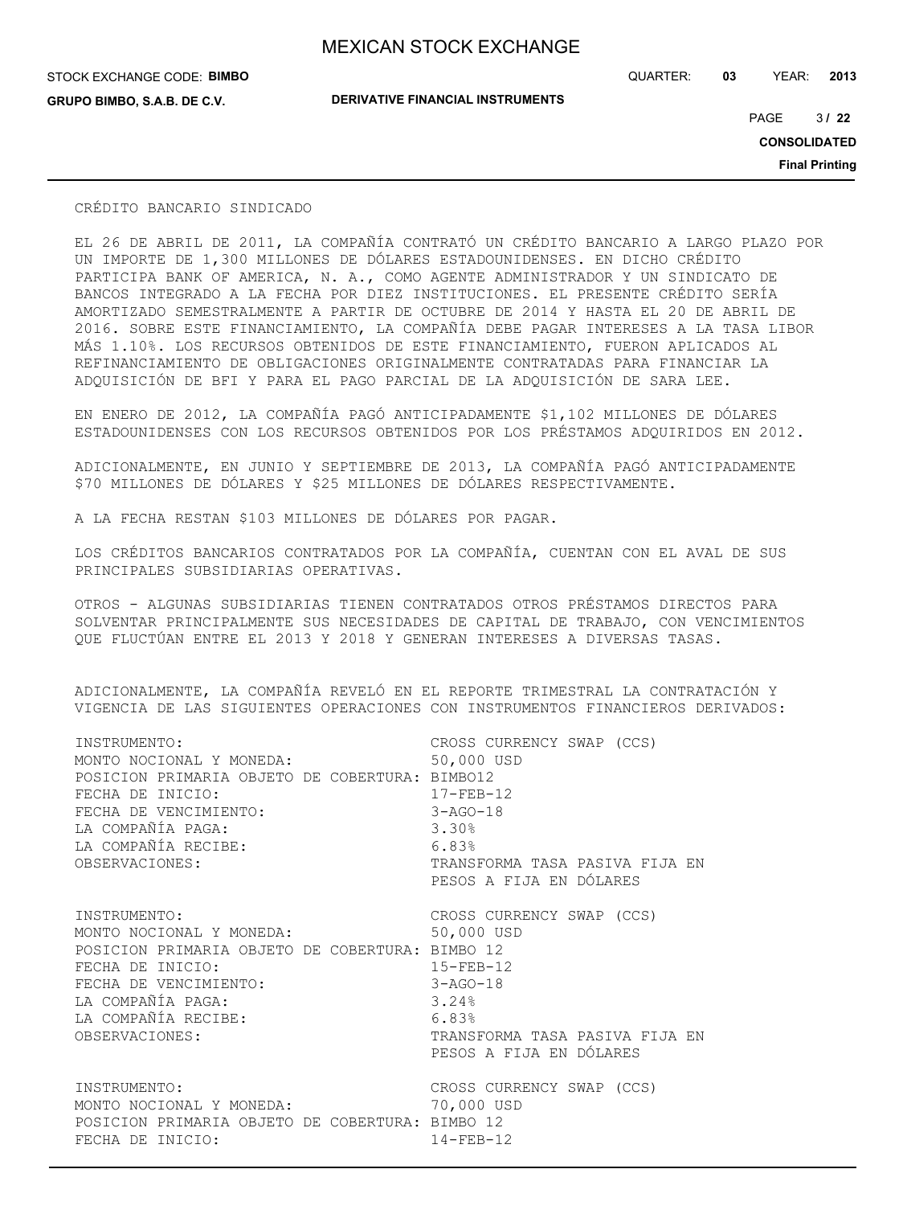CRÉDITO BANCARIO SINDICADO

EL 26 DE ABRIL DE 2011, LA COMPAÑÍA CONTRATÓ UN CRÉDITO BANCARIO A LARGO PLAZO POR UN IMPORTE DE 1,300 MILLONES DE DÓLARES ESTADOUNIDENSES. EN DICHO CRÉDITO PARTICIPA BANK OF AMERICA, N. A., COMO AGENTE ADMINISTRADOR Y UN SINDICATO DE BANCOS INTEGRADO A LA FECHA POR DIEZ INSTITUCIONES. EL PRESENTE CRÉDITO SERÍA AMORTIZADO SEMESTRALMENTE A PARTIR DE OCTUBRE DE 2014 Y HASTA EL 20 DE ABRIL DE 2016. SOBRE ESTE FINANCIAMIENTO, LA COMPAÑÍA DEBE PAGAR INTERESES A LA TASA LIBOR MÁS 1.10%. LOS RECURSOS OBTENIDOS DE ESTE FINANCIAMIENTO, FUERON APLICADOS AL REFINANCIAMIENTO DE OBLIGACIONES ORIGINALMENTE CONTRATADAS PARA FINANCIAR LA ADQUISICIÓN DE BFI Y PARA EL PAGO PARCIAL DE LA ADQUISICIÓN DE SARA LEE.

EN ENERO DE 2012, LA COMPAÑÍA PAGÓ ANTICIPADAMENTE $1,102 MILLONES DE DÓLARES ESTADOUNIDENSES CON LOS RECURSOS OBTENIDOS POR LOS PRÉSTAMOS ADQUIRIDOS EN 2012.

ADICIONALMENTE, EN JUNIO Y SEPTIEMBRE DE 2013, LA COMPAÑÍA PAGÓ ANTICIPADAMENTE $70 MILLONES DE DÓLARES Y $25 MILLONES DE DÓLARES RESPECTIVAMENTE.

A LA FECHA RESTAN $103 MILLONES DE DÓLARES POR PAGAR.

LOS CRÉDITOS BANCARIOS CONTRATADOS POR LA COMPAÑÍA, CUENTAN CON EL AVAL DE SUS PRINCIPALES SUBSIDIARIAS OPERATIVAS.

OTROS - ALGUNAS SUBSIDIARIAS TIENEN CONTRATADOS OTROS PRÉSTAMOS DIRECTOS PARA SOLVENTAR PRINCIPALMENTE SUS NECESIDADES DE CAPITAL DE TRABAJO, CON VENCIMIENTOS QUE FLUCTÚAN ENTRE EL 2013 Y 2018 Y GENERAN INTERESES A DIVERSAS TASAS.

ADICIONALMENTE, LA COMPAÑÍA REVELÓ EN EL REPORTE TRIMESTRAL LA CONTRATACIÓN Y VIGENCIA DE LAS SIGUIENTES OPERACIONES CON INSTRUMENTOS FINANCIEROS DERIVADOS:

```
INSTRUMENTO:                               CROSS CURRENCY SWAP (CCS)
MONTO NOCIONAL Y MONEDA:                   50,000 USD
POSICION PRIMARIA OBJETO DE COBERTURA: BIMBO12
FECHA DE INICIO:                           17-FEB-12
FECHA DE VENCIMIENTO:                      3-AGO-18
LA COMPAÑÍA PAGA:                          3.30%
LA COMPAÑÍA RECIBE:                        6.83%
OBSERVACIONES:                             TRANSFORMA TASA PASIVA FIJA EN
                                           PESOS A FIJA EN DÓLARES

INSTRUMENTO:                               CROSS CURRENCY SWAP (CCS)
MONTO NOCIONAL Y MONEDA:                   50,000 USD
POSICION PRIMARIA OBJETO DE COBERTURA: BIMBO 12
FECHA DE INICIO:                           15-FEB-12
FECHA DE VENCIMIENTO:                      3-AGO-18
LA COMPAÑÍA PAGA:                          3.24%
LA COMPAÑÍA RECIBE:                        6.83%
OBSERVACIONES:                             TRANSFORMA TASA PASIVA FIJA EN
                                           PESOS A FIJA EN DÓLARES

INSTRUMENTO:                               CROSS CURRENCY SWAP (CCS)
MONTO NOCIONAL Y MONEDA:                   70,000 USD
POSICION PRIMARIA OBJETO DE COBERTURA: BIMBO 12
FECHA DE INICIO:                           14-FEB-12
```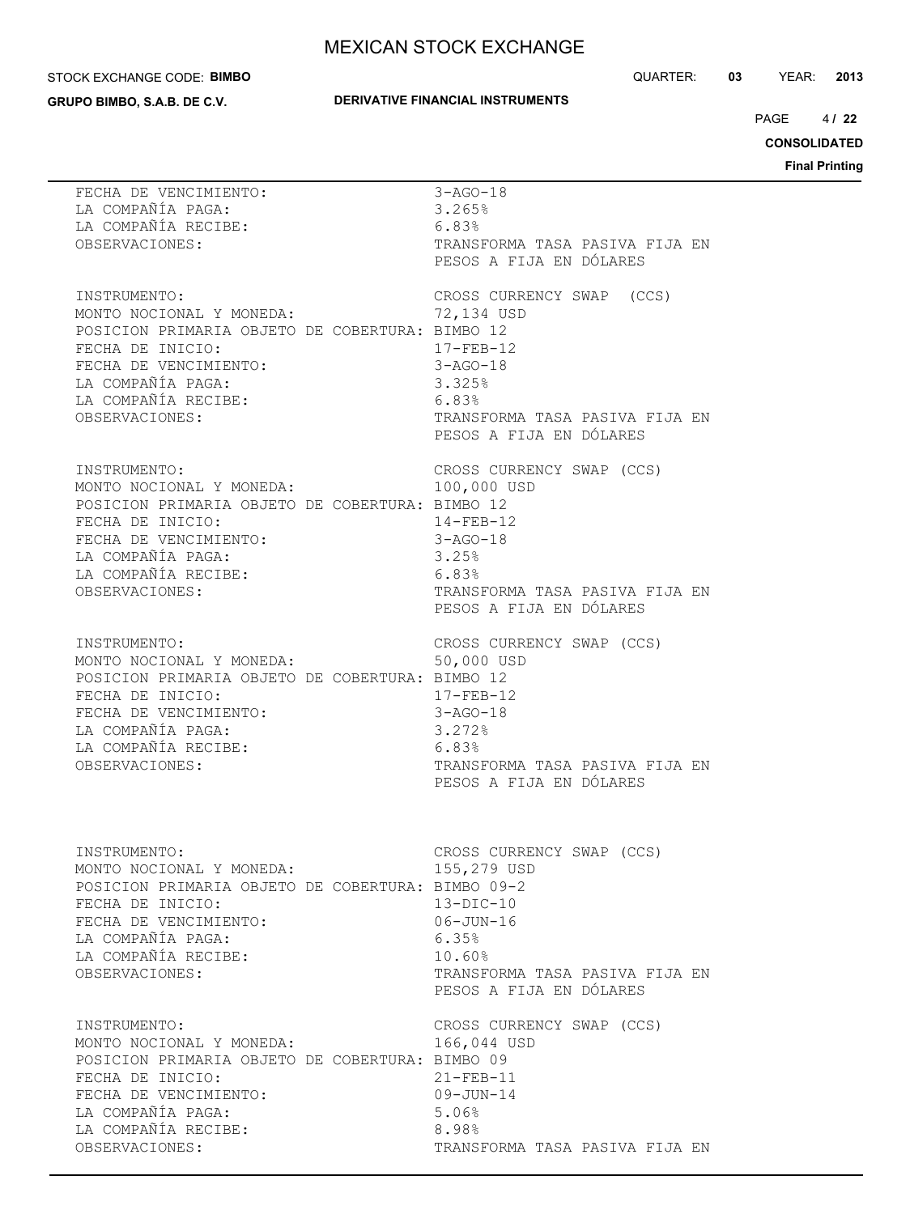FECHA DE VENCIMIENTO: 3-AGO-18
LA COMPAÑÍA PAGA: 3.265%
LA COMPAÑÍA RECIBE: 6.83%
OBSERVACIONES: TRANSFORMA TASA PASIVA FIJA EN PESOS A FIJA EN DÓLARES

INSTRUMENTO: CROSS CURRENCY SWAP (CCS)
MONTO NOCIONAL Y MONEDA: 72,134 USD
POSICION PRIMARIA OBJETO DE COBERTURA: BIMBO 12
FECHA DE INICIO: 17-FEB-12
FECHA DE VENCIMIENTO: 3-AGO-18
LA COMPAÑÍA PAGA: 3.325%
LA COMPAÑÍA RECIBE: 6.83%
OBSERVACIONES: TRANSFORMA TASA PASIVA FIJA EN PESOS A FIJA EN DÓLARES

INSTRUMENTO: CROSS CURRENCY SWAP (CCS)
MONTO NOCIONAL Y MONEDA: 100,000 USD
POSICION PRIMARIA OBJETO DE COBERTURA: BIMBO 12
FECHA DE INICIO: 14-FEB-12
FECHA DE VENCIMIENTO: 3-AGO-18
LA COMPAÑÍA PAGA: 3.25%
LA COMPAÑÍA RECIBE: 6.83%
OBSERVACIONES: TRANSFORMA TASA PASIVA FIJA EN PESOS A FIJA EN DÓLARES

INSTRUMENTO: CROSS CURRENCY SWAP (CCS)
MONTO NOCIONAL Y MONEDA: 50,000 USD
POSICION PRIMARIA OBJETO DE COBERTURA: BIMBO 12
FECHA DE INICIO: 17-FEB-12
FECHA DE VENCIMIENTO: 3-AGO-18
LA COMPAÑÍA PAGA: 3.272%
LA COMPAÑÍA RECIBE: 6.83%
OBSERVACIONES: TRANSFORMA TASA PASIVA FIJA EN PESOS A FIJA EN DÓLARES

INSTRUMENTO: CROSS CURRENCY SWAP (CCS)
MONTO NOCIONAL Y MONEDA: 155,279 USD
POSICION PRIMARIA OBJETO DE COBERTURA: BIMBO 09-2
FECHA DE INICIO: 13-DIC-10
FECHA DE VENCIMIENTO: 06-JUN-16
LA COMPAÑÍA PAGA: 6.35%
LA COMPAÑÍA RECIBE: 10.60%
OBSERVACIONES: TRANSFORMA TASA PASIVA FIJA EN PESOS A FIJA EN DÓLARES

INSTRUMENTO: CROSS CURRENCY SWAP (CCS)
MONTO NOCIONAL Y MONEDA: 166,044 USD
POSICION PRIMARIA OBJETO DE COBERTURA: BIMBO 09
FECHA DE INICIO: 21-FEB-11
FECHA DE VENCIMIENTO: 09-JUN-14
LA COMPAÑÍA PAGA: 5.06%
LA COMPAÑÍA RECIBE: 8.98%
OBSERVACIONES: TRANSFORMA TASA PASIVA FIJA EN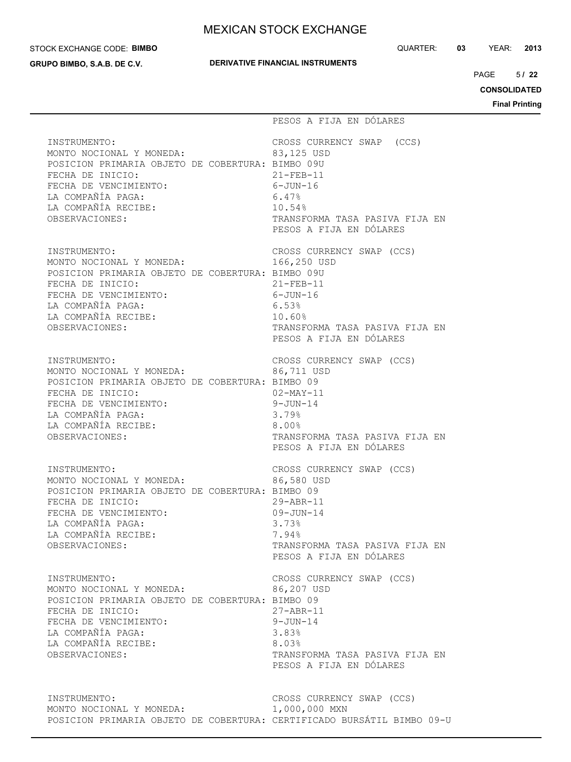PESOS A FIJA EN DÓLARES

INSTRUMENTO: CROSS CURRENCY SWAP (CCS)
MONTO NOCIONAL Y MONEDA: 83,125 USD
POSICION PRIMARIA OBJETO DE COBERTURA: BIMBO 09U
FECHA DE INICIO: 21-FEB-11
FECHA DE VENCIMIENTO: 6-JUN-16
LA COMPAÑÍA PAGA: 6.47%
LA COMPAÑÍA RECIBE: 10.54%
OBSERVACIONES: TRANSFORMA TASA PASIVA FIJA EN PESOS A FIJA EN DÓLARES

INSTRUMENTO: CROSS CURRENCY SWAP (CCS)
MONTO NOCIONAL Y MONEDA: 166,250 USD
POSICION PRIMARIA OBJETO DE COBERTURA: BIMBO 09U
FECHA DE INICIO: 21-FEB-11
FECHA DE VENCIMIENTO: 6-JUN-16
LA COMPAÑÍA PAGA: 6.53%
LA COMPAÑÍA RECIBE: 10.60%
OBSERVACIONES: TRANSFORMA TASA PASIVA FIJA EN PESOS A FIJA EN DÓLARES

INSTRUMENTO: CROSS CURRENCY SWAP (CCS)
MONTO NOCIONAL Y MONEDA: 86,711 USD
POSICION PRIMARIA OBJETO DE COBERTURA: BIMBO 09
FECHA DE INICIO: 02-MAY-11
FECHA DE VENCIMIENTO: 9-JUN-14
LA COMPAÑÍA PAGA: 3.79%
LA COMPAÑÍA RECIBE: 8.00%
OBSERVACIONES: TRANSFORMA TASA PASIVA FIJA EN PESOS A FIJA EN DÓLARES

INSTRUMENTO: CROSS CURRENCY SWAP (CCS)
MONTO NOCIONAL Y MONEDA: 86,580 USD
POSICION PRIMARIA OBJETO DE COBERTURA: BIMBO 09
FECHA DE INICIO: 29-ABR-11
FECHA DE VENCIMIENTO: 09-JUN-14
LA COMPAÑÍA PAGA: 3.73%
LA COMPAÑÍA RECIBE: 7.94%
OBSERVACIONES: TRANSFORMA TASA PASIVA FIJA EN PESOS A FIJA EN DÓLARES

INSTRUMENTO: CROSS CURRENCY SWAP (CCS)
MONTO NOCIONAL Y MONEDA: 86,207 USD
POSICION PRIMARIA OBJETO DE COBERTURA: BIMBO 09
FECHA DE INICIO: 27-ABR-11
FECHA DE VENCIMIENTO: 9-JUN-14
LA COMPAÑÍA PAGA: 3.83%
LA COMPAÑÍA RECIBE: 8.03%
OBSERVACIONES: TRANSFORMA TASA PASIVA FIJA EN PESOS A FIJA EN DÓLARES

INSTRUMENTO: CROSS CURRENCY SWAP (CCS)
MONTO NOCIONAL Y MONEDA: 1,000,000 MXN
POSICION PRIMARIA OBJETO DE COBERTURA: CERTIFICADO BURSÁTIL BIMBO 09-U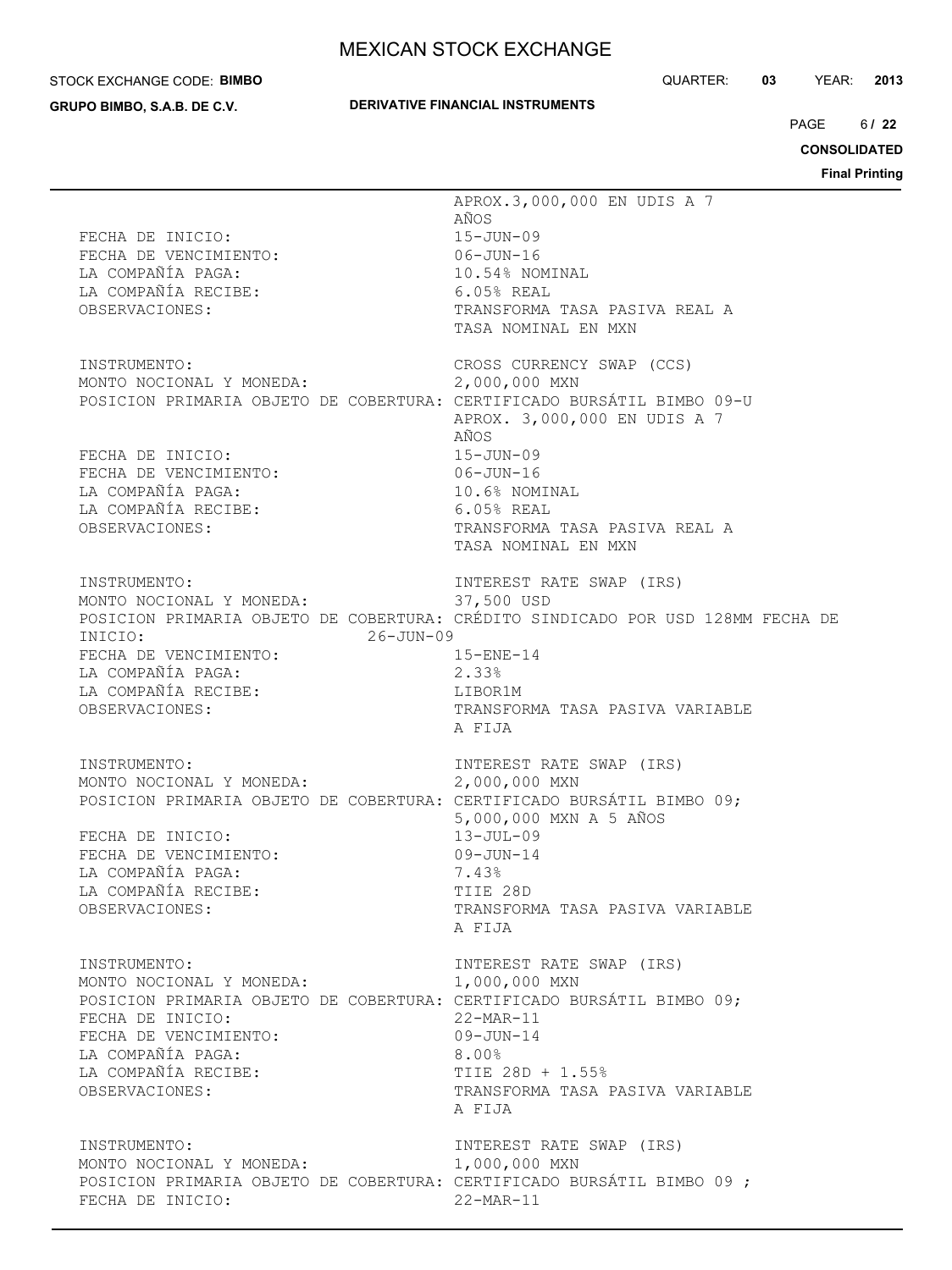APROX.3,000,000 EN UDIS A 7 AÑOS

FECHA DE INICIO: 15-JUN-09
FECHA DE VENCIMIENTO: 06-JUN-16
LA COMPAÑÍA PAGA: 10.54% NOMINAL
LA COMPAÑÍA RECIBE: 6.05% REAL
OBSERVACIONES: TRANSFORMA TASA PASIVA REAL A TASA NOMINAL EN MXN

INSTRUMENTO: CROSS CURRENCY SWAP (CCS)
MONTO NOCIONAL Y MONEDA: 2,000,000 MXN
POSICION PRIMARIA OBJETO DE COBERTURA: CERTIFICADO BURSÁTIL BIMBO 09-U APROX. 3,000,000 EN UDIS A 7 AÑOS
FECHA DE INICIO: 15-JUN-09
FECHA DE VENCIMIENTO: 06-JUN-16
LA COMPAÑÍA PAGA: 10.6% NOMINAL
LA COMPAÑÍA RECIBE: 6.05% REAL
OBSERVACIONES: TRANSFORMA TASA PASIVA REAL A TASA NOMINAL EN MXN

INSTRUMENTO: INTEREST RATE SWAP (IRS)
MONTO NOCIONAL Y MONEDA: 37,500 USD
POSICION PRIMARIA OBJETO DE COBERTURA: CRÉDITO SINDICADO POR USD 128MM FECHA DE INICIO: 26-JUN-09
FECHA DE VENCIMIENTO: 15-ENE-14
LA COMPAÑÍA PAGA: 2.33%
LA COMPAÑÍA RECIBE: LIBOR1M
OBSERVACIONES: TRANSFORMA TASA PASIVA VARIABLE A FIJA

INSTRUMENTO: INTEREST RATE SWAP (IRS)
MONTO NOCIONAL Y MONEDA: 2,000,000 MXN
POSICION PRIMARIA OBJETO DE COBERTURA: CERTIFICADO BURSÁTIL BIMBO 09; 5,000,000 MXN A 5 AÑOS
FECHA DE INICIO: 13-JUL-09
FECHA DE VENCIMIENTO: 09-JUN-14
LA COMPAÑÍA PAGA: 7.43%
LA COMPAÑÍA RECIBE: TIIE 28D
OBSERVACIONES: TRANSFORMA TASA PASIVA VARIABLE A FIJA

INSTRUMENTO: INTEREST RATE SWAP (IRS)
MONTO NOCIONAL Y MONEDA: 1,000,000 MXN
POSICION PRIMARIA OBJETO DE COBERTURA: CERTIFICADO BURSÁTIL BIMBO 09;
FECHA DE INICIO: 22-MAR-11
FECHA DE VENCIMIENTO: 09-JUN-14
LA COMPAÑÍA PAGA: 8.00%
LA COMPAÑÍA RECIBE: TIIE 28D + 1.55%
OBSERVACIONES: TRANSFORMA TASA PASIVA VARIABLE A FIJA

INSTRUMENTO: INTEREST RATE SWAP (IRS)
MONTO NOCIONAL Y MONEDA: 1,000,000 MXN
POSICION PRIMARIA OBJETO DE COBERTURA: CERTIFICADO BURSÁTIL BIMBO 09 ;
FECHA DE INICIO: 22-MAR-11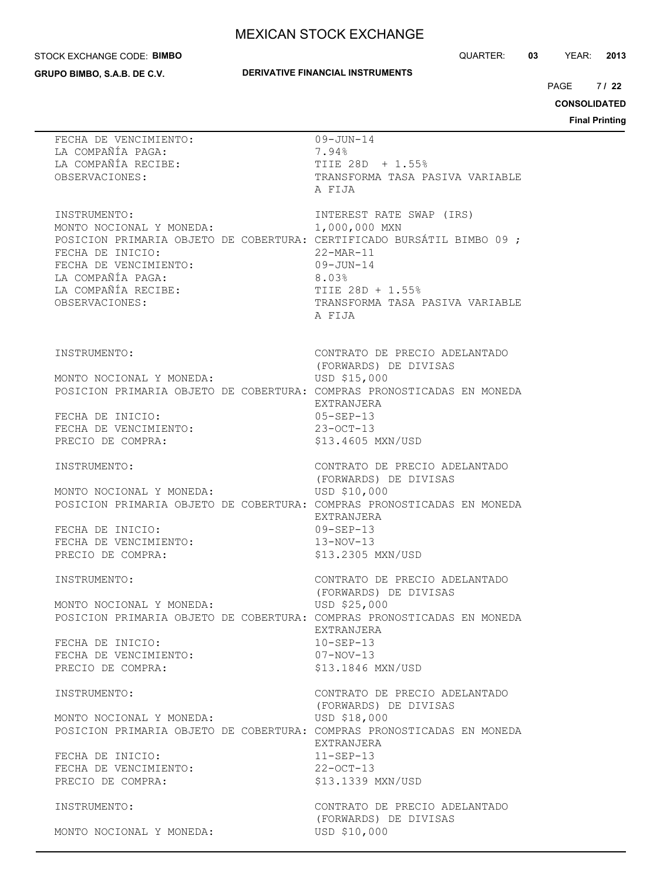FECHA DE VENCIMIENTO: 09-JUN-14
LA COMPAÑÍA PAGA: 7.94%
LA COMPAÑÍA RECIBE: TIIE 28D + 1.55%
OBSERVACIONES: TRANSFORMA TASA PASIVA VARIABLE A FIJA

INSTRUMENTO: INTEREST RATE SWAP (IRS)
MONTO NOCIONAL Y MONEDA: 1,000,000 MXN
POSICION PRIMARIA OBJETO DE COBERTURA: CERTIFICADO BURSÁTIL BIMBO 09 ;
FECHA DE INICIO: 22-MAR-11
FECHA DE VENCIMIENTO: 09-JUN-14
LA COMPAÑÍA PAGA: 8.03%
LA COMPAÑÍA RECIBE: TIIE 28D + 1.55%
OBSERVACIONES: TRANSFORMA TASA PASIVA VARIABLE A FIJA

INSTRUMENTO: CONTRATO DE PRECIO ADELANTADO (FORWARDS) DE DIVISAS
MONTO NOCIONAL Y MONEDA: USD $15,000
POSICION PRIMARIA OBJETO DE COBERTURA: COMPRAS PRONOSTICADAS EN MONEDA EXTRANJERA
FECHA DE INICIO: 05-SEP-13
FECHA DE VENCIMIENTO: 23-OCT-13
PRECIO DE COMPRA: $13.4605 MXN/USD

INSTRUMENTO: CONTRATO DE PRECIO ADELANTADO (FORWARDS) DE DIVISAS
MONTO NOCIONAL Y MONEDA: USD $10,000
POSICION PRIMARIA OBJETO DE COBERTURA: COMPRAS PRONOSTICADAS EN MONEDA EXTRANJERA
FECHA DE INICIO: 09-SEP-13
FECHA DE VENCIMIENTO: 13-NOV-13
PRECIO DE COMPRA: $13.2305 MXN/USD

INSTRUMENTO: CONTRATO DE PRECIO ADELANTADO (FORWARDS) DE DIVISAS
MONTO NOCIONAL Y MONEDA: USD $25,000
POSICION PRIMARIA OBJETO DE COBERTURA: COMPRAS PRONOSTICADAS EN MONEDA EXTRANJERA
FECHA DE INICIO: 10-SEP-13
FECHA DE VENCIMIENTO: 07-NOV-13
PRECIO DE COMPRA: $13.1846 MXN/USD

INSTRUMENTO: CONTRATO DE PRECIO ADELANTADO (FORWARDS) DE DIVISAS
MONTO NOCIONAL Y MONEDA: USD $18,000
POSICION PRIMARIA OBJETO DE COBERTURA: COMPRAS PRONOSTICADAS EN MONEDA EXTRANJERA
FECHA DE INICIO: 11-SEP-13
FECHA DE VENCIMIENTO: 22-OCT-13
PRECIO DE COMPRA: $13.1339 MXN/USD

INSTRUMENTO: CONTRATO DE PRECIO ADELANTADO (FORWARDS) DE DIVISAS
MONTO NOCIONAL Y MONEDA: USD $10,000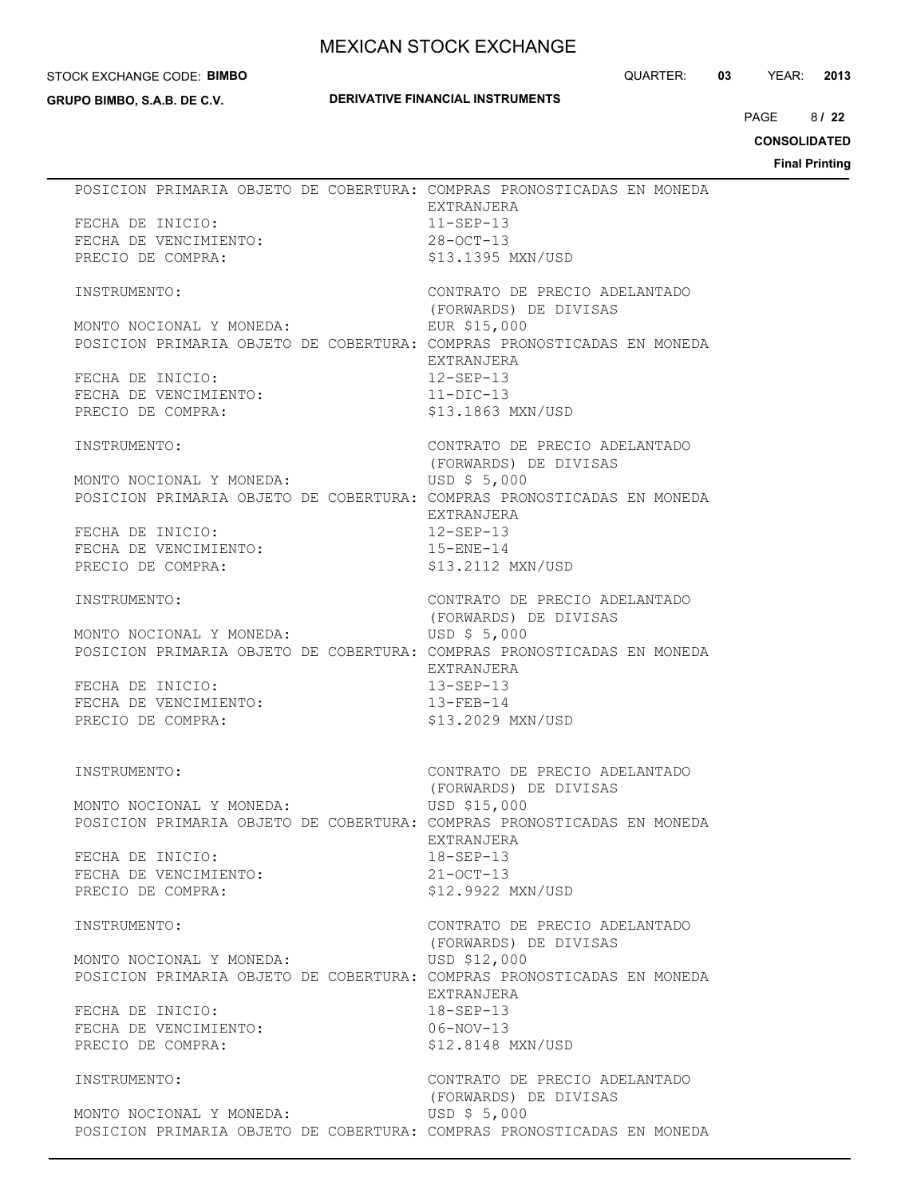POSICION PRIMARIA OBJETO DE COBERTURA: COMPRAS PRONOSTICADAS EN MONEDA EXTRANJERA
FECHA DE INICIO: 11-SEP-13
FECHA DE VENCIMIENTO: 28-OCT-13
PRECIO DE COMPRA: $13.1395 MXN/USD

INSTRUMENTO: CONTRATO DE PRECIO ADELANTADO (FORWARDS) DE DIVISAS
MONTO NOCIONAL Y MONEDA: EUR $15,000
POSICION PRIMARIA OBJETO DE COBERTURA: COMPRAS PRONOSTICADAS EN MONEDA EXTRANJERA
FECHA DE INICIO: 12-SEP-13
FECHA DE VENCIMIENTO: 11-DIC-13
PRECIO DE COMPRA: $13.1863 MXN/USD

INSTRUMENTO: CONTRATO DE PRECIO ADELANTADO (FORWARDS) DE DIVISAS
MONTO NOCIONAL Y MONEDA: USD $ 5,000
POSICION PRIMARIA OBJETO DE COBERTURA: COMPRAS PRONOSTICADAS EN MONEDA EXTRANJERA
FECHA DE INICIO: 12-SEP-13
FECHA DE VENCIMIENTO: 15-ENE-14
PRECIO DE COMPRA: $13.2112 MXN/USD

INSTRUMENTO: CONTRATO DE PRECIO ADELANTADO (FORWARDS) DE DIVISAS
MONTO NOCIONAL Y MONEDA: USD $ 5,000
POSICION PRIMARIA OBJETO DE COBERTURA: COMPRAS PRONOSTICADAS EN MONEDA EXTRANJERA
FECHA DE INICIO: 13-SEP-13
FECHA DE VENCIMIENTO: 13-FEB-14
PRECIO DE COMPRA: $13.2029 MXN/USD

INSTRUMENTO: CONTRATO DE PRECIO ADELANTADO (FORWARDS) DE DIVISAS
MONTO NOCIONAL Y MONEDA: USD $15,000
POSICION PRIMARIA OBJETO DE COBERTURA: COMPRAS PRONOSTICADAS EN MONEDA EXTRANJERA
FECHA DE INICIO: 18-SEP-13
FECHA DE VENCIMIENTO: 21-OCT-13
PRECIO DE COMPRA: $12.9922 MXN/USD

INSTRUMENTO: CONTRATO DE PRECIO ADELANTADO (FORWARDS) DE DIVISAS
MONTO NOCIONAL Y MONEDA: USD $12,000
POSICION PRIMARIA OBJETO DE COBERTURA: COMPRAS PRONOSTICADAS EN MONEDA EXTRANJERA
FECHA DE INICIO: 18-SEP-13
FECHA DE VENCIMIENTO: 06-NOV-13
PRECIO DE COMPRA: $12.8148 MXN/USD

INSTRUMENTO: CONTRATO DE PRECIO ADELANTADO (FORWARDS) DE DIVISAS
MONTO NOCIONAL Y MONEDA: USD $ 5,000
POSICION PRIMARIA OBJETO DE COBERTURA: COMPRAS PRONOSTICADAS EN MONEDA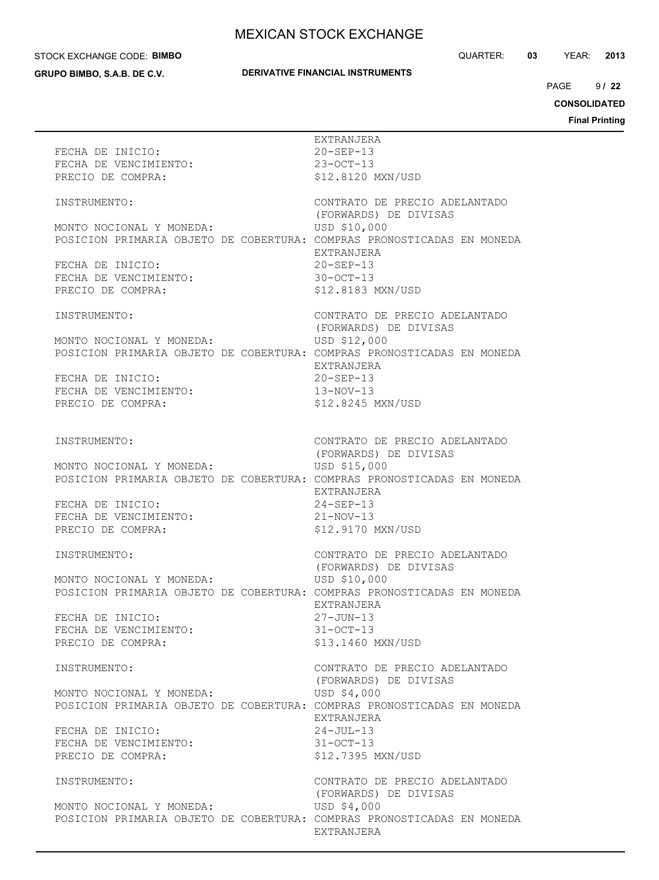EXTRANJERA

FECHA DE INICIO: 20-SEP-13
FECHA DE VENCIMIENTO: 23-OCT-13
PRECIO DE COMPRA: $12.8120 MXN/USD

INSTRUMENTO: CONTRATO DE PRECIO ADELANTADO (FORWARDS) DE DIVISAS
MONTO NOCIONAL Y MONEDA: USD $10,000
POSICION PRIMARIA OBJETO DE COBERTURA: COMPRAS PRONOSTICADAS EN MONEDA EXTRANJERA
FECHA DE INICIO: 20-SEP-13
FECHA DE VENCIMIENTO: 30-OCT-13
PRECIO DE COMPRA: $12.8183 MXN/USD

INSTRUMENTO: CONTRATO DE PRECIO ADELANTADO (FORWARDS) DE DIVISAS
MONTO NOCIONAL Y MONEDA: USD $12,000
POSICION PRIMARIA OBJETO DE COBERTURA: COMPRAS PRONOSTICADAS EN MONEDA EXTRANJERA
FECHA DE INICIO: 20-SEP-13
FECHA DE VENCIMIENTO: 13-NOV-13
PRECIO DE COMPRA: $12.8245 MXN/USD

INSTRUMENTO: CONTRATO DE PRECIO ADELANTADO (FORWARDS) DE DIVISAS
MONTO NOCIONAL Y MONEDA: USD $15,000
POSICION PRIMARIA OBJETO DE COBERTURA: COMPRAS PRONOSTICADAS EN MONEDA EXTRANJERA
FECHA DE INICIO: 24-SEP-13
FECHA DE VENCIMIENTO: 21-NOV-13
PRECIO DE COMPRA: $12.9170 MXN/USD

INSTRUMENTO: CONTRATO DE PRECIO ADELANTADO (FORWARDS) DE DIVISAS
MONTO NOCIONAL Y MONEDA: USD $10,000
POSICION PRIMARIA OBJETO DE COBERTURA: COMPRAS PRONOSTICADAS EN MONEDA EXTRANJERA
FECHA DE INICIO: 27-JUN-13
FECHA DE VENCIMIENTO: 31-OCT-13
PRECIO DE COMPRA: $13.1460 MXN/USD

INSTRUMENTO: CONTRATO DE PRECIO ADELANTADO (FORWARDS) DE DIVISAS
MONTO NOCIONAL Y MONEDA: USD $4,000
POSICION PRIMARIA OBJETO DE COBERTURA: COMPRAS PRONOSTICADAS EN MONEDA EXTRANJERA
FECHA DE INICIO: 24-JUL-13
FECHA DE VENCIMIENTO: 31-OCT-13
PRECIO DE COMPRA: $12.7395 MXN/USD

INSTRUMENTO: CONTRATO DE PRECIO ADELANTADO (FORWARDS) DE DIVISAS
MONTO NOCIONAL Y MONEDA: USD $4,000
POSICION PRIMARIA OBJETO DE COBERTURA: COMPRAS PRONOSTICADAS EN MONEDA EXTRANJERA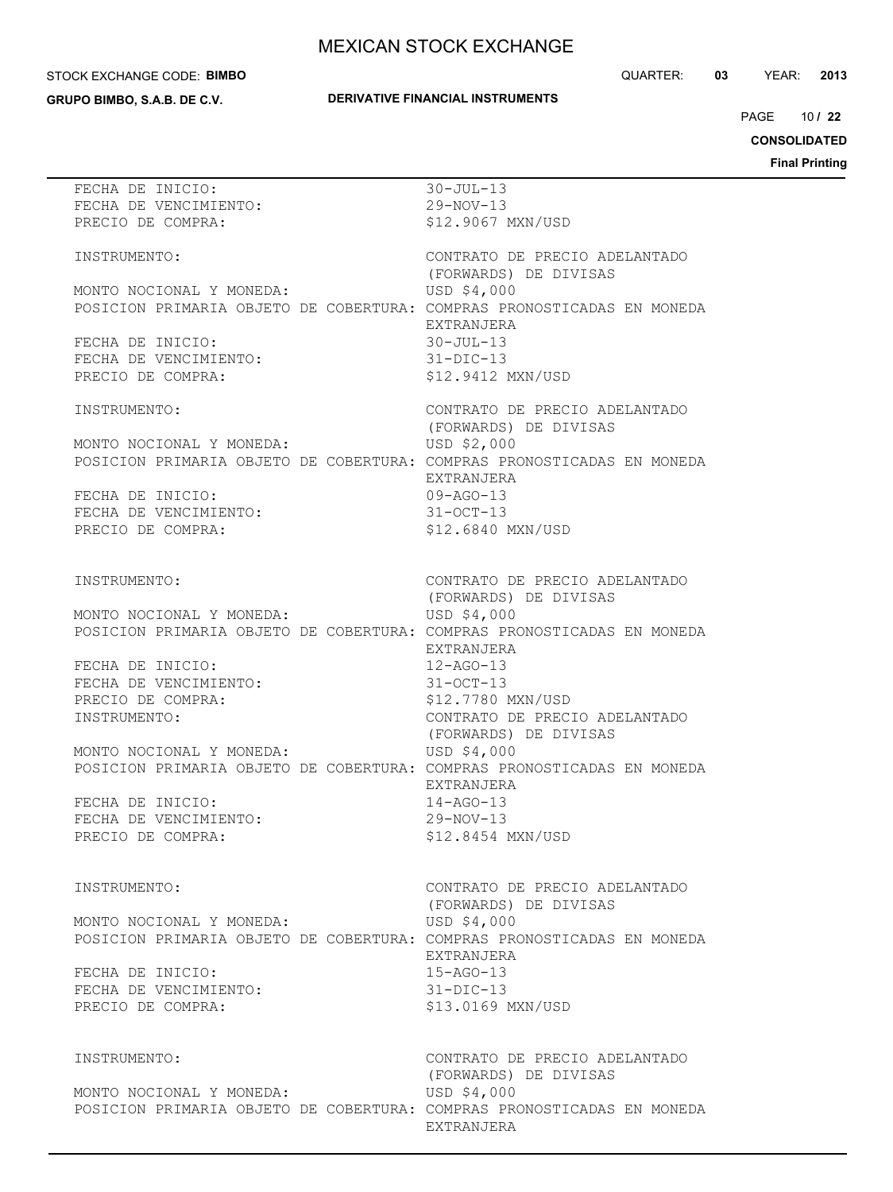FECHA DE INICIO: 30-JUL-13
FECHA DE VENCIMIENTO: 29-NOV-13
PRECIO DE COMPRA: $12.9067 MXN/USD

INSTRUMENTO: CONTRATO DE PRECIO ADELANTADO (FORWARDS) DE DIVISAS
MONTO NOCIONAL Y MONEDA: USD $4,000
POSICION PRIMARIA OBJETO DE COBERTURA: COMPRAS PRONOSTICADAS EN MONEDA EXTRANJERA
FECHA DE INICIO: 30-JUL-13
FECHA DE VENCIMIENTO: 31-DIC-13
PRECIO DE COMPRA: $12.9412 MXN/USD

INSTRUMENTO: CONTRATO DE PRECIO ADELANTADO (FORWARDS) DE DIVISAS
MONTO NOCIONAL Y MONEDA: USD $2,000
POSICION PRIMARIA OBJETO DE COBERTURA: COMPRAS PRONOSTICADAS EN MONEDA EXTRANJERA
FECHA DE INICIO: 09-AGO-13
FECHA DE VENCIMIENTO: 31-OCT-13
PRECIO DE COMPRA: $12.6840 MXN/USD

INSTRUMENTO: CONTRATO DE PRECIO ADELANTADO (FORWARDS) DE DIVISAS
MONTO NOCIONAL Y MONEDA: USD $4,000
POSICION PRIMARIA OBJETO DE COBERTURA: COMPRAS PRONOSTICADAS EN MONEDA EXTRANJERA
FECHA DE INICIO: 12-AGO-13
FECHA DE VENCIMIENTO: 31-OCT-13
PRECIO DE COMPRA: $12.7780 MXN/USD
INSTRUMENTO: CONTRATO DE PRECIO ADELANTADO (FORWARDS) DE DIVISAS
MONTO NOCIONAL Y MONEDA: USD $4,000
POSICION PRIMARIA OBJETO DE COBERTURA: COMPRAS PRONOSTICADAS EN MONEDA EXTRANJERA
FECHA DE INICIO: 14-AGO-13
FECHA DE VENCIMIENTO: 29-NOV-13
PRECIO DE COMPRA: $12.8454 MXN/USD

INSTRUMENTO: CONTRATO DE PRECIO ADELANTADO (FORWARDS) DE DIVISAS
MONTO NOCIONAL Y MONEDA: USD $4,000
POSICION PRIMARIA OBJETO DE COBERTURA: COMPRAS PRONOSTICADAS EN MONEDA EXTRANJERA
FECHA DE INICIO: 15-AGO-13
FECHA DE VENCIMIENTO: 31-DIC-13
PRECIO DE COMPRA: $13.0169 MXN/USD

INSTRUMENTO: CONTRATO DE PRECIO ADELANTADO (FORWARDS) DE DIVISAS
MONTO NOCIONAL Y MONEDA: USD $4,000
POSICION PRIMARIA OBJETO DE COBERTURA: COMPRAS PRONOSTICADAS EN MONEDA EXTRANJERA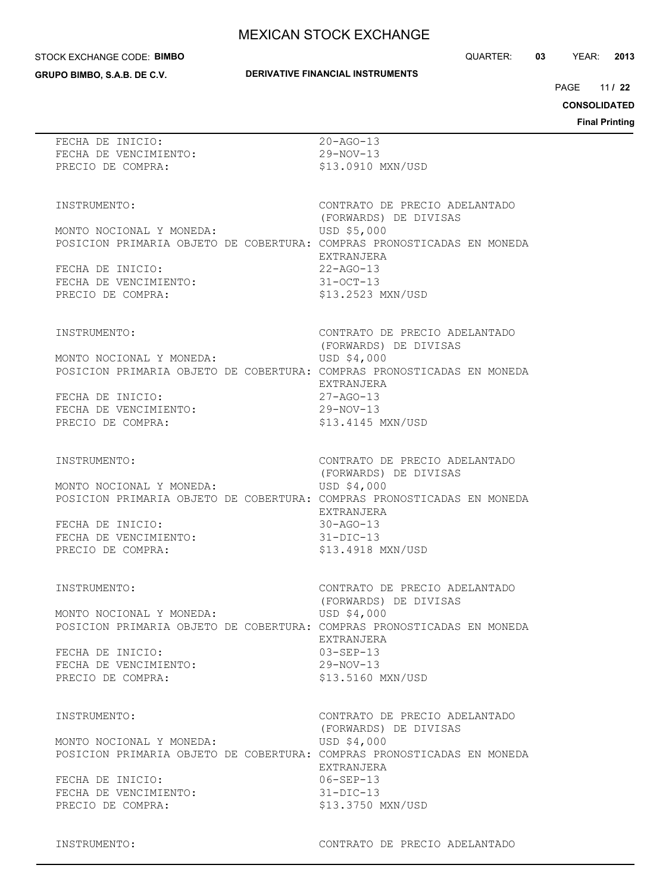FECHA DE INICIO: 20-AGO-13
FECHA DE VENCIMIENTO: 29-NOV-13
PRECIO DE COMPRA: $13.0910 MXN/USD

INSTRUMENTO: CONTRATO DE PRECIO ADELANTADO (FORWARDS) DE DIVISAS
MONTO NOCIONAL Y MONEDA: USD $5,000
POSICION PRIMARIA OBJETO DE COBERTURA: COMPRAS PRONOSTICADAS EN MONEDA EXTRANJERA
FECHA DE INICIO: 22-AGO-13
FECHA DE VENCIMIENTO: 31-OCT-13
PRECIO DE COMPRA: $13.2523 MXN/USD

INSTRUMENTO: CONTRATO DE PRECIO ADELANTADO (FORWARDS) DE DIVISAS
MONTO NOCIONAL Y MONEDA: USD $4,000
POSICION PRIMARIA OBJETO DE COBERTURA: COMPRAS PRONOSTICADAS EN MONEDA EXTRANJERA
FECHA DE INICIO: 27-AGO-13
FECHA DE VENCIMIENTO: 29-NOV-13
PRECIO DE COMPRA: $13.4145 MXN/USD

INSTRUMENTO: CONTRATO DE PRECIO ADELANTADO (FORWARDS) DE DIVISAS
MONTO NOCIONAL Y MONEDA: USD $4,000
POSICION PRIMARIA OBJETO DE COBERTURA: COMPRAS PRONOSTICADAS EN MONEDA EXTRANJERA
FECHA DE INICIO: 30-AGO-13
FECHA DE VENCIMIENTO: 31-DIC-13
PRECIO DE COMPRA: $13.4918 MXN/USD

INSTRUMENTO: CONTRATO DE PRECIO ADELANTADO (FORWARDS) DE DIVISAS
MONTO NOCIONAL Y MONEDA: USD $4,000
POSICION PRIMARIA OBJETO DE COBERTURA: COMPRAS PRONOSTICADAS EN MONEDA EXTRANJERA
FECHA DE INICIO: 03-SEP-13
FECHA DE VENCIMIENTO: 29-NOV-13
PRECIO DE COMPRA: $13.5160 MXN/USD

INSTRUMENTO: CONTRATO DE PRECIO ADELANTADO (FORWARDS) DE DIVISAS
MONTO NOCIONAL Y MONEDA: USD $4,000
POSICION PRIMARIA OBJETO DE COBERTURA: COMPRAS PRONOSTICADAS EN MONEDA EXTRANJERA
FECHA DE INICIO: 06-SEP-13
FECHA DE VENCIMIENTO: 31-DIC-13
PRECIO DE COMPRA: $13.3750 MXN/USD

INSTRUMENTO: CONTRATO DE PRECIO ADELANTADO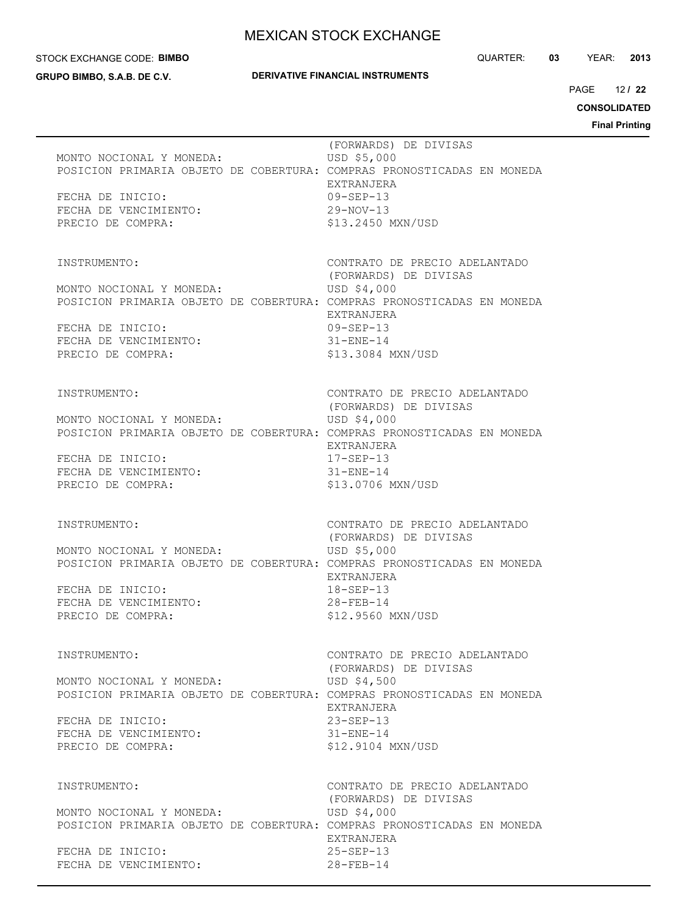(FORWARDS) DE DIVISAS
MONTO NOCIONAL Y MONEDA: USD $5,000
POSICION PRIMARIA OBJETO DE COBERTURA: COMPRAS PRONOSTICADAS EN MONEDA EXTRANJERA
FECHA DE INICIO: 09-SEP-13
FECHA DE VENCIMIENTO: 29-NOV-13
PRECIO DE COMPRA: $13.2450 MXN/USD

INSTRUMENTO: CONTRATO DE PRECIO ADELANTADO (FORWARDS) DE DIVISAS
MONTO NOCIONAL Y MONEDA: USD $4,000
POSICION PRIMARIA OBJETO DE COBERTURA: COMPRAS PRONOSTICADAS EN MONEDA EXTRANJERA
FECHA DE INICIO: 09-SEP-13
FECHA DE VENCIMIENTO: 31-ENE-14
PRECIO DE COMPRA: $13.3084 MXN/USD

INSTRUMENTO: CONTRATO DE PRECIO ADELANTADO (FORWARDS) DE DIVISAS
MONTO NOCIONAL Y MONEDA: USD $4,000
POSICION PRIMARIA OBJETO DE COBERTURA: COMPRAS PRONOSTICADAS EN MONEDA EXTRANJERA
FECHA DE INICIO: 17-SEP-13
FECHA DE VENCIMIENTO: 31-ENE-14
PRECIO DE COMPRA: $13.0706 MXN/USD

INSTRUMENTO: CONTRATO DE PRECIO ADELANTADO (FORWARDS) DE DIVISAS
MONTO NOCIONAL Y MONEDA: USD $5,000
POSICION PRIMARIA OBJETO DE COBERTURA: COMPRAS PRONOSTICADAS EN MONEDA EXTRANJERA
FECHA DE INICIO: 18-SEP-13
FECHA DE VENCIMIENTO: 28-FEB-14
PRECIO DE COMPRA: $12.9560 MXN/USD

INSTRUMENTO: CONTRATO DE PRECIO ADELANTADO (FORWARDS) DE DIVISAS
MONTO NOCIONAL Y MONEDA: USD $4,500
POSICION PRIMARIA OBJETO DE COBERTURA: COMPRAS PRONOSTICADAS EN MONEDA EXTRANJERA
FECHA DE INICIO: 23-SEP-13
FECHA DE VENCIMIENTO: 31-ENE-14
PRECIO DE COMPRA: $12.9104 MXN/USD

INSTRUMENTO: CONTRATO DE PRECIO ADELANTADO (FORWARDS) DE DIVISAS
MONTO NOCIONAL Y MONEDA: USD $4,000
POSICION PRIMARIA OBJETO DE COBERTURA: COMPRAS PRONOSTICADAS EN MONEDA EXTRANJERA
FECHA DE INICIO: 25-SEP-13
FECHA DE VENCIMIENTO: 28-FEB-14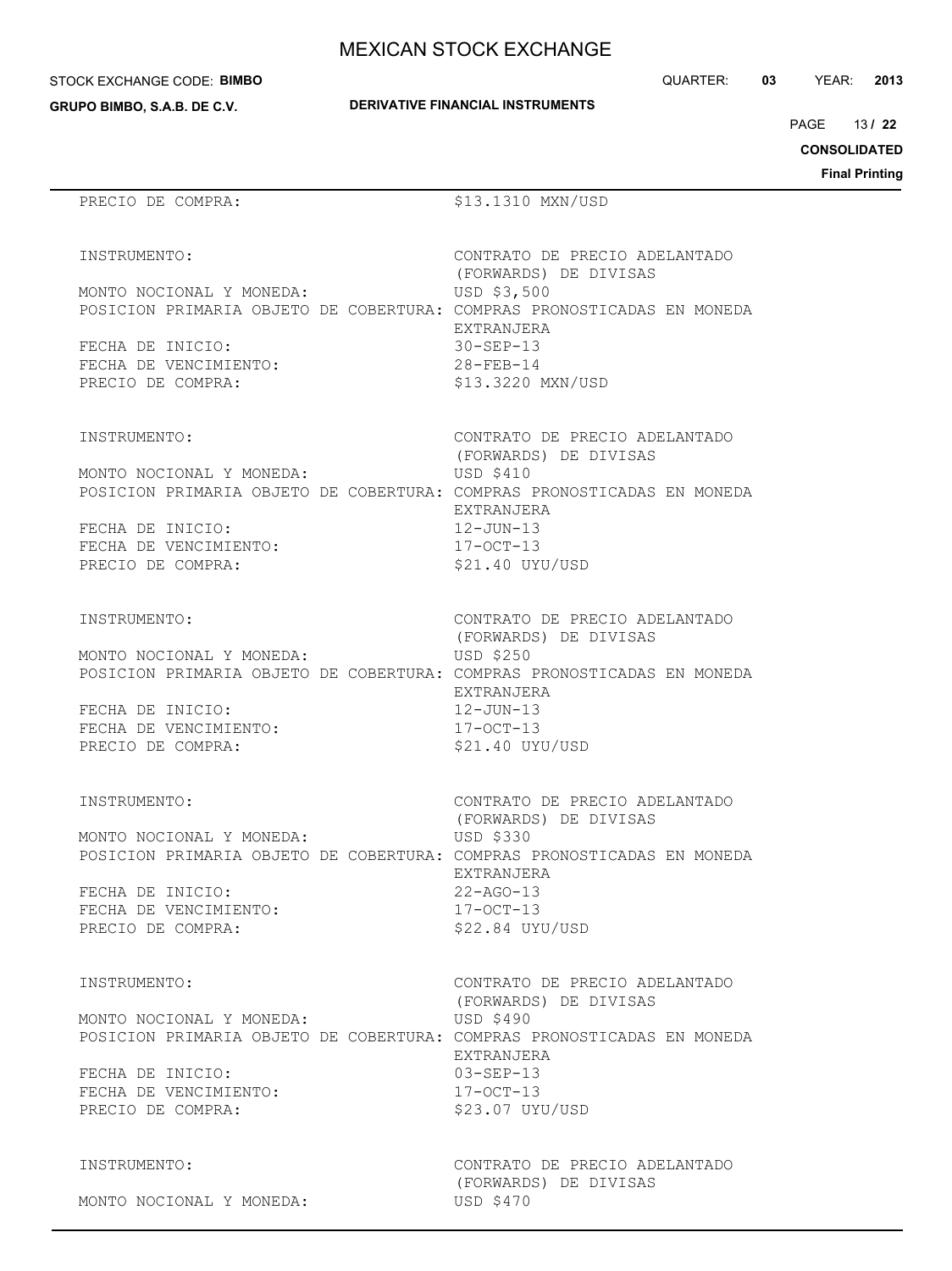PRECIO DE COMPRA: $13.1310 MXN/USD

INSTRUMENTO: CONTRATO DE PRECIO ADELANTADO (FORWARDS) DE DIVISAS
MONTO NOCIONAL Y MONEDA: USD $3,500
POSICION PRIMARIA OBJETO DE COBERTURA: COMPRAS PRONOSTICADAS EN MONEDA EXTRANJERA
FECHA DE INICIO: 30-SEP-13
FECHA DE VENCIMIENTO: 28-FEB-14
PRECIO DE COMPRA: $13.3220 MXN/USD

INSTRUMENTO: CONTRATO DE PRECIO ADELANTADO (FORWARDS) DE DIVISAS
MONTO NOCIONAL Y MONEDA: USD $410
POSICION PRIMARIA OBJETO DE COBERTURA: COMPRAS PRONOSTICADAS EN MONEDA EXTRANJERA
FECHA DE INICIO: 12-JUN-13
FECHA DE VENCIMIENTO: 17-OCT-13
PRECIO DE COMPRA: $21.40 UYU/USD

INSTRUMENTO: CONTRATO DE PRECIO ADELANTADO (FORWARDS) DE DIVISAS
MONTO NOCIONAL Y MONEDA: USD $250
POSICION PRIMARIA OBJETO DE COBERTURA: COMPRAS PRONOSTICADAS EN MONEDA EXTRANJERA
FECHA DE INICIO: 12-JUN-13
FECHA DE VENCIMIENTO: 17-OCT-13
PRECIO DE COMPRA: $21.40 UYU/USD

INSTRUMENTO: CONTRATO DE PRECIO ADELANTADO (FORWARDS) DE DIVISAS
MONTO NOCIONAL Y MONEDA: USD $330
POSICION PRIMARIA OBJETO DE COBERTURA: COMPRAS PRONOSTICADAS EN MONEDA EXTRANJERA
FECHA DE INICIO: 22-AGO-13
FECHA DE VENCIMIENTO: 17-OCT-13
PRECIO DE COMPRA: $22.84 UYU/USD

INSTRUMENTO: CONTRATO DE PRECIO ADELANTADO (FORWARDS) DE DIVISAS
MONTO NOCIONAL Y MONEDA: USD $490
POSICION PRIMARIA OBJETO DE COBERTURA: COMPRAS PRONOSTICADAS EN MONEDA EXTRANJERA
FECHA DE INICIO: 03-SEP-13
FECHA DE VENCIMIENTO: 17-OCT-13
PRECIO DE COMPRA: $23.07 UYU/USD

INSTRUMENTO: CONTRATO DE PRECIO ADELANTADO (FORWARDS) DE DIVISAS
MONTO NOCIONAL Y MONEDA: USD $470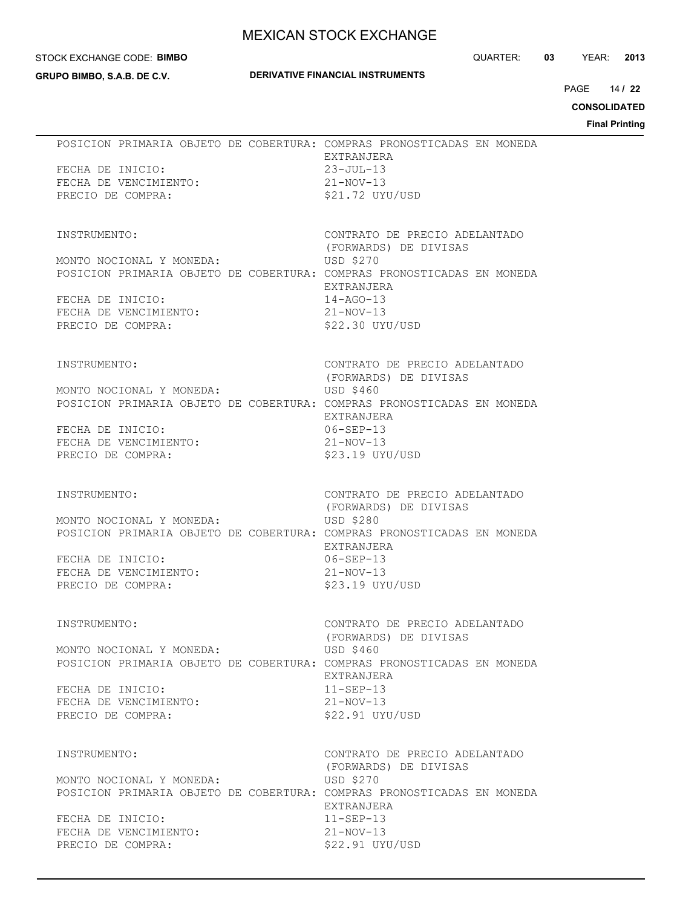POSICION PRIMARIA OBJETO DE COBERTURA: COMPRAS PRONOSTICADAS EN MONEDA EXTRANJERA
FECHA DE INICIO: 23-JUL-13
FECHA DE VENCIMIENTO: 21-NOV-13
PRECIO DE COMPRA: $21.72 UYU/USD

INSTRUMENTO: CONTRATO DE PRECIO ADELANTADO (FORWARDS) DE DIVISAS
MONTO NOCIONAL Y MONEDA: USD $270
POSICION PRIMARIA OBJETO DE COBERTURA: COMPRAS PRONOSTICADAS EN MONEDA EXTRANJERA
FECHA DE INICIO: 14-AGO-13
FECHA DE VENCIMIENTO: 21-NOV-13
PRECIO DE COMPRA: $22.30 UYU/USD

INSTRUMENTO: CONTRATO DE PRECIO ADELANTADO (FORWARDS) DE DIVISAS
MONTO NOCIONAL Y MONEDA: USD $460
POSICION PRIMARIA OBJETO DE COBERTURA: COMPRAS PRONOSTICADAS EN MONEDA EXTRANJERA
FECHA DE INICIO: 06-SEP-13
FECHA DE VENCIMIENTO: 21-NOV-13
PRECIO DE COMPRA: $23.19 UYU/USD

INSTRUMENTO: CONTRATO DE PRECIO ADELANTADO (FORWARDS) DE DIVISAS
MONTO NOCIONAL Y MONEDA: USD $280
POSICION PRIMARIA OBJETO DE COBERTURA: COMPRAS PRONOSTICADAS EN MONEDA EXTRANJERA
FECHA DE INICIO: 06-SEP-13
FECHA DE VENCIMIENTO: 21-NOV-13
PRECIO DE COMPRA: $23.19 UYU/USD

INSTRUMENTO: CONTRATO DE PRECIO ADELANTADO (FORWARDS) DE DIVISAS
MONTO NOCIONAL Y MONEDA: USD $460
POSICION PRIMARIA OBJETO DE COBERTURA: COMPRAS PRONOSTICADAS EN MONEDA EXTRANJERA
FECHA DE INICIO: 11-SEP-13
FECHA DE VENCIMIENTO: 21-NOV-13
PRECIO DE COMPRA: $22.91 UYU/USD

INSTRUMENTO: CONTRATO DE PRECIO ADELANTADO (FORWARDS) DE DIVISAS
MONTO NOCIONAL Y MONEDA: USD $270
POSICION PRIMARIA OBJETO DE COBERTURA: COMPRAS PRONOSTICADAS EN MONEDA EXTRANJERA
FECHA DE INICIO: 11-SEP-13
FECHA DE VENCIMIENTO: 21-NOV-13
PRECIO DE COMPRA: $22.91 UYU/USD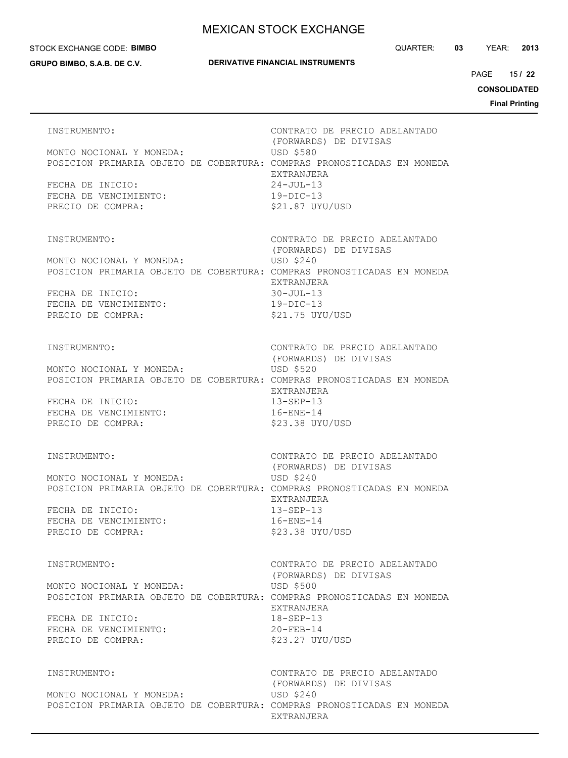INSTRUMENTO: CONTRATO DE PRECIO ADELANTADO (FORWARDS) DE DIVISAS
MONTO NOCIONAL Y MONEDA: USD $580
POSICION PRIMARIA OBJETO DE COBERTURA: COMPRAS PRONOSTICADAS EN MONEDA EXTRANJERA
FECHA DE INICIO: 24-JUL-13
FECHA DE VENCIMIENTO: 19-DIC-13
PRECIO DE COMPRA: $21.87 UYU/USD

INSTRUMENTO: CONTRATO DE PRECIO ADELANTADO (FORWARDS) DE DIVISAS
MONTO NOCIONAL Y MONEDA: USD $240
POSICION PRIMARIA OBJETO DE COBERTURA: COMPRAS PRONOSTICADAS EN MONEDA EXTRANJERA
FECHA DE INICIO: 30-JUL-13
FECHA DE VENCIMIENTO: 19-DIC-13
PRECIO DE COMPRA: $21.75 UYU/USD

INSTRUMENTO: CONTRATO DE PRECIO ADELANTADO (FORWARDS) DE DIVISAS
MONTO NOCIONAL Y MONEDA: USD $520
POSICION PRIMARIA OBJETO DE COBERTURA: COMPRAS PRONOSTICADAS EN MONEDA EXTRANJERA
FECHA DE INICIO: 13-SEP-13
FECHA DE VENCIMIENTO: 16-ENE-14
PRECIO DE COMPRA: $23.38 UYU/USD

INSTRUMENTO: CONTRATO DE PRECIO ADELANTADO (FORWARDS) DE DIVISAS
MONTO NOCIONAL Y MONEDA: USD $240
POSICION PRIMARIA OBJETO DE COBERTURA: COMPRAS PRONOSTICADAS EN MONEDA EXTRANJERA
FECHA DE INICIO: 13-SEP-13
FECHA DE VENCIMIENTO: 16-ENE-14
PRECIO DE COMPRA: $23.38 UYU/USD

INSTRUMENTO: CONTRATO DE PRECIO ADELANTADO (FORWARDS) DE DIVISAS
MONTO NOCIONAL Y MONEDA: USD $500
POSICION PRIMARIA OBJETO DE COBERTURA: COMPRAS PRONOSTICADAS EN MONEDA EXTRANJERA
FECHA DE INICIO: 18-SEP-13
FECHA DE VENCIMIENTO: 20-FEB-14
PRECIO DE COMPRA: $23.27 UYU/USD

INSTRUMENTO: CONTRATO DE PRECIO ADELANTADO (FORWARDS) DE DIVISAS
MONTO NOCIONAL Y MONEDA: USD $240
POSICION PRIMARIA OBJETO DE COBERTURA: COMPRAS PRONOSTICADAS EN MONEDA EXTRANJERA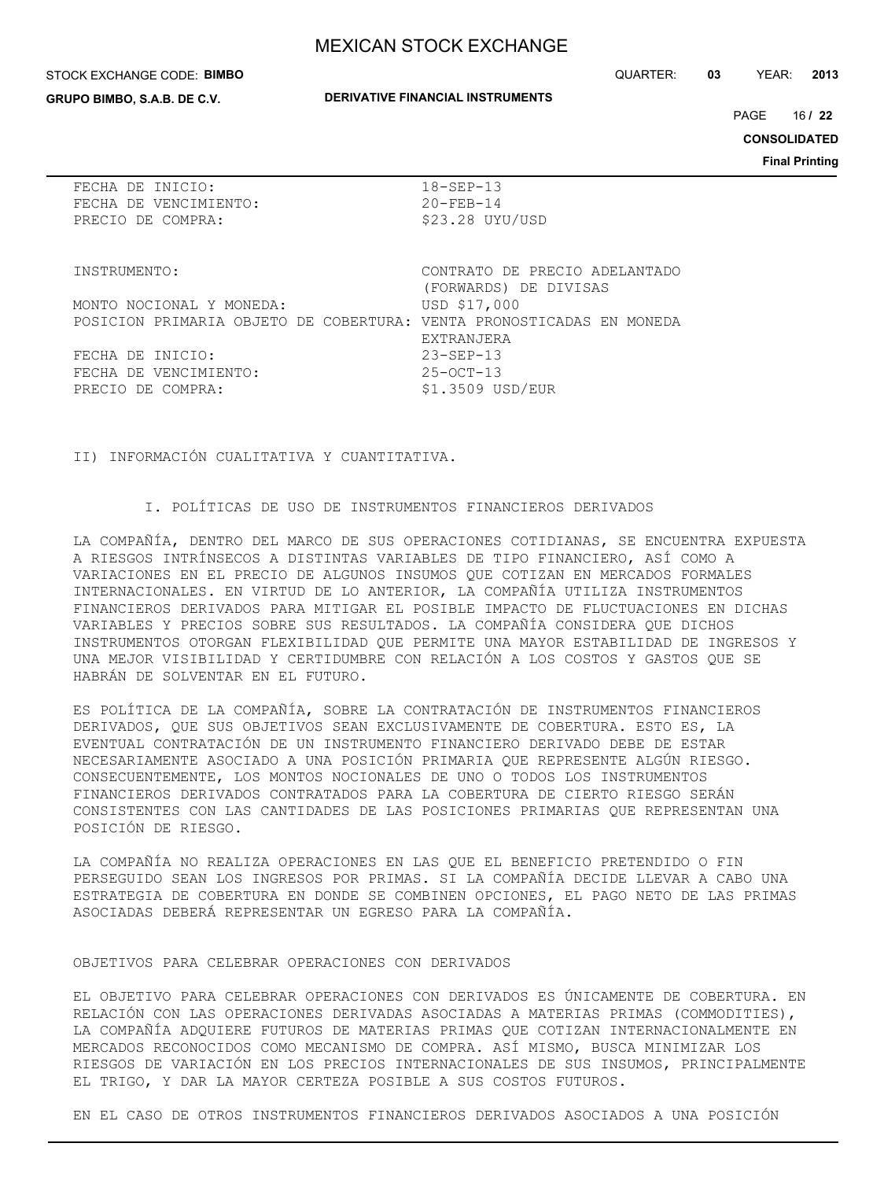FECHA DE INICIO: 18-SEP-13
FECHA DE VENCIMIENTO: 20-FEB-14
PRECIO DE COMPRA: $23.28 UYU/USD

INSTRUMENTO: CONTRATO DE PRECIO ADELANTADO (FORWARDS) DE DIVISAS
MONTO NOCIONAL Y MONEDA: USD $17,000
POSICION PRIMARIA OBJETO DE COBERTURA: VENTA PRONOSTICADAS EN MONEDA EXTRANJERA
FECHA DE INICIO: 23-SEP-13
FECHA DE VENCIMIENTO: 25-OCT-13
PRECIO DE COMPRA: $1.3509 USD/EUR

II) INFORMACIÓN CUALITATIVA Y CUANTITATIVA.

I. POLÍTICAS DE USO DE INSTRUMENTOS FINANCIEROS DERIVADOS

LA COMPAÑÍA, DENTRO DEL MARCO DE SUS OPERACIONES COTIDIANAS, SE ENCUENTRA EXPUESTA A RIESGOS INTRÍNSECOS A DISTINTAS VARIABLES DE TIPO FINANCIERO, ASÍ COMO A VARIACIONES EN EL PRECIO DE ALGUNOS INSUMOS QUE COTIZAN EN MERCADOS FORMALES INTERNACIONALES. EN VIRTUD DE LO ANTERIOR, LA COMPAÑÍA UTILIZA INSTRUMENTOS FINANCIEROS DERIVADOS PARA MITIGAR EL POSIBLE IMPACTO DE FLUCTUACIONES EN DICHAS VARIABLES Y PRECIOS SOBRE SUS RESULTADOS. LA COMPAÑÍA CONSIDERA QUE DICHOS INSTRUMENTOS OTORGAN FLEXIBILIDAD QUE PERMITE UNA MAYOR ESTABILIDAD DE INGRESOS Y UNA MEJOR VISIBILIDAD Y CERTIDUMBRE CON RELACIÓN A LOS COSTOS Y GASTOS QUE SE HABRÁN DE SOLVENTAR EN EL FUTURO.

ES POLÍTICA DE LA COMPAÑÍA, SOBRE LA CONTRATACIÓN DE INSTRUMENTOS FINANCIEROS DERIVADOS, QUE SUS OBJETIVOS SEAN EXCLUSIVAMENTE DE COBERTURA. ESTO ES, LA EVENTUAL CONTRATACIÓN DE UN INSTRUMENTO FINANCIERO DERIVADO DEBE DE ESTAR NECESARIAMENTE ASOCIADO A UNA POSICIÓN PRIMARIA QUE REPRESENTE ALGÚN RIESGO. CONSECUENTEMENTE, LOS MONTOS NOCIONALES DE UNO O TODOS LOS INSTRUMENTOS FINANCIEROS DERIVADOS CONTRATADOS PARA LA COBERTURA DE CIERTO RIESGO SERÁN CONSISTENTES CON LAS CANTIDADES DE LAS POSICIONES PRIMARIAS QUE REPRESENTAN UNA POSICIÓN DE RIESGO.

LA COMPAÑÍA NO REALIZA OPERACIONES EN LAS QUE EL BENEFICIO PRETENDIDO O FIN PERSEGUIDO SEAN LOS INGRESOS POR PRIMAS. SI LA COMPAÑÍA DECIDE LLEVAR A CABO UNA ESTRATEGIA DE COBERTURA EN DONDE SE COMBINEN OPCIONES, EL PAGO NETO DE LAS PRIMAS ASOCIADAS DEBERÁ REPRESENTAR UN EGRESO PARA LA COMPAÑÍA.

OBJETIVOS PARA CELEBRAR OPERACIONES CON DERIVADOS

EL OBJETIVO PARA CELEBRAR OPERACIONES CON DERIVADOS ES ÚNICAMENTE DE COBERTURA. EN RELACIÓN CON LAS OPERACIONES DERIVADAS ASOCIADAS A MATERIAS PRIMAS (COMMODITIES), LA COMPAÑÍA ADQUIERE FUTUROS DE MATERIAS PRIMAS QUE COTIZAN INTERNACIONALMENTE EN MERCADOS RECONOCIDOS COMO MECANISMO DE COMPRA. ASÍ MISMO, BUSCA MINIMIZAR LOS RIESGOS DE VARIACIÓN EN LOS PRECIOS INTERNACIONALES DE SUS INSUMOS, PRINCIPALMENTE EL TRIGO, Y DAR LA MAYOR CERTEZA POSIBLE A SUS COSTOS FUTUROS.

EN EL CASO DE OTROS INSTRUMENTOS FINANCIEROS DERIVADOS ASOCIADOS A UNA POSICIÓN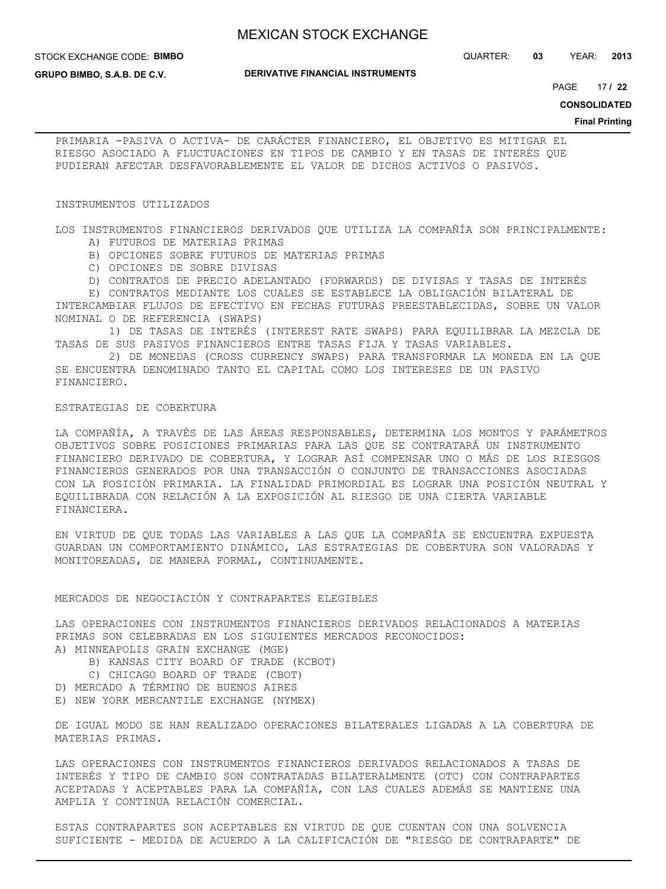PRIMARIA -PASIVA O ACTIVA- DE CARÁCTER FINANCIERO, EL OBJETIVO ES MITIGAR EL RIESGO ASOCIADO A FLUCTUACIONES EN TIPOS DE CAMBIO Y EN TASAS DE INTERÉS QUE PUDIERAN AFECTAR DESFAVORABLEMENTE EL VALOR DE DICHOS ACTIVOS O PASIVOS.

INSTRUMENTOS UTILIZADOS

LOS INSTRUMENTOS FINANCIEROS DERIVADOS QUE UTILIZA LA COMPAÑÍA SON PRINCIPALMENTE:

A) FUTUROS DE MATERIAS PRIMAS
B) OPCIONES SOBRE FUTUROS DE MATERIAS PRIMAS
C) OPCIONES DE SOBRE DIVISAS
D) CONTRATOS DE PRECIO ADELANTADO (FORWARDS) DE DIVISAS Y TASAS DE INTERÉS
E) CONTRATOS MEDIANTE LOS CUALES SE ESTABLECE LA OBLIGACIÓN BILATERAL DE INTERCAMBIAR FLUJOS DE EFECTIVO EN FECHAS FUTURAS PREESTABLECIDAS, SOBRE UN VALOR NOMINAL O DE REFERENCIA (SWAPS)
   1) DE TASAS DE INTERÉS (INTEREST RATE SWAPS) PARA EQUILIBRAR LA MEZCLA DE TASAS DE SUS PASIVOS FINANCIEROS ENTRE TASAS FIJA Y TASAS VARIABLES.
   2) DE MONEDAS (CROSS CURRENCY SWAPS) PARA TRANSFORMAR LA MONEDA EN LA QUE SE ENCUENTRA DENOMINADO TANTO EL CAPITAL COMO LOS INTERESES DE UN PASIVO FINANCIERO.

ESTRATEGIAS DE COBERTURA

LA COMPAÑÍA, A TRAVÉS DE LAS ÁREAS RESPONSABLES, DETERMINA LOS MONTOS Y PARÁMETROS OBJETIVOS SOBRE POSICIONES PRIMARIAS PARA LAS QUE SE CONTRATARÁ UN INSTRUMENTO FINANCIERO DERIVADO DE COBERTURA, Y LOGRAR ASÍ COMPENSAR UNO O MÁS DE LOS RIESGOS FINANCIEROS GENERADOS POR UNA TRANSACCIÓN O CONJUNTO DE TRANSACCIONES ASOCIADAS CON LA POSICIÓN PRIMARIA. LA FINALIDAD PRIMORDIAL ES LOGRAR UNA POSICIÓN NEUTRAL Y EQUILIBRADA CON RELACIÓN A LA EXPOSICIÓN AL RIESGO DE UNA CIERTA VARIABLE FINANCIERA.

EN VIRTUD DE QUE TODAS LAS VARIABLES A LAS QUE LA COMPAÑÍA SE ENCUENTRA EXPUESTA GUARDAN UN COMPORTAMIENTO DINÁMICO, LAS ESTRATEGIAS DE COBERTURA SON VALORADAS Y MONITOREADAS, DE MANERA FORMAL, CONTINUAMENTE.

MERCADOS DE NEGOCIACIÓN Y CONTRAPARTES ELEGIBLES

LAS OPERACIONES CON INSTRUMENTOS FINANCIEROS DERIVADOS RELACIONADOS A MATERIAS PRIMAS SON CELEBRADAS EN LOS SIGUIENTES MERCADOS RECONOCIDOS:

A) MINNEAPOLIS GRAIN EXCHANGE (MGE)
B) KANSAS CITY BOARD OF TRADE (KCBOT)
C) CHICAGO BOARD OF TRADE (CBOT)
D) MERCADO A TÉRMINO DE BUENOS AIRES
E) NEW YORK MERCANTILE EXCHANGE (NYMEX)

DE IGUAL MODO SE HAN REALIZADO OPERACIONES BILATERALES LIGADAS A LA COBERTURA DE MATERIAS PRIMAS.

LAS OPERACIONES CON INSTRUMENTOS FINANCIEROS DERIVADOS RELACIONADOS A TASAS DE INTERÉS Y TIPO DE CAMBIO SON CONTRATADAS BILATERALMENTE (OTC) CON CONTRAPARTES ACEPTADAS Y ACEPTABLES PARA LA COMPAÑÍA, CON LAS CUALES ADEMÁS SE MANTIENE UNA AMPLIA Y CONTINUA RELACIÓN COMERCIAL.

ESTAS CONTRAPARTES SON ACEPTABLES EN VIRTUD DE QUE CUENTAN CON UNA SOLVENCIA SUFICIENTE - MEDIDA DE ACUERDO A LA CALIFICACIÓN DE "RIESGO DE CONTRAPARTE" DE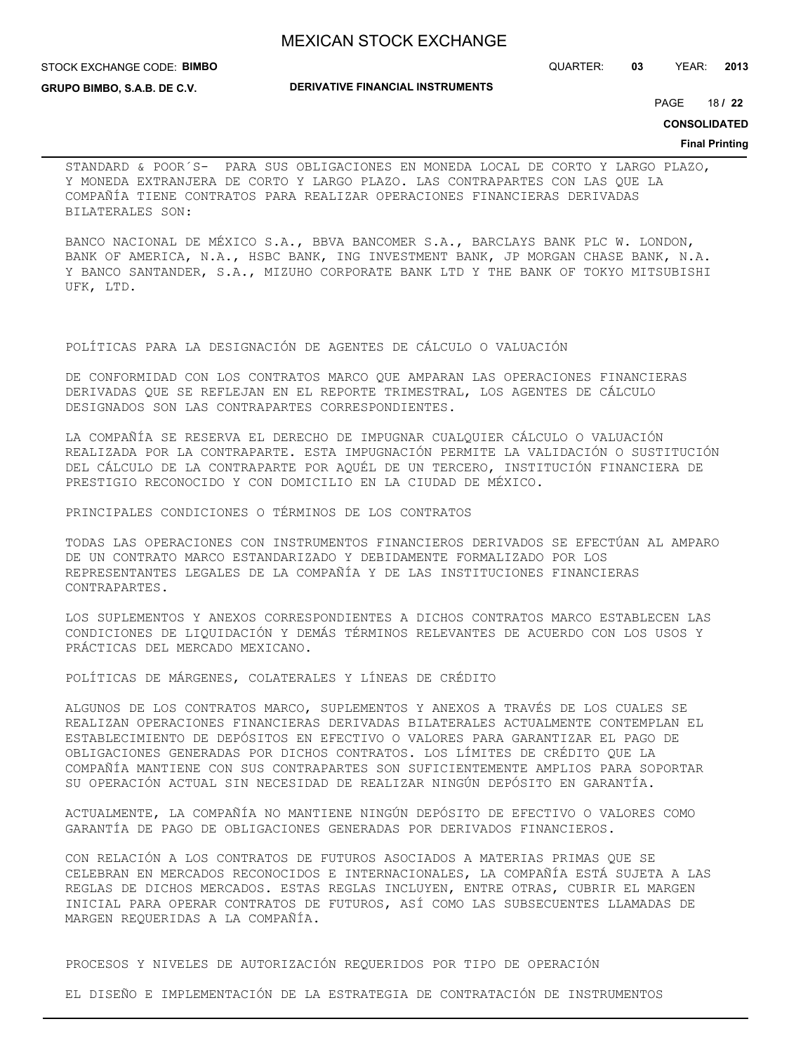STANDARD & POOR´S- PARA SUS OBLIGACIONES EN MONEDA LOCAL DE CORTO Y LARGO PLAZO, Y MONEDA EXTRANJERA DE CORTO Y LARGO PLAZO. LAS CONTRAPARTES CON LAS QUE LA COMPAÑÍA TIENE CONTRATOS PARA REALIZAR OPERACIONES FINANCIERAS DERIVADAS BILATERALES SON:

BANCO NACIONAL DE MÉXICO S.A., BBVA BANCOMER S.A., BARCLAYS BANK PLC W. LONDON, BANK OF AMERICA, N.A., HSBC BANK, ING INVESTMENT BANK, JP MORGAN CHASE BANK, N.A. Y BANCO SANTANDER, S.A., MIZUHO CORPORATE BANK LTD Y THE BANK OF TOKYO MITSUBISHI UFK, LTD.

POLÍTICAS PARA LA DESIGNACIÓN DE AGENTES DE CÁLCULO O VALUACIÓN

DE CONFORMIDAD CON LOS CONTRATOS MARCO QUE AMPARAN LAS OPERACIONES FINANCIERAS DERIVADAS QUE SE REFLEJAN EN EL REPORTE TRIMESTRAL, LOS AGENTES DE CÁLCULO DESIGNADOS SON LAS CONTRAPARTES CORRESPONDIENTES.

LA COMPAÑÍA SE RESERVA EL DERECHO DE IMPUGNAR CUALQUIER CÁLCULO O VALUACIÓN REALIZADA POR LA CONTRAPARTE. ESTA IMPUGNACIÓN PERMITE LA VALIDACIÓN O SUSTITUCIÓN DEL CÁLCULO DE LA CONTRAPARTE POR AQUÉL DE UN TERCERO, INSTITUCIÓN FINANCIERA DE PRESTIGIO RECONOCIDO Y CON DOMICILIO EN LA CIUDAD DE MÉXICO.

PRINCIPALES CONDICIONES O TÉRMINOS DE LOS CONTRATOS

TODAS LAS OPERACIONES CON INSTRUMENTOS FINANCIEROS DERIVADOS SE EFECTÚAN AL AMPARO DE UN CONTRATO MARCO ESTANDARIZADO Y DEBIDAMENTE FORMALIZADO POR LOS REPRESENTANTES LEGALES DE LA COMPAÑÍA Y DE LAS INSTITUCIONES FINANCIERAS CONTRAPARTES.

LOS SUPLEMENTOS Y ANEXOS CORRESPONDIENTES A DICHOS CONTRATOS MARCO ESTABLECEN LAS CONDICIONES DE LIQUIDACIÓN Y DEMÁS TÉRMINOS RELEVANTES DE ACUERDO CON LOS USOS Y PRÁCTICAS DEL MERCADO MEXICANO.

POLÍTICAS DE MÁRGENES, COLATERALES Y LÍNEAS DE CRÉDITO

ALGUNOS DE LOS CONTRATOS MARCO, SUPLEMENTOS Y ANEXOS A TRAVÉS DE LOS CUALES SE REALIZAN OPERACIONES FINANCIERAS DERIVADAS BILATERALES ACTUALMENTE CONTEMPLAN EL ESTABLECIMIENTO DE DEPÓSITOS EN EFECTIVO O VALORES PARA GARANTIZAR EL PAGO DE OBLIGACIONES GENERADAS POR DICHOS CONTRATOS. LOS LÍMITES DE CRÉDITO QUE LA COMPAÑÍA MANTIENE CON SUS CONTRAPARTES SON SUFICIENTEMENTE AMPLIOS PARA SOPORTAR SU OPERACIÓN ACTUAL SIN NECESIDAD DE REALIZAR NINGÚN DEPÓSITO EN GARANTÍA.

ACTUALMENTE, LA COMPAÑÍA NO MANTIENE NINGÚN DEPÓSITO DE EFECTIVO O VALORES COMO GARANTÍA DE PAGO DE OBLIGACIONES GENERADAS POR DERIVADOS FINANCIEROS.

CON RELACIÓN A LOS CONTRATOS DE FUTUROS ASOCIADOS A MATERIAS PRIMAS QUE SE CELEBRAN EN MERCADOS RECONOCIDOS E INTERNACIONALES, LA COMPAÑÍA ESTÁ SUJETA A LAS REGLAS DE DICHOS MERCADOS. ESTAS REGLAS INCLUYEN, ENTRE OTRAS, CUBRIR EL MARGEN INICIAL PARA OPERAR CONTRATOS DE FUTUROS, ASÍ COMO LAS SUBSECUENTES LLAMADAS DE MARGEN REQUERIDAS A LA COMPAÑÍA.

PROCESOS Y NIVELES DE AUTORIZACIÓN REQUERIDOS POR TIPO DE OPERACIÓN

EL DISEÑO E IMPLEMENTACIÓN DE LA ESTRATEGIA DE CONTRATACIÓN DE INSTRUMENTOS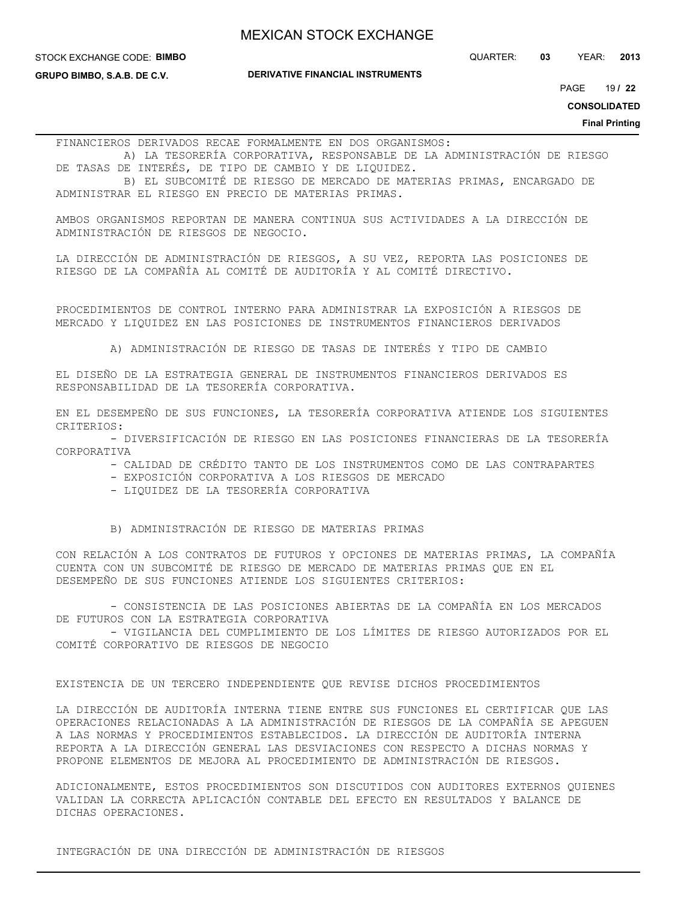FINANCIEROS DERIVADOS RECAE FORMALMENTE EN DOS ORGANISMOS:

A) LA TESORERÍA CORPORATIVA, RESPONSABLE DE LA ADMINISTRACIÓN DE RIESGO DE TASAS DE INTERÉS, DE TIPO DE CAMBIO Y DE LIQUIDEZ.

B) EL SUBCOMITÉ DE RIESGO DE MERCADO DE MATERIAS PRIMAS, ENCARGADO DE ADMINISTRAR EL RIESGO EN PRECIO DE MATERIAS PRIMAS.

AMBOS ORGANISMOS REPORTAN DE MANERA CONTINUA SUS ACTIVIDADES A LA DIRECCIÓN DE ADMINISTRACIÓN DE RIESGOS DE NEGOCIO.

LA DIRECCIÓN DE ADMINISTRACIÓN DE RIESGOS, A SU VEZ, REPORTA LAS POSICIONES DE RIESGO DE LA COMPAÑÍA AL COMITÉ DE AUDITORÍA Y AL COMITÉ DIRECTIVO.

PROCEDIMIENTOS DE CONTROL INTERNO PARA ADMINISTRAR LA EXPOSICIÓN A RIESGOS DE MERCADO Y LIQUIDEZ EN LAS POSICIONES DE INSTRUMENTOS FINANCIEROS DERIVADOS

A) ADMINISTRACIÓN DE RIESGO DE TASAS DE INTERÉS Y TIPO DE CAMBIO

EL DISEÑO DE LA ESTRATEGIA GENERAL DE INSTRUMENTOS FINANCIEROS DERIVADOS ES RESPONSABILIDAD DE LA TESORERÍA CORPORATIVA.

EN EL DESEMPEÑO DE SUS FUNCIONES, LA TESORERÍA CORPORATIVA ATIENDE LOS SIGUIENTES CRITERIOS:

- DIVERSIFICACIÓN DE RIESGO EN LAS POSICIONES FINANCIERAS DE LA TESORERÍA CORPORATIVA
- CALIDAD DE CRÉDITO TANTO DE LOS INSTRUMENTOS COMO DE LAS CONTRAPARTES
- EXPOSICIÓN CORPORATIVA A LOS RIESGOS DE MERCADO
- LIQUIDEZ DE LA TESORERÍA CORPORATIVA

B) ADMINISTRACIÓN DE RIESGO DE MATERIAS PRIMAS

CON RELACIÓN A LOS CONTRATOS DE FUTUROS Y OPCIONES DE MATERIAS PRIMAS, LA COMPAÑÍA CUENTA CON UN SUBCOMITÉ DE RIESGO DE MERCADO DE MATERIAS PRIMAS QUE EN EL DESEMPEÑO DE SUS FUNCIONES ATIENDE LOS SIGUIENTES CRITERIOS:

- CONSISTENCIA DE LAS POSICIONES ABIERTAS DE LA COMPAÑÍA EN LOS MERCADOS DE FUTUROS CON LA ESTRATEGIA CORPORATIVA
- VIGILANCIA DEL CUMPLIMIENTO DE LOS LÍMITES DE RIESGO AUTORIZADOS POR EL COMITÉ CORPORATIVO DE RIESGOS DE NEGOCIO

EXISTENCIA DE UN TERCERO INDEPENDIENTE QUE REVISE DICHOS PROCEDIMIENTOS

LA DIRECCIÓN DE AUDITORÍA INTERNA TIENE ENTRE SUS FUNCIONES EL CERTIFICAR QUE LAS OPERACIONES RELACIONADAS A LA ADMINISTRACIÓN DE RIESGOS DE LA COMPAÑÍA SE APEGUEN A LAS NORMAS Y PROCEDIMIENTOS ESTABLECIDOS. LA DIRECCIÓN DE AUDITORÍA INTERNA REPORTA A LA DIRECCIÓN GENERAL LAS DESVIACIONES CON RESPECTO A DICHAS NORMAS Y PROPONE ELEMENTOS DE MEJORA AL PROCEDIMIENTO DE ADMINISTRACIÓN DE RIESGOS.

ADICIONALMENTE, ESTOS PROCEDIMIENTOS SON DISCUTIDOS CON AUDITORES EXTERNOS QUIENES VALIDAN LA CORRECTA APLICACIÓN CONTABLE DEL EFECTO EN RESULTADOS Y BALANCE DE DICHAS OPERACIONES.

INTEGRACIÓN DE UNA DIRECCIÓN DE ADMINISTRACIÓN DE RIESGOS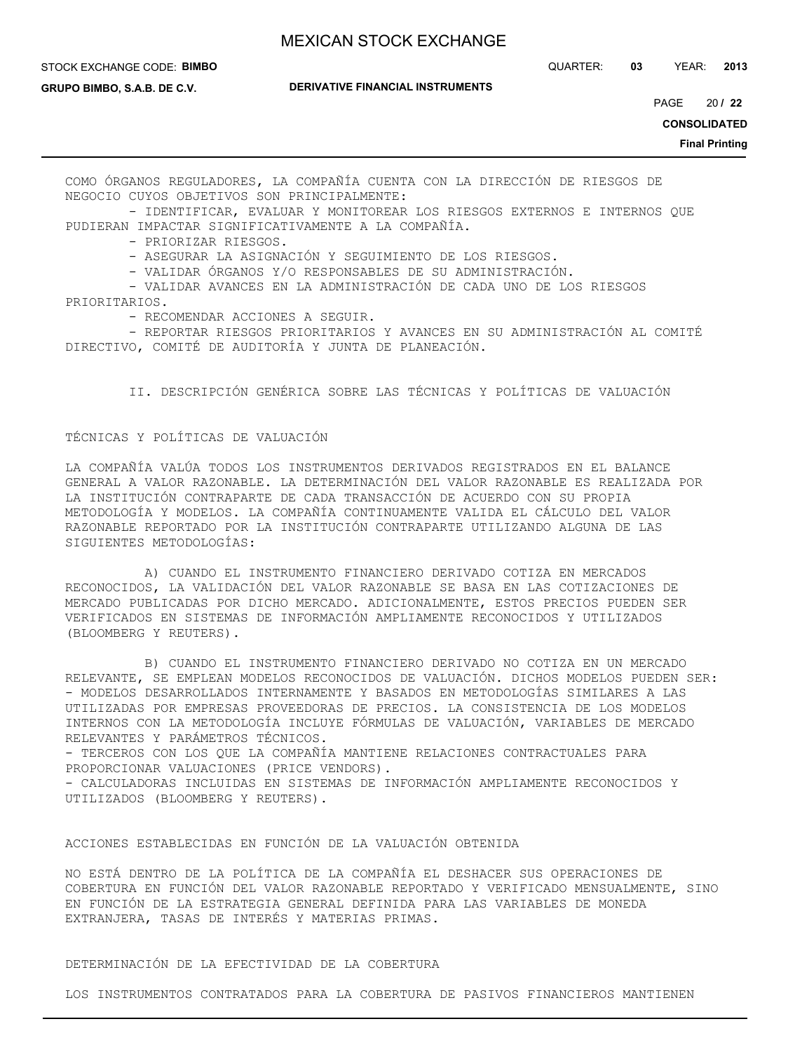COMO ÓRGANOS REGULADORES, LA COMPAÑÍA CUENTA CON LA DIRECCIÓN DE RIESGOS DE NEGOCIO CUYOS OBJETIVOS SON PRINCIPALMENTE:

- IDENTIFICAR, EVALUAR Y MONITOREAR LOS RIESGOS EXTERNOS E INTERNOS QUE PUDIERAN IMPACTAR SIGNIFICATIVAMENTE A LA COMPAÑÍA.
- PRIORIZAR RIESGOS.
- ASEGURAR LA ASIGNACIÓN Y SEGUIMIENTO DE LOS RIESGOS.
- VALIDAR ÓRGANOS Y/O RESPONSABLES DE SU ADMINISTRACIÓN.
- VALIDAR AVANCES EN LA ADMINISTRACIÓN DE CADA UNO DE LOS RIESGOS PRIORITARIOS.
- RECOMENDAR ACCIONES A SEGUIR.
- REPORTAR RIESGOS PRIORITARIOS Y AVANCES EN SU ADMINISTRACIÓN AL COMITÉ DIRECTIVO, COMITÉ DE AUDITORÍA Y JUNTA DE PLANEACIÓN.

## II. DESCRIPCIÓN GENÉRICA SOBRE LAS TÉCNICAS Y POLÍTICAS DE VALUACIÓN

### TÉCNICAS Y POLÍTICAS DE VALUACIÓN

LA COMPAÑÍA VALÚA TODOS LOS INSTRUMENTOS DERIVADOS REGISTRADOS EN EL BALANCE GENERAL A VALOR RAZONABLE. LA DETERMINACIÓN DEL VALOR RAZONABLE ES REALIZADA POR LA INSTITUCIÓN CONTRAPARTE DE CADA TRANSACCIÓN DE ACUERDO CON SU PROPIA METODOLOGÍA Y MODELOS. LA COMPAÑÍA CONTINUAMENTE VALIDA EL CÁLCULO DEL VALOR RAZONABLE REPORTADO POR LA INSTITUCIÓN CONTRAPARTE UTILIZANDO ALGUNA DE LAS SIGUIENTES METODOLOGÍAS:

A) CUANDO EL INSTRUMENTO FINANCIERO DERIVADO COTIZA EN MERCADOS RECONOCIDOS, LA VALIDACIÓN DEL VALOR RAZONABLE SE BASA EN LAS COTIZACIONES DE MERCADO PUBLICADAS POR DICHO MERCADO. ADICIONALMENTE, ESTOS PRECIOS PUEDEN SER VERIFICADOS EN SISTEMAS DE INFORMACIÓN AMPLIAMENTE RECONOCIDOS Y UTILIZADOS (BLOOMBERG Y REUTERS).

B) CUANDO EL INSTRUMENTO FINANCIERO DERIVADO NO COTIZA EN UN MERCADO RELEVANTE, SE EMPLEAN MODELOS RECONOCIDOS DE VALUACIÓN. DICHOS MODELOS PUEDEN SER:
- MODELOS DESARROLLADOS INTERNAMENTE Y BASADOS EN METODOLOGÍAS SIMILARES A LAS UTILIZADAS POR EMPRESAS PROVEEDORAS DE PRECIOS. LA CONSISTENCIA DE LOS MODELOS INTERNOS CON LA METODOLOGÍA INCLUYE FÓRMULAS DE VALUACIÓN, VARIABLES DE MERCADO RELEVANTES Y PARÁMETROS TÉCNICOS.
- TERCEROS CON LOS QUE LA COMPAÑÍA MANTIENE RELACIONES CONTRACTUALES PARA PROPORCIONAR VALUACIONES (PRICE VENDORS).
- CALCULADORAS INCLUIDAS EN SISTEMAS DE INFORMACIÓN AMPLIAMENTE RECONOCIDOS Y UTILIZADOS (BLOOMBERG Y REUTERS).

### ACCIONES ESTABLECIDAS EN FUNCIÓN DE LA VALUACIÓN OBTENIDA

NO ESTÁ DENTRO DE LA POLÍTICA DE LA COMPAÑÍA EL DESHACER SUS OPERACIONES DE COBERTURA EN FUNCIÓN DEL VALOR RAZONABLE REPORTADO Y VERIFICADO MENSUALMENTE, SINO EN FUNCIÓN DE LA ESTRATEGIA GENERAL DEFINIDA PARA LAS VARIABLES DE MONEDA EXTRANJERA, TASAS DE INTERÉS Y MATERIAS PRIMAS.

### DETERMINACIÓN DE LA EFECTIVIDAD DE LA COBERTURA

LOS INSTRUMENTOS CONTRATADOS PARA LA COBERTURA DE PASIVOS FINANCIEROS MANTIENEN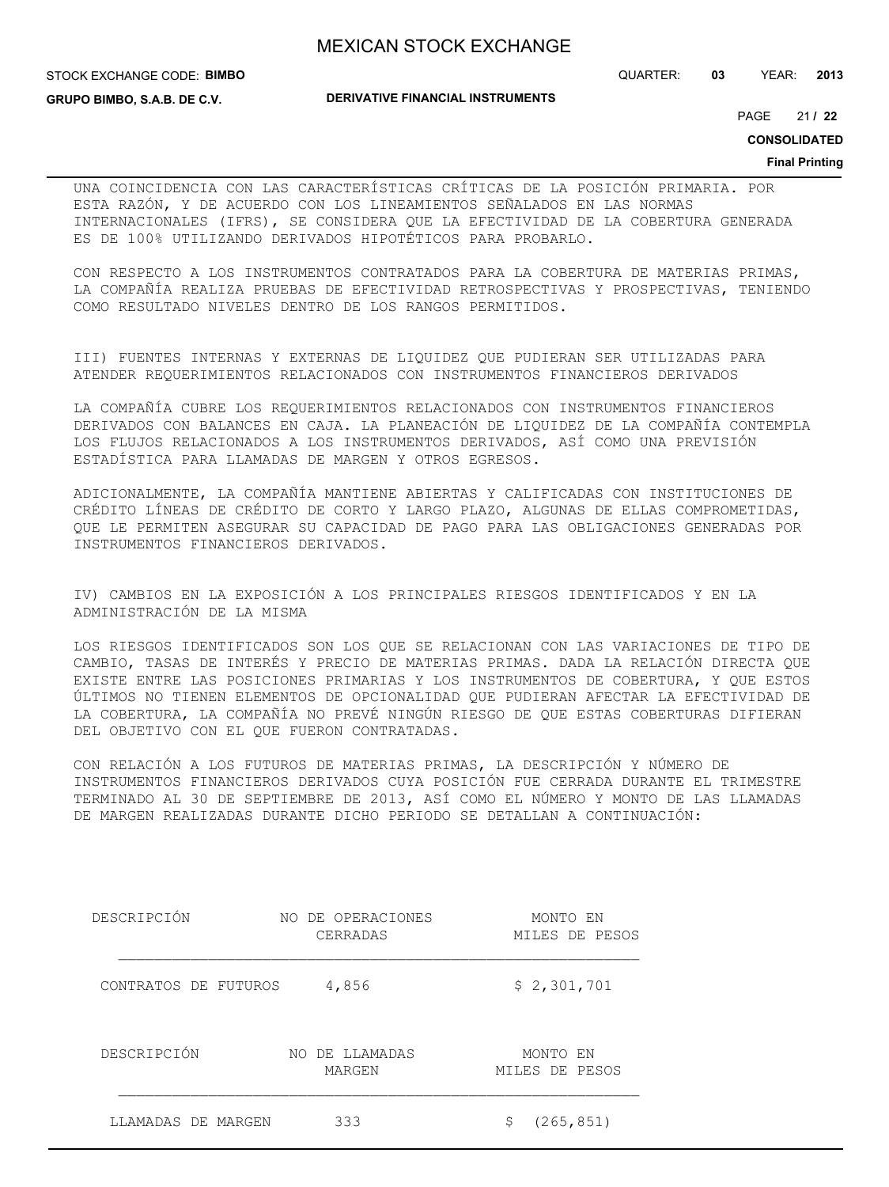UNA COINCIDENCIA CON LAS CARACTERÍSTICAS CRÍTICAS DE LA POSICIÓN PRIMARIA. POR ESTA RAZÓN, Y DE ACUERDO CON LOS LINEAMIENTOS SEÑALADOS EN LAS NORMAS INTERNACIONALES (IFRS), SE CONSIDERA QUE LA EFECTIVIDAD DE LA COBERTURA GENERADA ES DE 100% UTILIZANDO DERIVADOS HIPOTÉTICOS PARA PROBARLO.

CON RESPECTO A LOS INSTRUMENTOS CONTRATADOS PARA LA COBERTURA DE MATERIAS PRIMAS, LA COMPAÑÍA REALIZA PRUEBAS DE EFECTIVIDAD RETROSPECTIVAS Y PROSPECTIVAS, TENIENDO COMO RESULTADO NIVELES DENTRO DE LOS RANGOS PERMITIDOS.

III) FUENTES INTERNAS Y EXTERNAS DE LIQUIDEZ QUE PUDIERAN SER UTILIZADAS PARA ATENDER REQUERIMIENTOS RELACIONADOS CON INSTRUMENTOS FINANCIEROS DERIVADOS

LA COMPAÑÍA CUBRE LOS REQUERIMIENTOS RELACIONADOS CON INSTRUMENTOS FINANCIEROS DERIVADOS CON BALANCES EN CAJA. LA PLANEACIÓN DE LIQUIDEZ DE LA COMPAÑÍA CONTEMPLA LOS FLUJOS RELACIONADOS A LOS INSTRUMENTOS DERIVADOS, ASÍ COMO UNA PREVISIÓN ESTADÍSTICA PARA LLAMADAS DE MARGEN Y OTROS EGRESOS.

ADICIONALMENTE, LA COMPAÑÍA MANTIENE ABIERTAS Y CALIFICADAS CON INSTITUCIONES DE CRÉDITO LÍNEAS DE CRÉDITO DE CORTO Y LARGO PLAZO, ALGUNAS DE ELLAS COMPROMETIDAS, QUE LE PERMITEN ASEGURAR SU CAPACIDAD DE PAGO PARA LAS OBLIGACIONES GENERADAS POR INSTRUMENTOS FINANCIEROS DERIVADOS.

IV) CAMBIOS EN LA EXPOSICIÓN A LOS PRINCIPALES RIESGOS IDENTIFICADOS Y EN LA ADMINISTRACIÓN DE LA MISMA

LOS RIESGOS IDENTIFICADOS SON LOS QUE SE RELACIONAN CON LAS VARIACIONES DE TIPO DE CAMBIO, TASAS DE INTERÉS Y PRECIO DE MATERIAS PRIMAS. DADA LA RELACIÓN DIRECTA QUE EXISTE ENTRE LAS POSICIONES PRIMARIAS Y LOS INSTRUMENTOS DE COBERTURA, Y QUE ESTOS ÚLTIMOS NO TIENEN ELEMENTOS DE OPCIONALIDAD QUE PUDIERAN AFECTAR LA EFECTIVIDAD DE LA COBERTURA, LA COMPAÑÍA NO PREVÉ NINGÚN RIESGO DE QUE ESTAS COBERTURAS DIFIERAN DEL OBJETIVO CON EL QUE FUERON CONTRATADAS.

CON RELACIÓN A LOS FUTUROS DE MATERIAS PRIMAS, LA DESCRIPCIÓN Y NÚMERO DE INSTRUMENTOS FINANCIEROS DERIVADOS CUYA POSICIÓN FUE CERRADA DURANTE EL TRIMESTRE TERMINADO AL 30 DE SEPTIEMBRE DE 2013, ASÍ COMO EL NÚMERO Y MONTO DE LAS LLAMADAS DE MARGEN REALIZADAS DURANTE DICHO PERIODO SE DETALLAN A CONTINUACIÓN:

| DESCRIPCIÓN | NO DE OPERACIONES CERRADAS | MONTO EN MILES DE PESOS |
|---|---|---|
| CONTRATOS DE FUTUROS | 4,856 | $ 2,301,701 |

| DESCRIPCIÓN | NO DE LLAMADAS MARGEN | MONTO EN MILES DE PESOS |
|---|---|---|
| LLAMADAS DE MARGEN | 333 | $ (265,851) |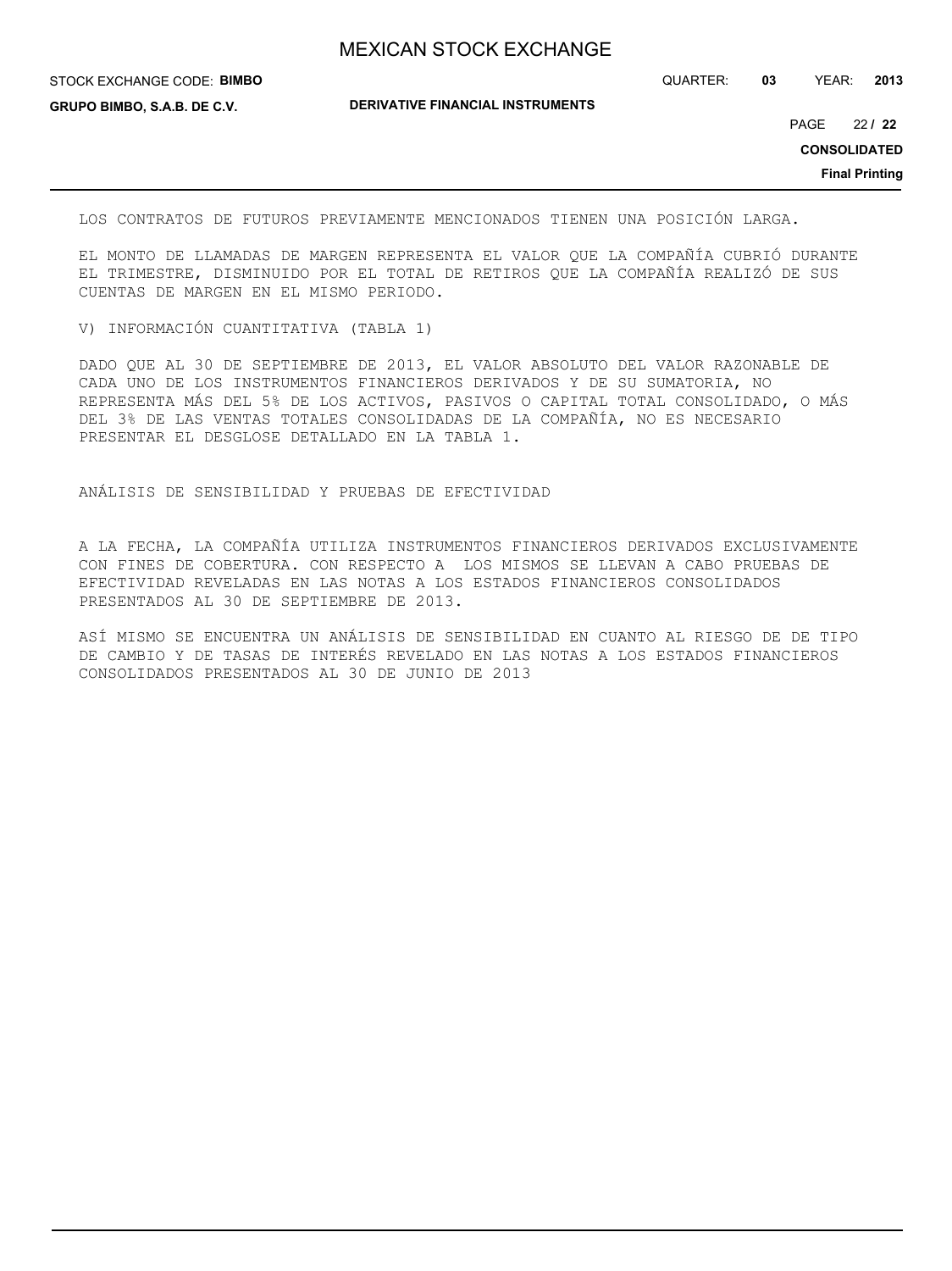LOS CONTRATOS DE FUTUROS PREVIAMENTE MENCIONADOS TIENEN UNA POSICIÓN LARGA.

EL MONTO DE LLAMADAS DE MARGEN REPRESENTA EL VALOR QUE LA COMPAÑÍA CUBRIÓ DURANTE EL TRIMESTRE, DISMINUIDO POR EL TOTAL DE RETIROS QUE LA COMPAÑÍA REALIZÓ DE SUS CUENTAS DE MARGEN EN EL MISMO PERIODO.

V) INFORMACIÓN CUANTITATIVA (TABLA 1)

DADO QUE AL 30 DE SEPTIEMBRE DE 2013, EL VALOR ABSOLUTO DEL VALOR RAZONABLE DE CADA UNO DE LOS INSTRUMENTOS FINANCIEROS DERIVADOS Y DE SU SUMATORIA, NO REPRESENTA MÁS DEL 5% DE LOS ACTIVOS, PASIVOS O CAPITAL TOTAL CONSOLIDADO, O MÁS DEL 3% DE LAS VENTAS TOTALES CONSOLIDADAS DE LA COMPAÑÍA, NO ES NECESARIO PRESENTAR EL DESGLOSE DETALLADO EN LA TABLA 1.

ANÁLISIS DE SENSIBILIDAD Y PRUEBAS DE EFECTIVIDAD

A LA FECHA, LA COMPAÑÍA UTILIZA INSTRUMENTOS FINANCIEROS DERIVADOS EXCLUSIVAMENTE CON FINES DE COBERTURA. CON RESPECTO A LOS MISMOS SE LLEVAN A CABO PRUEBAS DE EFECTIVIDAD REVELADAS EN LAS NOTAS A LOS ESTADOS FINANCIEROS CONSOLIDADOS PRESENTADOS AL 30 DE SEPTIEMBRE DE 2013.

ASÍ MISMO SE ENCUENTRA UN ANÁLISIS DE SENSIBILIDAD EN CUANTO AL RIESGO DE DE TIPO DE CAMBIO Y DE TASAS DE INTERÉS REVELADO EN LAS NOTAS A LOS ESTADOS FINANCIEROS CONSOLIDADOS PRESENTADOS AL 30 DE JUNIO DE 2013